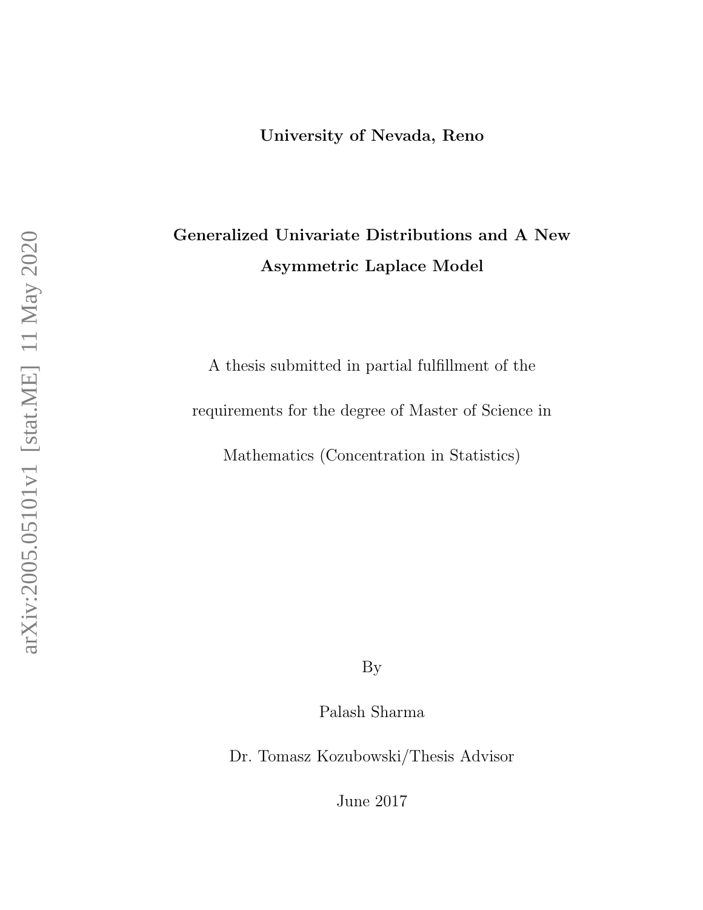**University of Nevada, Reno**

# Generalized Univariate Distributions and A New Asymmetric Laplace Model

A thesis submitted in partial fulfillment of the

requirements for the degree of Master of Science in

Mathematics (Concentration in Statistics)

By

Palash Sharma

Dr. Tomasz Kozubowski/Thesis Advisor

June 2017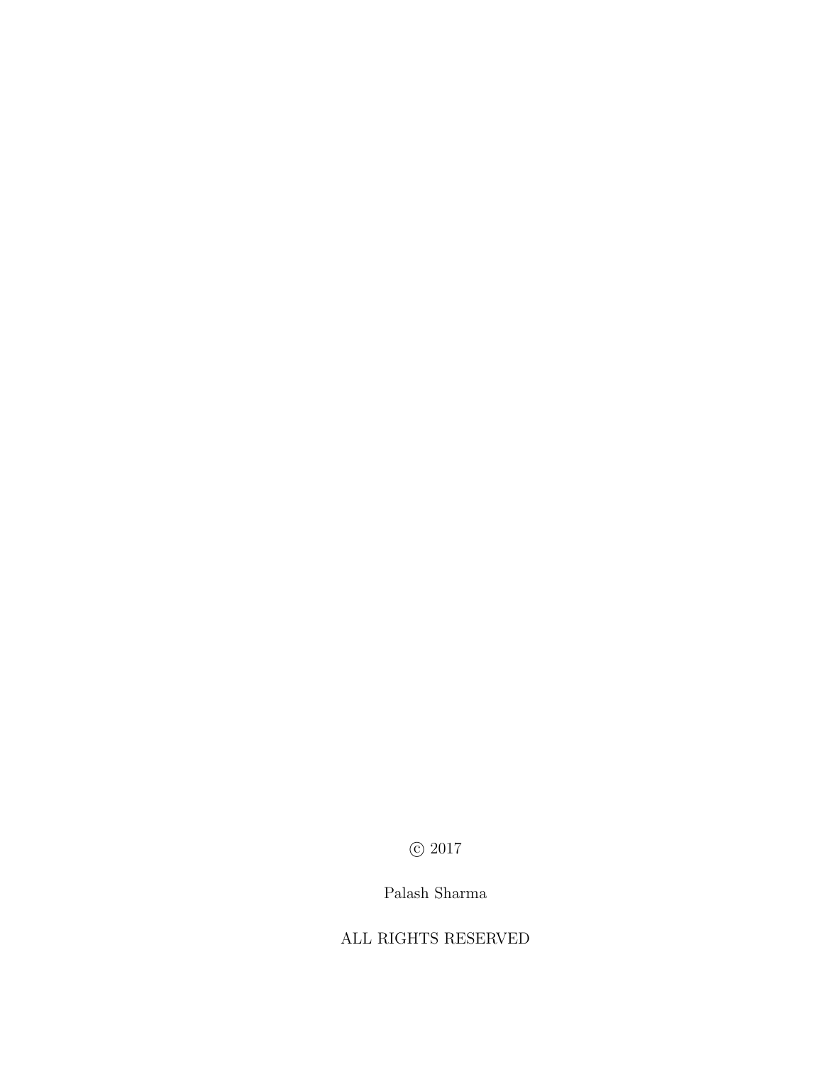© 2017

Palash Sharma

ALL RIGHTS RESERVED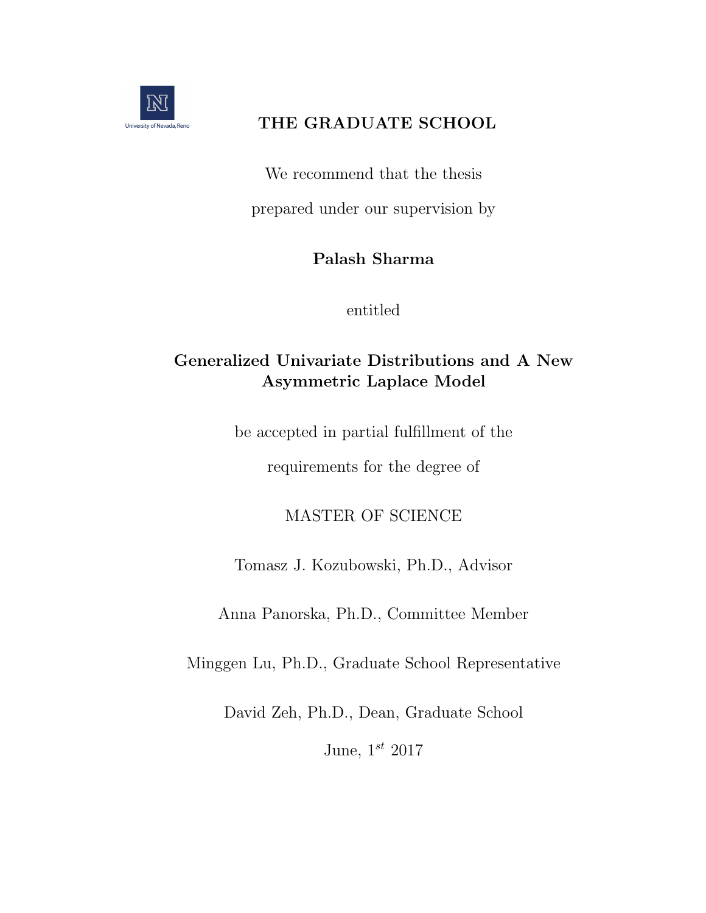University of Nevada, Reno

**THE GRADUATE SCHOOL**

We recommend that the thesis

prepared under our supervision by

**Palash Sharma**

entitled

**Generalized Univariate Distributions and A New Asymmetric Laplace Model**

be accepted in partial fulfillment of the

requirements for the degree of

MASTER OF SCIENCE

Tomasz J. Kozubowski, Ph.D., Advisor

Anna Panorska, Ph.D., Committee Member

Minggen Lu, Ph.D., Graduate School Representative

David Zeh, Ph.D., Dean, Graduate School

June, $1^{st}$ 2017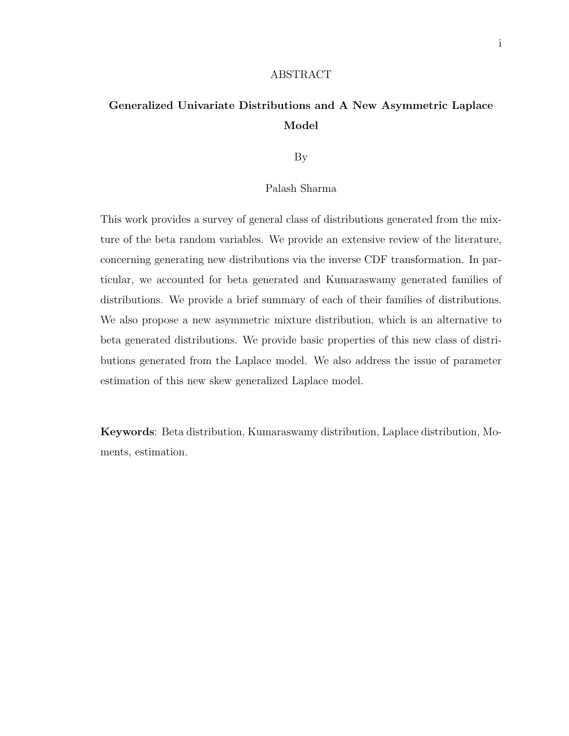# ABSTRACT

## Generalized Univariate Distributions and A New Asymmetric Laplace Model

By

Palash Sharma

This work provides a survey of general class of distributions generated from the mixture of the beta random variables. We provide an extensive review of the literature, concerning generating new distributions via the inverse CDF transformation. In particular, we accounted for beta generated and Kumaraswamy generated families of distributions. We provide a brief summary of each of their families of distributions. We also propose a new asymmetric mixture distribution, which is an alternative to beta generated distributions. We provide basic properties of this new class of distributions generated from the Laplace model. We also address the issue of parameter estimation of this new skew generalized Laplace model.

**Keywords**: Beta distribution, Kumaraswamy distribution, Laplace distribution, Moments, estimation.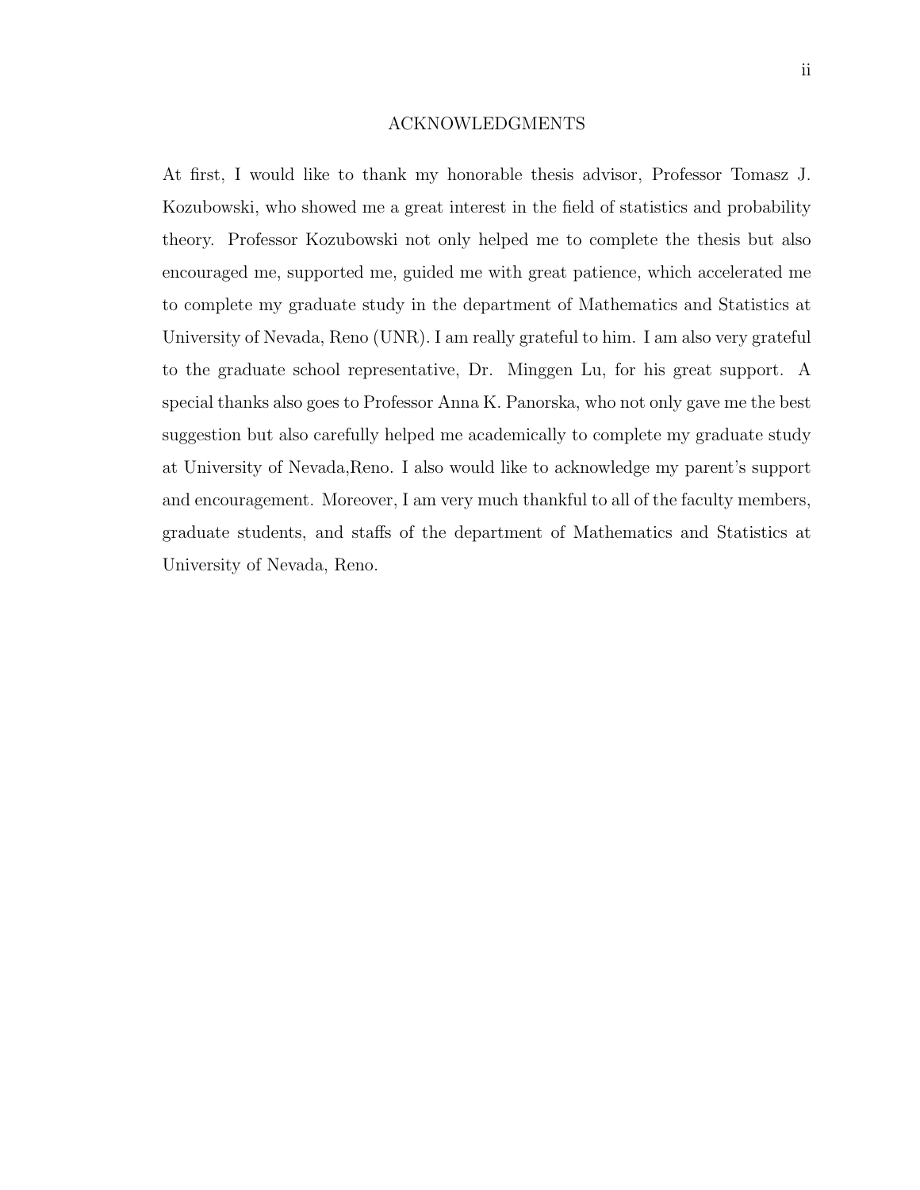# ACKNOWLEDGMENTS

At first, I would like to thank my honorable thesis advisor, Professor Tomasz J. Kozubowski, who showed me a great interest in the field of statistics and probability theory. Professor Kozubowski not only helped me to complete the thesis but also encouraged me, supported me, guided me with great patience, which accelerated me to complete my graduate study in the department of Mathematics and Statistics at University of Nevada, Reno (UNR). I am really grateful to him. I am also very grateful to the graduate school representative, Dr. Minggen Lu, for his great support. A special thanks also goes to Professor Anna K. Panorska, who not only gave me the best suggestion but also carefully helped me academically to complete my graduate study at University of Nevada,Reno. I also would like to acknowledge my parent's support and encouragement. Moreover, I am very much thankful to all of the faculty members, graduate students, and staffs of the department of Mathematics and Statistics at University of Nevada, Reno.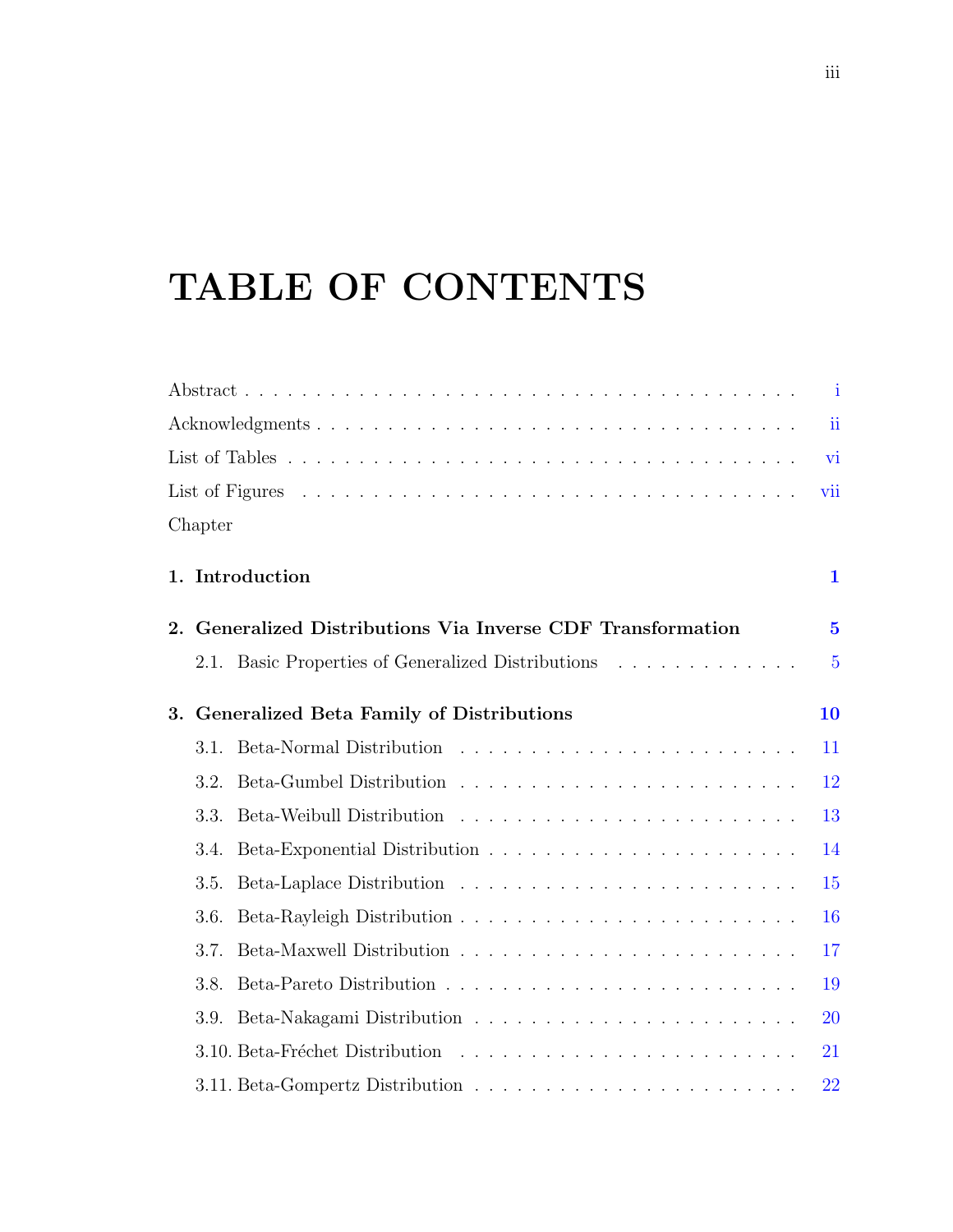# TABLE OF CONTENTS

Abstract . . . . . . . . . . . . . . . . . . . . . . . . . . . . . . . . . . . . . . i

Acknowledgments . . . . . . . . . . . . . . . . . . . . . . . . . . . . . . . . . . ii

List of Tables . . . . . . . . . . . . . . . . . . . . . . . . . . . . . . . . . . . vi

List of Figures . . . . . . . . . . . . . . . . . . . . . . . . . . . . . . . . . . . vii

Chapter

**1. Introduction** **1**

**2. Generalized Distributions Via Inverse CDF Transformation** **5**

2.1. Basic Properties of Generalized Distributions . . . . . . . . . . . . . . 5

**3. Generalized Beta Family of Distributions** **10**

3.1. Beta-Normal Distribution . . . . . . . . . . . . . . . . . . . . . . . . 11

3.2. Beta-Gumbel Distribution . . . . . . . . . . . . . . . . . . . . . . . . 12

3.3. Beta-Weibull Distribution . . . . . . . . . . . . . . . . . . . . . . . . 13

3.4. Beta-Exponential Distribution . . . . . . . . . . . . . . . . . . . . . . 14

3.5. Beta-Laplace Distribution . . . . . . . . . . . . . . . . . . . . . . . . 15

3.6. Beta-Rayleigh Distribution . . . . . . . . . . . . . . . . . . . . . . . . 16

3.7. Beta-Maxwell Distribution . . . . . . . . . . . . . . . . . . . . . . . . 17

3.8. Beta-Pareto Distribution . . . . . . . . . . . . . . . . . . . . . . . . . 19

3.9. Beta-Nakagami Distribution . . . . . . . . . . . . . . . . . . . . . . . 20

3.10. Beta-Fréchet Distribution . . . . . . . . . . . . . . . . . . . . . . . . 21

3.11. Beta-Gompertz Distribution . . . . . . . . . . . . . . . . . . . . . . . 22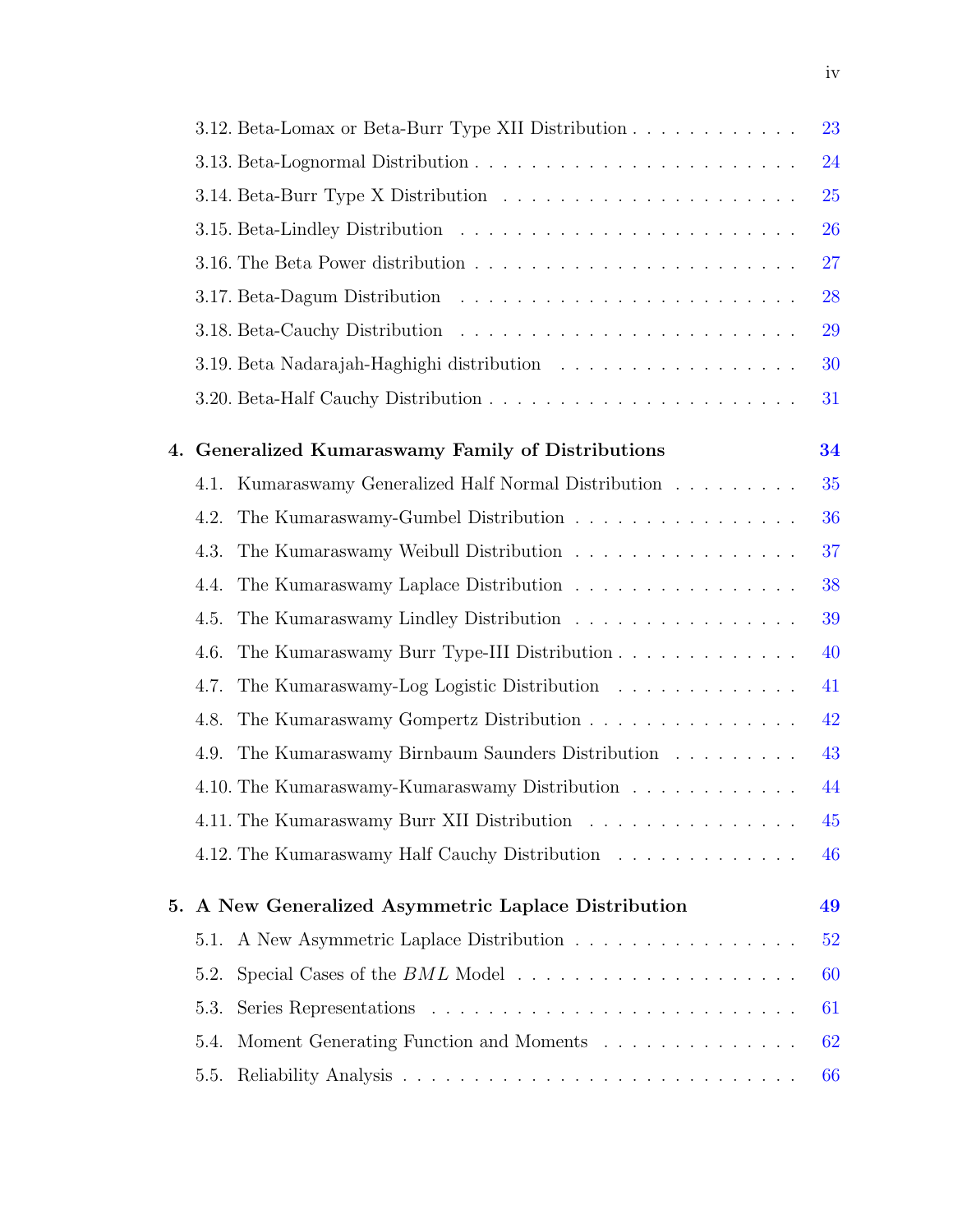3.12. Beta-Lomax or Beta-Burr Type XII Distribution . . . . . . . . . . . . 23

3.13. Beta-Lognormal Distribution . . . . . . . . . . . . . . . . . . . . . . . 24

3.14. Beta-Burr Type X Distribution . . . . . . . . . . . . . . . . . . . . . . 25

3.15. Beta-Lindley Distribution . . . . . . . . . . . . . . . . . . . . . . . . 26

3.16. The Beta Power distribution . . . . . . . . . . . . . . . . . . . . . . . 27

3.17. Beta-Dagum Distribution . . . . . . . . . . . . . . . . . . . . . . . . 28

3.18. Beta-Cauchy Distribution . . . . . . . . . . . . . . . . . . . . . . . . 29

3.19. Beta Nadarajah-Haghighi distribution . . . . . . . . . . . . . . . . . . 30

3.20. Beta-Half Cauchy Distribution . . . . . . . . . . . . . . . . . . . . . . 31

**4. Generalized Kumaraswamy Family of Distributions** **34**

4.1. Kumaraswamy Generalized Half Normal Distribution . . . . . . . . . . 35

4.2. The Kumaraswamy-Gumbel Distribution . . . . . . . . . . . . . . . . . 36

4.3. The Kumaraswamy Weibull Distribution . . . . . . . . . . . . . . . . . 37

4.4. The Kumaraswamy Laplace Distribution . . . . . . . . . . . . . . . . . 38

4.5. The Kumaraswamy Lindley Distribution . . . . . . . . . . . . . . . . . 39

4.6. The Kumaraswamy Burr Type-III Distribution . . . . . . . . . . . . . . 40

4.7. The Kumaraswamy-Log Logistic Distribution . . . . . . . . . . . . . . 41

4.8. The Kumaraswamy Gompertz Distribution . . . . . . . . . . . . . . . . 42

4.9. The Kumaraswamy Birnbaum Saunders Distribution . . . . . . . . . . 43

4.10. The Kumaraswamy-Kumaraswamy Distribution . . . . . . . . . . . . 44

4.11. The Kumaraswamy Burr XII Distribution . . . . . . . . . . . . . . . . 45

4.12. The Kumaraswamy Half Cauchy Distribution . . . . . . . . . . . . . 46

**5. A New Generalized Asymmetric Laplace Distribution** **49**

5.1. A New Asymmetric Laplace Distribution . . . . . . . . . . . . . . . . . 52

5.2. Special Cases of the $BML$ Model . . . . . . . . . . . . . . . . . . . . 60

5.3. Series Representations . . . . . . . . . . . . . . . . . . . . . . . . . . 61

5.4. Moment Generating Function and Moments . . . . . . . . . . . . . . . 62

5.5. Reliability Analysis . . . . . . . . . . . . . . . . . . . . . . . . . . . . 66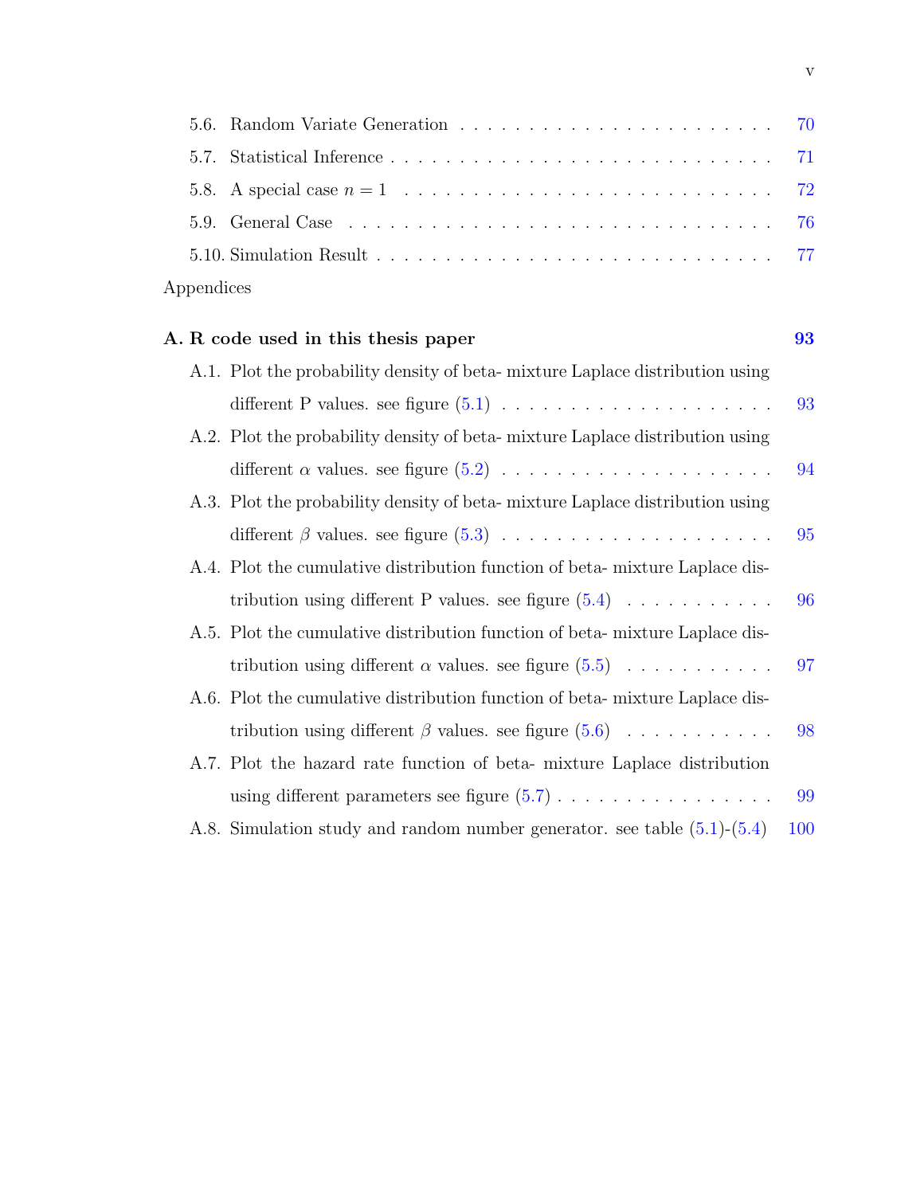- 5.6. Random Variate Generation . . . . . . . . . . . . . . . . . . . . . . . . 70
- 5.7. Statistical Inference . . . . . . . . . . . . . . . . . . . . . . . . . . . . 71
- 5.8. A special case $n = 1$ . . . . . . . . . . . . . . . . . . . . . . . . . . 72
- 5.9. General Case . . . . . . . . . . . . . . . . . . . . . . . . . . . . . . . 76
- 5.10. Simulation Result . . . . . . . . . . . . . . . . . . . . . . . . . . . . 77

Appendices

**A. R code used in this thesis paper** **93**

- A.1. Plot the probability density of beta- mixture Laplace distribution using different P values. see figure (5.1) . . . . . . . . . . . . . . . . . . . . 93
- A.2. Plot the probability density of beta- mixture Laplace distribution using different $\alpha$ values. see figure (5.2) . . . . . . . . . . . . . . . . . . . . 94
- A.3. Plot the probability density of beta- mixture Laplace distribution using different $\beta$ values. see figure (5.3) . . . . . . . . . . . . . . . . . . . . 95
- A.4. Plot the cumulative distribution function of beta- mixture Laplace distribution using different P values. see figure (5.4) . . . . . . . . . . . 96
- A.5. Plot the cumulative distribution function of beta- mixture Laplace distribution using different $\alpha$ values. see figure (5.5) . . . . . . . . . . . 97
- A.6. Plot the cumulative distribution function of beta- mixture Laplace distribution using different $\beta$ values. see figure (5.6) . . . . . . . . . . . 98
- A.7. Plot the hazard rate function of beta- mixture Laplace distribution using different parameters see figure (5.7) . . . . . . . . . . . . . . . . 99
- A.8. Simulation study and random number generator. see table (5.1)-(5.4) 100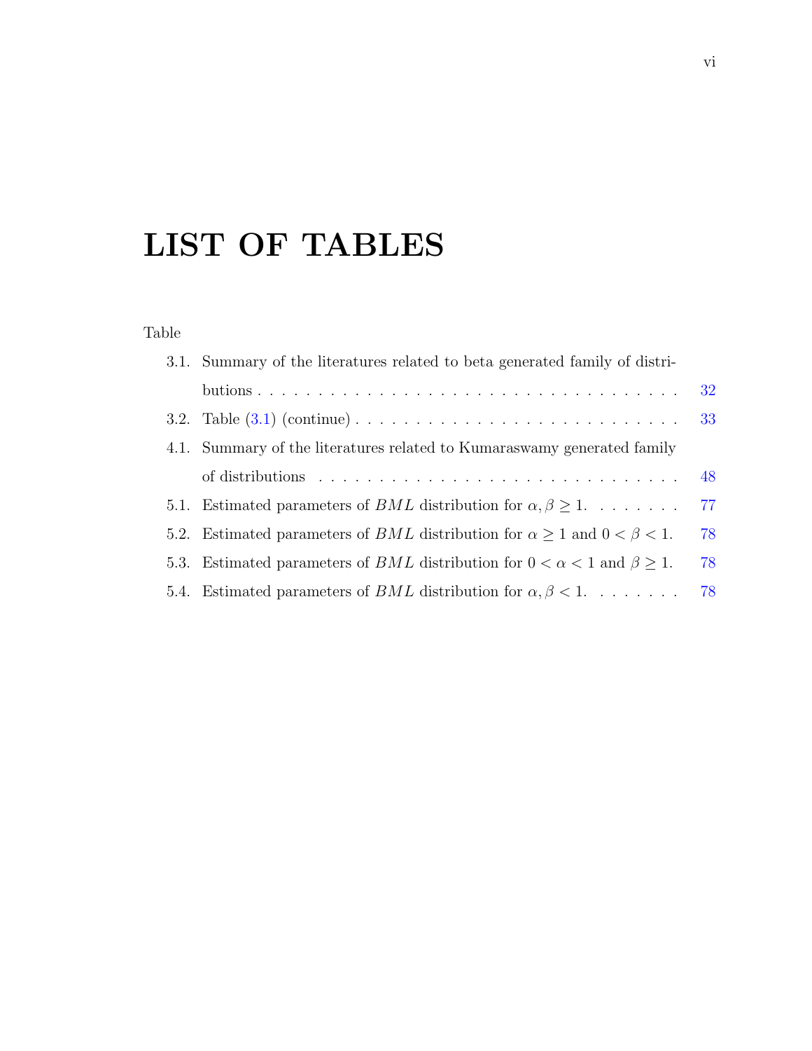# LIST OF TABLES

Table

3.1. Summary of the literatures related to beta generated family of distributions . . . . . . . . . . . . . . . . . . . . . . . . . . . . . . . . . . . . 32

3.2. Table (3.1) (continue) . . . . . . . . . . . . . . . . . . . . . . . . . . . . 33

4.1. Summary of the literatures related to Kumaraswamy generated family of distributions . . . . . . . . . . . . . . . . . . . . . . . . . . . . . . . 48

5.1. Estimated parameters of $BML$ distribution for $\alpha, \beta \geq 1$. . . . . . . . 77

5.2. Estimated parameters of $BML$ distribution for $\alpha \geq 1$ and $0 < \beta < 1$. 78

5.3. Estimated parameters of $BML$ distribution for $0 < \alpha < 1$ and $\beta \geq 1$. 78

5.4. Estimated parameters of $BML$ distribution for $\alpha, \beta < 1$. . . . . . . . 78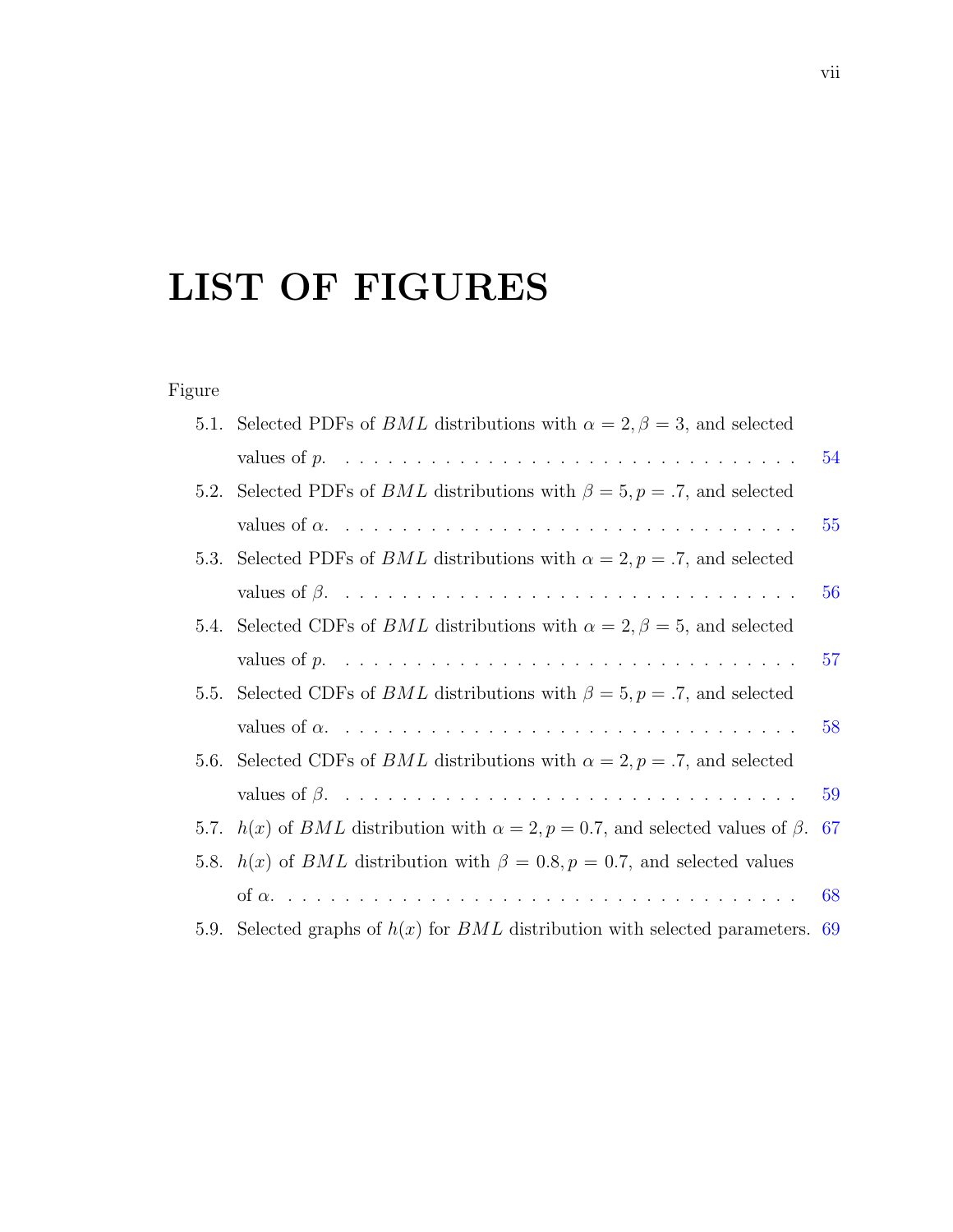# LIST OF FIGURES

Figure

5.1. Selected PDFs of $BML$ distributions with $\alpha = 2, \beta = 3$, and selected values of $p$. . . . . . . . . . . . . . . . . . . . . . . . . . . . . . . . . 54

5.2. Selected PDFs of $BML$ distributions with $\beta = 5, p = .7$, and selected values of $\alpha$. . . . . . . . . . . . . . . . . . . . . . . . . . . . . . . . . 55

5.3. Selected PDFs of $BML$ distributions with $\alpha = 2, p = .7$, and selected values of $\beta$. . . . . . . . . . . . . . . . . . . . . . . . . . . . . . . . . 56

5.4. Selected CDFs of $BML$ distributions with $\alpha = 2, \beta = 5$, and selected values of $p$. . . . . . . . . . . . . . . . . . . . . . . . . . . . . . . . . 57

5.5. Selected CDFs of $BML$ distributions with $\beta = 5, p = .7$, and selected values of $\alpha$. . . . . . . . . . . . . . . . . . . . . . . . . . . . . . . . . 58

5.6. Selected CDFs of $BML$ distributions with $\alpha = 2, p = .7$, and selected values of $\beta$. . . . . . . . . . . . . . . . . . . . . . . . . . . . . . . . . 59

5.7. $h(x)$ of $BML$ distribution with $\alpha = 2, p = 0.7$, and selected values of $\beta$. 67

5.8. $h(x)$ of $BML$ distribution with $\beta = 0.8, p = 0.7$, and selected values of $\alpha$. . . . . . . . . . . . . . . . . . . . . . . . . . . . . . . . . . . . 68

5.9. Selected graphs of $h(x)$ for $BML$ distribution with selected parameters. 69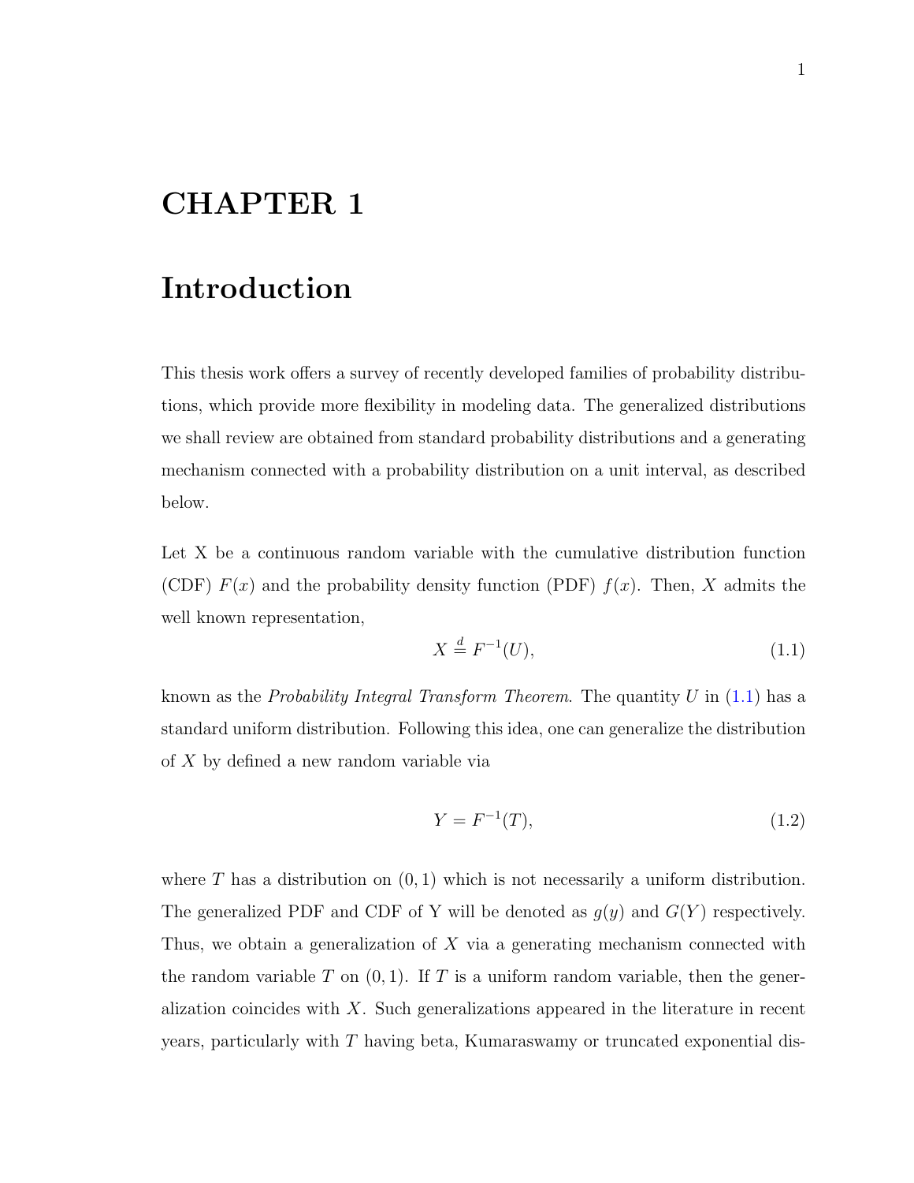# CHAPTER 1

# Introduction

This thesis work offers a survey of recently developed families of probability distributions, which provide more flexibility in modeling data. The generalized distributions we shall review are obtained from standard probability distributions and a generating mechanism connected with a probability distribution on a unit interval, as described below.

Let X be a continuous random variable with the cumulative distribution function (CDF) $F(x)$ and the probability density function (PDF) $f(x)$. Then, $X$ admits the well known representation,

$$X \stackrel{d}{=} F^{-1}(U), \tag{1.1}$$

known as the *Probability Integral Transform Theorem*. The quantity $U$ in (1.1) has a standard uniform distribution. Following this idea, one can generalize the distribution of $X$ by defined a new random variable via

$$Y = F^{-1}(T), \tag{1.2}$$

where $T$ has a distribution on $(0, 1)$ which is not necessarily a uniform distribution. The generalized PDF and CDF of Y will be denoted as $g(y)$ and $G(Y)$ respectively. Thus, we obtain a generalization of $X$ via a generating mechanism connected with the random variable $T$ on $(0, 1)$. If $T$ is a uniform random variable, then the generalization coincides with $X$. Such generalizations appeared in the literature in recent years, particularly with $T$ having beta, Kumaraswamy or truncated exponential dis-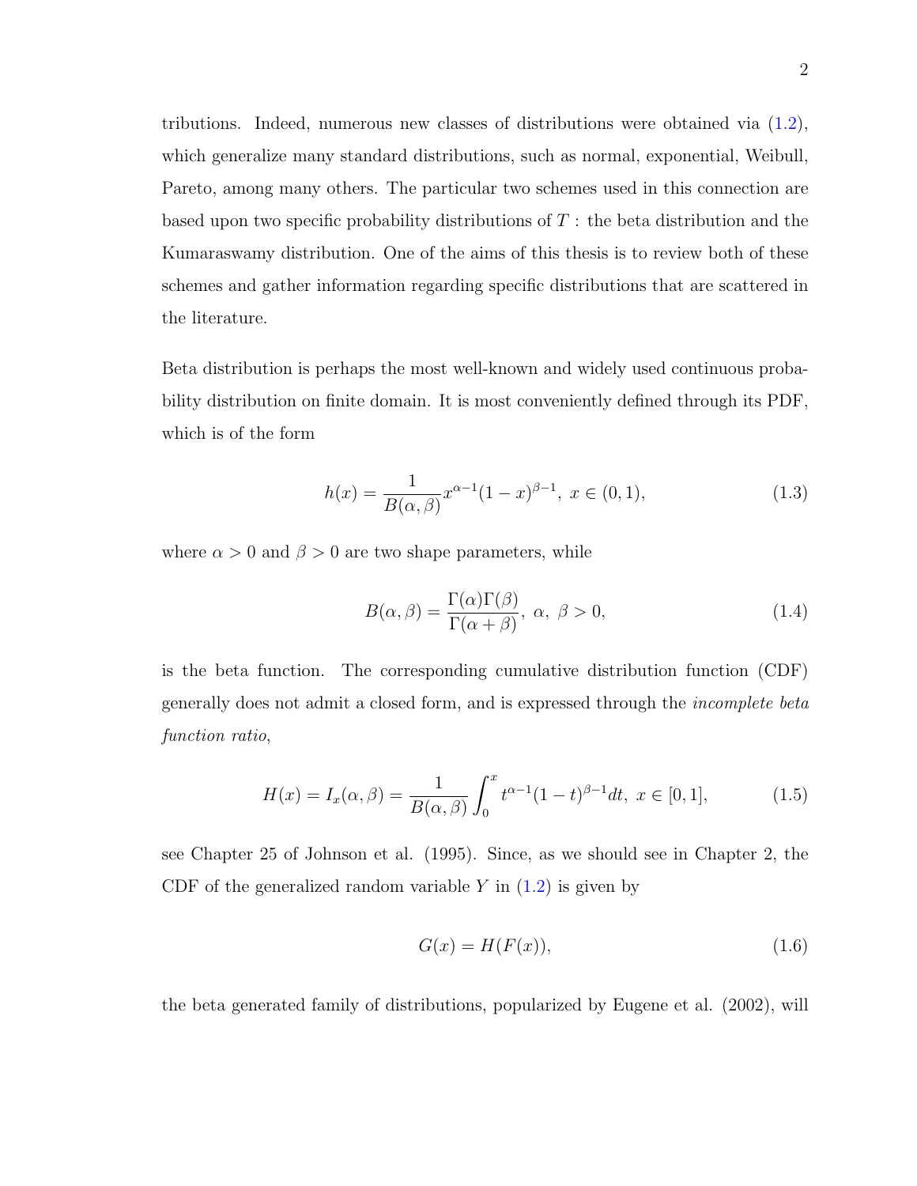tributions. Indeed, numerous new classes of distributions were obtained via (1.2), which generalize many standard distributions, such as normal, exponential, Weibull, Pareto, among many others. The particular two schemes used in this connection are based upon two specific probability distributions of $T$ : the beta distribution and the Kumaraswamy distribution. One of the aims of this thesis is to review both of these schemes and gather information regarding specific distributions that are scattered in the literature.

Beta distribution is perhaps the most well-known and widely used continuous probability distribution on finite domain. It is most conveniently defined through its PDF, which is of the form

$$h(x) = \frac{1}{B(\alpha, \beta)} x^{\alpha-1}(1-x)^{\beta-1}, \; x \in (0, 1), \tag{1.3}$$

where $\alpha > 0$ and $\beta > 0$ are two shape parameters, while

$$B(\alpha, \beta) = \frac{\Gamma(\alpha)\Gamma(\beta)}{\Gamma(\alpha+\beta)}, \; \alpha, \; \beta > 0, \tag{1.4}$$

is the beta function. The corresponding cumulative distribution function (CDF) generally does not admit a closed form, and is expressed through the *incomplete beta function ratio*,

$$H(x) = I_x(\alpha, \beta) = \frac{1}{B(\alpha, \beta)} \int_0^x t^{\alpha-1}(1-t)^{\beta-1} dt, \; x \in [0, 1], \tag{1.5}$$

see Chapter 25 of Johnson et al. (1995). Since, as we should see in Chapter 2, the CDF of the generalized random variable $Y$ in (1.2) is given by

$$G(x) = H(F(x)), \tag{1.6}$$

the beta generated family of distributions, popularized by Eugene et al. (2002), will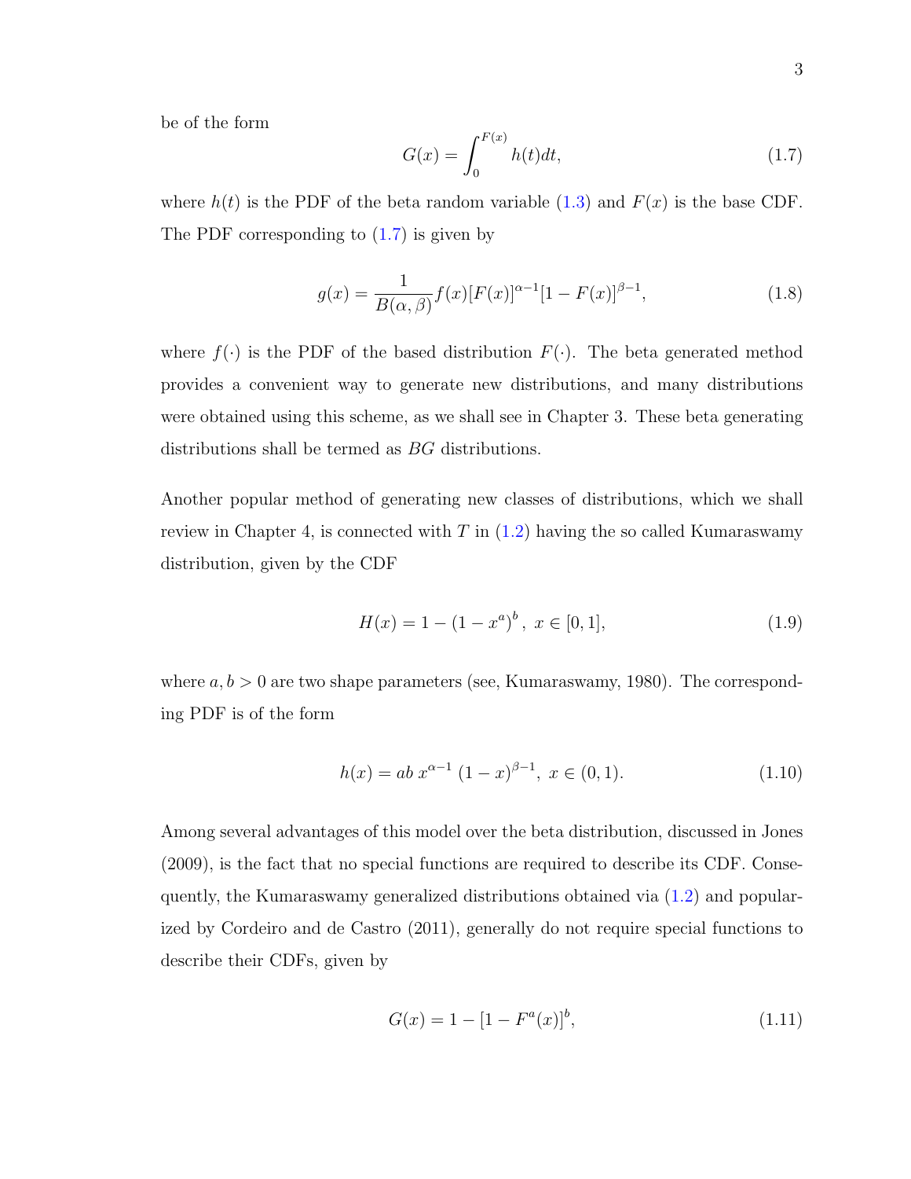be of the form

$$G(x) = \int_0^{F(x)} h(t)dt, \tag{1.7}$$

where $h(t)$ is the PDF of the beta random variable (1.3) and $F(x)$ is the base CDF. The PDF corresponding to (1.7) is given by

$$g(x) = \frac{1}{B(\alpha, \beta)} f(x)[F(x)]^{\alpha-1}[1 - F(x)]^{\beta-1}, \tag{1.8}$$

where $f(\cdot)$ is the PDF of the based distribution $F(\cdot)$. The beta generated method provides a convenient way to generate new distributions, and many distributions were obtained using this scheme, as we shall see in Chapter 3. These beta generating distributions shall be termed as $BG$ distributions.

Another popular method of generating new classes of distributions, which we shall review in Chapter 4, is connected with $T$ in (1.2) having the so called Kumaraswamy distribution, given by the CDF

$$H(x) = 1 - (1 - x^a)^b, \ x \in [0, 1], \tag{1.9}$$

where $a, b > 0$ are two shape parameters (see, Kumaraswamy, 1980). The corresponding PDF is of the form

$$h(x) = ab \ x^{\alpha-1} \ (1 - x)^{\beta-1}, \ x \in (0, 1). \tag{1.10}$$

Among several advantages of this model over the beta distribution, discussed in Jones (2009), is the fact that no special functions are required to describe its CDF. Consequently, the Kumaraswamy generalized distributions obtained via (1.2) and popularized by Cordeiro and de Castro (2011), generally do not require special functions to describe their CDFs, given by

$$G(x) = 1 - [1 - F^a(x)]^b, \tag{1.11}$$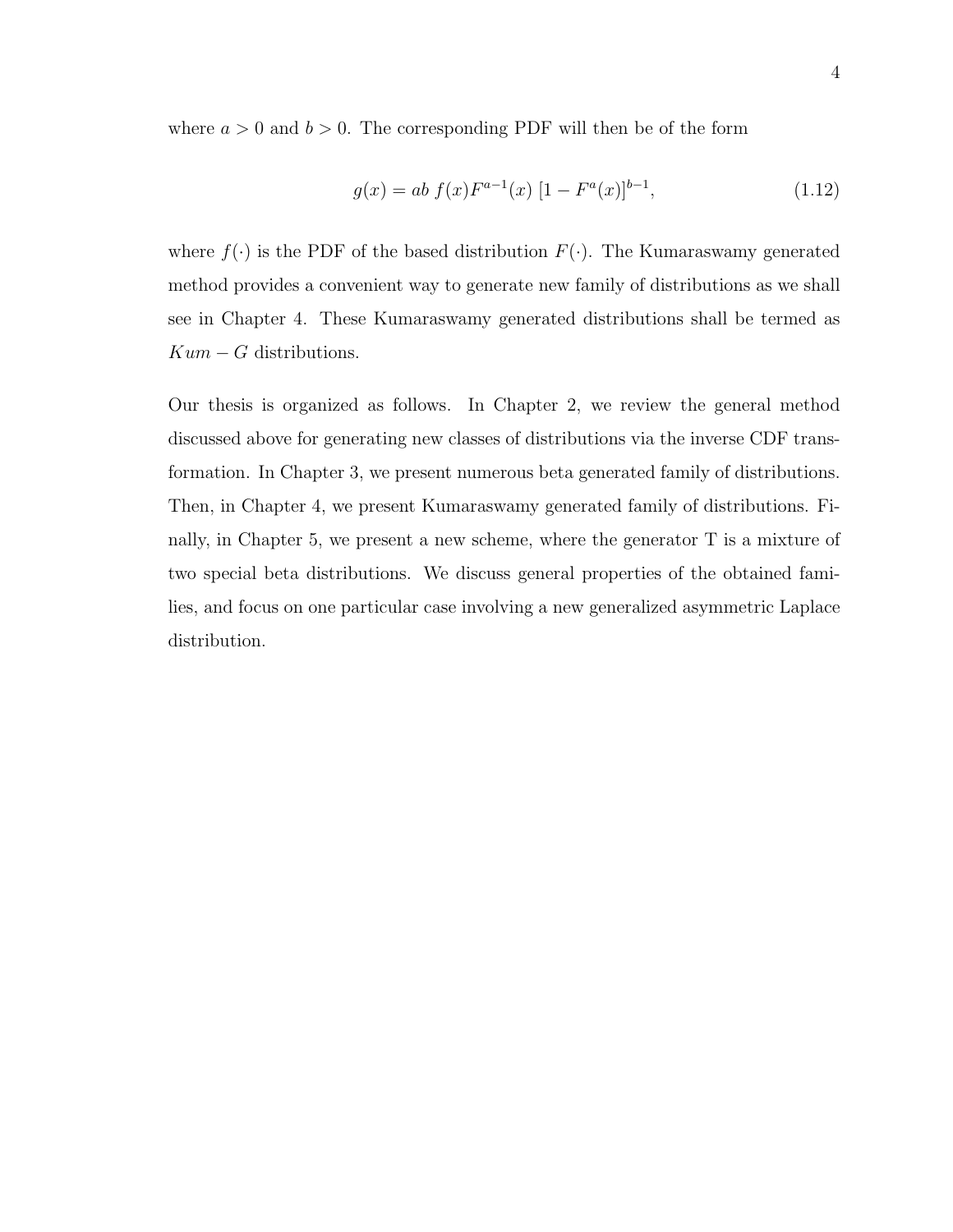where $a > 0$ and $b > 0$. The corresponding PDF will then be of the form

$$g(x) = ab\; f(x)F^{a-1}(x)\; [1 - F^{a}(x)]^{b-1}, \tag{1.12}$$

where $f(\cdot)$ is the PDF of the based distribution $F(\cdot)$. The Kumaraswamy generated method provides a convenient way to generate new family of distributions as we shall see in Chapter 4. These Kumaraswamy generated distributions shall be termed as $Kum - G$ distributions.

Our thesis is organized as follows. In Chapter 2, we review the general method discussed above for generating new classes of distributions via the inverse CDF transformation. In Chapter 3, we present numerous beta generated family of distributions. Then, in Chapter 4, we present Kumaraswamy generated family of distributions. Finally, in Chapter 5, we present a new scheme, where the generator T is a mixture of two special beta distributions. We discuss general properties of the obtained families, and focus on one particular case involving a new generalized asymmetric Laplace distribution.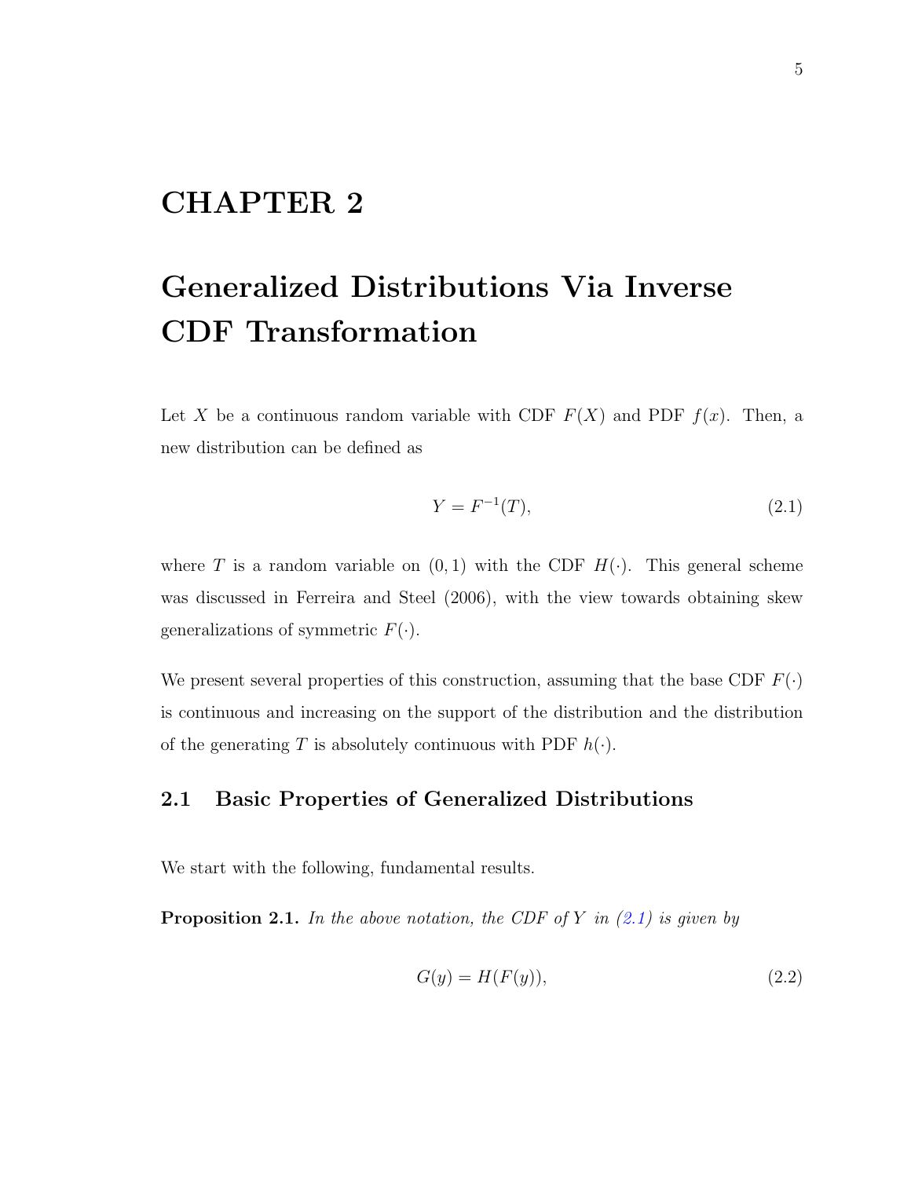# CHAPTER 2

# Generalized Distributions Via Inverse CDF Transformation

Let $X$ be a continuous random variable with CDF $F(X)$ and PDF $f(x)$. Then, a new distribution can be defined as

$$Y = F^{-1}(T), \tag{2.1}$$

where $T$ is a random variable on $(0, 1)$ with the CDF $H(\cdot)$. This general scheme was discussed in Ferreira and Steel (2006), with the view towards obtaining skew generalizations of symmetric $F(\cdot)$.

We present several properties of this construction, assuming that the base CDF $F(\cdot)$ is continuous and increasing on the support of the distribution and the distribution of the generating $T$ is absolutely continuous with PDF $h(\cdot)$.

## 2.1 Basic Properties of Generalized Distributions

We start with the following, fundamental results.

**Proposition 2.1.** *In the above notation, the CDF of $Y$ in (2.1) is given by*

$$G(y) = H(F(y)), \tag{2.2}$$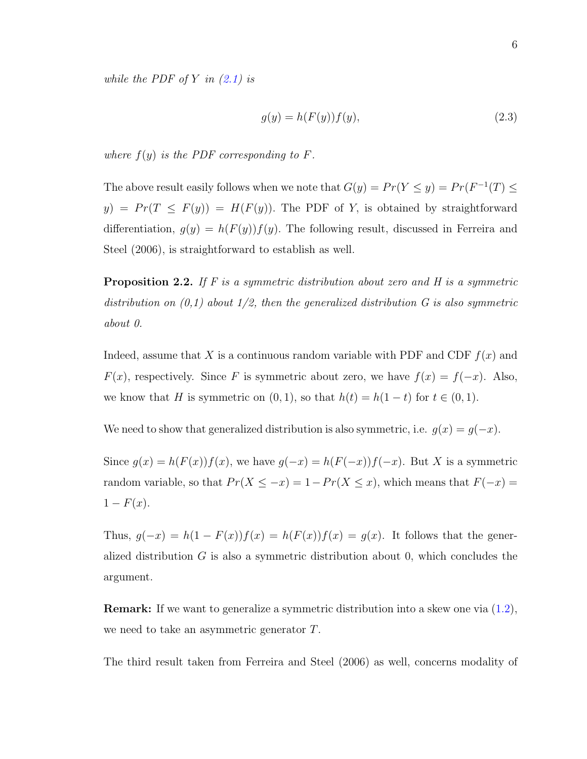*while the PDF of Y in (2.1) is*

$$g(y) = h(F(y))f(y), \tag{2.3}$$

*where $f(y)$ is the PDF corresponding to $F$.*

The above result easily follows when we note that $G(y) = Pr(Y \le y) = Pr(F^{-1}(T) \le y) = Pr(T \le F(y)) = H(F(y))$. The PDF of $Y$, is obtained by straightforward differentiation, $g(y) = h(F(y))f(y)$. The following result, discussed in Ferreira and Steel (2006), is straightforward to establish as well.

**Proposition 2.2.** *If $F$ is a symmetric distribution about zero and $H$ is a symmetric distribution on (0,1) about 1/2, then the generalized distribution $G$ is also symmetric about 0.*

Indeed, assume that $X$ is a continuous random variable with PDF and CDF $f(x)$ and $F(x)$, respectively. Since $F$ is symmetric about zero, we have $f(x) = f(-x)$. Also, we know that $H$ is symmetric on $(0, 1)$, so that $h(t) = h(1 - t)$ for $t \in (0, 1)$.

We need to show that generalized distribution is also symmetric, i.e. $g(x) = g(-x)$.

Since $g(x) = h(F(x))f(x)$, we have $g(-x) = h(F(-x))f(-x)$. But $X$ is a symmetric random variable, so that $Pr(X \le -x) = 1 - Pr(X \le x)$, which means that $F(-x) = 1 - F(x)$.

Thus, $g(-x) = h(1 - F(x))f(x) = h(F(x))f(x) = g(x)$. It follows that the generalized distribution $G$ is also a symmetric distribution about 0, which concludes the argument.

**Remark:** If we want to generalize a symmetric distribution into a skew one via (1.2), we need to take an asymmetric generator $T$.

The third result taken from Ferreira and Steel (2006) as well, concerns modality of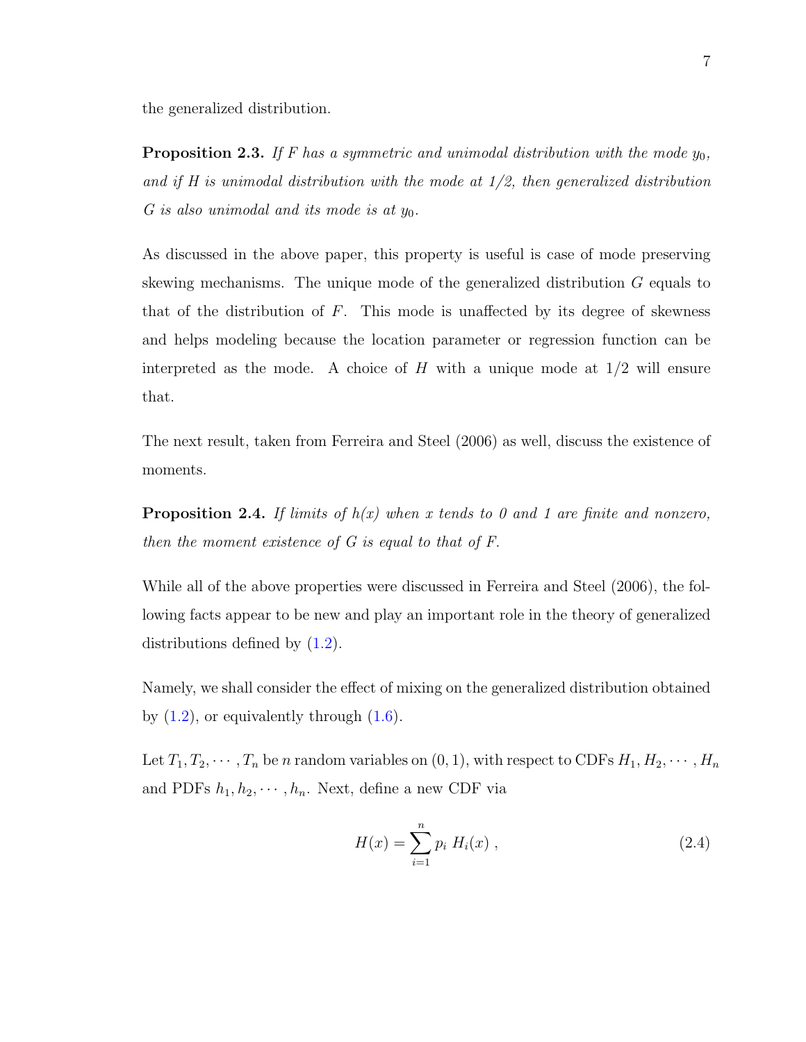the generalized distribution.

**Proposition 2.3.** *If $F$ has a symmetric and unimodal distribution with the mode $y_0$, and if $H$ is unimodal distribution with the mode at 1/2, then generalized distribution $G$ is also unimodal and its mode is at $y_0$.*

As discussed in the above paper, this property is useful is case of mode preserving skewing mechanisms. The unique mode of the generalized distribution $G$ equals to that of the distribution of $F$. This mode is unaffected by its degree of skewness and helps modeling because the location parameter or regression function can be interpreted as the mode. A choice of $H$ with a unique mode at $1/2$ will ensure that.

The next result, taken from Ferreira and Steel (2006) as well, discuss the existence of moments.

**Proposition 2.4.** *If limits of $h(x)$ when $x$ tends to 0 and 1 are finite and nonzero, then the moment existence of $G$ is equal to that of $F$.*

While all of the above properties were discussed in Ferreira and Steel (2006), the following facts appear to be new and play an important role in the theory of generalized distributions defined by (1.2).

Namely, we shall consider the effect of mixing on the generalized distribution obtained by (1.2), or equivalently through (1.6).

Let $T_1, T_2, \cdots, T_n$ be $n$ random variables on $(0, 1)$, with respect to CDFs $H_1, H_2, \cdots, H_n$ and PDFs $h_1, h_2, \cdots, h_n$. Next, define a new CDF via

$$H(x) = \sum_{i=1}^{n} p_i \; H_i(x) \; , \tag{2.4}$$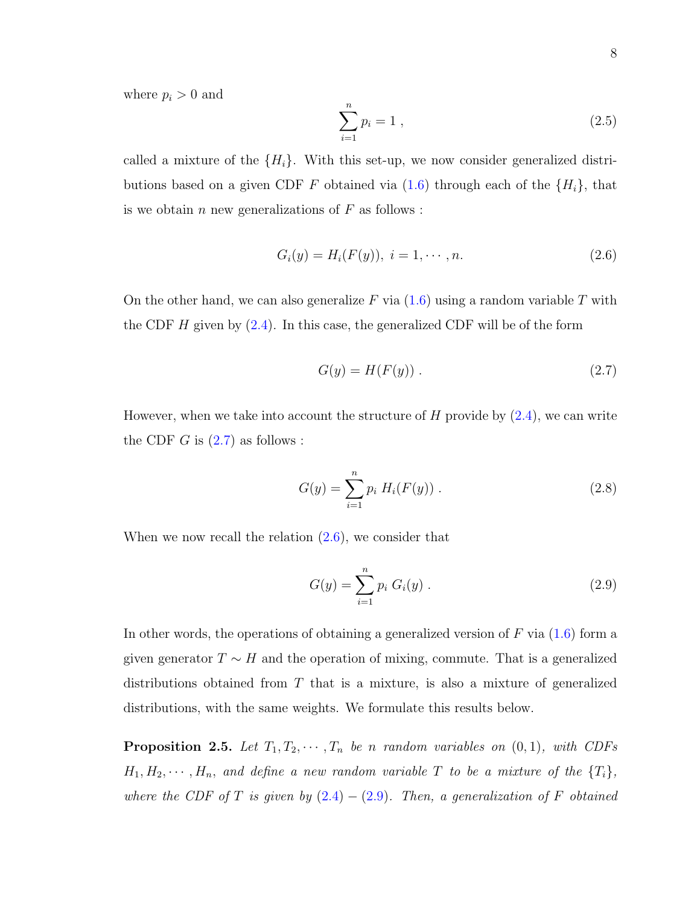where $p_i > 0$ and

$$\sum_{i=1}^{n} p_i = 1 \; , \tag{2.5}$$

called a mixture of the $\{H_i\}$. With this set-up, we now consider generalized distributions based on a given CDF $F$ obtained via (1.6) through each of the $\{H_i\}$, that is we obtain $n$ new generalizations of $F$ as follows :

$$G_i(y) = H_i(F(y)), \; i = 1, \cdots, n. \tag{2.6}$$

On the other hand, we can also generalize $F$ via (1.6) using a random variable $T$ with the CDF $H$ given by (2.4). In this case, the generalized CDF will be of the form

$$G(y) = H(F(y)) \; . \tag{2.7}$$

However, when we take into account the structure of $H$ provide by (2.4), we can write the CDF $G$ is (2.7) as follows :

$$G(y) = \sum_{i=1}^{n} p_i \; H_i(F(y)) \; . \tag{2.8}$$

When we now recall the relation (2.6), we consider that

$$G(y) = \sum_{i=1}^{n} p_i \; G_i(y) \; . \tag{2.9}$$

In other words, the operations of obtaining a generalized version of $F$ via (1.6) form a given generator $T \sim H$ and the operation of mixing, commute. That is a generalized distributions obtained from $T$ that is a mixture, is also a mixture of generalized distributions, with the same weights. We formulate this results below.

**Proposition 2.5.** *Let $T_1, T_2, \cdots, T_n$ be $n$ random variables on $(0, 1)$, with CDFs $H_1, H_2, \cdots, H_n$, and define a new random variable $T$ to be a mixture of the $\{T_i\}$, where the CDF of $T$ is given by (2.4) − (2.9). Then, a generalization of $F$ obtained*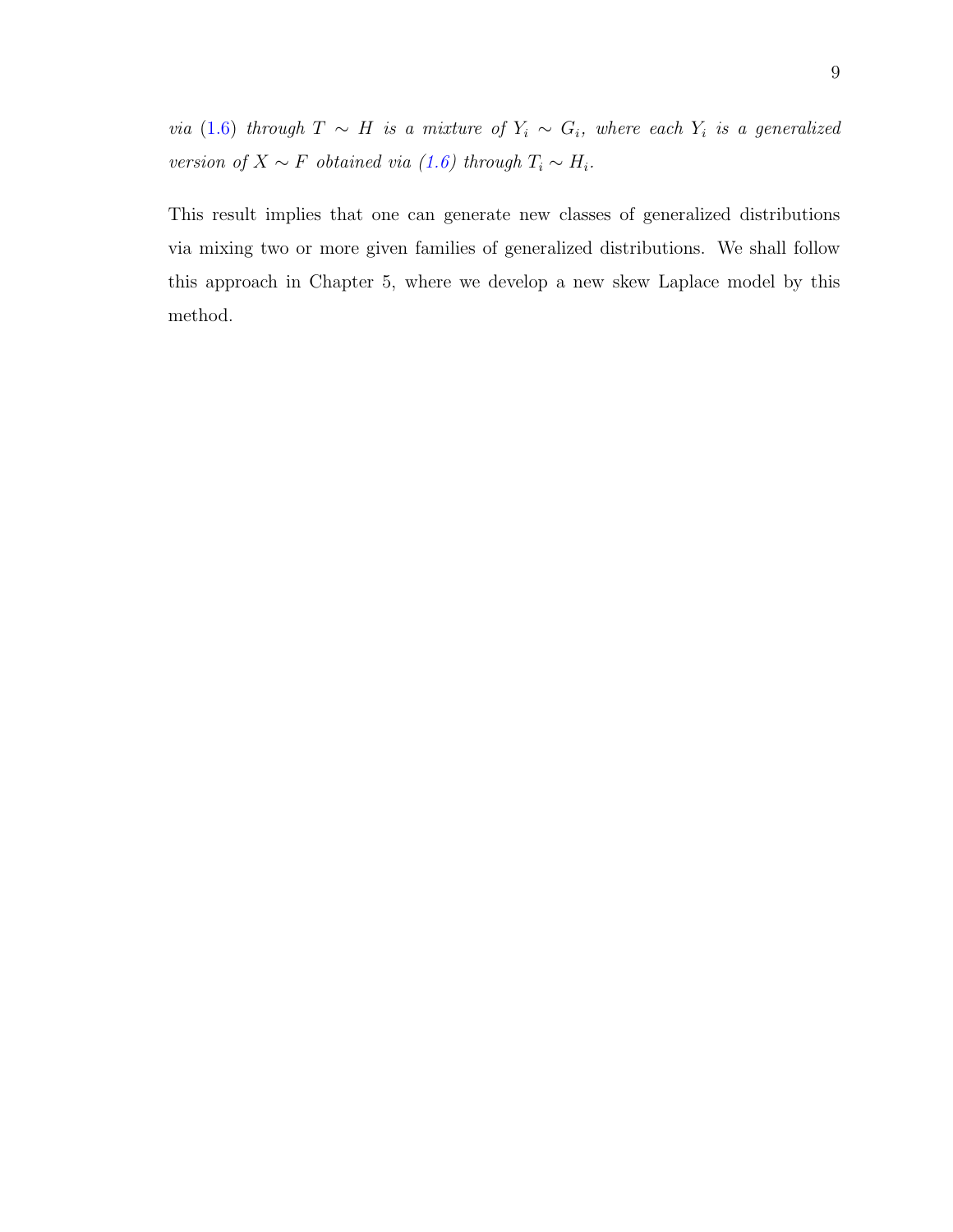*via* (1.6) *through* $T \sim H$ *is a mixture of* $Y_i \sim G_i$*, where each* $Y_i$ *is a generalized version of* $X \sim F$ *obtained via (1.6) through* $T_i \sim H_i$.

This result implies that one can generate new classes of generalized distributions via mixing two or more given families of generalized distributions. We shall follow this approach in Chapter 5, where we develop a new skew Laplace model by this method.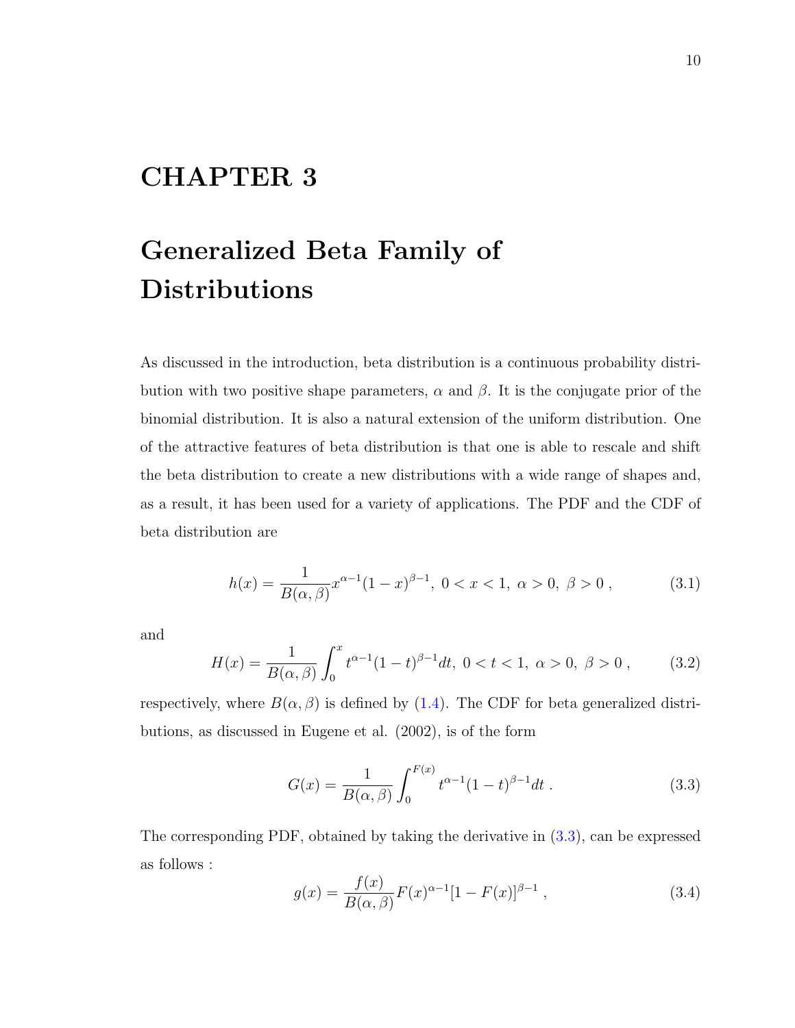# CHAPTER 3

# Generalized Beta Family of Distributions

As discussed in the introduction, beta distribution is a continuous probability distribution with two positive shape parameters, $\alpha$ and $\beta$. It is the conjugate prior of the binomial distribution. It is also a natural extension of the uniform distribution. One of the attractive features of beta distribution is that one is able to rescale and shift the beta distribution to create a new distributions with a wide range of shapes and, as a result, it has been used for a variety of applications. The PDF and the CDF of beta distribution are

$$h(x) = \frac{1}{B(\alpha,\beta)} x^{\alpha-1}(1-x)^{\beta-1},\ 0 < x < 1,\ \alpha > 0,\ \beta > 0\ , \tag{3.1}$$

and

$$H(x) = \frac{1}{B(\alpha,\beta)} \int_0^x t^{\alpha-1}(1-t)^{\beta-1} dt,\ 0 < t < 1,\ \alpha > 0,\ \beta > 0\ , \tag{3.2}$$

respectively, where $B(\alpha, \beta)$ is defined by (1.4). The CDF for beta generalized distributions, as discussed in Eugene et al. (2002), is of the form

$$G(x) = \frac{1}{B(\alpha,\beta)} \int_0^{F(x)} t^{\alpha-1}(1-t)^{\beta-1} dt\ . \tag{3.3}$$

The corresponding PDF, obtained by taking the derivative in (3.3), can be expressed as follows :

$$g(x) = \frac{f(x)}{B(\alpha,\beta)} F(x)^{\alpha-1}[1-F(x)]^{\beta-1}\ , \tag{3.4}$$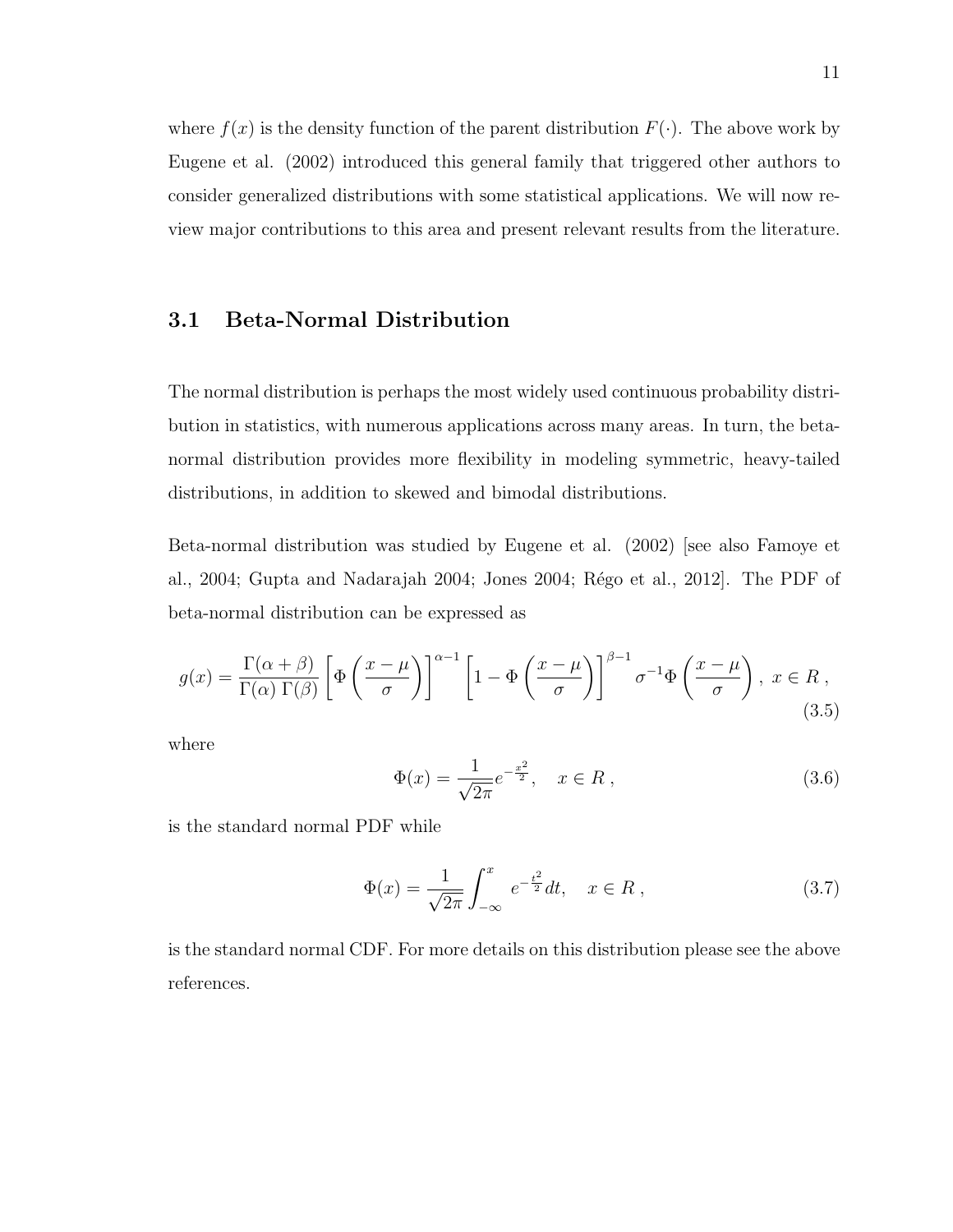where $f(x)$ is the density function of the parent distribution $F(\cdot)$. The above work by Eugene et al. (2002) introduced this general family that triggered other authors to consider generalized distributions with some statistical applications. We will now review major contributions to this area and present relevant results from the literature.

## 3.1 Beta-Normal Distribution

The normal distribution is perhaps the most widely used continuous probability distribution in statistics, with numerous applications across many areas. In turn, the beta-normal distribution provides more flexibility in modeling symmetric, heavy-tailed distributions, in addition to skewed and bimodal distributions.

Beta-normal distribution was studied by Eugene et al. (2002) [see also Famoye et al., 2004; Gupta and Nadarajah 2004; Jones 2004; Régo et al., 2012]. The PDF of beta-normal distribution can be expressed as

$$g(x) = \frac{\Gamma(\alpha+\beta)}{\Gamma(\alpha)\,\Gamma(\beta)} \left[\Phi\left(\frac{x-\mu}{\sigma}\right)\right]^{\alpha-1} \left[1-\Phi\left(\frac{x-\mu}{\sigma}\right)\right]^{\beta-1} \sigma^{-1}\Phi\left(\frac{x-\mu}{\sigma}\right),\ x \in R\ , \tag{3.5}$$

where

$$\Phi(x) = \frac{1}{\sqrt{2\pi}} e^{-\frac{x^2}{2}}, \quad x \in R\ , \tag{3.6}$$

is the standard normal PDF while

$$\Phi(x) = \frac{1}{\sqrt{2\pi}} \int_{-\infty}^{x} e^{-\frac{t^2}{2}} dt, \quad x \in R\ , \tag{3.7}$$

is the standard normal CDF. For more details on this distribution please see the above references.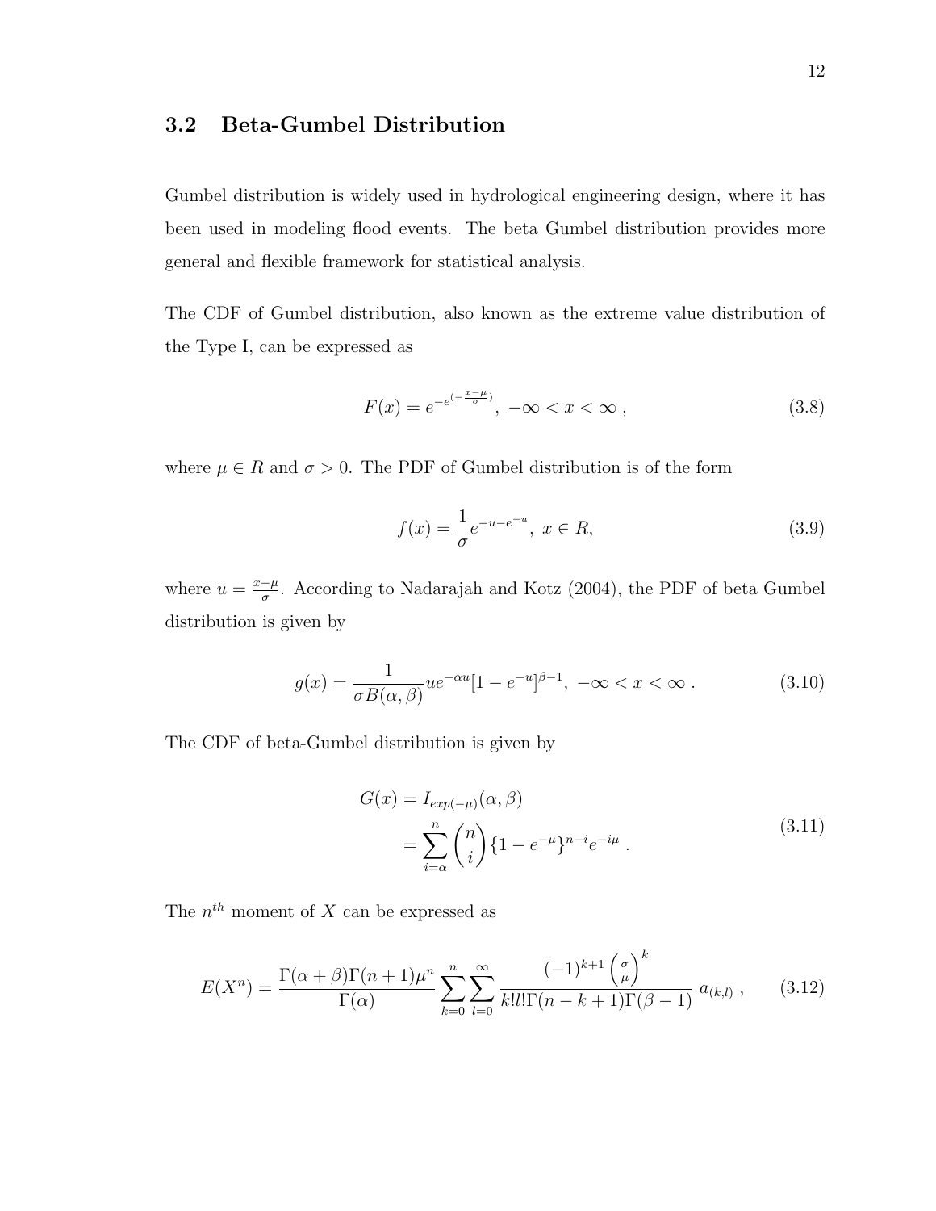## 3.2 Beta-Gumbel Distribution

Gumbel distribution is widely used in hydrological engineering design, where it has been used in modeling flood events. The beta Gumbel distribution provides more general and flexible framework for statistical analysis.

The CDF of Gumbel distribution, also known as the extreme value distribution of the Type I, can be expressed as

$$F(x) = e^{-e^{(-\frac{x-\mu}{\sigma})}}, \ -\infty < x < \infty \ , \tag{3.8}$$

where $\mu \in R$ and $\sigma > 0$. The PDF of Gumbel distribution is of the form

$$f(x) = \frac{1}{\sigma} e^{-u-e^{-u}}, \ x \in R, \tag{3.9}$$

where $u = \frac{x-\mu}{\sigma}$. According to Nadarajah and Kotz (2004), the PDF of beta Gumbel distribution is given by

$$g(x) = \frac{1}{\sigma B(\alpha, \beta)} u e^{-\alpha u} [1 - e^{-u}]^{\beta - 1}, \ -\infty < x < \infty \ . \tag{3.10}$$

The CDF of beta-Gumbel distribution is given by

$$\begin{aligned} G(x) &= I_{exp(-\mu)}(\alpha, \beta) \\ &= \sum_{i=\alpha}^{n} \binom{n}{i} \{1 - e^{-\mu}\}^{n-i} e^{-i\mu} \ . \end{aligned} \tag{3.11}$$

The $n^{th}$ moment of $X$ can be expressed as

$$E(X^n) = \frac{\Gamma(\alpha+\beta)\Gamma(n+1)\mu^n}{\Gamma(\alpha)} \sum_{k=0}^{n} \sum_{l=0}^{\infty} \frac{(-1)^{k+1} \left(\frac{\sigma}{\mu}\right)^k}{k! l! \Gamma(n-k+1)\Gamma(\beta-1)} \ a_{(k,l)} \ , \tag{3.12}$$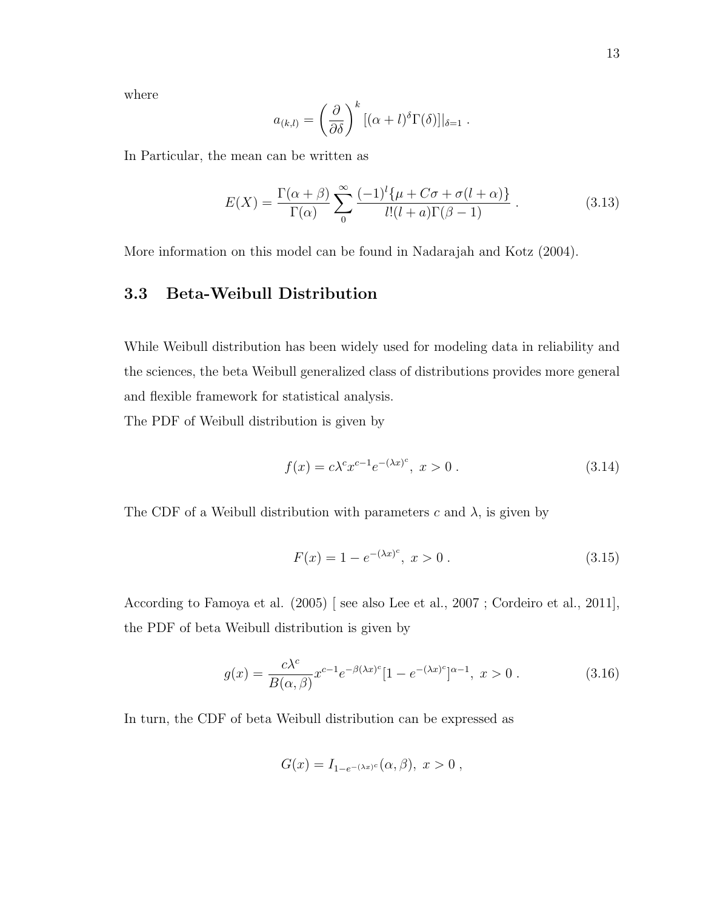where

$$a_{(k,l)} = \left(\frac{\partial}{\partial \delta}\right)^k [(\alpha + l)^\delta \Gamma(\delta)]|_{\delta=1} \ .$$

In Particular, the mean can be written as

$$E(X) = \frac{\Gamma(\alpha + \beta)}{\Gamma(\alpha)} \sum_{0}^{\infty} \frac{(-1)^l \{\mu + C\sigma + \sigma(l + \alpha)\}}{l!(l + a)\Gamma(\beta - 1)} \ . \tag{3.13}$$

More information on this model can be found in Nadarajah and Kotz (2004).

## 3.3 Beta-Weibull Distribution

While Weibull distribution has been widely used for modeling data in reliability and the sciences, the beta Weibull generalized class of distributions provides more general and flexible framework for statistical analysis.

The PDF of Weibull distribution is given by

$$f(x) = c\lambda^c x^{c-1} e^{-(\lambda x)^c}, \ x > 0 \ . \tag{3.14}$$

The CDF of a Weibull distribution with parameters $c$ and $\lambda$, is given by

$$F(x) = 1 - e^{-(\lambda x)^c}, \ x > 0 \ . \tag{3.15}$$

According to Famoya et al. (2005) [ see also Lee et al., 2007 ; Cordeiro et al., 2011], the PDF of beta Weibull distribution is given by

$$g(x) = \frac{c\lambda^c}{B(\alpha, \beta)} x^{c-1} e^{-\beta(\lambda x)^c} [1 - e^{-(\lambda x)^c}]^{\alpha - 1}, \ x > 0 \ . \tag{3.16}$$

In turn, the CDF of beta Weibull distribution can be expressed as

$$G(x) = I_{1-e^{-(\lambda x)^c}}(\alpha, \beta), \ x > 0 \ ,$$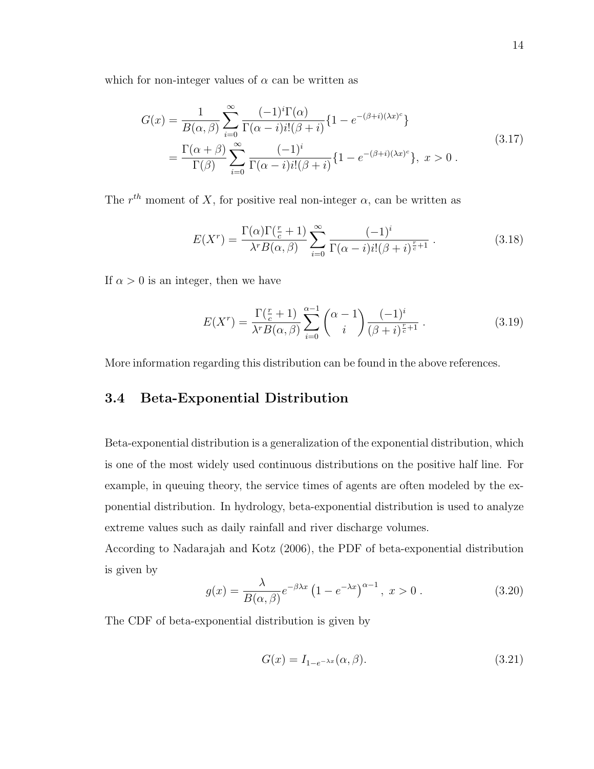which for non-integer values of $\alpha$ can be written as

$$
\begin{aligned}
G(x) &= \frac{1}{B(\alpha,\beta)} \sum_{i=0}^{\infty} \frac{(-1)^i \Gamma(\alpha)}{\Gamma(\alpha-i) i! (\beta+i)} \{1 - e^{-(\beta+i)(\lambda x)^c}\} \\
&= \frac{\Gamma(\alpha+\beta)}{\Gamma(\beta)} \sum_{i=0}^{\infty} \frac{(-1)^i}{\Gamma(\alpha-i) i! (\beta+i)} \{1 - e^{-(\beta+i)(\lambda x)^c}\},\ x > 0\ .
\end{aligned}
\tag{3.17}
$$

The $r^{th}$ moment of $X$, for positive real non-integer $\alpha$, can be written as

$$
E(X^r) = \frac{\Gamma(\alpha)\Gamma(\frac{r}{c}+1)}{\lambda^r B(\alpha,\beta)} \sum_{i=0}^{\infty} \frac{(-1)^i}{\Gamma(\alpha-i) i! (\beta+i)^{\frac{r}{c}+1}}\ . \tag{3.18}
$$

If $\alpha > 0$ is an integer, then we have

$$
E(X^r) = \frac{\Gamma(\frac{r}{c}+1)}{\lambda^r B(\alpha,\beta)} \sum_{i=0}^{\alpha-1} \binom{\alpha-1}{i} \frac{(-1)^i}{(\beta+i)^{\frac{r}{c}+1}}\ . \tag{3.19}
$$

More information regarding this distribution can be found in the above references.

## 3.4 Beta-Exponential Distribution

Beta-exponential distribution is a generalization of the exponential distribution, which is one of the most widely used continuous distributions on the positive half line. For example, in queuing theory, the service times of agents are often modeled by the exponential distribution. In hydrology, beta-exponential distribution is used to analyze extreme values such as daily rainfall and river discharge volumes.

According to Nadarajah and Kotz (2006), the PDF of beta-exponential distribution is given by

$$
g(x) = \frac{\lambda}{B(\alpha,\beta)} e^{-\beta\lambda x} \left(1 - e^{-\lambda x}\right)^{\alpha-1},\ x > 0\ . \tag{3.20}
$$

The CDF of beta-exponential distribution is given by

$$
G(x) = I_{1-e^{-\lambda x}}(\alpha,\beta). \tag{3.21}
$$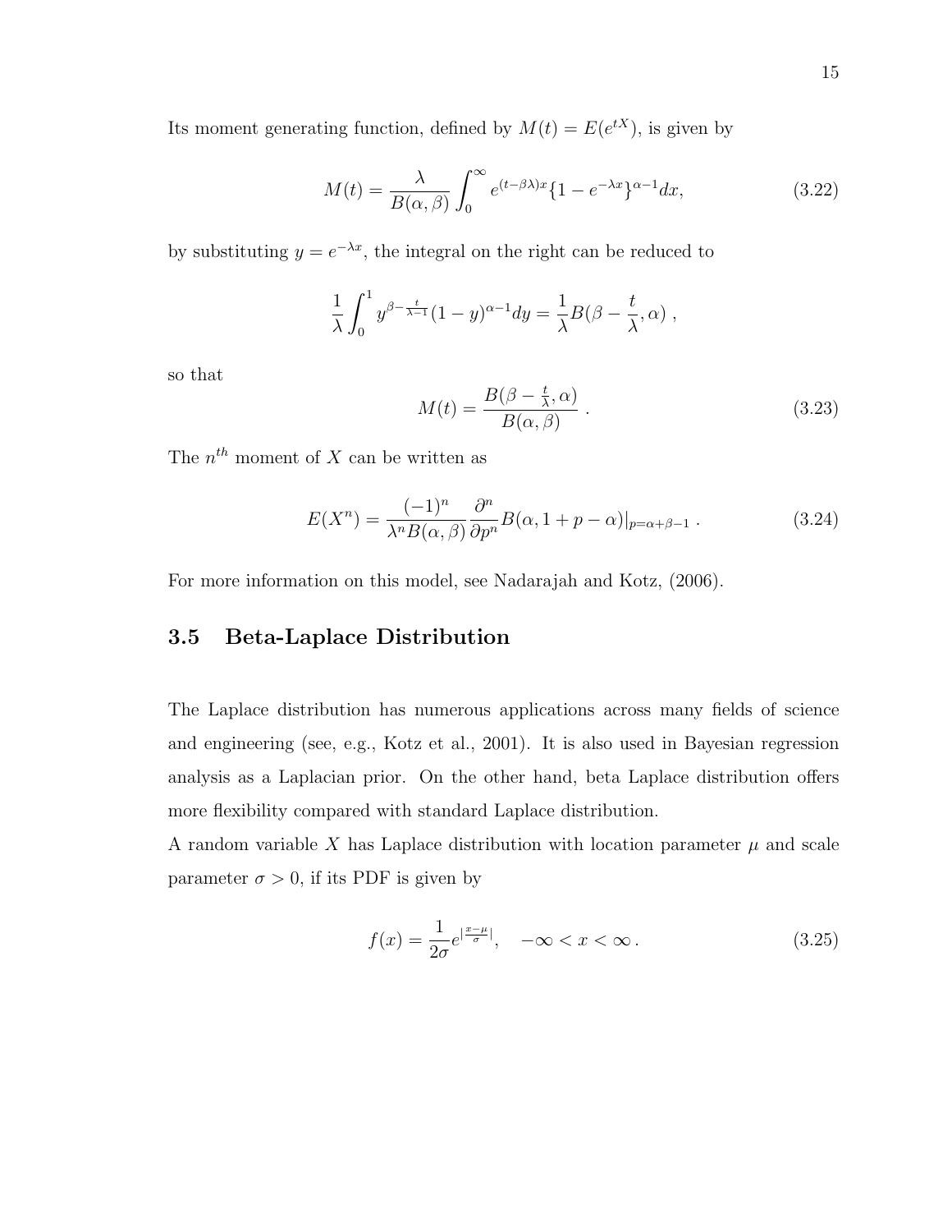Its moment generating function, defined by $M(t) = E(e^{tX})$, is given by

$$M(t) = \frac{\lambda}{B(\alpha, \beta)} \int_0^\infty e^{(t-\beta\lambda)x} \{1 - e^{-\lambda x}\}^{\alpha - 1} dx, \tag{3.22}$$

by substituting $y = e^{-\lambda x}$, the integral on the right can be reduced to

$$\frac{1}{\lambda} \int_0^1 y^{\beta - \frac{t}{\lambda - 1}} (1 - y)^{\alpha - 1} dy = \frac{1}{\lambda} B(\beta - \frac{t}{\lambda}, \alpha) \ ,$$

so that

$$M(t) = \frac{B(\beta - \frac{t}{\lambda}, \alpha)}{B(\alpha, \beta)} \ . \tag{3.23}$$

The $n^{th}$ moment of $X$ can be written as

$$E(X^n) = \frac{(-1)^n}{\lambda^n B(\alpha, \beta)} \frac{\partial^n}{\partial p^n} B(\alpha, 1 + p - \alpha)|_{p = \alpha + \beta - 1} \ . \tag{3.24}$$

For more information on this model, see Nadarajah and Kotz, (2006).

## 3.5 Beta-Laplace Distribution

The Laplace distribution has numerous applications across many fields of science and engineering (see, e.g., Kotz et al., 2001). It is also used in Bayesian regression analysis as a Laplacian prior. On the other hand, beta Laplace distribution offers more flexibility compared with standard Laplace distribution.

A random variable $X$ has Laplace distribution with location parameter $\mu$ and scale parameter $\sigma > 0$, if its PDF is given by

$$f(x) = \frac{1}{2\sigma} e^{|\frac{x - \mu}{\sigma}|}, \quad -\infty < x < \infty \, . \tag{3.25}$$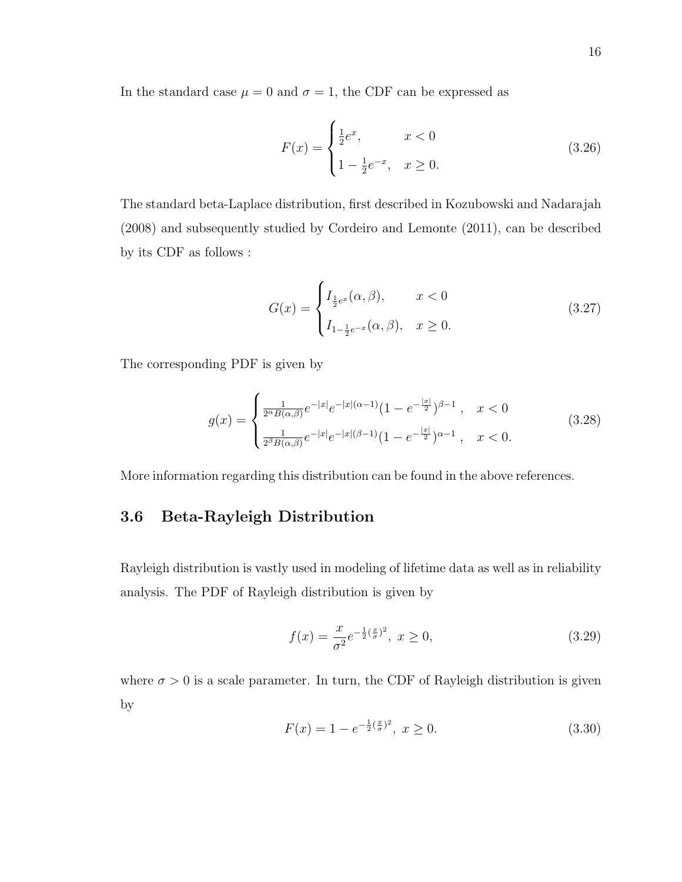In the standard case $\mu = 0$ and $\sigma = 1$, the CDF can be expressed as

$$F(x) = \begin{cases} \frac{1}{2}e^{x}, & x < 0 \\ 1 - \frac{1}{2}e^{-x}, & x \geq 0. \end{cases} \tag{3.26}$$

The standard beta-Laplace distribution, first described in Kozubowski and Nadarajah (2008) and subsequently studied by Cordeiro and Lemonte (2011), can be described by its CDF as follows :

$$G(x) = \begin{cases} I_{\frac{1}{2}e^{x}}(\alpha, \beta), & x < 0 \\ I_{1-\frac{1}{2}e^{-x}}(\alpha, \beta), & x \geq 0. \end{cases} \tag{3.27}$$

The corresponding PDF is given by

$$g(x) = \begin{cases} \frac{1}{2^{\alpha}B(\alpha,\beta)} e^{-|x|} e^{-|x|(\alpha-1)} (1 - e^{-\frac{|x|}{2}})^{\beta-1} \ , & x < 0 \\ \frac{1}{2^{\beta}B(\alpha,\beta)} e^{-|x|} e^{-|x|(\beta-1)} (1 - e^{-\frac{|x|}{2}})^{\alpha-1} \ , & x < 0. \end{cases} \tag{3.28}$$

More information regarding this distribution can be found in the above references.

## 3.6 Beta-Rayleigh Distribution

Rayleigh distribution is vastly used in modeling of lifetime data as well as in reliability analysis. The PDF of Rayleigh distribution is given by

$$f(x) = \frac{x}{\sigma^2} e^{-\frac{1}{2}(\frac{x}{\sigma})^2}, \ x \geq 0, \tag{3.29}$$

where $\sigma > 0$ is a scale parameter. In turn, the CDF of Rayleigh distribution is given by

$$F(x) = 1 - e^{-\frac{1}{2}(\frac{x}{\sigma})^2}, \ x \geq 0. \tag{3.30}$$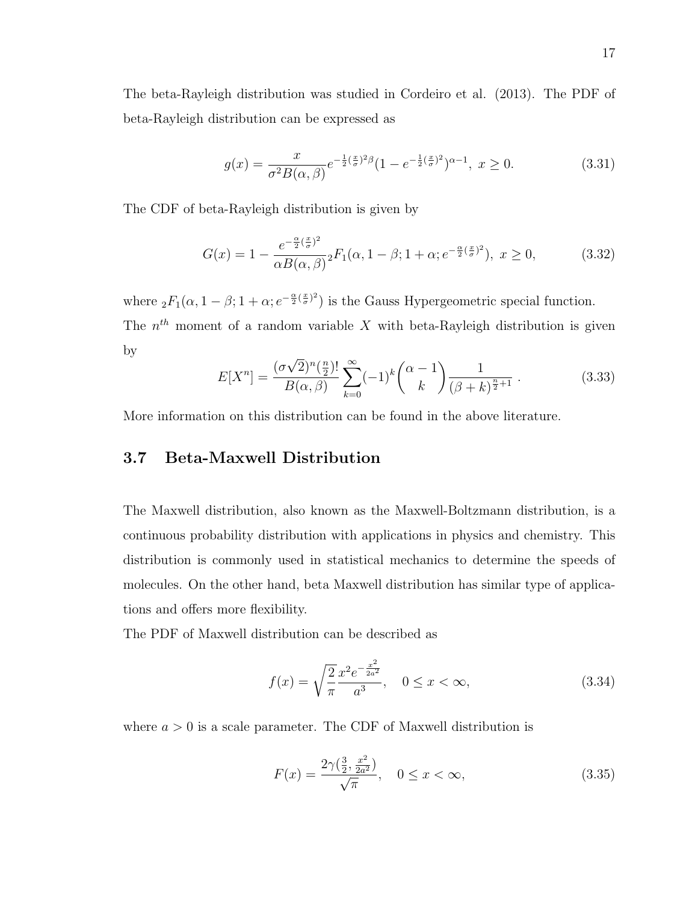The beta-Rayleigh distribution was studied in Cordeiro et al. (2013). The PDF of beta-Rayleigh distribution can be expressed as

$$g(x) = \frac{x}{\sigma^2 B(\alpha, \beta)} e^{-\frac{1}{2}(\frac{x}{\sigma})^2 \beta} (1 - e^{-\frac{1}{2}(\frac{x}{\sigma})^2})^{\alpha - 1}, \ x \geq 0. \tag{3.31}$$

The CDF of beta-Rayleigh distribution is given by

$$G(x) = 1 - \frac{e^{-\frac{\alpha}{2}(\frac{x}{\sigma})^2}}{\alpha B(\alpha, \beta)} {}_2F_1(\alpha, 1 - \beta; 1 + \alpha; e^{-\frac{\alpha}{2}(\frac{x}{\sigma})^2}), \ x \geq 0, \tag{3.32}$$

where ${}_2F_1(\alpha, 1 - \beta; 1 + \alpha; e^{-\frac{\alpha}{2}(\frac{x}{\sigma})^2})$ is the Gauss Hypergeometric special function. The $n^{th}$ moment of a random variable $X$ with beta-Rayleigh distribution is given by

$$E[X^n] = \frac{(\sigma\sqrt{2})^n (\frac{n}{2})!}{B(\alpha, \beta)} \sum_{k=0}^{\infty} (-1)^k \binom{\alpha - 1}{k} \frac{1}{(\beta + k)^{\frac{n}{2} + 1}} \ . \tag{3.33}$$

More information on this distribution can be found in the above literature.

## 3.7 Beta-Maxwell Distribution

The Maxwell distribution, also known as the Maxwell-Boltzmann distribution, is a continuous probability distribution with applications in physics and chemistry. This distribution is commonly used in statistical mechanics to determine the speeds of molecules. On the other hand, beta Maxwell distribution has similar type of applications and offers more flexibility.

The PDF of Maxwell distribution can be described as

$$f(x) = \sqrt{\frac{2}{\pi}} \frac{x^2 e^{-\frac{x^2}{2a^2}}}{a^3}, \quad 0 \leq x < \infty, \tag{3.34}$$

where $a > 0$ is a scale parameter. The CDF of Maxwell distribution is

$$F(x) = \frac{2\gamma(\frac{3}{2}, \frac{x^2}{2a^2})}{\sqrt{\pi}}, \quad 0 \leq x < \infty, \tag{3.35}$$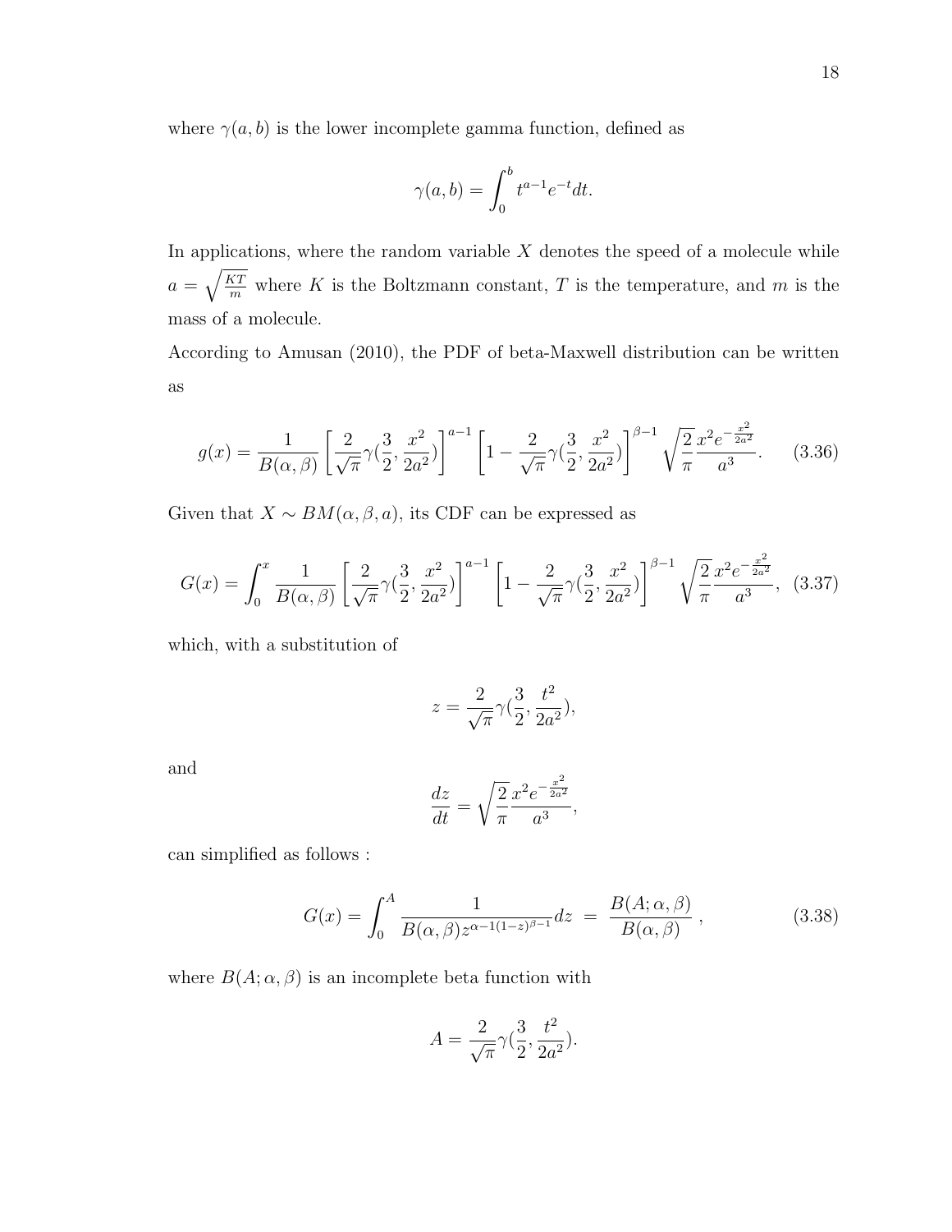where $\gamma(a, b)$ is the lower incomplete gamma function, defined as

$$\gamma(a, b) = \int_0^b t^{a-1} e^{-t} dt.$$

In applications, where the random variable $X$ denotes the speed of a molecule while $a = \sqrt{\frac{KT}{m}}$ where $K$ is the Boltzmann constant, $T$ is the temperature, and $m$ is the mass of a molecule.

According to Amusan (2010), the PDF of beta-Maxwell distribution can be written as

$$g(x) = \frac{1}{B(\alpha, \beta)} \left[ \frac{2}{\sqrt{\pi}} \gamma(\frac{3}{2}, \frac{x^2}{2a^2}) \right]^{a-1} \left[ 1 - \frac{2}{\sqrt{\pi}} \gamma(\frac{3}{2}, \frac{x^2}{2a^2}) \right]^{\beta-1} \sqrt{\frac{2}{\pi}} \frac{x^2 e^{-\frac{x^2}{2a^2}}}{a^3}. \quad (3.36)$$

Given that $X \sim BM(\alpha, \beta, a)$, its CDF can be expressed as

$$G(x) = \int_0^x \frac{1}{B(\alpha, \beta)} \left[ \frac{2}{\sqrt{\pi}} \gamma(\frac{3}{2}, \frac{x^2}{2a^2}) \right]^{a-1} \left[ 1 - \frac{2}{\sqrt{\pi}} \gamma(\frac{3}{2}, \frac{x^2}{2a^2}) \right]^{\beta-1} \sqrt{\frac{2}{\pi}} \frac{x^2 e^{-\frac{x^2}{2a^2}}}{a^3}, \quad (3.37)$$

which, with a substitution of

$$z = \frac{2}{\sqrt{\pi}} \gamma(\frac{3}{2}, \frac{t^2}{2a^2}),$$

and

$$\frac{dz}{dt} = \sqrt{\frac{2}{\pi}} \frac{x^2 e^{-\frac{x^2}{2a^2}}}{a^3},$$

can simplified as follows :

$$G(x) = \int_0^A \frac{1}{B(\alpha, \beta) z^{\alpha-1(1-z)^{\beta-1}}} dz \;=\; \frac{B(A; \alpha, \beta)}{B(\alpha, \beta)} \,, \quad (3.38)$$

where $B(A; \alpha, \beta)$ is an incomplete beta function with

$$A = \frac{2}{\sqrt{\pi}} \gamma(\frac{3}{2}, \frac{t^2}{2a^2}).$$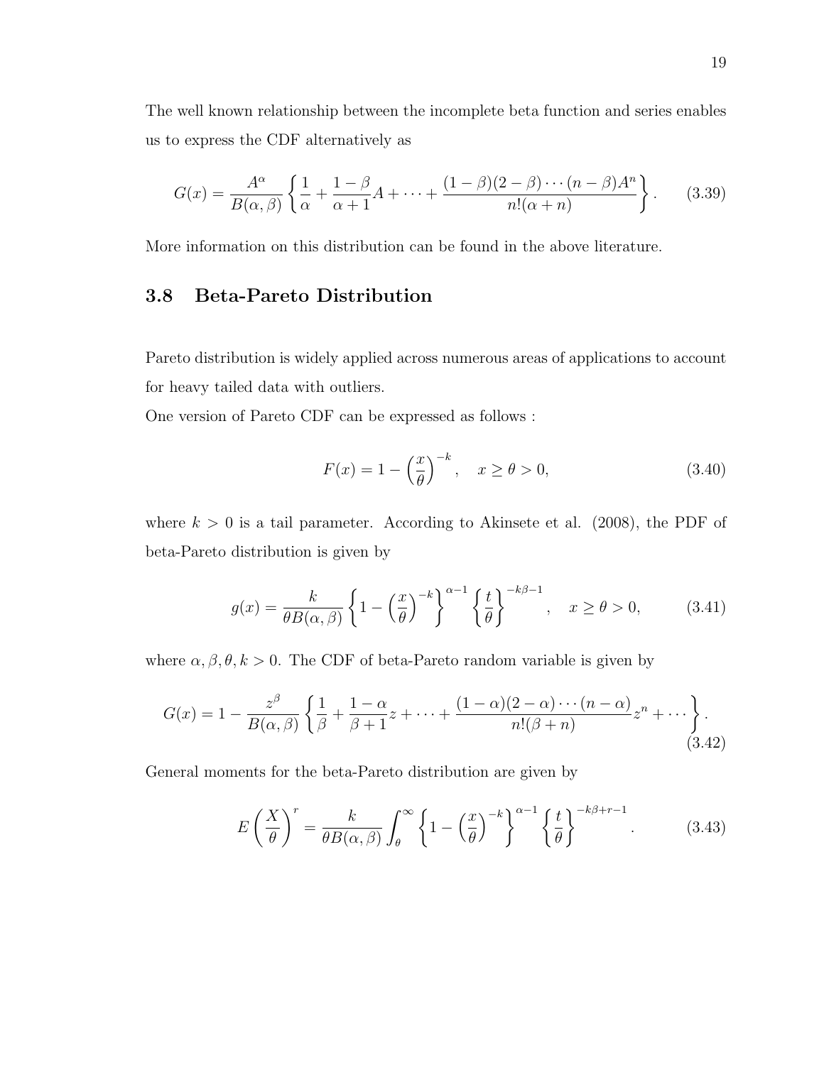The well known relationship between the incomplete beta function and series enables us to express the CDF alternatively as

$$G(x) = \frac{A^{\alpha}}{B(\alpha, \beta)} \left\{ \frac{1}{\alpha} + \frac{1-\beta}{\alpha+1} A + \cdots + \frac{(1-\beta)(2-\beta)\cdots(n-\beta)A^n}{n!(\alpha+n)} \right\}. \tag{3.39}$$

More information on this distribution can be found in the above literature.

## 3.8 Beta-Pareto Distribution

Pareto distribution is widely applied across numerous areas of applications to account for heavy tailed data with outliers.

One version of Pareto CDF can be expressed as follows :

$$F(x) = 1 - \left(\frac{x}{\theta}\right)^{-k}, \quad x \geq \theta > 0, \tag{3.40}$$

where $k > 0$ is a tail parameter. According to Akinsete et al. (2008), the PDF of beta-Pareto distribution is given by

$$g(x) = \frac{k}{\theta B(\alpha, \beta)} \left\{ 1 - \left(\frac{x}{\theta}\right)^{-k} \right\}^{\alpha-1} \left\{ \frac{t}{\theta} \right\}^{-k\beta-1}, \quad x \geq \theta > 0, \tag{3.41}$$

where $\alpha, \beta, \theta, k > 0$. The CDF of beta-Pareto random variable is given by

$$G(x) = 1 - \frac{z^{\beta}}{B(\alpha, \beta)} \left\{ \frac{1}{\beta} + \frac{1-\alpha}{\beta+1} z + \cdots + \frac{(1-\alpha)(2-\alpha)\cdots(n-\alpha)}{n!(\beta+n)} z^n + \cdots \right\}. \tag{3.42}$$

General moments for the beta-Pareto distribution are given by

$$E\left(\frac{X}{\theta}\right)^r = \frac{k}{\theta B(\alpha, \beta)} \int_{\theta}^{\infty} \left\{ 1 - \left(\frac{x}{\theta}\right)^{-k} \right\}^{\alpha-1} \left\{ \frac{t}{\theta} \right\}^{-k\beta+r-1}. \tag{3.43}$$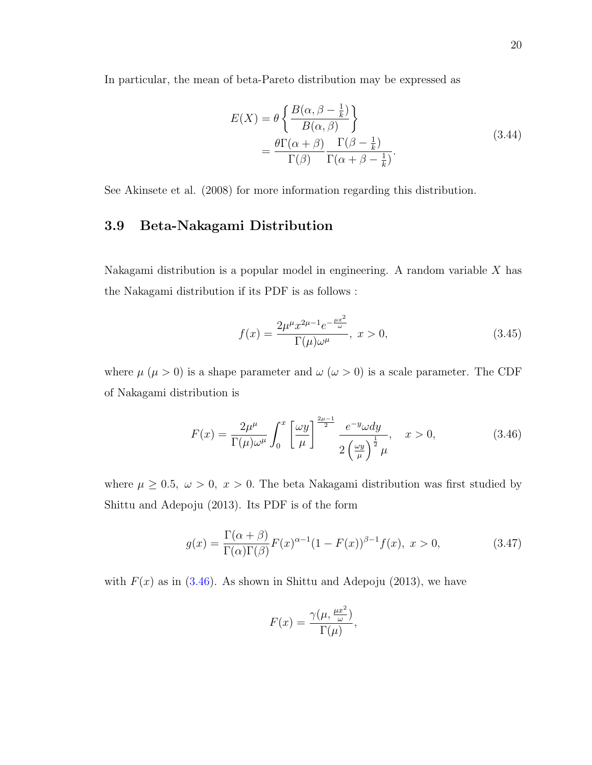In particular, the mean of beta-Pareto distribution may be expressed as

$$
\begin{aligned}
E(X) &= \theta \left\{ \frac{B(\alpha, \beta - \frac{1}{k})}{B(\alpha, \beta)} \right\} \\
&= \frac{\theta \Gamma(\alpha+\beta)}{\Gamma(\beta)} \frac{\Gamma(\beta - \frac{1}{k})}{\Gamma(\alpha+\beta-\frac{1}{k})}.
\end{aligned}
\tag{3.44}
$$

See Akinsete et al. (2008) for more information regarding this distribution.

## 3.9 Beta-Nakagami Distribution

Nakagami distribution is a popular model in engineering. A random variable $X$ has the Nakagami distribution if its PDF is as follows :

$$
f(x) = \frac{2\mu^{\mu} x^{2\mu-1} e^{-\frac{\mu x^2}{\omega}}}{\Gamma(\mu)\omega^{\mu}}, \ x > 0,
\tag{3.45}
$$

where $\mu$ ($\mu > 0$) is a shape parameter and $\omega$ ($\omega > 0$) is a scale parameter. The CDF of Nakagami distribution is

$$
F(x) = \frac{2\mu^{\mu}}{\Gamma(\mu)\omega^{\mu}} \int_0^x \left[\frac{\omega y}{\mu}\right]^{\frac{2\mu-1}{2}} \frac{e^{-y}\omega dy}{2\left(\frac{\omega y}{\mu}\right)^{\frac{1}{2}} \mu}, \quad x > 0,
\tag{3.46}
$$

where $\mu \geq 0.5, \ \omega > 0, \ x > 0$. The beta Nakagami distribution was first studied by Shittu and Adepoju (2013). Its PDF is of the form

$$
g(x) = \frac{\Gamma(\alpha+\beta)}{\Gamma(\alpha)\Gamma(\beta)} F(x)^{\alpha-1}(1-F(x))^{\beta-1} f(x), \ x > 0,
\tag{3.47}
$$

with $F(x)$ as in (3.46). As shown in Shittu and Adepoju (2013), we have

$$
F(x) = \frac{\gamma(\mu, \frac{\mu x^2}{\omega})}{\Gamma(\mu)},
$$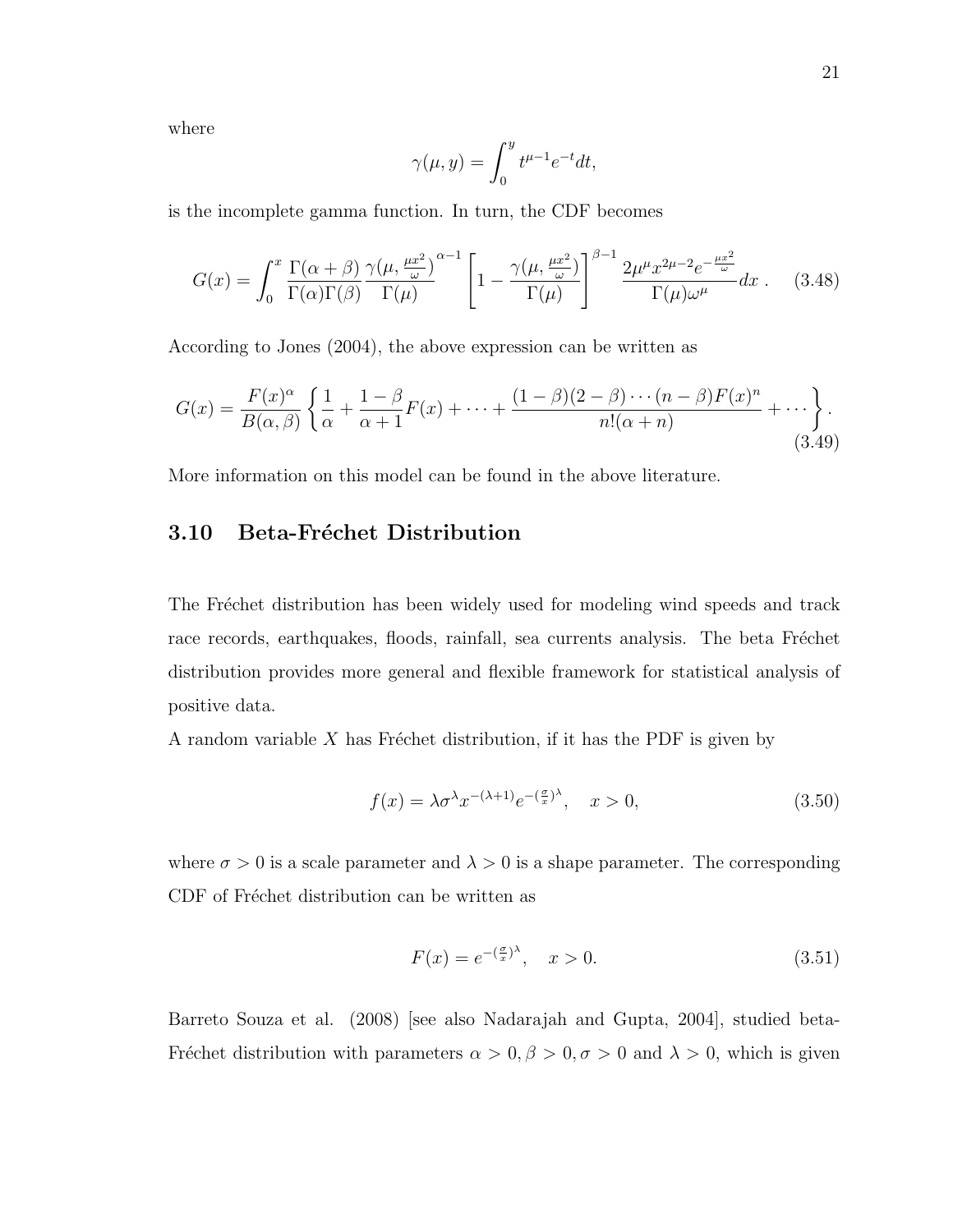where

$$\gamma(\mu, y) = \int_0^y t^{\mu-1} e^{-t} dt,$$

is the incomplete gamma function. In turn, the CDF becomes

$$G(x) = \int_0^x \frac{\Gamma(\alpha+\beta)}{\Gamma(\alpha)\Gamma(\beta)} \frac{\gamma(\mu, \frac{\mu x^2}{\omega})}{\Gamma(\mu)}^{\alpha-1} \left[1 - \frac{\gamma(\mu, \frac{\mu x^2}{\omega})}{\Gamma(\mu)}\right]^{\beta-1} \frac{2\mu^\mu x^{2\mu-2} e^{-\frac{\mu x^2}{\omega}}}{\Gamma(\mu)\omega^\mu} dx \,. \quad (3.48)$$

According to Jones (2004), the above expression can be written as

$$G(x) = \frac{F(x)^\alpha}{B(\alpha,\beta)} \left\{ \frac{1}{\alpha} + \frac{1-\beta}{\alpha+1} F(x) + \cdots + \frac{(1-\beta)(2-\beta)\cdots(n-\beta)F(x)^n}{n!(\alpha+n)} + \cdots \right\}. \quad (3.49)$$

More information on this model can be found in the above literature.

## 3.10 Beta-Fréchet Distribution

The Fréchet distribution has been widely used for modeling wind speeds and track race records, earthquakes, floods, rainfall, sea currents analysis. The beta Fréchet distribution provides more general and flexible framework for statistical analysis of positive data.

A random variable $X$ has Fréchet distribution, if it has the PDF is given by

$$f(x) = \lambda \sigma^\lambda x^{-(\lambda+1)} e^{-(\frac{\sigma}{x})^\lambda}, \quad x > 0, \quad (3.50)$$

where $\sigma > 0$ is a scale parameter and $\lambda > 0$ is a shape parameter. The corresponding CDF of Fréchet distribution can be written as

$$F(x) = e^{-(\frac{\sigma}{x})^\lambda}, \quad x > 0. \quad (3.51)$$

Barreto Souza et al. (2008) [see also Nadarajah and Gupta, 2004], studied beta-Fréchet distribution with parameters $\alpha > 0, \beta > 0, \sigma > 0$ and $\lambda > 0$, which is given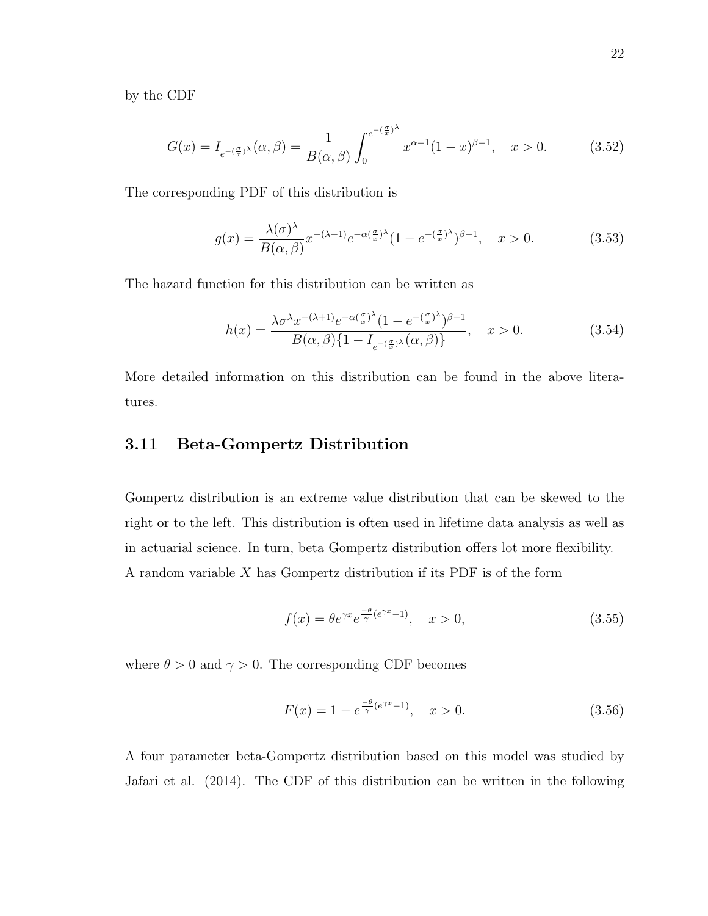by the CDF

$$G(x) = I_{e^{-(\frac{\sigma}{x})^\lambda}}(\alpha, \beta) = \frac{1}{B(\alpha, \beta)} \int_0^{e^{-(\frac{\sigma}{x})^\lambda}} x^{\alpha-1}(1-x)^{\beta-1}, \quad x > 0. \tag{3.52}$$

The corresponding PDF of this distribution is

$$g(x) = \frac{\lambda(\sigma)^\lambda}{B(\alpha, \beta)} x^{-(\lambda+1)} e^{-\alpha(\frac{\sigma}{x})^\lambda} (1 - e^{-(\frac{\sigma}{x})^\lambda})^{\beta-1}, \quad x > 0. \tag{3.53}$$

The hazard function for this distribution can be written as

$$h(x) = \frac{\lambda \sigma^\lambda x^{-(\lambda+1)} e^{-\alpha(\frac{\sigma}{x})^\lambda} (1 - e^{-(\frac{\sigma}{x})^\lambda})^{\beta-1}}{B(\alpha, \beta)\{1 - I_{e^{-(\frac{\sigma}{x})^\lambda}}(\alpha, \beta)\}}, \quad x > 0. \tag{3.54}$$

More detailed information on this distribution can be found in the above literatures.

## 3.11 Beta-Gompertz Distribution

Gompertz distribution is an extreme value distribution that can be skewed to the right or to the left. This distribution is often used in lifetime data analysis as well as in actuarial science. In turn, beta Gompertz distribution offers lot more flexibility. A random variable $X$ has Gompertz distribution if its PDF is of the form

$$f(x) = \theta e^{\gamma x} e^{\frac{-\theta}{\gamma}(e^{\gamma x}-1)}, \quad x > 0, \tag{3.55}$$

where $\theta > 0$ and $\gamma > 0$. The corresponding CDF becomes

$$F(x) = 1 - e^{\frac{-\theta}{\gamma}(e^{\gamma x}-1)}, \quad x > 0. \tag{3.56}$$

A four parameter beta-Gompertz distribution based on this model was studied by Jafari et al. (2014). The CDF of this distribution can be written in the following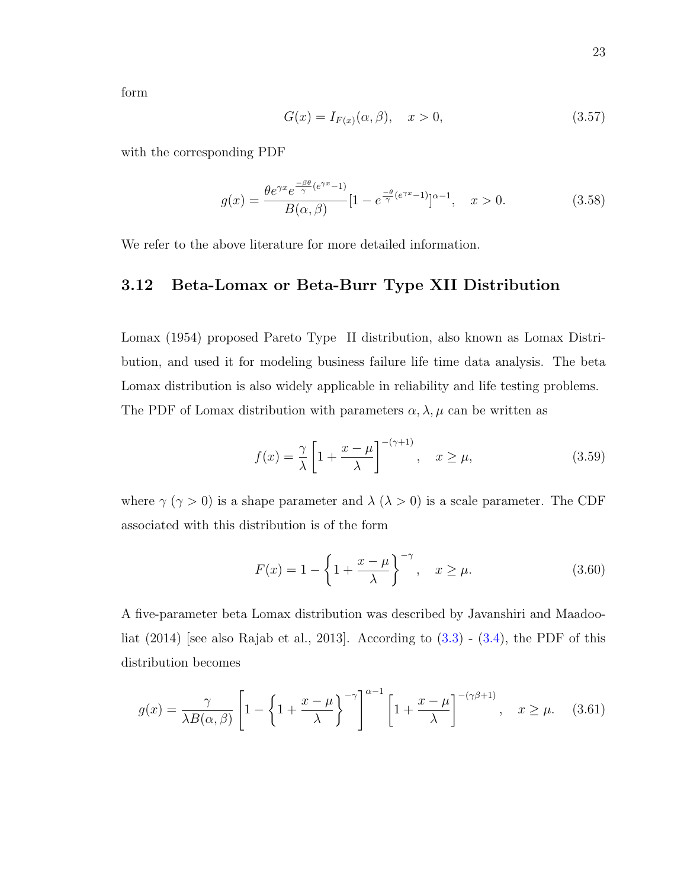form

$$G(x) = I_{F(x)}(\alpha, \beta), \quad x > 0, \tag{3.57}$$

with the corresponding PDF

$$g(x) = \frac{\theta e^{\gamma x} e^{\frac{-\beta\theta}{\gamma}(e^{\gamma x}-1)}}{B(\alpha, \beta)} [1 - e^{\frac{-\theta}{\gamma}(e^{\gamma x}-1)}]^{\alpha-1}, \quad x > 0. \tag{3.58}$$

We refer to the above literature for more detailed information.

## 3.12 Beta-Lomax or Beta-Burr Type XII Distribution

Lomax (1954) proposed Pareto Type II distribution, also known as Lomax Distribution, and used it for modeling business failure life time data analysis. The beta Lomax distribution is also widely applicable in reliability and life testing problems. The PDF of Lomax distribution with parameters $\alpha, \lambda, \mu$ can be written as

$$f(x) = \frac{\gamma}{\lambda}\left[1 + \frac{x-\mu}{\lambda}\right]^{-(\gamma+1)}, \quad x \geq \mu, \tag{3.59}$$

where $\gamma$ ($\gamma > 0$) is a shape parameter and $\lambda$ ($\lambda > 0$) is a scale parameter. The CDF associated with this distribution is of the form

$$F(x) = 1 - \left\{1 + \frac{x-\mu}{\lambda}\right\}^{-\gamma}, \quad x \geq \mu. \tag{3.60}$$

A five-parameter beta Lomax distribution was described by Javanshiri and Maadooliat (2014) [see also Rajab et al., 2013]. According to (3.3) - (3.4), the PDF of this distribution becomes

$$g(x) = \frac{\gamma}{\lambda B(\alpha, \beta)}\left[1 - \left\{1 + \frac{x-\mu}{\lambda}\right\}^{-\gamma}\right]^{\alpha-1}\left[1 + \frac{x-\mu}{\lambda}\right]^{-(\gamma\beta+1)}, \quad x \geq \mu. \tag{3.61}$$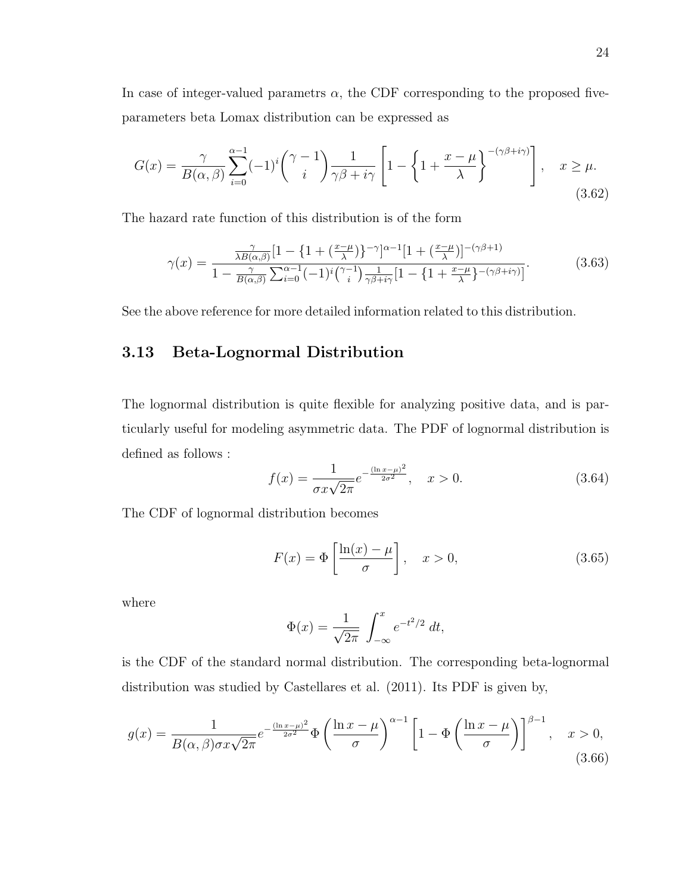In case of integer-valued parametrs $\alpha$, the CDF corresponding to the proposed five-parameters beta Lomax distribution can be expressed as

$$G(x) = \frac{\gamma}{B(\alpha, \beta)} \sum_{i=0}^{\alpha-1} (-1)^i \binom{\gamma - 1}{i} \frac{1}{\gamma\beta + i\gamma} \left[ 1 - \left\{ 1 + \frac{x - \mu}{\lambda} \right\}^{-(\gamma\beta + i\gamma)} \right], \quad x \geq \mu. \tag{3.62}$$

The hazard rate function of this distribution is of the form

$$\gamma(x) = \frac{\frac{\gamma}{\lambda B(\alpha,\beta)}[1 - \{1 + (\frac{x-\mu}{\lambda})\}^{-\gamma}]^{\alpha-1}[1 + (\frac{x-\mu}{\lambda})]^{-(\gamma\beta+1)}}{1 - \frac{\gamma}{B(\alpha,\beta)} \sum_{i=0}^{\alpha-1} (-1)^i \binom{\gamma-1}{i} \frac{1}{\gamma\beta+i\gamma} [1 - \{1 + \frac{x-\mu}{\lambda}\}^{-(\gamma\beta+i\gamma)}]}. \tag{3.63}$$

See the above reference for more detailed information related to this distribution.

## 3.13 Beta-Lognormal Distribution

The lognormal distribution is quite flexible for analyzing positive data, and is particularly useful for modeling asymmetric data. The PDF of lognormal distribution is defined as follows :

$$f(x) = \frac{1}{\sigma x \sqrt{2\pi}} e^{-\frac{(\ln x - \mu)^2}{2\sigma^2}}, \quad x > 0. \tag{3.64}$$

The CDF of lognormal distribution becomes

$$F(x) = \Phi \left[ \frac{\ln(x) - \mu}{\sigma} \right], \quad x > 0, \tag{3.65}$$

where

$$\Phi(x) = \frac{1}{\sqrt{2\pi}} \int_{-\infty}^{x} e^{-t^2/2} \, dt,$$

is the CDF of the standard normal distribution. The corresponding beta-lognormal distribution was studied by Castellares et al. (2011). Its PDF is given by,

$$g(x) = \frac{1}{B(\alpha, \beta)\sigma x \sqrt{2\pi}} e^{-\frac{(\ln x - \mu)^2}{2\sigma^2}} \Phi \left( \frac{\ln x - \mu}{\sigma} \right)^{\alpha - 1} \left[ 1 - \Phi \left( \frac{\ln x - \mu}{\sigma} \right) \right]^{\beta - 1}, \quad x > 0, \tag{3.66}$$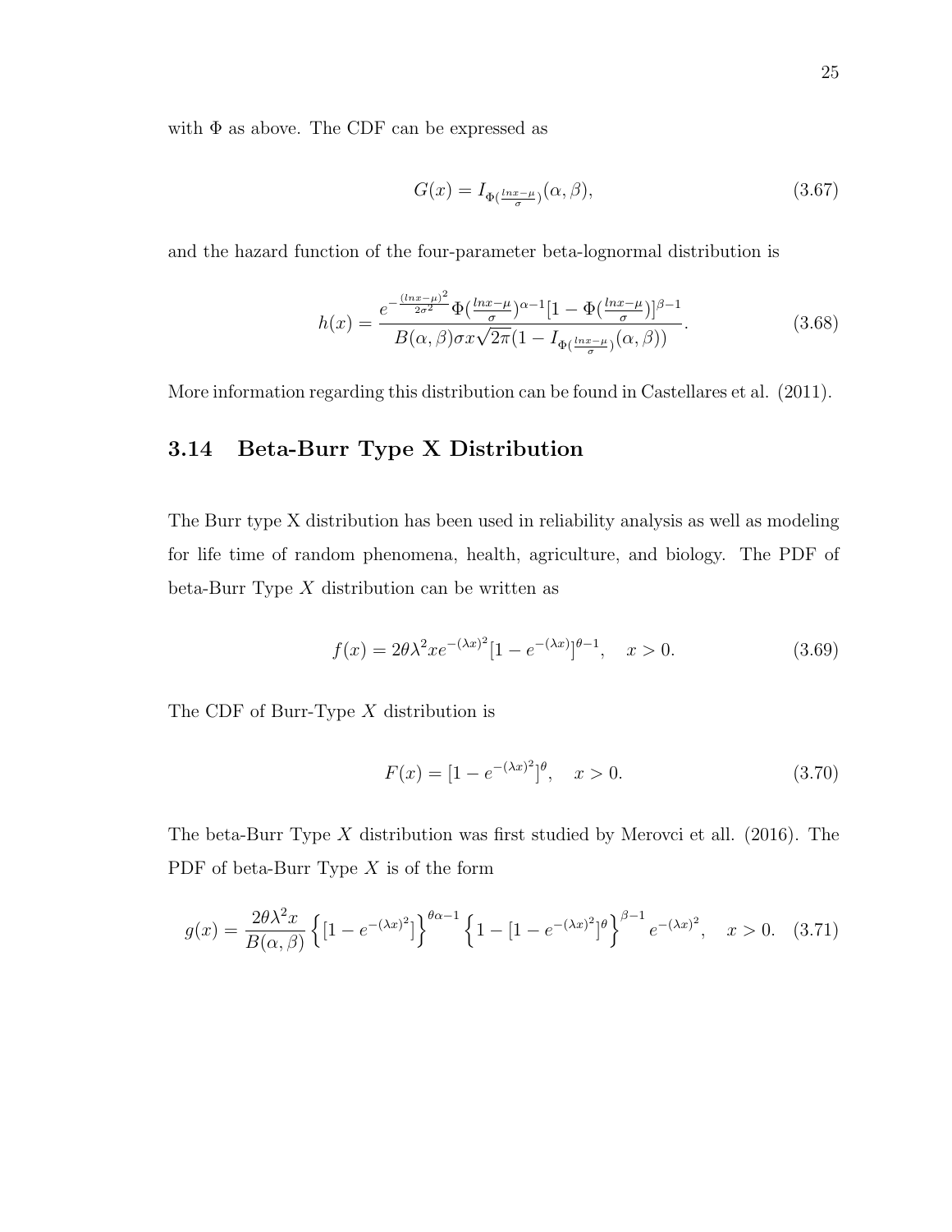with $\Phi$ as above. The CDF can be expressed as

$$G(x) = I_{\Phi(\frac{lnx-\mu}{\sigma})}(\alpha, \beta), \tag{3.67}$$

and the hazard function of the four-parameter beta-lognormal distribution is

$$h(x) = \frac{e^{-\frac{(lnx-\mu)^2}{2\sigma^2}} \Phi(\frac{lnx-\mu}{\sigma})^{\alpha-1}[1-\Phi(\frac{lnx-\mu}{\sigma})]^{\beta-1}}{B(\alpha,\beta)\sigma x\sqrt{2\pi}(1-I_{\Phi(\frac{lnx-\mu}{\sigma})}(\alpha,\beta))}. \tag{3.68}$$

More information regarding this distribution can be found in Castellares et al. (2011).

## 3.14 Beta-Burr Type X Distribution

The Burr type X distribution has been used in reliability analysis as well as modeling for life time of random phenomena, health, agriculture, and biology. The PDF of beta-Burr Type $X$ distribution can be written as

$$f(x) = 2\theta\lambda^2 x e^{-(\lambda x)^2}[1-e^{-(\lambda x)}]^{\theta-1}, \quad x > 0. \tag{3.69}$$

The CDF of Burr-Type $X$ distribution is

$$F(x) = [1-e^{-(\lambda x)^2}]^{\theta}, \quad x > 0. \tag{3.70}$$

The beta-Burr Type $X$ distribution was first studied by Merovci et all. (2016). The PDF of beta-Burr Type $X$ is of the form

$$g(x) = \frac{2\theta\lambda^2 x}{B(\alpha,\beta)} \left\{[1-e^{-(\lambda x)^2}]\right\}^{\theta\alpha-1} \left\{1-[1-e^{-(\lambda x)^2}]^{\theta}\right\}^{\beta-1} e^{-(\lambda x)^2}, \quad x > 0. \tag{3.71}$$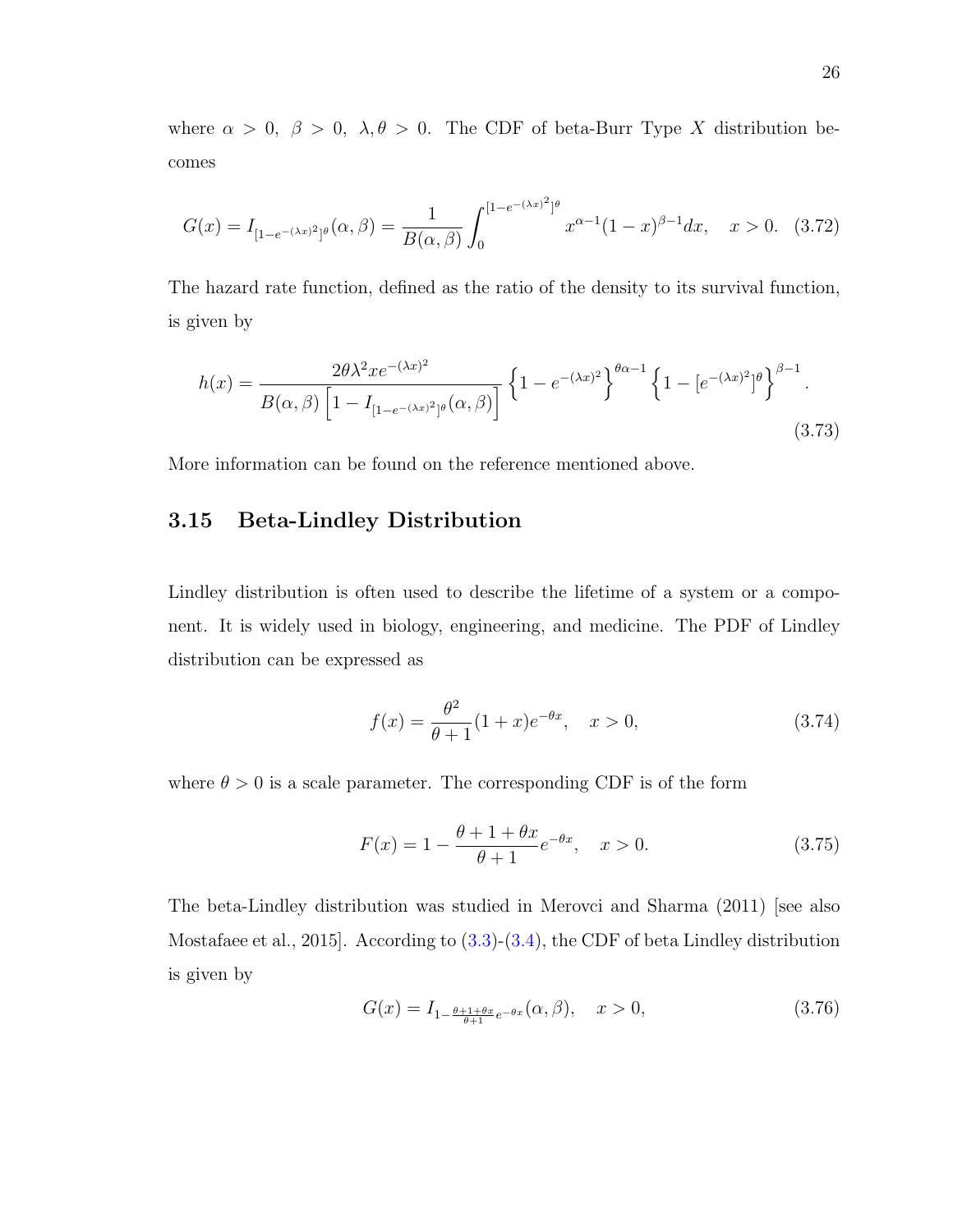where $\alpha > 0,\ \beta > 0,\ \lambda, \theta > 0$. The CDF of beta-Burr Type $X$ distribution becomes

$$G(x) = I_{[1-e^{-(\lambda x)^2}]^\theta}(\alpha, \beta) = \frac{1}{B(\alpha, \beta)} \int_0^{[1-e^{-(\lambda x)^2}]^\theta} x^{\alpha-1}(1-x)^{\beta-1}dx, \quad x > 0. \quad (3.72)$$

The hazard rate function, defined as the ratio of the density to its survival function, is given by

$$h(x) = \frac{2\theta\lambda^2 x e^{-(\lambda x)^2}}{B(\alpha, \beta)\left[1 - I_{[1-e^{-(\lambda x)^2}]^\theta}(\alpha, \beta)\right]} \left\{1 - e^{-(\lambda x)^2}\right\}^{\theta\alpha - 1} \left\{1 - [e^{-(\lambda x)^2}]^\theta\right\}^{\beta-1}. \quad (3.73)$$

More information can be found on the reference mentioned above.

## 3.15 Beta-Lindley Distribution

Lindley distribution is often used to describe the lifetime of a system or a component. It is widely used in biology, engineering, and medicine. The PDF of Lindley distribution can be expressed as

$$f(x) = \frac{\theta^2}{\theta + 1}(1 + x)e^{-\theta x}, \quad x > 0, \quad (3.74)$$

where $\theta > 0$ is a scale parameter. The corresponding CDF is of the form

$$F(x) = 1 - \frac{\theta + 1 + \theta x}{\theta + 1} e^{-\theta x}, \quad x > 0. \quad (3.75)$$

The beta-Lindley distribution was studied in Merovci and Sharma (2011) [see also Mostafaee et al., 2015]. According to (3.3)-(3.4), the CDF of beta Lindley distribution is given by

$$G(x) = I_{1 - \frac{\theta+1+\theta x}{\theta+1} e^{-\theta x}}(\alpha, \beta), \quad x > 0, \quad (3.76)$$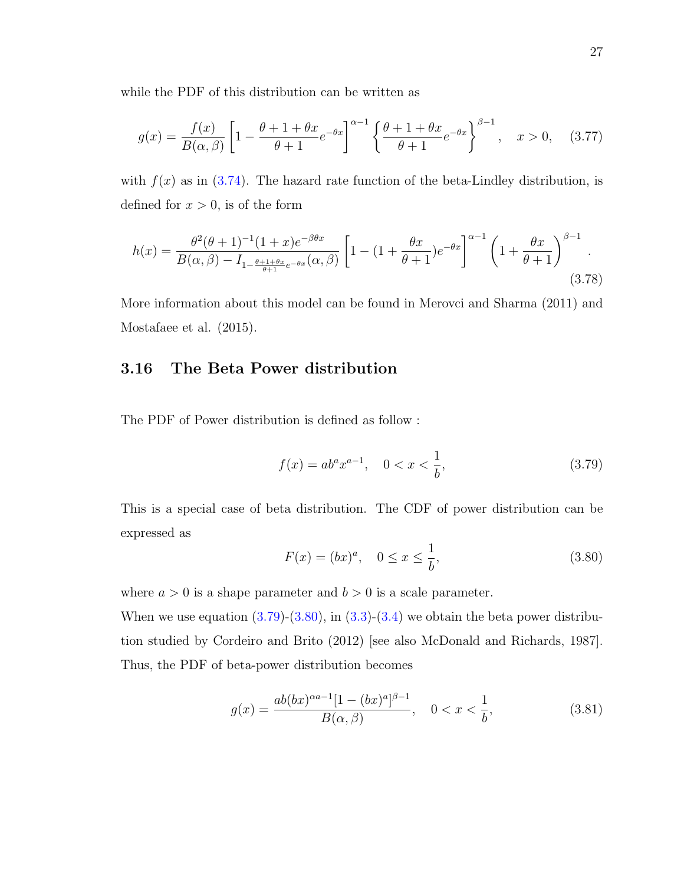while the PDF of this distribution can be written as

$$g(x) = \frac{f(x)}{B(\alpha, \beta)} \left[ 1 - \frac{\theta + 1 + \theta x}{\theta + 1} e^{-\theta x} \right]^{\alpha - 1} \left\{ \frac{\theta + 1 + \theta x}{\theta + 1} e^{-\theta x} \right\}^{\beta - 1}, \quad x > 0, \tag{3.77}$$

with $f(x)$ as in (3.74). The hazard rate function of the beta-Lindley distribution, is defined for $x > 0$, is of the form

$$h(x) = \frac{\theta^2(\theta+1)^{-1}(1+x)e^{-\beta\theta x}}{B(\alpha, \beta) - I_{1 - \frac{\theta+1+\theta x}{\theta+1} e^{-\theta x}}(\alpha, \beta)} \left[ 1 - (1 + \frac{\theta x}{\theta + 1}) e^{-\theta x} \right]^{\alpha - 1} \left( 1 + \frac{\theta x}{\theta + 1} \right)^{\beta - 1}. \tag{3.78}$$

More information about this model can be found in Merovci and Sharma (2011) and Mostafaee et al. (2015).

## 3.16 The Beta Power distribution

The PDF of Power distribution is defined as follow :

$$f(x) = ab^a x^{a-1}, \quad 0 < x < \frac{1}{b}, \tag{3.79}$$

This is a special case of beta distribution. The CDF of power distribution can be expressed as

$$F(x) = (bx)^a, \quad 0 \le x \le \frac{1}{b}, \tag{3.80}$$

where $a > 0$ is a shape parameter and $b > 0$ is a scale parameter.

When we use equation (3.79)-(3.80), in (3.3)-(3.4) we obtain the beta power distribution studied by Cordeiro and Brito (2012) [see also McDonald and Richards, 1987]. Thus, the PDF of beta-power distribution becomes

$$g(x) = \frac{ab(bx)^{\alpha a - 1}[1 - (bx)^a]^{\beta - 1}}{B(\alpha, \beta)}, \quad 0 < x < \frac{1}{b}, \tag{3.81}$$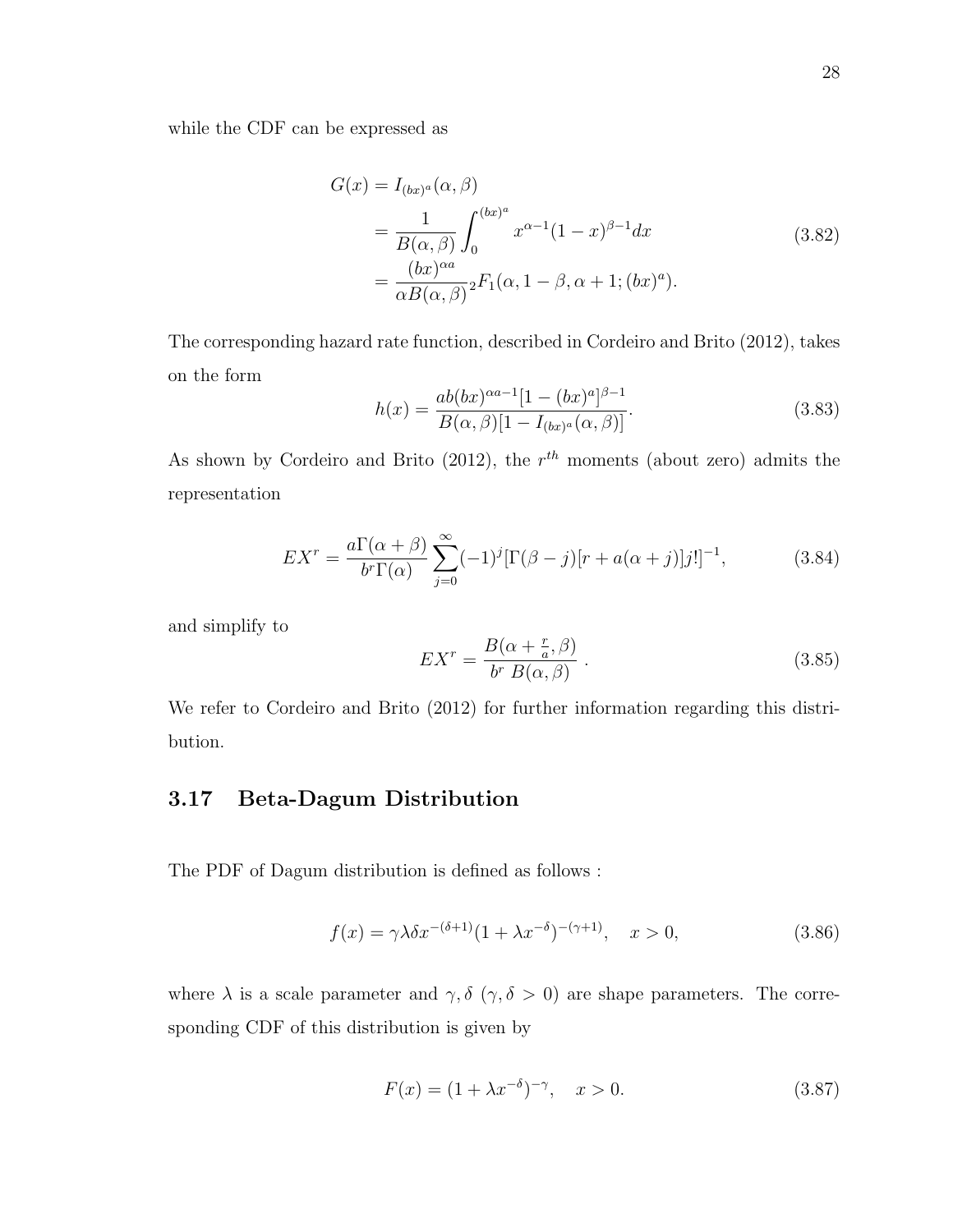while the CDF can be expressed as

$$
\begin{aligned}
G(x) &= I_{(bx)^a}(\alpha, \beta) \\
&= \frac{1}{B(\alpha, \beta)} \int_0^{(bx)^a} x^{\alpha-1}(1-x)^{\beta-1} dx \\
&= \frac{(bx)^{\alpha a}}{\alpha B(\alpha, \beta)} {}_2F_1(\alpha, 1-\beta, \alpha+1; (bx)^a).
\end{aligned} \tag{3.82}
$$

The corresponding hazard rate function, described in Cordeiro and Brito (2012), takes on the form

$$
h(x) = \frac{ab(bx)^{\alpha a-1}[1-(bx)^a]^{\beta-1}}{B(\alpha, \beta)[1-I_{(bx)^a}(\alpha, \beta)]}. \tag{3.83}
$$

As shown by Cordeiro and Brito (2012), the $r^{th}$ moments (about zero) admits the representation

$$
EX^r = \frac{a\Gamma(\alpha+\beta)}{b^r \Gamma(\alpha)} \sum_{j=0}^{\infty} (-1)^j [\Gamma(\beta-j)[r+a(\alpha+j)]j!]^{-1}, \tag{3.84}
$$

and simplify to

$$
EX^r = \frac{B(\alpha + \frac{r}{a}, \beta)}{b^r \, B(\alpha, \beta)} \, . \tag{3.85}
$$

We refer to Cordeiro and Brito (2012) for further information regarding this distribution.

## 3.17 Beta-Dagum Distribution

The PDF of Dagum distribution is defined as follows :

$$
f(x) = \gamma\lambda\delta x^{-(\delta+1)}(1+\lambda x^{-\delta})^{-(\gamma+1)}, \quad x > 0, \tag{3.86}
$$

where $\lambda$ is a scale parameter and $\gamma, \delta$ ($\gamma, \delta > 0$) are shape parameters. The corresponding CDF of this distribution is given by

$$
F(x) = (1+\lambda x^{-\delta})^{-\gamma}, \quad x > 0. \tag{3.87}
$$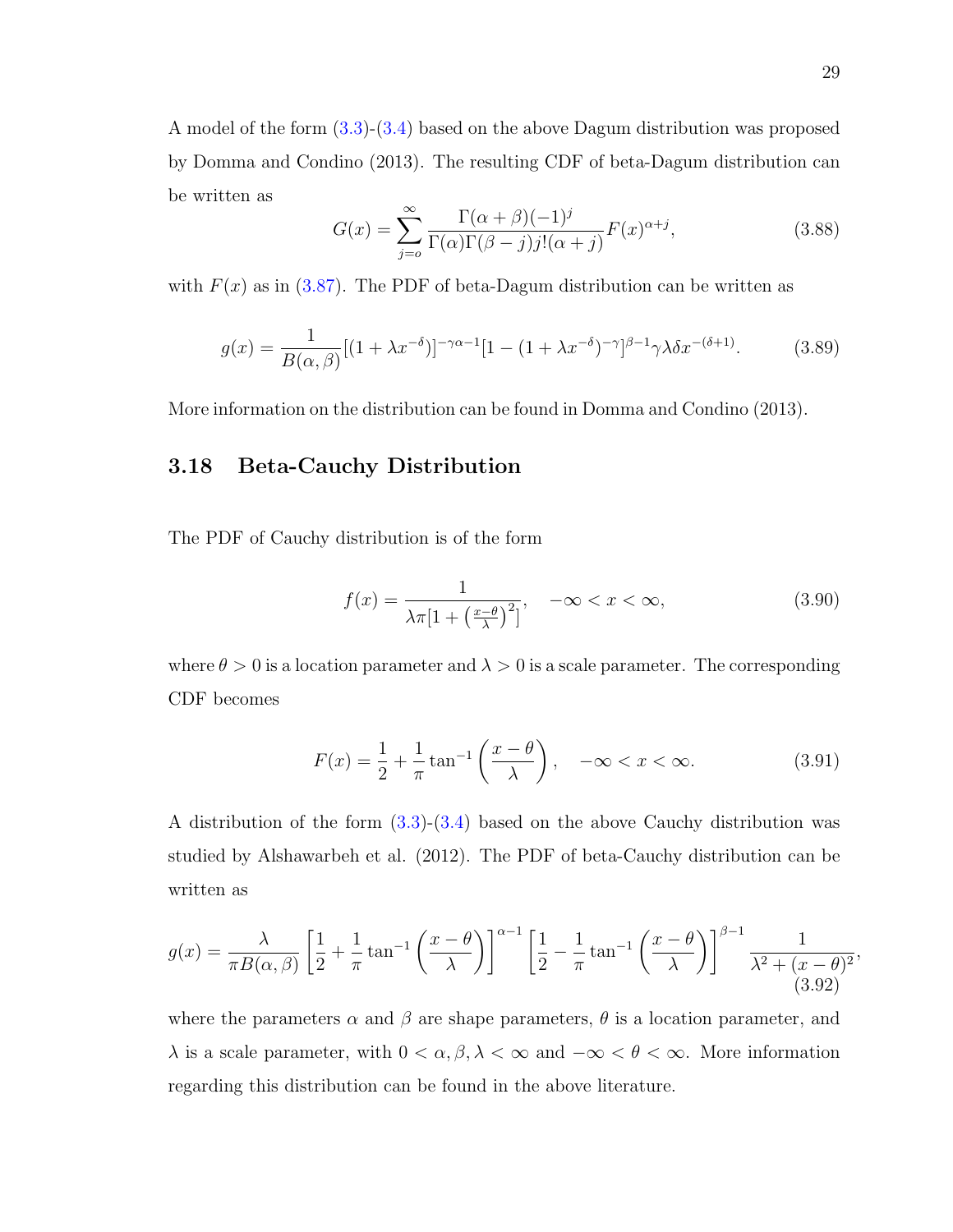A model of the form (3.3)-(3.4) based on the above Dagum distribution was proposed by Domma and Condino (2013). The resulting CDF of beta-Dagum distribution can be written as

$$G(x) = \sum_{j=o}^{\infty} \frac{\Gamma(\alpha+\beta)(-1)^j}{\Gamma(\alpha)\Gamma(\beta-j)j!(\alpha+j)} F(x)^{\alpha+j}, \tag{3.88}$$

with $F(x)$ as in (3.87). The PDF of beta-Dagum distribution can be written as

$$g(x) = \frac{1}{B(\alpha,\beta)} [(1+\lambda x^{-\delta})]^{-\gamma\alpha-1} [1-(1+\lambda x^{-\delta})^{-\gamma}]^{\beta-1} \gamma\lambda\delta x^{-(\delta+1)}. \tag{3.89}$$

More information on the distribution can be found in Domma and Condino (2013).

## 3.18 Beta-Cauchy Distribution

The PDF of Cauchy distribution is of the form

$$f(x) = \frac{1}{\lambda\pi[1+\left(\frac{x-\theta}{\lambda}\right)^2]}, \quad -\infty < x < \infty, \tag{3.90}$$

where $\theta > 0$ is a location parameter and $\lambda > 0$ is a scale parameter. The corresponding CDF becomes

$$F(x) = \frac{1}{2} + \frac{1}{\pi}\tan^{-1}\left(\frac{x-\theta}{\lambda}\right), \quad -\infty < x < \infty. \tag{3.91}$$

A distribution of the form (3.3)-(3.4) based on the above Cauchy distribution was studied by Alshawarbeh et al. (2012). The PDF of beta-Cauchy distribution can be written as

$$g(x) = \frac{\lambda}{\pi B(\alpha,\beta)} \left[\frac{1}{2} + \frac{1}{\pi}\tan^{-1}\left(\frac{x-\theta}{\lambda}\right)\right]^{\alpha-1} \left[\frac{1}{2} - \frac{1}{\pi}\tan^{-1}\left(\frac{x-\theta}{\lambda}\right)\right]^{\beta-1} \frac{1}{\lambda^2+(x-\theta)^2}, \tag{3.92}$$

where the parameters $\alpha$ and $\beta$ are shape parameters, $\theta$ is a location parameter, and $\lambda$ is a scale parameter, with $0 < \alpha, \beta, \lambda < \infty$ and $-\infty < \theta < \infty$. More information regarding this distribution can be found in the above literature.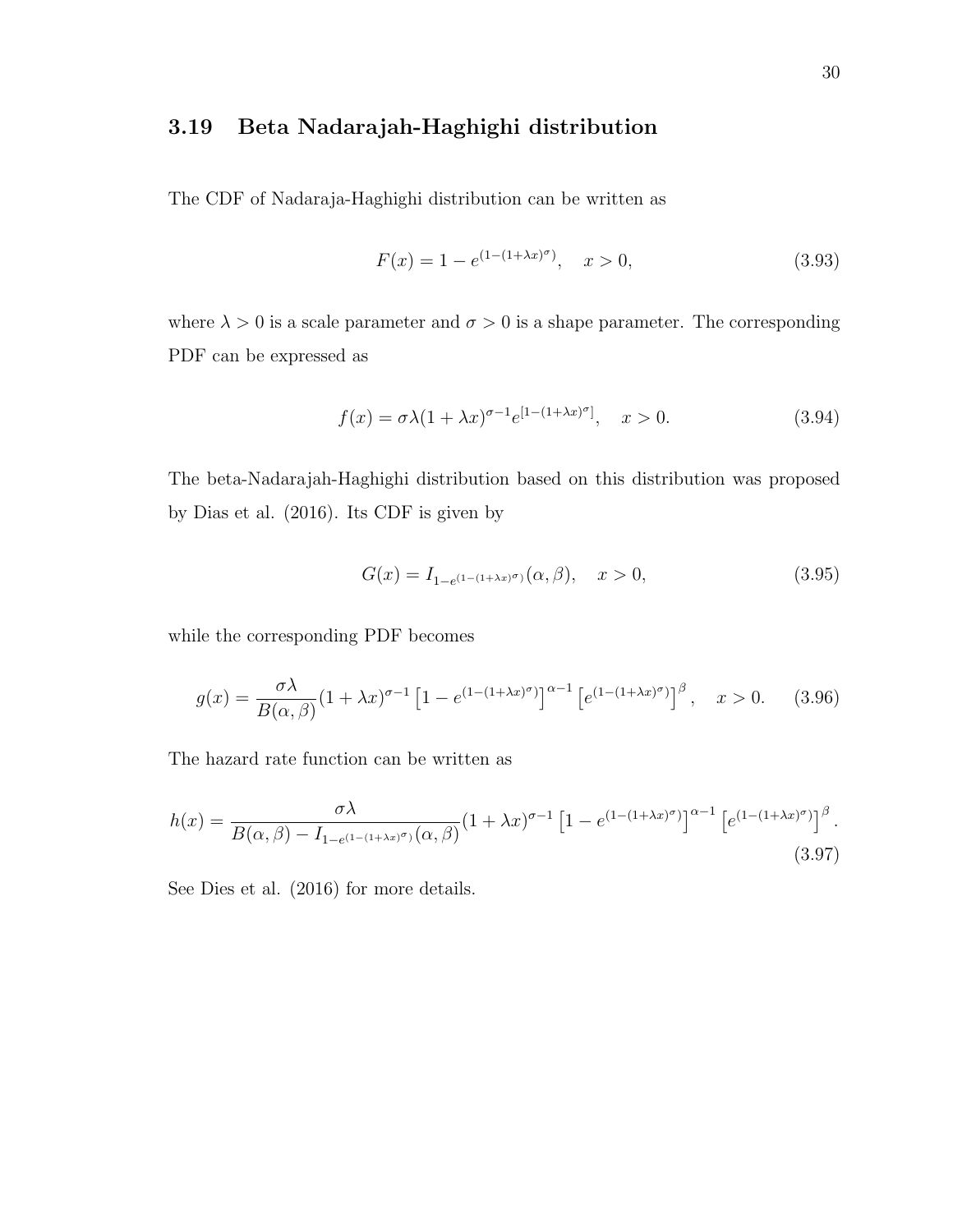### 3.19 Beta Nadarajah-Haghighi distribution

The CDF of Nadaraja-Haghighi distribution can be written as

$$F(x) = 1 - e^{(1-(1+\lambda x)^{\sigma})}, \quad x > 0, \tag{3.93}$$

where $\lambda > 0$ is a scale parameter and $\sigma > 0$ is a shape parameter. The corresponding PDF can be expressed as

$$f(x) = \sigma\lambda(1 + \lambda x)^{\sigma-1} e^{[1-(1+\lambda x)^{\sigma}]}, \quad x > 0. \tag{3.94}$$

The beta-Nadarajah-Haghighi distribution based on this distribution was proposed by Dias et al. (2016). Its CDF is given by

$$G(x) = I_{1-e^{(1-(1+\lambda x)^{\sigma})}}(\alpha, \beta), \quad x > 0, \tag{3.95}$$

while the corresponding PDF becomes

$$g(x) = \frac{\sigma\lambda}{B(\alpha,\beta)}(1 + \lambda x)^{\sigma-1} \left[1 - e^{(1-(1+\lambda x)^{\sigma})}\right]^{\alpha-1} \left[e^{(1-(1+\lambda x)^{\sigma})}\right]^{\beta}, \quad x > 0. \tag{3.96}$$

The hazard rate function can be written as

$$h(x) = \frac{\sigma\lambda}{B(\alpha,\beta) - I_{1-e^{(1-(1+\lambda x)^{\sigma})}}(\alpha,\beta)}(1 + \lambda x)^{\sigma-1} \left[1 - e^{(1-(1+\lambda x)^{\sigma})}\right]^{\alpha-1} \left[e^{(1-(1+\lambda x)^{\sigma})}\right]^{\beta}. \tag{3.97}$$

See Dies et al. (2016) for more details.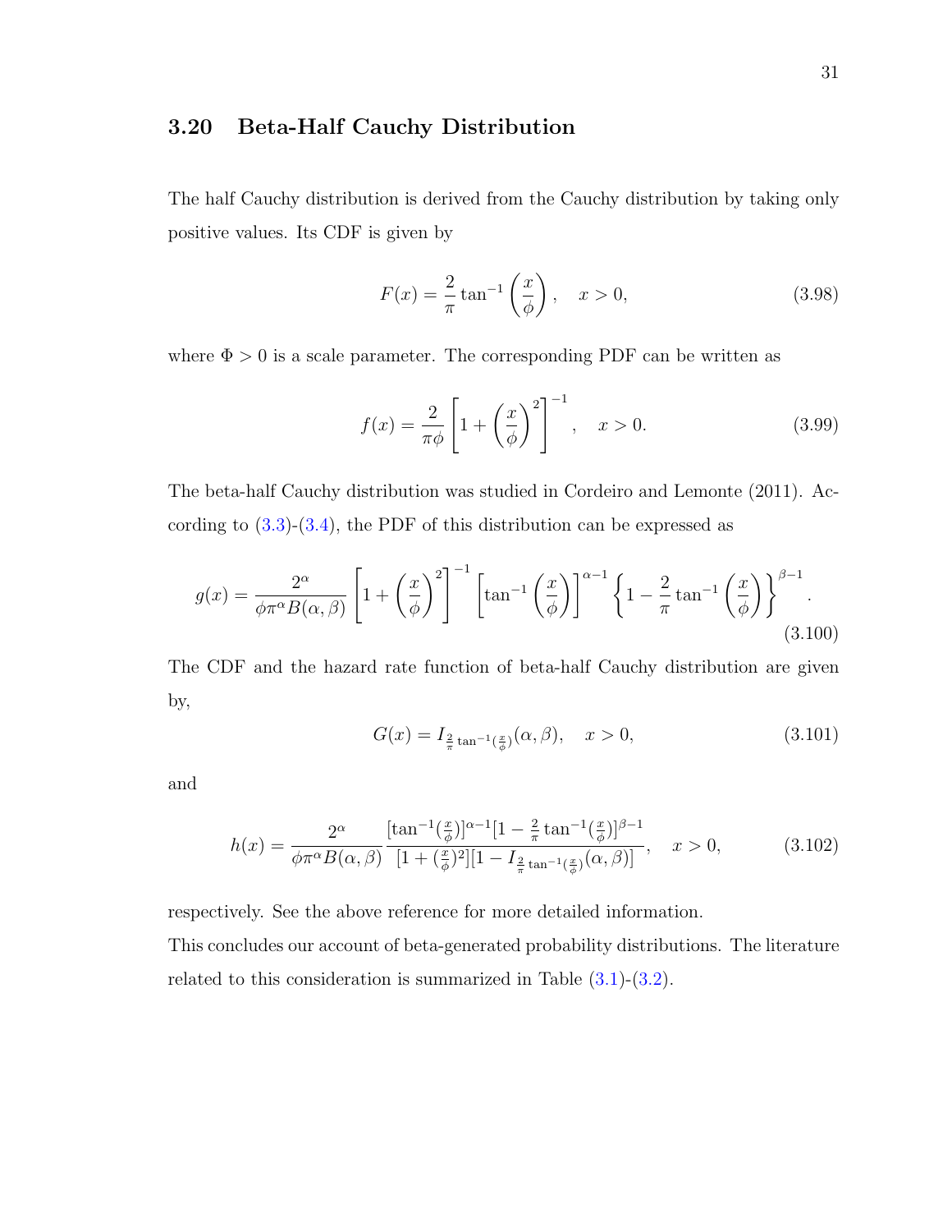## 3.20 Beta-Half Cauchy Distribution

The half Cauchy distribution is derived from the Cauchy distribution by taking only positive values. Its CDF is given by

$$F(x) = \frac{2}{\pi} \tan^{-1}\left(\frac{x}{\phi}\right), \quad x > 0, \tag{3.98}$$

where $\Phi > 0$ is a scale parameter. The corresponding PDF can be written as

$$f(x) = \frac{2}{\pi\phi}\left[1 + \left(\frac{x}{\phi}\right)^2\right]^{-1}, \quad x > 0. \tag{3.99}$$

The beta-half Cauchy distribution was studied in Cordeiro and Lemonte (2011). According to (3.3)-(3.4), the PDF of this distribution can be expressed as

$$g(x) = \frac{2^\alpha}{\phi\pi^\alpha B(\alpha,\beta)}\left[1 + \left(\frac{x}{\phi}\right)^2\right]^{-1}\left[\tan^{-1}\left(\frac{x}{\phi}\right)\right]^{\alpha-1}\left\{1 - \frac{2}{\pi}\tan^{-1}\left(\frac{x}{\phi}\right)\right\}^{\beta-1}. \tag{3.100}$$

The CDF and the hazard rate function of beta-half Cauchy distribution are given by,

$$G(x) = I_{\frac{2}{\pi}\tan^{-1}(\frac{x}{\phi})}(\alpha,\beta), \quad x > 0, \tag{3.101}$$

and

$$h(x) = \frac{2^\alpha}{\phi\pi^\alpha B(\alpha,\beta)}\frac{[\tan^{-1}(\frac{x}{\phi})]^{\alpha-1}[1 - \frac{2}{\pi}\tan^{-1}(\frac{x}{\phi})]^{\beta-1}}{[1 + (\frac{x}{\phi})^2][1 - I_{\frac{2}{\pi}\tan^{-1}(\frac{x}{\phi})}(\alpha,\beta)]}, \quad x > 0, \tag{3.102}$$

respectively. See the above reference for more detailed information.

This concludes our account of beta-generated probability distributions. The literature related to this consideration is summarized in Table (3.1)-(3.2).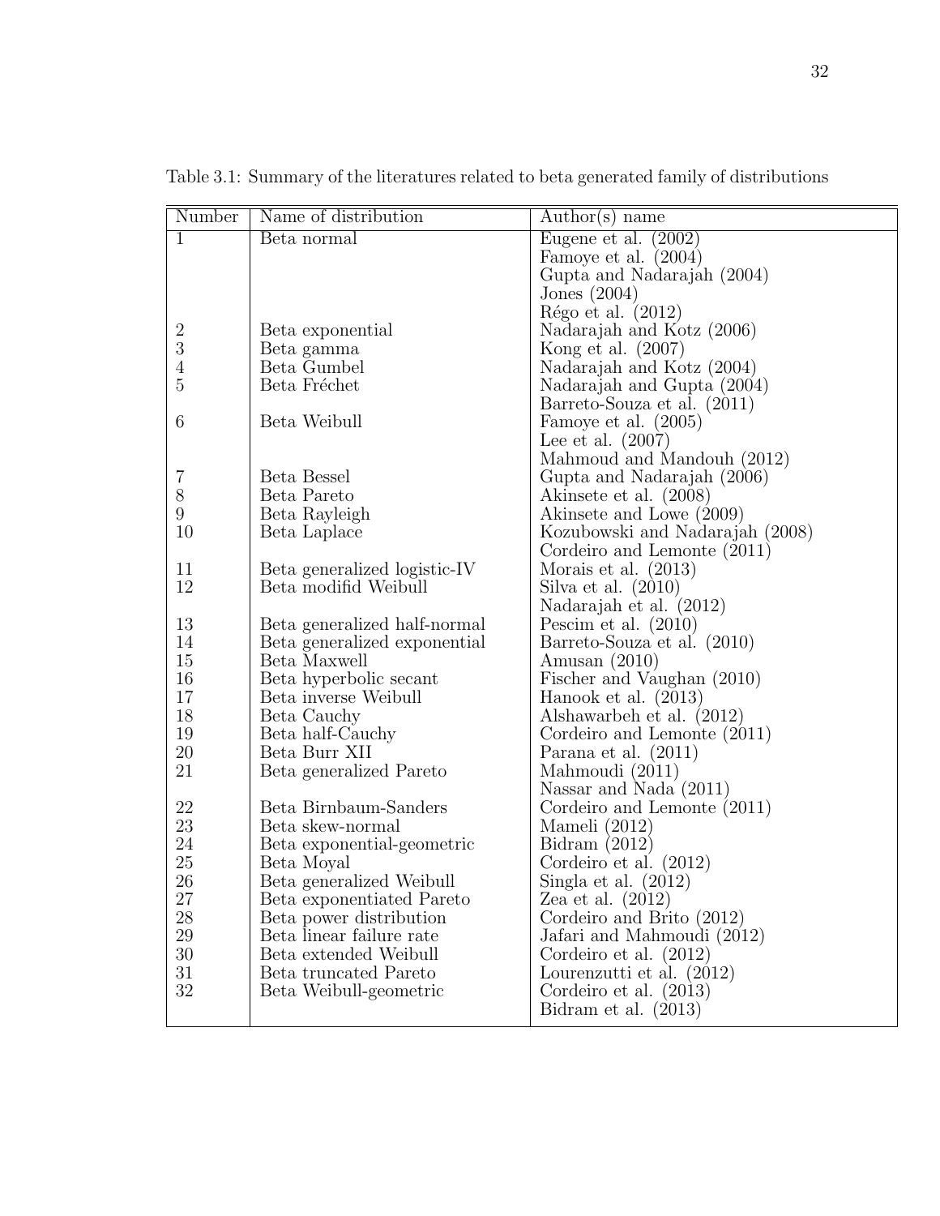Table 3.1: Summary of the literatures related to beta generated family of distributions

| Number | Name of distribution | Author(s) name |
|---|---|---|
| 1 | Beta normal | Eugene et al. (2002) |
| | | Famoye et al. (2004) |
| | | Gupta and Nadarajah (2004) |
| | | Jones (2004) |
| | | Régo et al. (2012) |
| 2 | Beta exponential | Nadarajah and Kotz (2006) |
| 3 | Beta gamma | Kong et al. (2007) |
| 4 | Beta Gumbel | Nadarajah and Kotz (2004) |
| 5 | Beta Fréchet | Nadarajah and Gupta (2004) |
| | | Barreto-Souza et al. (2011) |
| 6 | Beta Weibull | Famoye et al. (2005) |
| | | Lee et al. (2007) |
| | | Mahmoud and Mandouh (2012) |
| 7 | Beta Bessel | Gupta and Nadarajah (2006) |
| 8 | Beta Pareto | Akinsete et al. (2008) |
| 9 | Beta Rayleigh | Akinsete and Lowe (2009) |
| 10 | Beta Laplace | Kozubowski and Nadarajah (2008) |
| | | Cordeiro and Lemonte (2011) |
| 11 | Beta generalized logistic-IV | Morais et al. (2013) |
| 12 | Beta modifid Weibull | Silva et al. (2010) |
| | | Nadarajah et al. (2012) |
| 13 | Beta generalized half-normal | Pescim et al. (2010) |
| 14 | Beta generalized exponential | Barreto-Souza et al. (2010) |
| 15 | Beta Maxwell | Amusan (2010) |
| 16 | Beta hyperbolic secant | Fischer and Vaughan (2010) |
| 17 | Beta inverse Weibull | Hanook et al. (2013) |
| 18 | Beta Cauchy | Alshawarbeh et al. (2012) |
| 19 | Beta half-Cauchy | Cordeiro and Lemonte (2011) |
| 20 | Beta Burr XII | Parana et al. (2011) |
| 21 | Beta generalized Pareto | Mahmoudi (2011) |
| | | Nassar and Nada (2011) |
| 22 | Beta Birnbaum-Sanders | Cordeiro and Lemonte (2011) |
| 23 | Beta skew-normal | Mameli (2012) |
| 24 | Beta exponential-geometric | Bidram (2012) |
| 25 | Beta Moyal | Cordeiro et al. (2012) |
| 26 | Beta generalized Weibull | Singla et al. (2012) |
| 27 | Beta exponentiated Pareto | Zea et al. (2012) |
| 28 | Beta power distribution | Cordeiro and Brito (2012) |
| 29 | Beta linear failure rate | Jafari and Mahmoudi (2012) |
| 30 | Beta extended Weibull | Cordeiro et al. (2012) |
| 31 | Beta truncated Pareto | Lourenzutti et al. (2012) |
| 32 | Beta Weibull-geometric | Cordeiro et al. (2013) |
| | | Bidram et al. (2013) |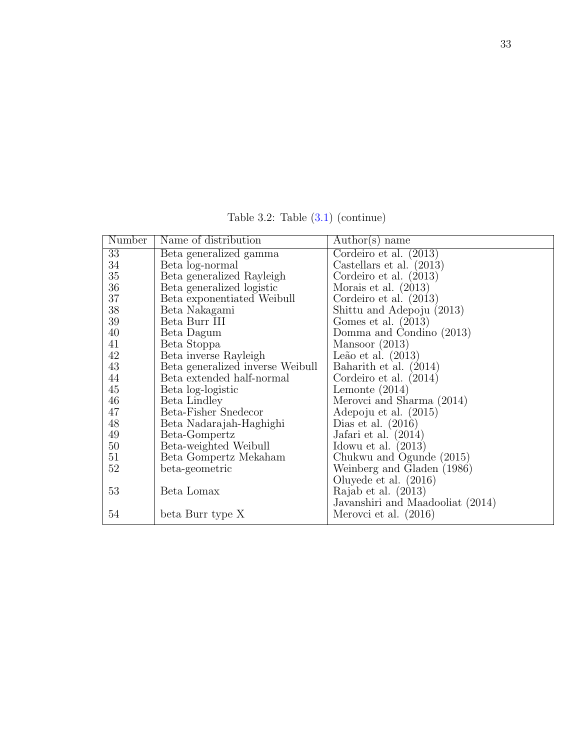Table 3.2: Table (3.1) (continue)

| Number | Name of distribution | Author(s) name |
|---|---|---|
| 33 | Beta generalized gamma | Cordeiro et al. (2013) |
| 34 | Beta log-normal | Castellars et al. (2013) |
| 35 | Beta generalized Rayleigh | Cordeiro et al. (2013) |
| 36 | Beta generalized logistic | Morais et al. (2013) |
| 37 | Beta exponentiated Weibull | Cordeiro et al. (2013) |
| 38 | Beta Nakagami | Shittu and Adepoju (2013) |
| 39 | Beta Burr III | Gomes et al. (2013) |
| 40 | Beta Dagum | Domma and Condino (2013) |
| 41 | Beta Stoppa | Mansoor (2013) |
| 42 | Beta inverse Rayleigh | Leão et al. (2013) |
| 43 | Beta generalized inverse Weibull | Baharith et al. (2014) |
| 44 | Beta extended half-normal | Cordeiro et al. (2014) |
| 45 | Beta log-logistic | Lemonte (2014) |
| 46 | Beta Lindley | Merovci and Sharma (2014) |
| 47 | Beta-Fisher Snedecor | Adepoju et al. (2015) |
| 48 | Beta Nadarajah-Haghighi | Dias et al. (2016) |
| 49 | Beta-Gompertz | Jafari et al. (2014) |
| 50 | Beta-weighted Weibull | Idowu et al. (2013) |
| 51 | Beta Gompertz Mekaham | Chukwu and Ogunde (2015) |
| 52 | beta-geometric | Weinberg and Gladen (1986) |
| | | Oluyede et al. (2016) |
| 53 | Beta Lomax | Rajab et al. (2013) |
| | | Javanshiri and Maadooliat (2014) |
| 54 | beta Burr type X | Merovci et al. (2016) |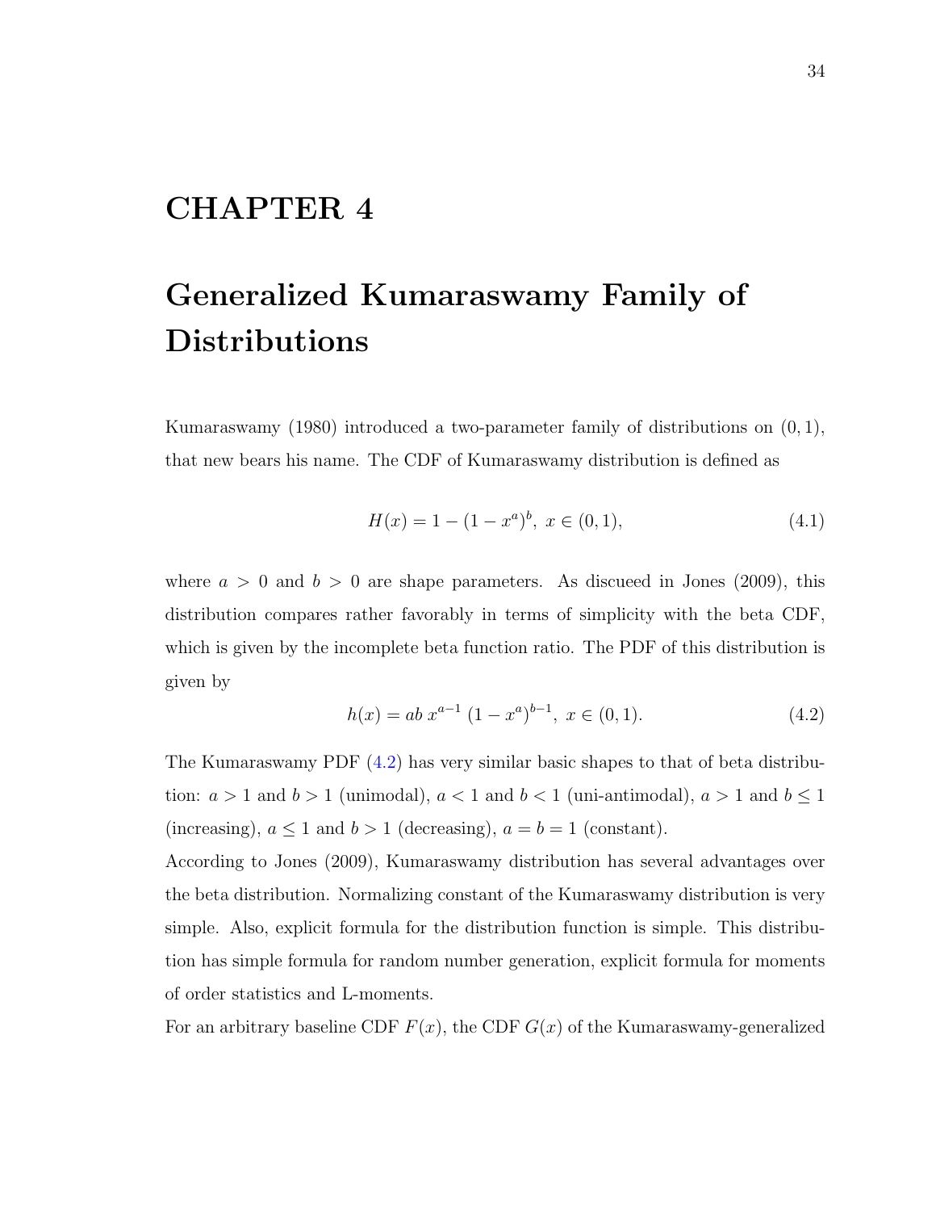# CHAPTER 4

# Generalized Kumaraswamy Family of Distributions

Kumaraswamy (1980) introduced a two-parameter family of distributions on $(0, 1)$, that new bears his name. The CDF of Kumaraswamy distribution is defined as

$$H(x) = 1 - (1 - x^a)^b, \ x \in (0, 1), \tag{4.1}$$

where $a > 0$ and $b > 0$ are shape parameters. As discueed in Jones (2009), this distribution compares rather favorably in terms of simplicity with the beta CDF, which is given by the incomplete beta function ratio. The PDF of this distribution is given by

$$h(x) = ab \, x^{a-1} \, (1 - x^a)^{b-1}, \ x \in (0, 1). \tag{4.2}$$

The Kumaraswamy PDF (4.2) has very similar basic shapes to that of beta distribution: $a > 1$ and $b > 1$ (unimodal), $a < 1$ and $b < 1$ (uni-antimodal), $a > 1$ and $b \leq 1$ (increasing), $a \leq 1$ and $b > 1$ (decreasing), $a = b = 1$ (constant).

According to Jones (2009), Kumaraswamy distribution has several advantages over the beta distribution. Normalizing constant of the Kumaraswamy distribution is very simple. Also, explicit formula for the distribution function is simple. This distribution has simple formula for random number generation, explicit formula for moments of order statistics and L-moments.

For an arbitrary baseline CDF $F(x)$, the CDF $G(x)$ of the Kumaraswamy-generalized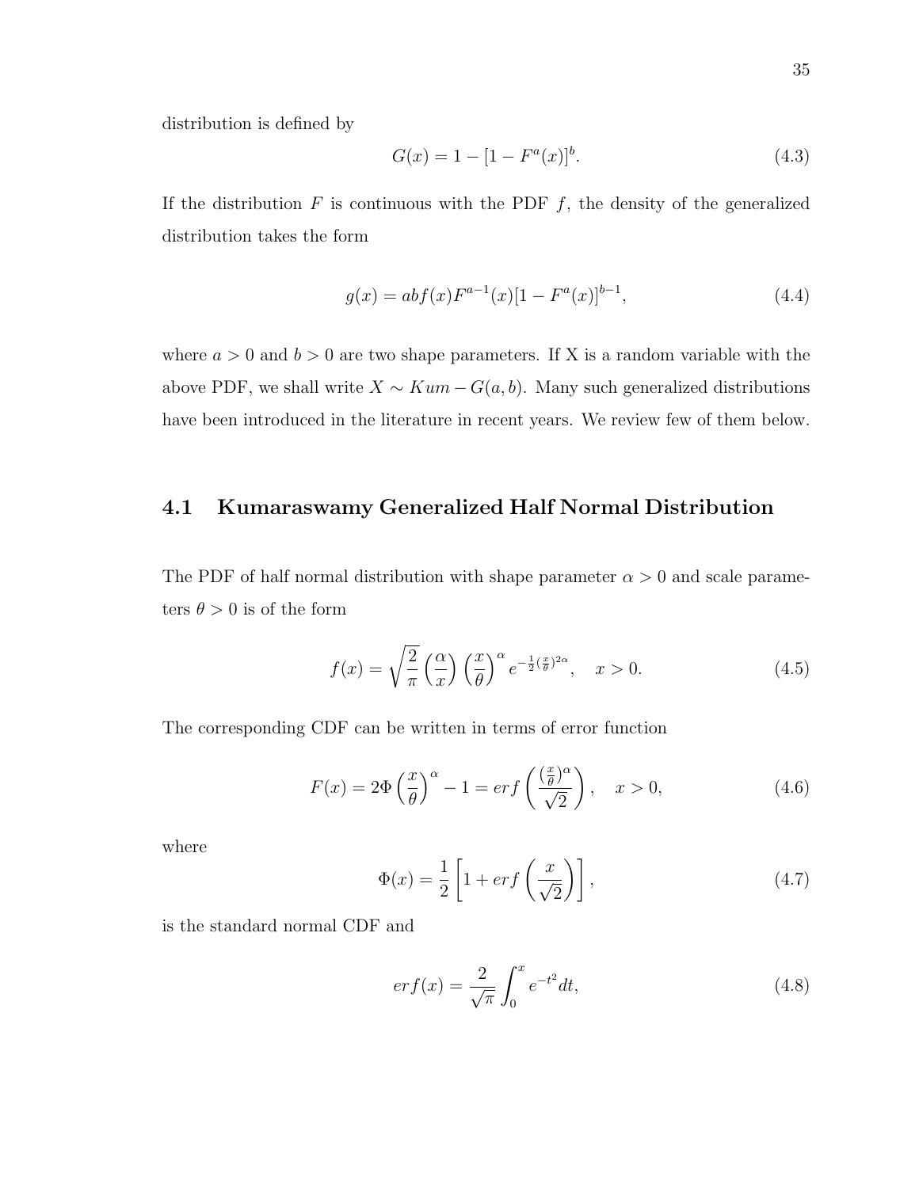distribution is defined by

$$G(x) = 1 - [1 - F^a(x)]^b. \tag{4.3}$$

If the distribution $F$ is continuous with the PDF $f$, the density of the generalized distribution takes the form

$$g(x) = abf(x)F^{a-1}(x)[1 - F^a(x)]^{b-1}, \tag{4.4}$$

where $a > 0$ and $b > 0$ are two shape parameters. If X is a random variable with the above PDF, we shall write $X \sim Kum - G(a, b)$. Many such generalized distributions have been introduced in the literature in recent years. We review few of them below.

## 4.1 Kumaraswamy Generalized Half Normal Distribution

The PDF of half normal distribution with shape parameter $\alpha > 0$ and scale parameters $\theta > 0$ is of the form

$$f(x) = \sqrt{\frac{2}{\pi}} \left(\frac{\alpha}{x}\right) \left(\frac{x}{\theta}\right)^{\alpha} e^{-\frac{1}{2}(\frac{x}{\theta})^{2\alpha}}, \quad x > 0. \tag{4.5}$$

The corresponding CDF can be written in terms of error function

$$F(x) = 2\Phi\left(\frac{x}{\theta}\right)^{\alpha} - 1 = erf\left(\frac{(\frac{x}{\theta})^{\alpha}}{\sqrt{2}}\right), \quad x > 0, \tag{4.6}$$

where

$$\Phi(x) = \frac{1}{2}\left[1 + erf\left(\frac{x}{\sqrt{2}}\right)\right], \tag{4.7}$$

is the standard normal CDF and

$$erf(x) = \frac{2}{\sqrt{\pi}} \int_0^x e^{-t^2} dt, \tag{4.8}$$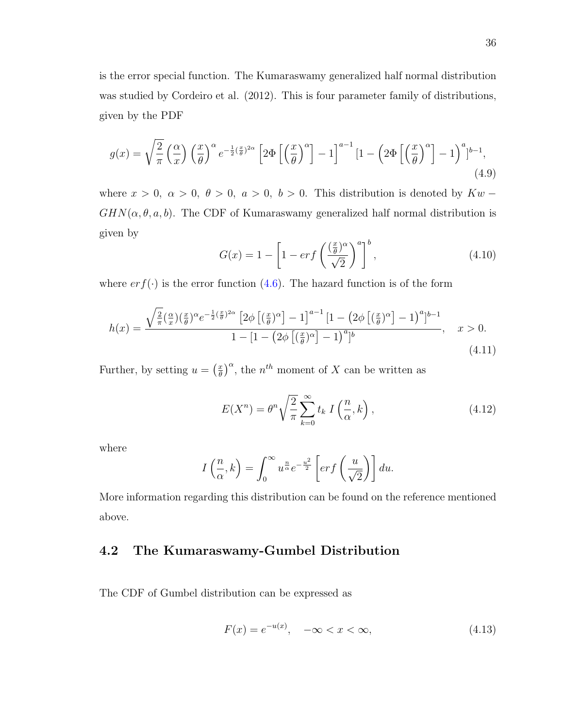is the error special function. The Kumaraswamy generalized half normal distribution was studied by Cordeiro et al. (2012). This is four parameter family of distributions, given by the PDF

$$g(x) = \sqrt{\frac{2}{\pi}}\left(\frac{\alpha}{x}\right)\left(\frac{x}{\theta}\right)^{\alpha} e^{-\frac{1}{2}(\frac{x}{\theta})^{2\alpha}}\left[2\Phi\left[\left(\frac{x}{\theta}\right)^{\alpha}\right]-1\right]^{a-1}[1-\left(2\Phi\left[\left(\frac{x}{\theta}\right)^{\alpha}\right]-1\right)^{a}]^{b-1}, \tag{4.9}$$

where $x > 0,\ \alpha > 0,\ \theta > 0,\ a > 0,\ b > 0$. This distribution is denoted by $Kw-GHN(\alpha, \theta, a, b)$. The CDF of Kumaraswamy generalized half normal distribution is given by

$$G(x) = 1 - \left[1 - erf\left(\frac{(\frac{x}{\theta})^{\alpha}}{\sqrt{2}}\right)^{a}\right]^{b}, \tag{4.10}$$

where $erf(\cdot)$ is the error function (4.6). The hazard function is of the form

$$h(x) = \frac{\sqrt{\frac{2}{\pi}}(\frac{\alpha}{x})(\frac{x}{\theta})^{\alpha}e^{-\frac{1}{2}(\frac{x}{\theta})^{2\alpha}}\left[2\phi\left[(\frac{x}{\theta})^{\alpha}\right]-1\right]^{a-1}[1-\left(2\phi\left[(\frac{x}{\theta})^{\alpha}\right]-1\right)^{a}]^{b-1}}{1-[1-\left(2\phi\left[(\frac{x}{\theta})^{\alpha}\right]-1\right)^{a}]^{b}}, \quad x > 0. \tag{4.11}$$

Further, by setting $u = \left(\frac{x}{\theta}\right)^{\alpha}$, the $n^{th}$ moment of $X$ can be written as

$$E(X^n) = \theta^n \sqrt{\frac{2}{\pi}} \sum_{k=0}^{\infty} t_k\ I\left(\frac{n}{\alpha}, k\right), \tag{4.12}$$

where

$$I\left(\frac{n}{\alpha}, k\right) = \int_0^{\infty} u^{\frac{n}{\alpha}} e^{-\frac{u^2}{2}}\left[erf\left(\frac{u}{\sqrt{2}}\right)\right] du.$$

More information regarding this distribution can be found on the reference mentioned above.

## 4.2 The Kumaraswamy-Gumbel Distribution

The CDF of Gumbel distribution can be expressed as

$$F(x) = e^{-u(x)}, \quad -\infty < x < \infty, \tag{4.13}$$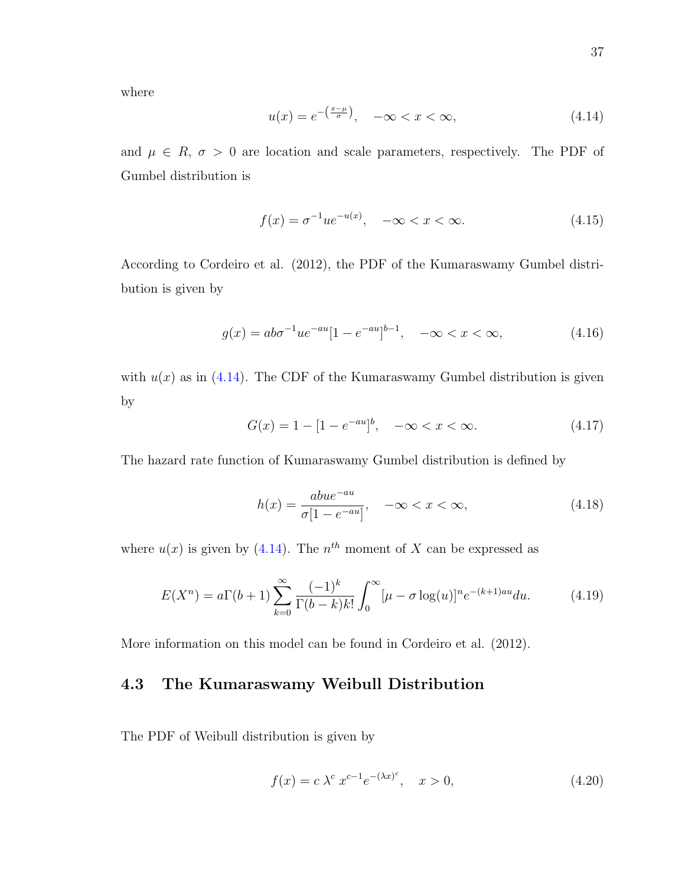where

$$u(x) = e^{-\left(\frac{x-\mu}{\sigma}\right)}, \quad -\infty < x < \infty, \tag{4.14}$$

and $\mu \in R$, $\sigma > 0$ are location and scale parameters, respectively. The PDF of Gumbel distribution is

$$f(x) = \sigma^{-1} u e^{-u(x)}, \quad -\infty < x < \infty. \tag{4.15}$$

According to Cordeiro et al. (2012), the PDF of the Kumaraswamy Gumbel distribution is given by

$$g(x) = ab\sigma^{-1} u e^{-au}[1 - e^{-au}]^{b-1}, \quad -\infty < x < \infty, \tag{4.16}$$

with $u(x)$ as in (4.14). The CDF of the Kumaraswamy Gumbel distribution is given by

$$G(x) = 1 - [1 - e^{-au}]^{b}, \quad -\infty < x < \infty. \tag{4.17}$$

The hazard rate function of Kumaraswamy Gumbel distribution is defined by

$$h(x) = \frac{abue^{-au}}{\sigma[1 - e^{-au}]}, \quad -\infty < x < \infty, \tag{4.18}$$

where $u(x)$ is given by (4.14). The $n^{th}$ moment of $X$ can be expressed as

$$E(X^n) = a\Gamma(b+1) \sum_{k=0}^{\infty} \frac{(-1)^k}{\Gamma(b-k)k!} \int_0^{\infty} [\mu - \sigma \log(u)]^n e^{-(k+1)au} du. \tag{4.19}$$

More information on this model can be found in Cordeiro et al. (2012).

## 4.3 The Kumaraswamy Weibull Distribution

The PDF of Weibull distribution is given by

$$f(x) = c\, \lambda^c\, x^{c-1} e^{-(\lambda x)^c}, \quad x > 0, \tag{4.20}$$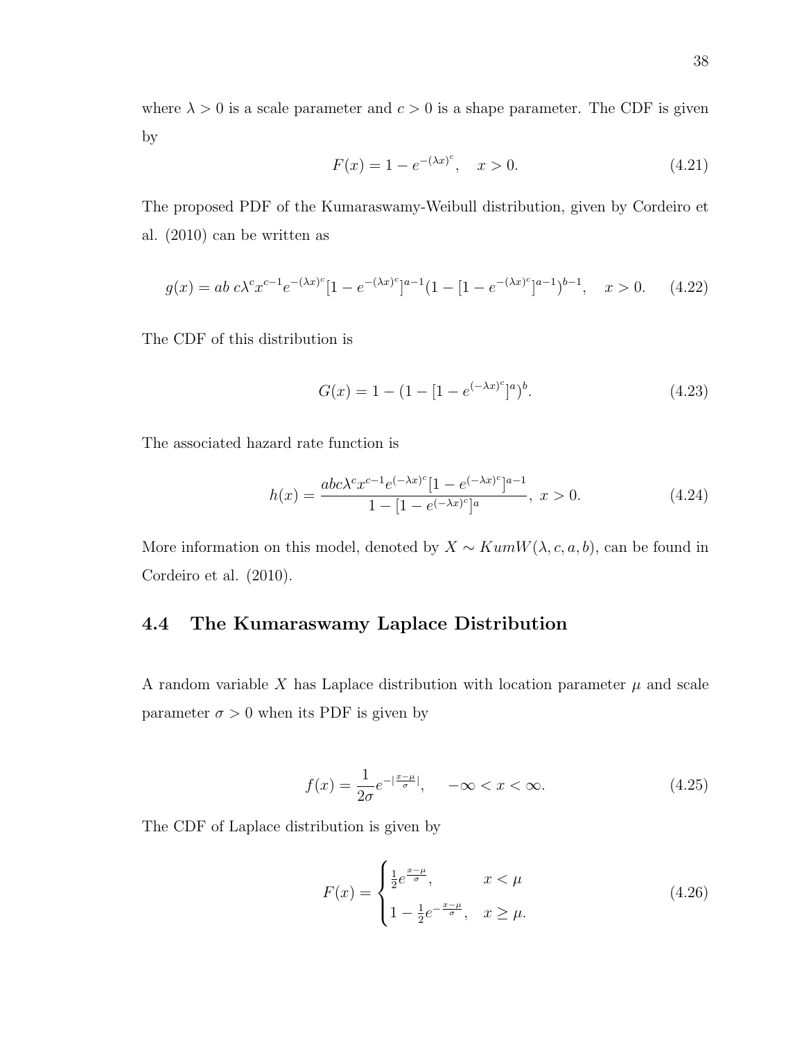where $\lambda > 0$ is a scale parameter and $c > 0$ is a shape parameter. The CDF is given by

$$F(x) = 1 - e^{-(\lambda x)^c}, \quad x > 0. \tag{4.21}$$

The proposed PDF of the Kumaraswamy-Weibull distribution, given by Cordeiro et al. (2010) can be written as

$$g(x) = ab\, c\lambda^c x^{c-1} e^{-(\lambda x)^c}[1 - e^{-(\lambda x)^c}]^{a-1}(1 - [1 - e^{-(\lambda x)^c}]^{a-1})^{b-1}, \quad x > 0. \tag{4.22}$$

The CDF of this distribution is

$$G(x) = 1 - (1 - [1 - e^{(-\lambda x)^c}]^a)^b. \tag{4.23}$$

The associated hazard rate function is

$$h(x) = \frac{abc\lambda^c x^{c-1} e^{(-\lambda x)^c}[1 - e^{(-\lambda x)^c}]^{a-1}}{1 - [1 - e^{(-\lambda x)^c}]^a}, \; x > 0. \tag{4.24}$$

More information on this model, denoted by $X \sim KumW(\lambda, c, a, b)$, can be found in Cordeiro et al. (2010).

## 4.4 The Kumaraswamy Laplace Distribution

A random variable $X$ has Laplace distribution with location parameter $\mu$ and scale parameter $\sigma > 0$ when its PDF is given by

$$f(x) = \frac{1}{2\sigma} e^{-|\frac{x-\mu}{\sigma}|}, \quad -\infty < x < \infty. \tag{4.25}$$

The CDF of Laplace distribution is given by

$$F(x) = \begin{cases} \frac{1}{2} e^{\frac{x-\mu}{\sigma}}, & x < \mu \\ 1 - \frac{1}{2} e^{-\frac{x-\mu}{\sigma}}, & x \geq \mu. \end{cases} \tag{4.26}$$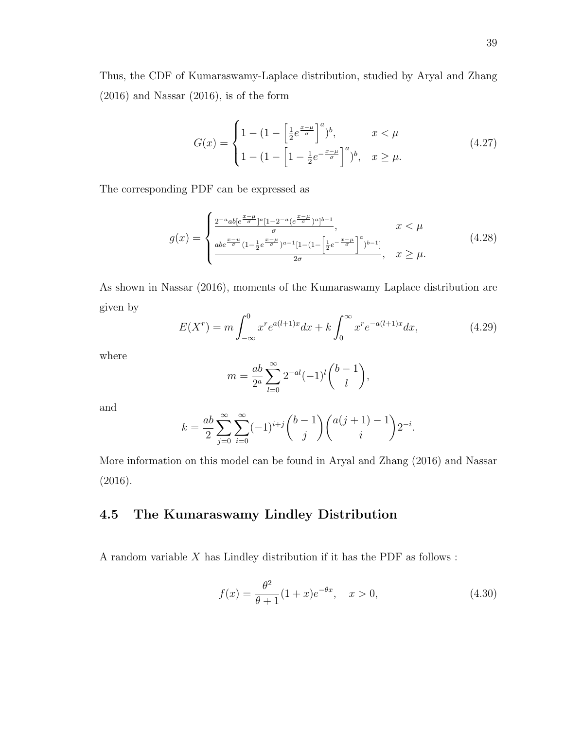Thus, the CDF of Kumaraswamy-Laplace distribution, studied by Aryal and Zhang (2016) and Nassar (2016), is of the form

$$G(x) = \begin{cases} 1 - (1 - \left[\frac{1}{2} e^{\frac{x-\mu}{\sigma}}\right]^a)^b, & x < \mu \\ 1 - (1 - \left[1 - \frac{1}{2} e^{-\frac{x-\mu}{\sigma}}\right]^a)^b, & x \geq \mu. \end{cases} \tag{4.27}$$

The corresponding PDF can be expressed as

$$g(x) = \begin{cases} \frac{2^{-a} ab [e^{\frac{x-\mu}{\sigma}}]^a [1 - 2^{-a} (e^{\frac{x-\mu}{\sigma}})^a]^{b-1}}{\sigma}, & x < \mu \\ \frac{abe^{\frac{x-u}{\sigma}} (1 - \frac{1}{2} e^{\frac{x-\mu}{\sigma}})^{a-1} [1 - (1 - \left[\frac{1}{2} e^{-\frac{x-\mu}{\sigma}}\right]^a)^{b-1}]}{2\sigma}, & x \geq \mu. \end{cases} \tag{4.28}$$

As shown in Nassar (2016), moments of the Kumaraswamy Laplace distribution are given by

$$E(X^r) = m \int_{-\infty}^{0} x^r e^{a(l+1)x} dx + k \int_{0}^{\infty} x^r e^{-a(l+1)x} dx, \tag{4.29}$$

where

$$m = \frac{ab}{2^a} \sum_{l=0}^{\infty} 2^{-al} (-1)^l \binom{b-1}{l},$$

and

$$k = \frac{ab}{2} \sum_{j=0}^{\infty} \sum_{i=0}^{\infty} (-1)^{i+j} \binom{b-1}{j} \binom{a(j+1)-1}{i} 2^{-i}.$$

More information on this model can be found in Aryal and Zhang (2016) and Nassar (2016).

## 4.5 The Kumaraswamy Lindley Distribution

A random variable $X$ has Lindley distribution if it has the PDF as follows :

$$f(x) = \frac{\theta^2}{\theta + 1} (1 + x) e^{-\theta x}, \quad x > 0, \tag{4.30}$$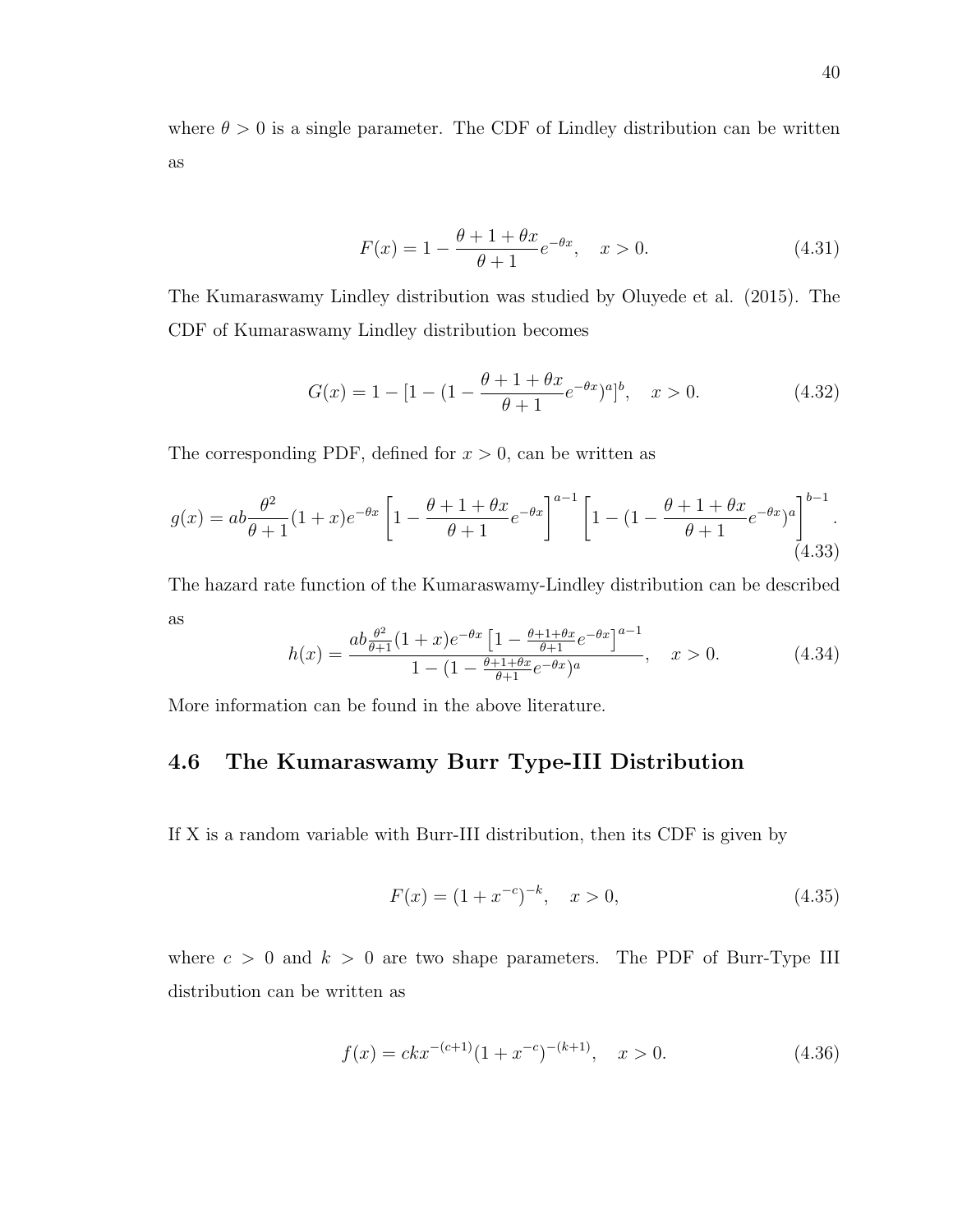where $\theta > 0$ is a single parameter. The CDF of Lindley distribution can be written as

$$F(x) = 1 - \frac{\theta + 1 + \theta x}{\theta + 1} e^{-\theta x}, \quad x > 0. \tag{4.31}$$

The Kumaraswamy Lindley distribution was studied by Oluyede et al. (2015). The CDF of Kumaraswamy Lindley distribution becomes

$$G(x) = 1 - [1 - (1 - \frac{\theta + 1 + \theta x}{\theta + 1} e^{-\theta x})^a]^b, \quad x > 0. \tag{4.32}$$

The corresponding PDF, defined for $x > 0$, can be written as

$$g(x) = ab \frac{\theta^2}{\theta + 1}(1 + x)e^{-\theta x} \left[1 - \frac{\theta + 1 + \theta x}{\theta + 1} e^{-\theta x}\right]^{a-1} \left[1 - (1 - \frac{\theta + 1 + \theta x}{\theta + 1} e^{-\theta x})^a\right]^{b-1}. \tag{4.33}$$

The hazard rate function of the Kumaraswamy-Lindley distribution can be described as

$$h(x) = \frac{ab\frac{\theta^2}{\theta+1}(1 + x)e^{-\theta x}\left[1 - \frac{\theta+1+\theta x}{\theta+1} e^{-\theta x}\right]^{a-1}}{1 - (1 - \frac{\theta+1+\theta x}{\theta+1} e^{-\theta x})^a}, \quad x > 0. \tag{4.34}$$

More information can be found in the above literature.

## 4.6 The Kumaraswamy Burr Type-III Distribution

If X is a random variable with Burr-III distribution, then its CDF is given by

$$F(x) = (1 + x^{-c})^{-k}, \quad x > 0, \tag{4.35}$$

where $c > 0$ and $k > 0$ are two shape parameters. The PDF of Burr-Type III distribution can be written as

$$f(x) = ckx^{-(c+1)}(1 + x^{-c})^{-(k+1)}, \quad x > 0. \tag{4.36}$$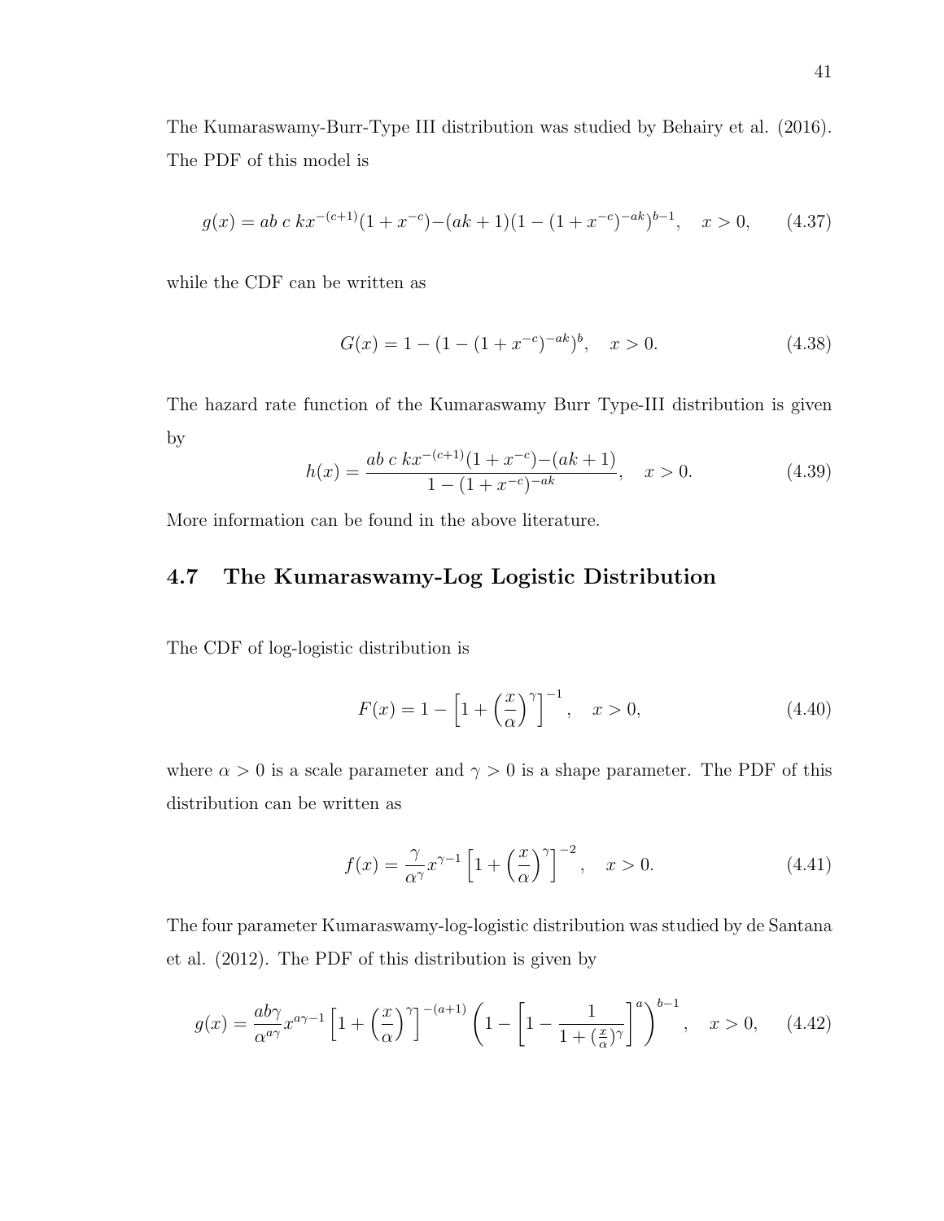The Kumaraswamy-Burr-Type III distribution was studied by Behairy et al. (2016). The PDF of this model is

$$g(x) = ab\ c\ kx^{-(c+1)}(1 + x^{-c}){-}(ak + 1)(1 - (1 + x^{-c})^{-ak})^{b-1}, \quad x > 0, \tag{4.37}$$

while the CDF can be written as

$$G(x) = 1 - (1 - (1 + x^{-c})^{-ak})^{b}, \quad x > 0. \tag{4.38}$$

The hazard rate function of the Kumaraswamy Burr Type-III distribution is given by

$$h(x) = \frac{ab\ c\ kx^{-(c+1)}(1 + x^{-c}){-}(ak + 1)}{1 - (1 + x^{-c})^{-ak}}, \quad x > 0. \tag{4.39}$$

More information can be found in the above literature.

## 4.7 The Kumaraswamy-Log Logistic Distribution

The CDF of log-logistic distribution is

$$F(x) = 1 - \left[1 + \left(\frac{x}{\alpha}\right)^{\gamma}\right]^{-1}, \quad x > 0, \tag{4.40}$$

where $\alpha > 0$ is a scale parameter and $\gamma > 0$ is a shape parameter. The PDF of this distribution can be written as

$$f(x) = \frac{\gamma}{\alpha^{\gamma}} x^{\gamma-1} \left[1 + \left(\frac{x}{\alpha}\right)^{\gamma}\right]^{-2}, \quad x > 0. \tag{4.41}$$

The four parameter Kumaraswamy-log-logistic distribution was studied by de Santana et al. (2012). The PDF of this distribution is given by

$$g(x) = \frac{ab\gamma}{\alpha^{a\gamma}} x^{a\gamma-1} \left[1 + \left(\frac{x}{\alpha}\right)^{\gamma}\right]^{-(a+1)} \left(1 - \left[1 - \frac{1}{1 + (\frac{x}{\alpha})^{\gamma}}\right]^{a}\right)^{b-1}, \quad x > 0, \tag{4.42}$$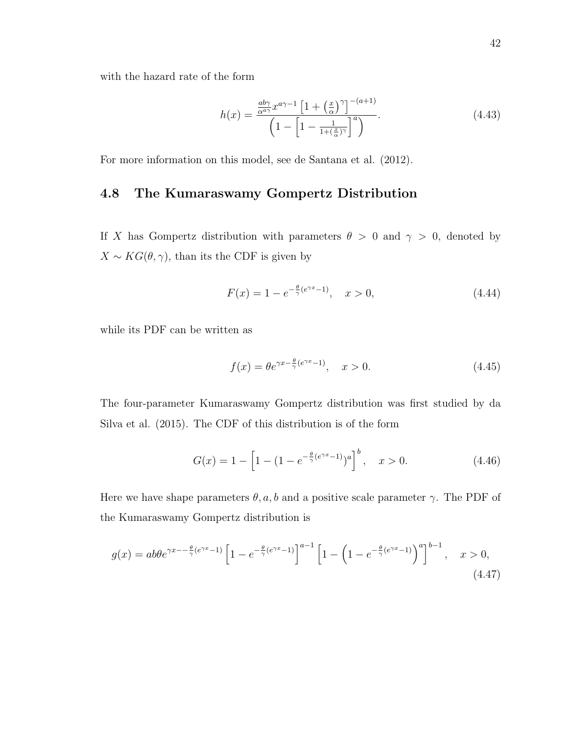with the hazard rate of the form

$$h(x) = \frac{\frac{ab\gamma}{\alpha^{a\gamma}} x^{a\gamma-1} \left[1 + \left(\frac{x}{\alpha}\right)^{\gamma}\right]^{-(a+1)}}{\left(1 - \left[1 - \frac{1}{1+(\frac{x}{\alpha})^{\gamma}}\right]^{a}\right)}. \tag{4.43}$$

For more information on this model, see de Santana et al. (2012).

## 4.8 The Kumaraswamy Gompertz Distribution

If $X$ has Gompertz distribution with parameters $\theta > 0$ and $\gamma > 0$, denoted by $X \sim KG(\theta, \gamma)$, than its the CDF is given by

$$F(x) = 1 - e^{-\frac{\theta}{\gamma}(e^{\gamma x}-1)}, \quad x > 0, \tag{4.44}$$

while its PDF can be written as

$$f(x) = \theta e^{\gamma x - \frac{\theta}{\gamma}(e^{\gamma x}-1)}, \quad x > 0. \tag{4.45}$$

The four-parameter Kumaraswamy Gompertz distribution was first studied by da Silva et al. (2015). The CDF of this distribution is of the form

$$G(x) = 1 - \left[1 - (1 - e^{-\frac{\theta}{\gamma}(e^{\gamma x}-1)})^{a}\right]^{b}, \quad x > 0. \tag{4.46}$$

Here we have shape parameters $\theta, a, b$ and a positive scale parameter $\gamma$. The PDF of the Kumaraswamy Gompertz distribution is

$$g(x) = ab\theta e^{\gamma x - -\frac{\theta}{\gamma}(e^{\gamma x}-1)} \left[1 - e^{-\frac{\theta}{\gamma}(e^{\gamma x}-1)}\right]^{a-1} \left[1 - \left(1 - e^{-\frac{\theta}{\gamma}(e^{\gamma x}-1)}\right)^{a}\right]^{b-1}, \quad x > 0, \tag{4.47}$$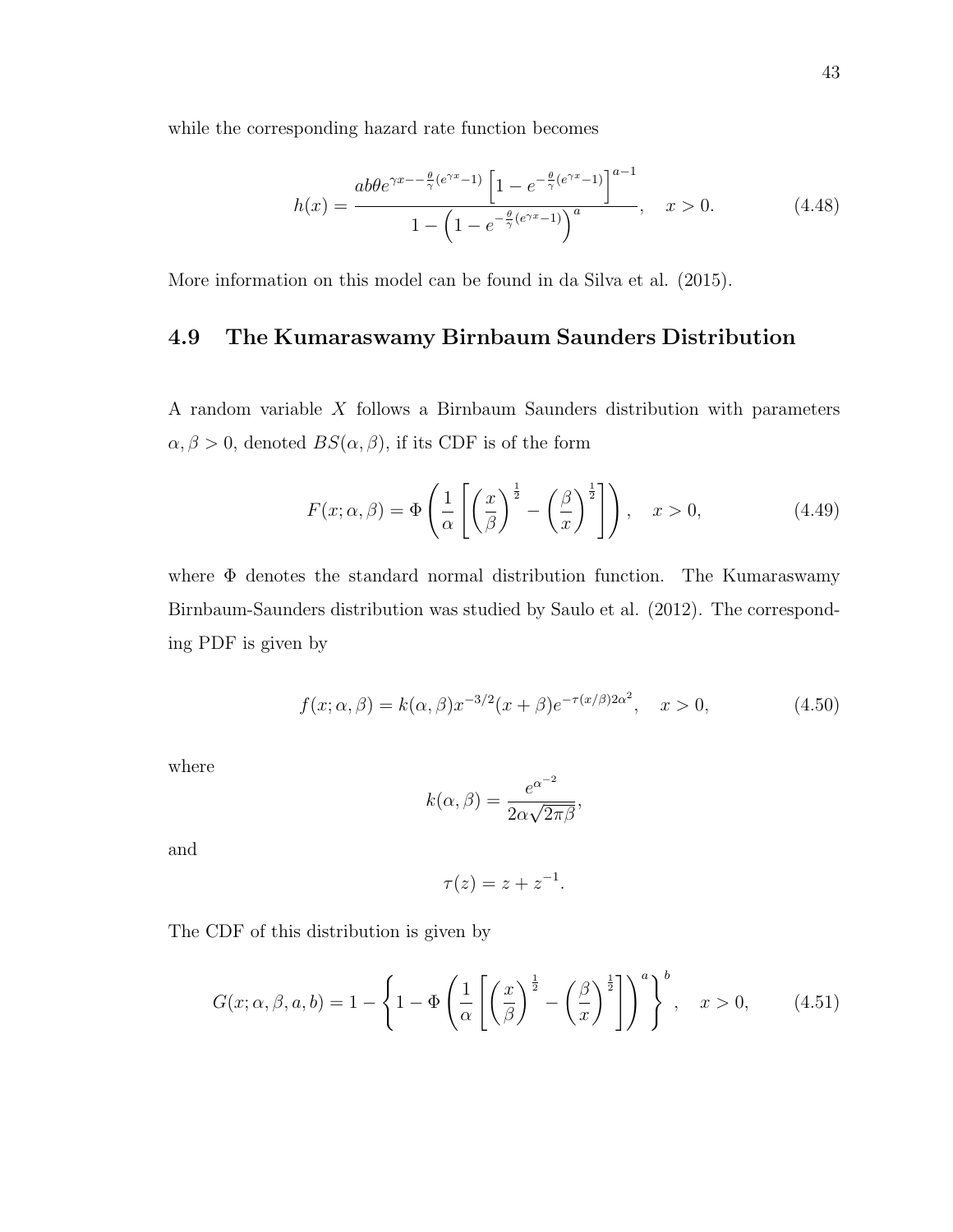while the corresponding hazard rate function becomes

$$h(x) = \frac{ab\theta e^{\gamma x - -\frac{\theta}{\gamma}(e^{\gamma x}-1)}\left[1 - e^{-\frac{\theta}{\gamma}(e^{\gamma x}-1)}\right]^{a-1}}{1 - \left(1 - e^{-\frac{\theta}{\gamma}(e^{\gamma x}-1)}\right)^{a}}, \quad x > 0. \tag{4.48}$$

More information on this model can be found in da Silva et al. (2015).

## 4.9 The Kumaraswamy Birnbaum Saunders Distribution

A random variable $X$ follows a Birnbaum Saunders distribution with parameters $\alpha, \beta > 0$, denoted $BS(\alpha, \beta)$, if its CDF is of the form

$$F(x; \alpha, \beta) = \Phi\left(\frac{1}{\alpha}\left[\left(\frac{x}{\beta}\right)^{\frac{1}{2}} - \left(\frac{\beta}{x}\right)^{\frac{1}{2}}\right]\right), \quad x > 0, \tag{4.49}$$

where $\Phi$ denotes the standard normal distribution function. The Kumaraswamy Birnbaum-Saunders distribution was studied by Saulo et al. (2012). The corresponding PDF is given by

$$f(x; \alpha, \beta) = k(\alpha, \beta)x^{-3/2}(x + \beta)e^{-\tau(x/\beta)2\alpha^2}, \quad x > 0, \tag{4.50}$$

where

$$k(\alpha, \beta) = \frac{e^{\alpha^{-2}}}{2\alpha\sqrt{2\pi\beta}},$$

and

$$\tau(z) = z + z^{-1}.$$

The CDF of this distribution is given by

$$G(x; \alpha, \beta, a, b) = 1 - \left\{1 - \Phi\left(\frac{1}{\alpha}\left[\left(\frac{x}{\beta}\right)^{\frac{1}{2}} - \left(\frac{\beta}{x}\right)^{\frac{1}{2}}\right]\right)^{a}\right\}^{b}, \quad x > 0, \tag{4.51}$$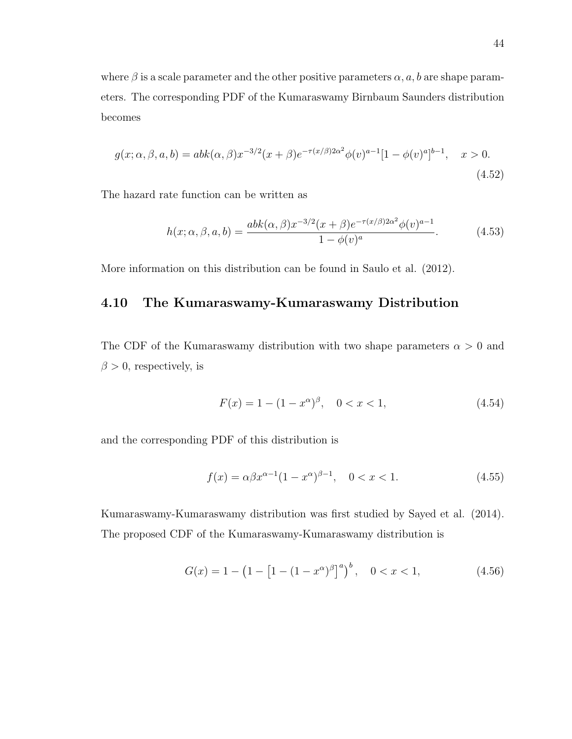where $\beta$ is a scale parameter and the other positive parameters $\alpha, a, b$ are shape parameters. The corresponding PDF of the Kumaraswamy Birnbaum Saunders distribution becomes

$$g(x; \alpha, \beta, a, b) = abk(\alpha, \beta)x^{-3/2}(x + \beta)e^{-\tau(x/\beta)2\alpha^2}\phi(v)^{a-1}[1 - \phi(v)^a]^{b-1}, \quad x > 0. \tag{4.52}$$

The hazard rate function can be written as

$$h(x; \alpha, \beta, a, b) = \frac{abk(\alpha, \beta)x^{-3/2}(x + \beta)e^{-\tau(x/\beta)2\alpha^2}\phi(v)^{a-1}}{1 - \phi(v)^a}. \tag{4.53}$$

More information on this distribution can be found in Saulo et al. (2012).

## 4.10 The Kumaraswamy-Kumaraswamy Distribution

The CDF of the Kumaraswamy distribution with two shape parameters $\alpha > 0$ and $\beta > 0$, respectively, is

$$F(x) = 1 - (1 - x^\alpha)^\beta, \quad 0 < x < 1, \tag{4.54}$$

and the corresponding PDF of this distribution is

$$f(x) = \alpha\beta x^{\alpha-1}(1 - x^\alpha)^{\beta-1}, \quad 0 < x < 1. \tag{4.55}$$

Kumaraswamy-Kumaraswamy distribution was first studied by Sayed et al. (2014). The proposed CDF of the Kumaraswamy-Kumaraswamy distribution is

$$G(x) = 1 - \left(1 - \left[1 - (1 - x^\alpha)^\beta\right]^a\right)^b, \quad 0 < x < 1, \tag{4.56}$$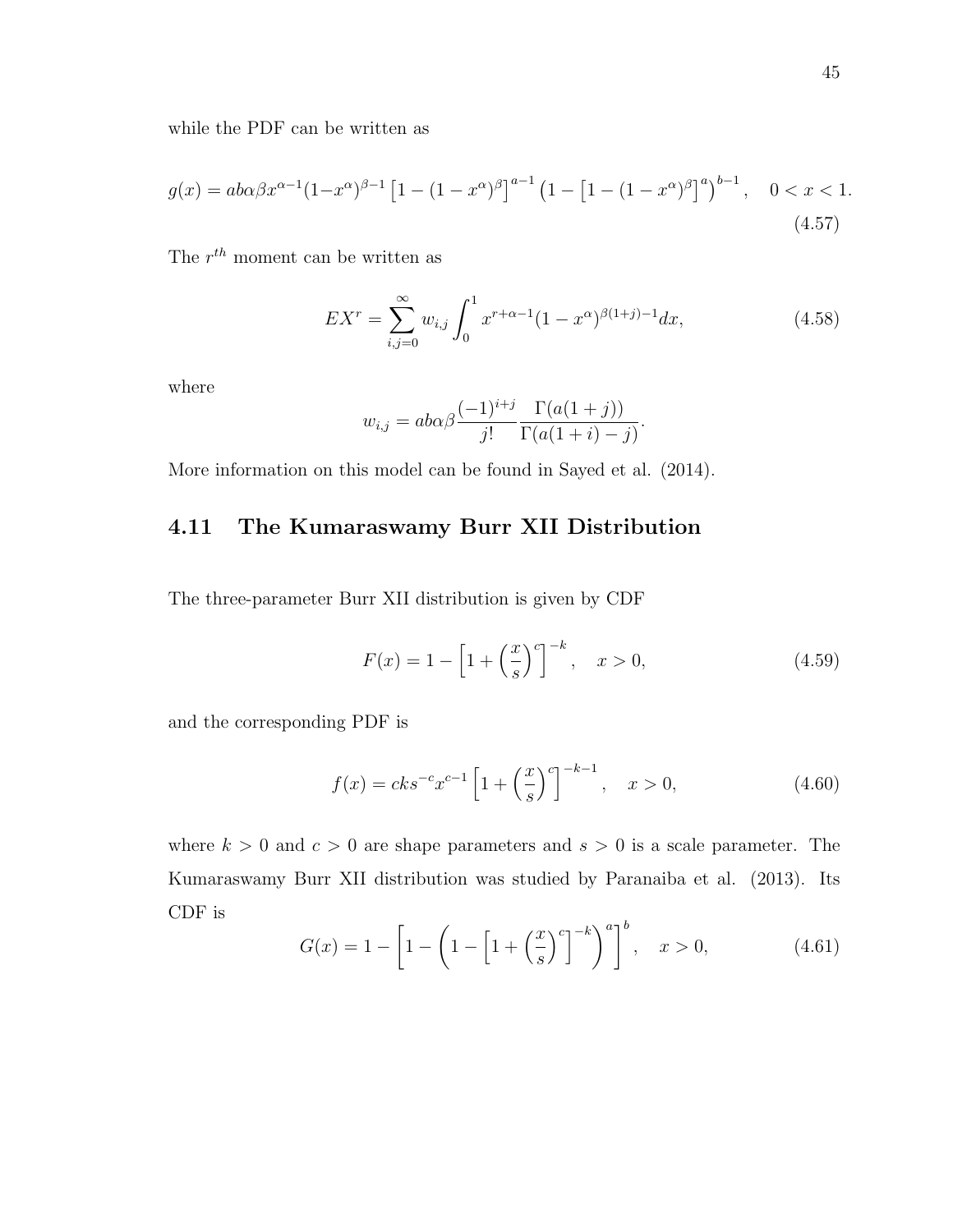while the PDF can be written as

$$g(x) = ab\alpha\beta x^{\alpha-1}(1-x^{\alpha})^{\beta-1}\left[1-(1-x^{\alpha})^{\beta}\right]^{a-1}\left(1-\left[1-(1-x^{\alpha})^{\beta}\right]^{a}\right)^{b-1}, \quad 0 < x < 1. \tag{4.57}$$

The $r^{th}$ moment can be written as

$$EX^r = \sum_{i,j=0}^{\infty} w_{i,j} \int_0^1 x^{r+\alpha-1}(1-x^{\alpha})^{\beta(1+j)-1}dx, \tag{4.58}$$

where

$$w_{i,j} = ab\alpha\beta \frac{(-1)^{i+j}}{j!}\frac{\Gamma(a(1+j))}{\Gamma(a(1+i)-j)}.$$

More information on this model can be found in Sayed et al. (2014).

## 4.11 The Kumaraswamy Burr XII Distribution

The three-parameter Burr XII distribution is given by CDF

$$F(x) = 1 - \left[1 + \left(\frac{x}{s}\right)^{c}\right]^{-k}, \quad x > 0, \tag{4.59}$$

and the corresponding PDF is

$$f(x) = cks^{-c}x^{c-1}\left[1 + \left(\frac{x}{s}\right)^{c}\right]^{-k-1}, \quad x > 0, \tag{4.60}$$

where $k > 0$ and $c > 0$ are shape parameters and $s > 0$ is a scale parameter. The Kumaraswamy Burr XII distribution was studied by Paranaiba et al. (2013). Its CDF is

$$G(x) = 1 - \left[1 - \left(1 - \left[1 + \left(\frac{x}{s}\right)^{c}\right]^{-k}\right)^{a}\right]^{b}, \quad x > 0, \tag{4.61}$$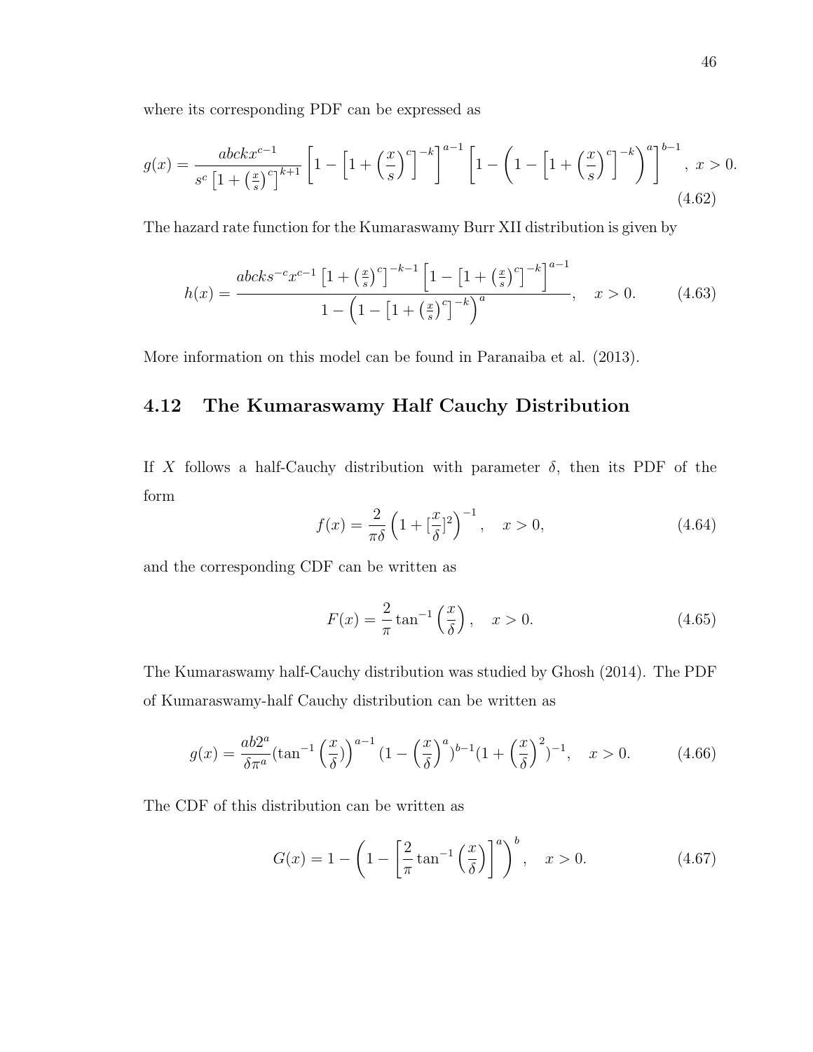where its corresponding PDF can be expressed as

$$g(x) = \frac{abckx^{c-1}}{s^c \left[1+\left(\frac{x}{s}\right)^c\right]^{k+1}} \left[1-\left[1+\left(\frac{x}{s}\right)^c\right]^{-k}\right]^{a-1} \left[1-\left(1-\left[1+\left(\frac{x}{s}\right)^c\right]^{-k}\right)^a\right]^{b-1}, \; x>0. \tag{4.62}$$

The hazard rate function for the Kumaraswamy Burr XII distribution is given by

$$h(x) = \frac{abcks^{-c}x^{c-1}\left[1+\left(\frac{x}{s}\right)^c\right]^{-k-1}\left[1-\left[1+\left(\frac{x}{s}\right)^c\right]^{-k}\right]^{a-1}}{1-\left(1-\left[1+\left(\frac{x}{s}\right)^c\right]^{-k}\right)^a}, \quad x>0. \tag{4.63}$$

More information on this model can be found in Paranaiba et al. (2013).

## 4.12 The Kumaraswamy Half Cauchy Distribution

If $X$ follows a half-Cauchy distribution with parameter $\delta$, then its PDF of the form

$$f(x) = \frac{2}{\pi\delta}\left(1+[\frac{x}{\delta}]^2\right)^{-1}, \quad x>0, \tag{4.64}$$

and the corresponding CDF can be written as

$$F(x) = \frac{2}{\pi}\tan^{-1}\left(\frac{x}{\delta}\right), \quad x>0. \tag{4.65}$$

The Kumaraswamy half-Cauchy distribution was studied by Ghosh (2014). The PDF of Kumaraswamy-half Cauchy distribution can be written as

$$g(x) = \frac{ab2^a}{\delta\pi^a}(\tan^{-1}\left(\frac{x}{\delta}\right))^{a-1}(1-\left(\frac{x}{\delta}\right)^a)^{b-1}(1+\left(\frac{x}{\delta}\right)^2)^{-1}, \quad x>0. \tag{4.66}$$

The CDF of this distribution can be written as

$$G(x) = 1-\left(1-\left[\frac{2}{\pi}\tan^{-1}\left(\frac{x}{\delta}\right)\right]^a\right)^b, \quad x>0. \tag{4.67}$$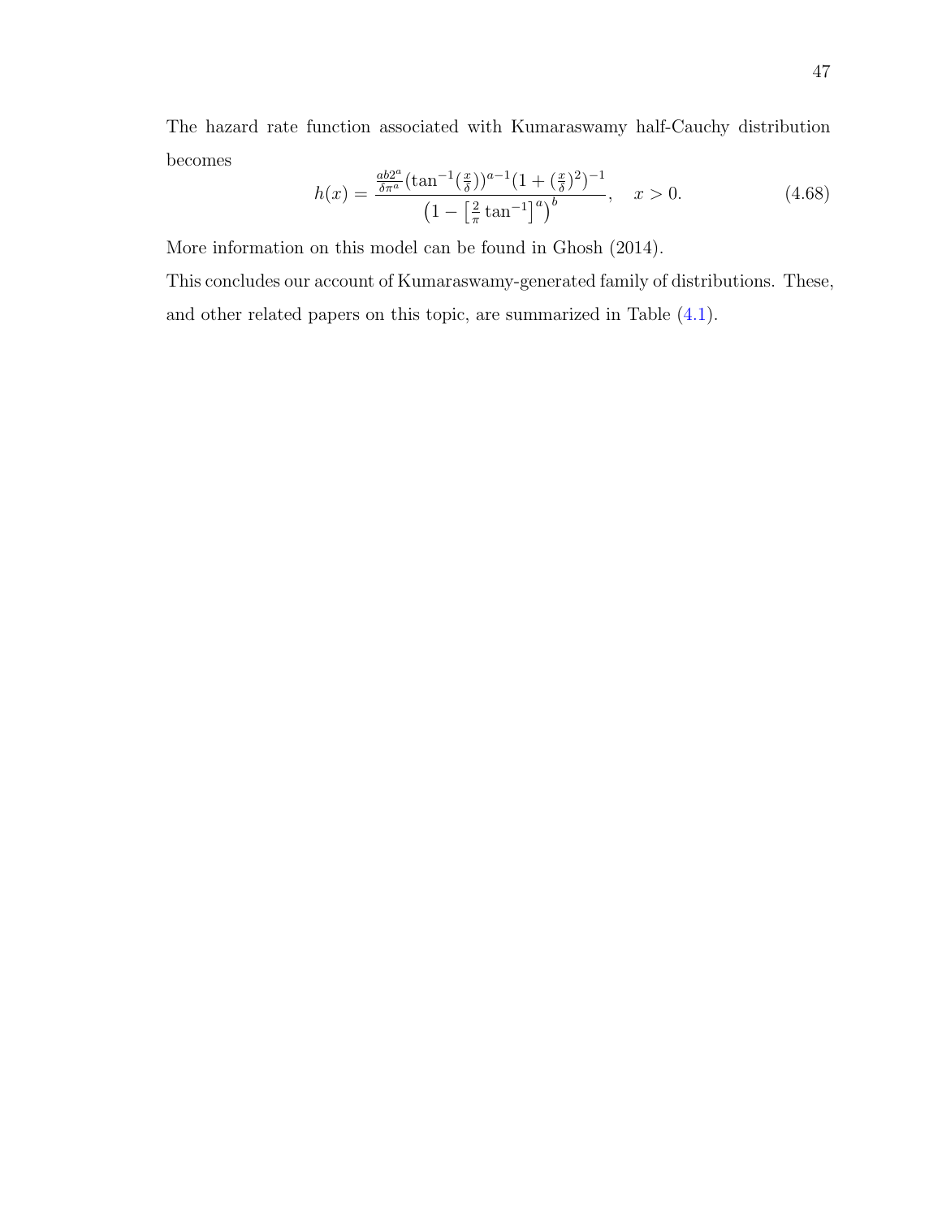The hazard rate function associated with Kumaraswamy half-Cauchy distribution becomes

$$h(x) = \frac{\frac{ab2^a}{\delta \pi^a}(\tan^{-1}(\frac{x}{\delta}))^{a-1}(1+(\frac{x}{\delta})^2)^{-1}}{\left(1 - \left[\frac{2}{\pi}\tan^{-1}\right]^a\right)^b}, \quad x > 0. \tag{4.68}$$

More information on this model can be found in Ghosh (2014).

This concludes our account of Kumaraswamy-generated family of distributions. These, and other related papers on this topic, are summarized in Table (4.1).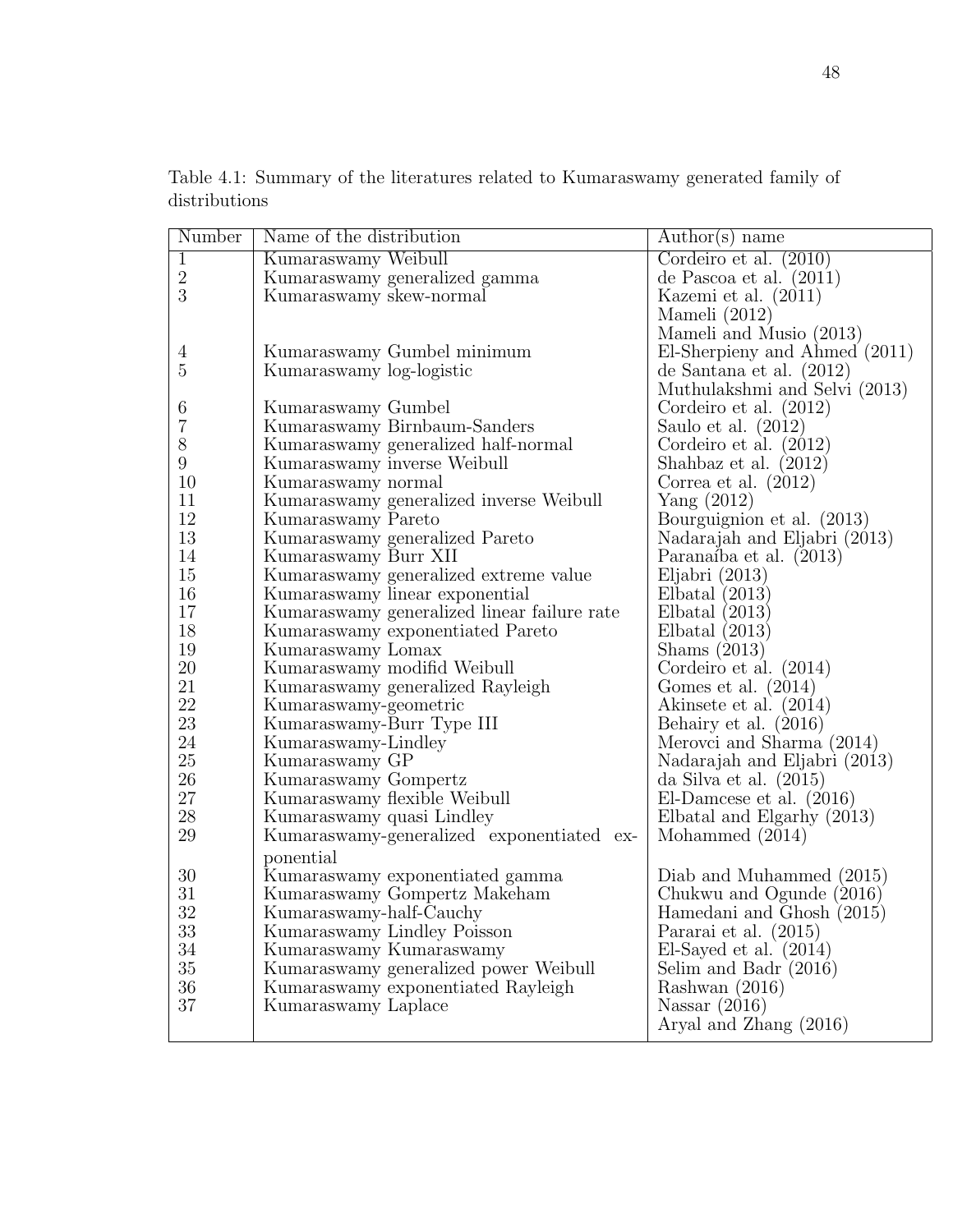Table 4.1: Summary of the literatures related to Kumaraswamy generated family of distributions

| Number | Name of the distribution | Author(s) name |
|---|---|---|
| 1 | Kumaraswamy Weibull | Cordeiro et al. (2010) |
| 2 | Kumaraswamy generalized gamma | de Pascoa et al. (2011) |
| 3 | Kumaraswamy skew-normal | Kazemi et al. (2011) |
| | | Mameli (2012) |
| | | Mameli and Musio (2013) |
| 4 | Kumaraswamy Gumbel minimum | El-Sherpieny and Ahmed (2011) |
| 5 | Kumaraswamy log-logistic | de Santana et al. (2012) |
| | | Muthulakshmi and Selvi (2013) |
| 6 | Kumaraswamy Gumbel | Cordeiro et al. (2012) |
| 7 | Kumaraswamy Birnbaum-Sanders | Saulo et al. (2012) |
| 8 | Kumaraswamy generalized half-normal | Cordeiro et al. (2012) |
| 9 | Kumaraswamy inverse Weibull | Shahbaz et al. (2012) |
| 10 | Kumaraswamy normal | Correa et al. (2012) |
| 11 | Kumaraswamy generalized inverse Weibull | Yang (2012) |
| 12 | Kumaraswamy Pareto | Bourguignion et al. (2013) |
| 13 | Kumaraswamy generalized Pareto | Nadarajah and Eljabri (2013) |
| 14 | Kumaraswamy Burr XII | Paranaíba et al. (2013) |
| 15 | Kumaraswamy generalized extreme value | Eljabri (2013) |
| 16 | Kumaraswamy linear exponential | Elbatal (2013) |
| 17 | Kumaraswamy generalized linear failure rate | Elbatal (2013) |
| 18 | Kumaraswamy exponentiated Pareto | Elbatal (2013) |
| 19 | Kumaraswamy Lomax | Shams (2013) |
| 20 | Kumaraswamy modifid Weibull | Cordeiro et al. (2014) |
| 21 | Kumaraswamy generalized Rayleigh | Gomes et al. (2014) |
| 22 | Kumaraswamy-geometric | Akinsete et al. (2014) |
| 23 | Kumaraswamy-Burr Type III | Behairy et al. (2016) |
| 24 | Kumaraswamy-Lindley | Merovci and Sharma (2014) |
| 25 | Kumaraswamy GP | Nadarajah and Eljabri (2013) |
| 26 | Kumaraswamy Gompertz | da Silva et al. (2015) |
| 27 | Kumaraswamy flexible Weibull | El-Damcese et al. (2016) |
| 28 | Kumaraswamy quasi Lindley | Elbatal and Elgarhy (2013) |
| 29 | Kumaraswamy-generalized exponentiated exponential | Mohammed (2014) |
| 30 | Kumaraswamy exponentiated gamma | Diab and Muhammed (2015) |
| 31 | Kumaraswamy Gompertz Makeham | Chukwu and Ogunde (2016) |
| 32 | Kumaraswamy-half-Cauchy | Hamedani and Ghosh (2015) |
| 33 | Kumaraswamy Lindley Poisson | Pararai et al. (2015) |
| 34 | Kumaraswamy Kumaraswamy | El-Sayed et al. (2014) |
| 35 | Kumaraswamy generalized power Weibull | Selim and Badr (2016) |
| 36 | Kumaraswamy exponentiated Rayleigh | Rashwan (2016) |
| 37 | Kumaraswamy Laplace | Nassar (2016) |
| | | Aryal and Zhang (2016) |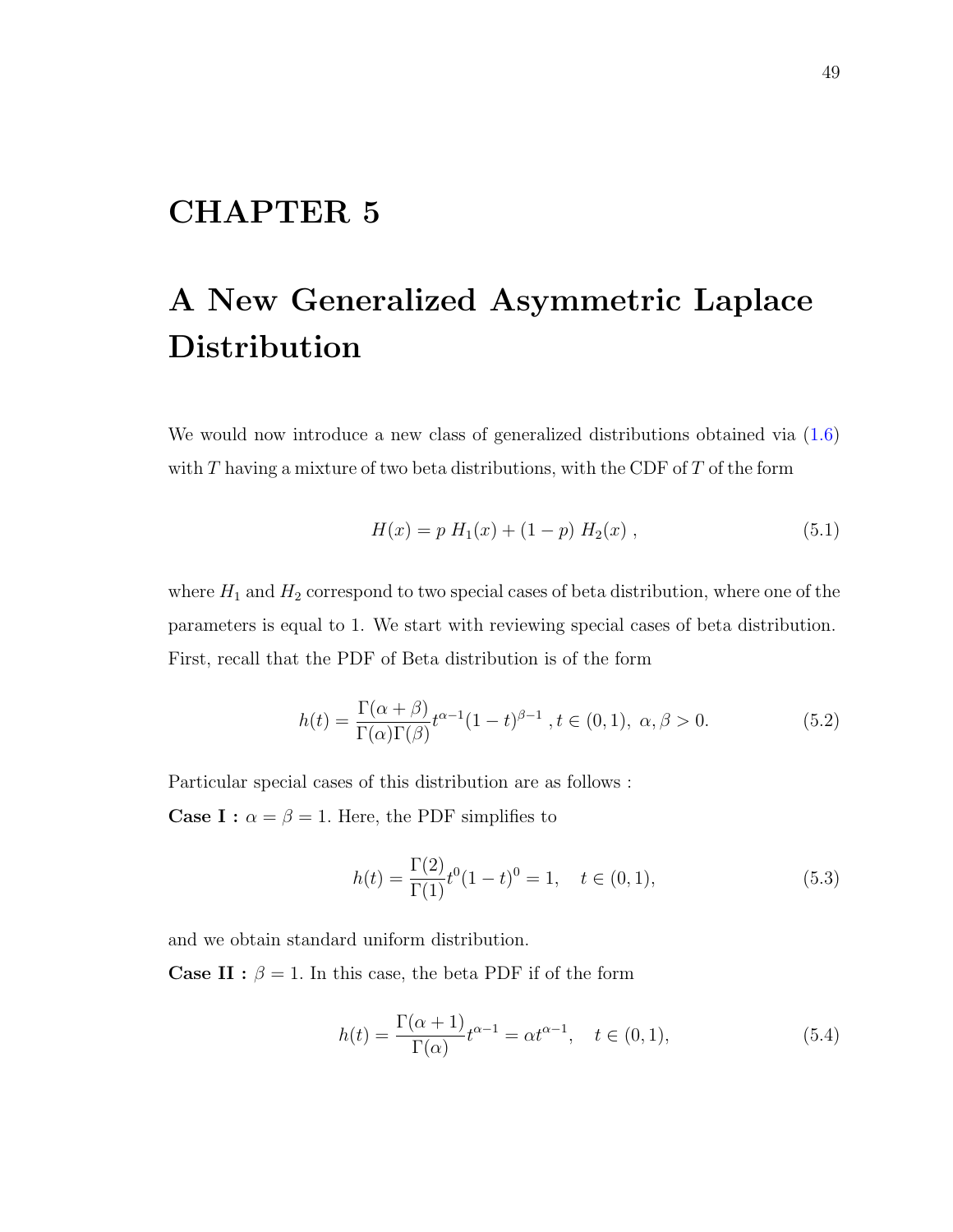# CHAPTER 5

# A New Generalized Asymmetric Laplace Distribution

We would now introduce a new class of generalized distributions obtained via (1.6) with $T$ having a mixture of two beta distributions, with the CDF of $T$ of the form

$$H(x) = p\ H_1(x) + (1-p)\ H_2(x)\ , \tag{5.1}$$

where $H_1$ and $H_2$ correspond to two special cases of beta distribution, where one of the parameters is equal to 1. We start with reviewing special cases of beta distribution. First, recall that the PDF of Beta distribution is of the form

$$h(t) = \frac{\Gamma(\alpha+\beta)}{\Gamma(\alpha)\Gamma(\beta)} t^{\alpha-1}(1-t)^{\beta-1}\ , t \in (0,1),\ \alpha, \beta > 0. \tag{5.2}$$

Particular special cases of this distribution are as follows :

**Case I :** $\alpha = \beta = 1$. Here, the PDF simplifies to

$$h(t) = \frac{\Gamma(2)}{\Gamma(1)} t^0(1-t)^0 = 1, \quad t \in (0,1), \tag{5.3}$$

and we obtain standard uniform distribution.

**Case II :** $\beta = 1$. In this case, the beta PDF if of the form

$$h(t) = \frac{\Gamma(\alpha+1)}{\Gamma(\alpha)} t^{\alpha-1} = \alpha t^{\alpha-1}, \quad t \in (0,1), \tag{5.4}$$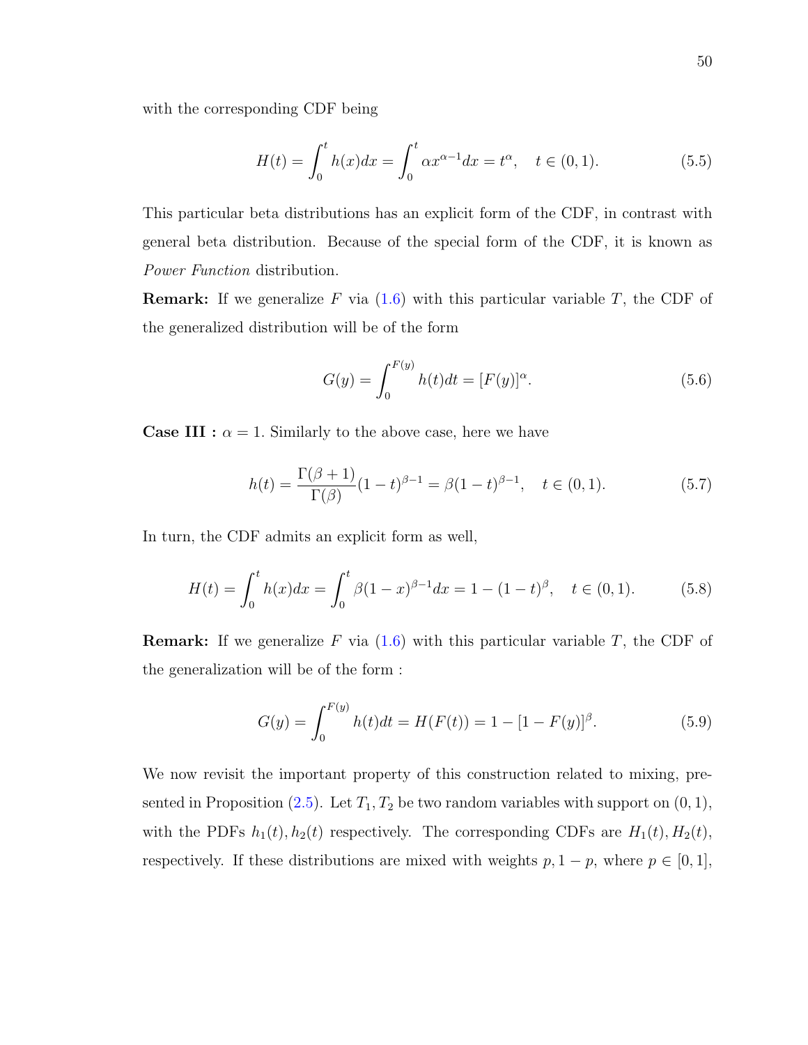with the corresponding CDF being

$$H(t) = \int_0^t h(x)dx = \int_0^t \alpha x^{\alpha-1}dx = t^{\alpha}, \quad t \in (0,1). \tag{5.5}$$

This particular beta distributions has an explicit form of the CDF, in contrast with general beta distribution. Because of the special form of the CDF, it is known as *Power Function* distribution.

**Remark:** If we generalize $F$ via (1.6) with this particular variable $T$, the CDF of the generalized distribution will be of the form

$$G(y) = \int_0^{F(y)} h(t)dt = [F(y)]^{\alpha}. \tag{5.6}$$

**Case III :** $\alpha = 1$. Similarly to the above case, here we have

$$h(t) = \frac{\Gamma(\beta+1)}{\Gamma(\beta)}(1-t)^{\beta-1} = \beta(1-t)^{\beta-1}, \quad t \in (0,1). \tag{5.7}$$

In turn, the CDF admits an explicit form as well,

$$H(t) = \int_0^t h(x)dx = \int_0^t \beta(1-x)^{\beta-1}dx = 1-(1-t)^{\beta}, \quad t \in (0,1). \tag{5.8}$$

**Remark:** If we generalize $F$ via (1.6) with this particular variable $T$, the CDF of the generalization will be of the form :

$$G(y) = \int_0^{F(y)} h(t)dt = H(F(t)) = 1-[1-F(y)]^{\beta}. \tag{5.9}$$

We now revisit the important property of this construction related to mixing, presented in Proposition (2.5). Let $T_1, T_2$ be two random variables with support on $(0,1)$, with the PDFs $h_1(t), h_2(t)$ respectively. The corresponding CDFs are $H_1(t), H_2(t)$, respectively. If these distributions are mixed with weights $p, 1-p$, where $p \in [0,1]$,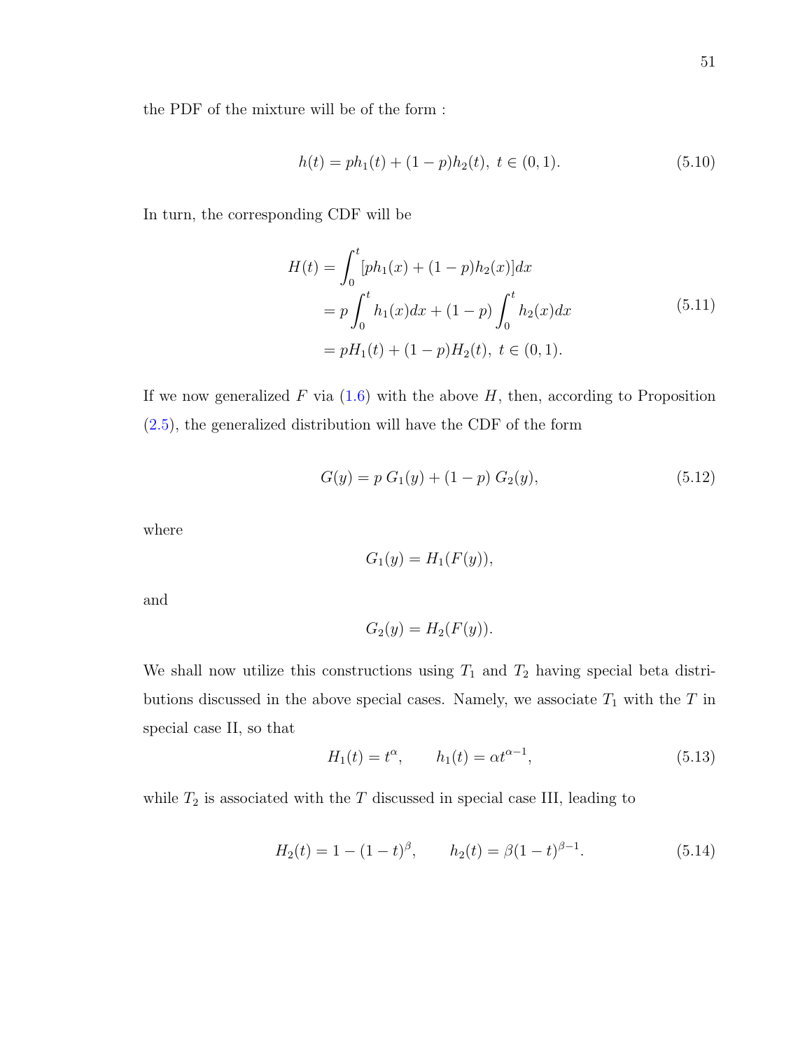the PDF of the mixture will be of the form :

$$h(t) = ph_1(t) + (1-p)h_2(t),\ t \in (0,1). \tag{5.10}$$

In turn, the corresponding CDF will be

$$\begin{aligned} H(t) &= \int_0^t [ph_1(x) + (1-p)h_2(x)]dx \\ &= p\int_0^t h_1(x)dx + (1-p)\int_0^t h_2(x)dx \\ &= pH_1(t) + (1-p)H_2(t),\ t \in (0,1). \end{aligned} \tag{5.11}$$

If we now generalized $F$ via (1.6) with the above $H$, then, according to Proposition (2.5), the generalized distribution will have the CDF of the form

$$G(y) = p\ G_1(y) + (1-p)\ G_2(y), \tag{5.12}$$

where

$$G_1(y) = H_1(F(y)),$$

and

$$G_2(y) = H_2(F(y)).$$

We shall now utilize this constructions using $T_1$ and $T_2$ having special beta distributions discussed in the above special cases. Namely, we associate $T_1$ with the $T$ in special case II, so that

$$H_1(t) = t^{\alpha}, \qquad h_1(t) = \alpha t^{\alpha-1}, \tag{5.13}$$

while $T_2$ is associated with the $T$ discussed in special case III, leading to

$$H_2(t) = 1-(1-t)^{\beta}, \qquad h_2(t) = \beta(1-t)^{\beta-1}. \tag{5.14}$$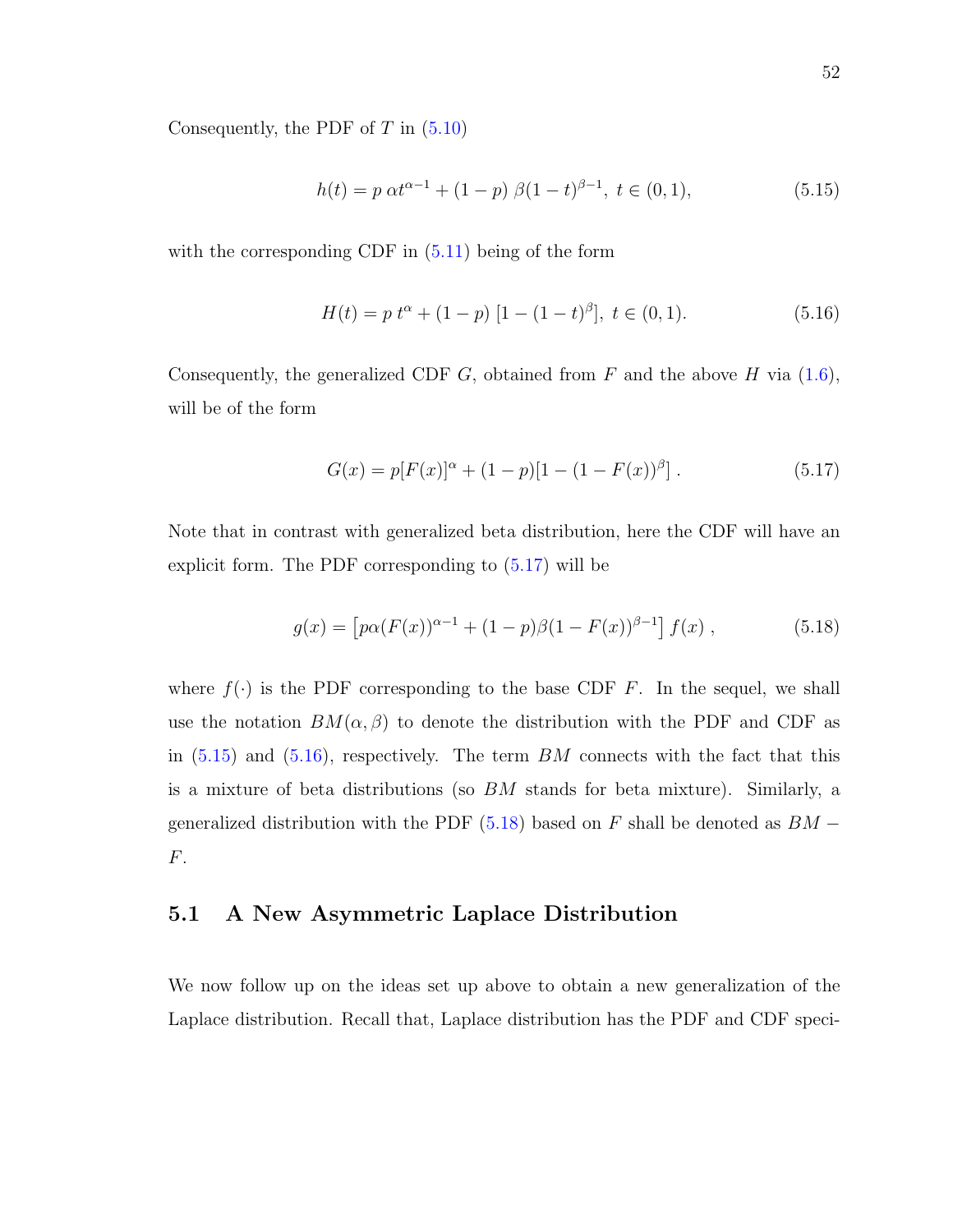Consequently, the PDF of $T$ in (5.10)

$$h(t) = p\;\alpha t^{\alpha-1} + (1-p)\;\beta(1-t)^{\beta-1},\; t \in (0,1), \tag{5.15}$$

with the corresponding CDF in (5.11) being of the form

$$H(t) = p\;t^{\alpha} + (1-p)\;[1-(1-t)^{\beta}],\; t \in (0,1). \tag{5.16}$$

Consequently, the generalized CDF $G$, obtained from $F$ and the above $H$ via (1.6), will be of the form

$$G(x) = p[F(x)]^{\alpha} + (1-p)[1-(1-F(x))^{\beta}]\,. \tag{5.17}$$

Note that in contrast with generalized beta distribution, here the CDF will have an explicit form. The PDF corresponding to (5.17) will be

$$g(x) = \left[p\alpha(F(x))^{\alpha-1} + (1-p)\beta(1-F(x))^{\beta-1}\right] f(x)\,, \tag{5.18}$$

where $f(\cdot)$ is the PDF corresponding to the base CDF $F$. In the sequel, we shall use the notation $BM(\alpha,\beta)$ to denote the distribution with the PDF and CDF as in (5.15) and (5.16), respectively. The term $BM$ connects with the fact that this is a mixture of beta distributions (so $BM$ stands for beta mixture). Similarly, a generalized distribution with the PDF (5.18) based on $F$ shall be denoted as $BM-F$.

## 5.1 A New Asymmetric Laplace Distribution

We now follow up on the ideas set up above to obtain a new generalization of the Laplace distribution. Recall that, Laplace distribution has the PDF and CDF speci-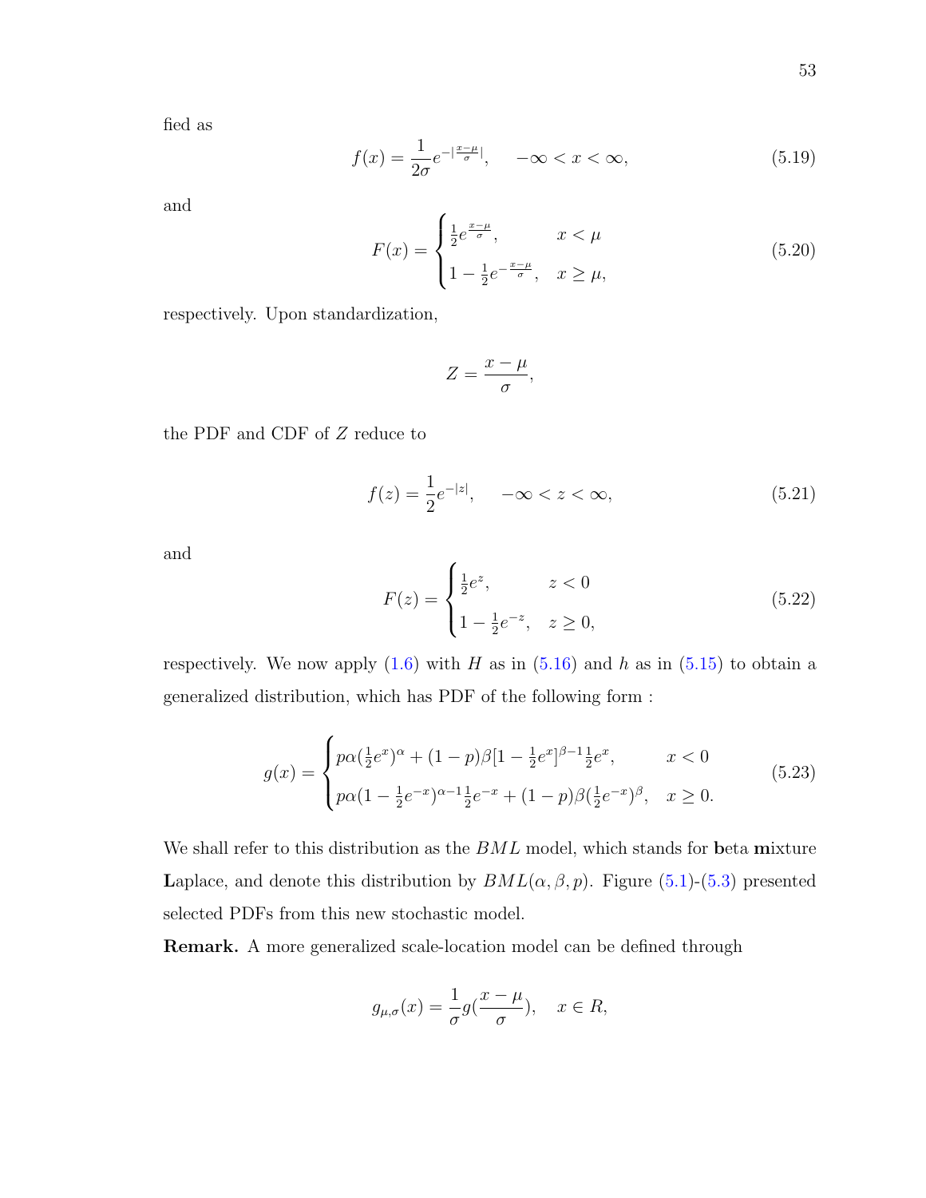fied as

$$f(x) = \frac{1}{2\sigma} e^{-|\frac{x-\mu}{\sigma}|}, \quad -\infty < x < \infty, \tag{5.19}$$

and

$$F(x) = \begin{cases} \frac{1}{2} e^{\frac{x-\mu}{\sigma}}, & x < \mu \\ 1 - \frac{1}{2} e^{-\frac{x-\mu}{\sigma}}, & x \geq \mu, \end{cases} \tag{5.20}$$

respectively. Upon standardization,

$$Z = \frac{x-\mu}{\sigma},$$

the PDF and CDF of $Z$ reduce to

$$f(z) = \frac{1}{2} e^{-|z|}, \quad -\infty < z < \infty, \tag{5.21}$$

and

$$F(z) = \begin{cases} \frac{1}{2} e^{z}, & z < 0 \\ 1 - \frac{1}{2} e^{-z}, & z \geq 0, \end{cases} \tag{5.22}$$

respectively. We now apply (1.6) with $H$ as in (5.16) and $h$ as in (5.15) to obtain a generalized distribution, which has PDF of the following form :

$$g(x) = \begin{cases} p\alpha(\frac{1}{2}e^{x})^{\alpha} + (1-p)\beta[1 - \frac{1}{2}e^{x}]^{\beta-1}\frac{1}{2}e^{x}, & x < 0 \\ p\alpha(1 - \frac{1}{2}e^{-x})^{\alpha-1}\frac{1}{2}e^{-x} + (1-p)\beta(\frac{1}{2}e^{-x})^{\beta}, & x \geq 0. \end{cases} \tag{5.23}$$

We shall refer to this distribution as the $BML$ model, which stands for **b**eta **m**ixture **L**aplace, and denote this distribution by $BML(\alpha, \beta, p)$. Figure (5.1)-(5.3) presented selected PDFs from this new stochastic model.

**Remark.** A more generalized scale-location model can be defined through

$$g_{\mu,\sigma}(x) = \frac{1}{\sigma} g(\frac{x-\mu}{\sigma}), \quad x \in R,$$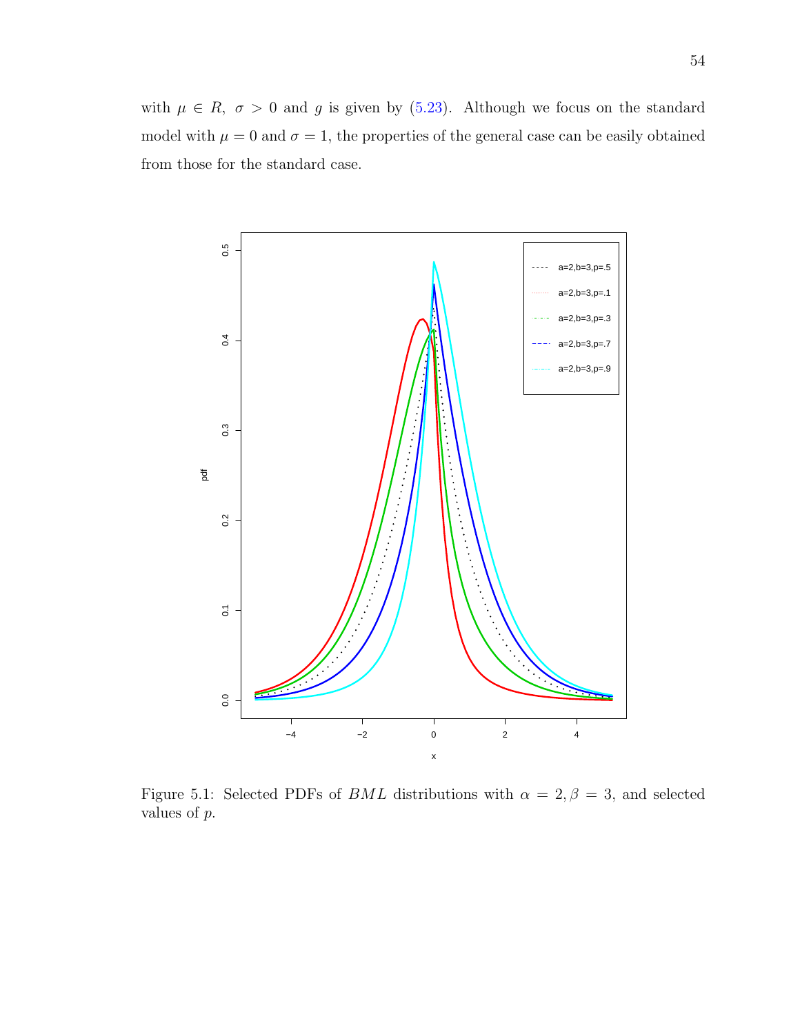with $\mu \in R$, $\sigma > 0$ and $g$ is given by (5.23). Although we focus on the standard model with $\mu = 0$ and $\sigma = 1$, the properties of the general case can be easily obtained from those for the standard case.

Figure 5.1: Selected PDFs of $BML$ distributions with $\alpha = 2, \beta = 3$, and selected values of $p$.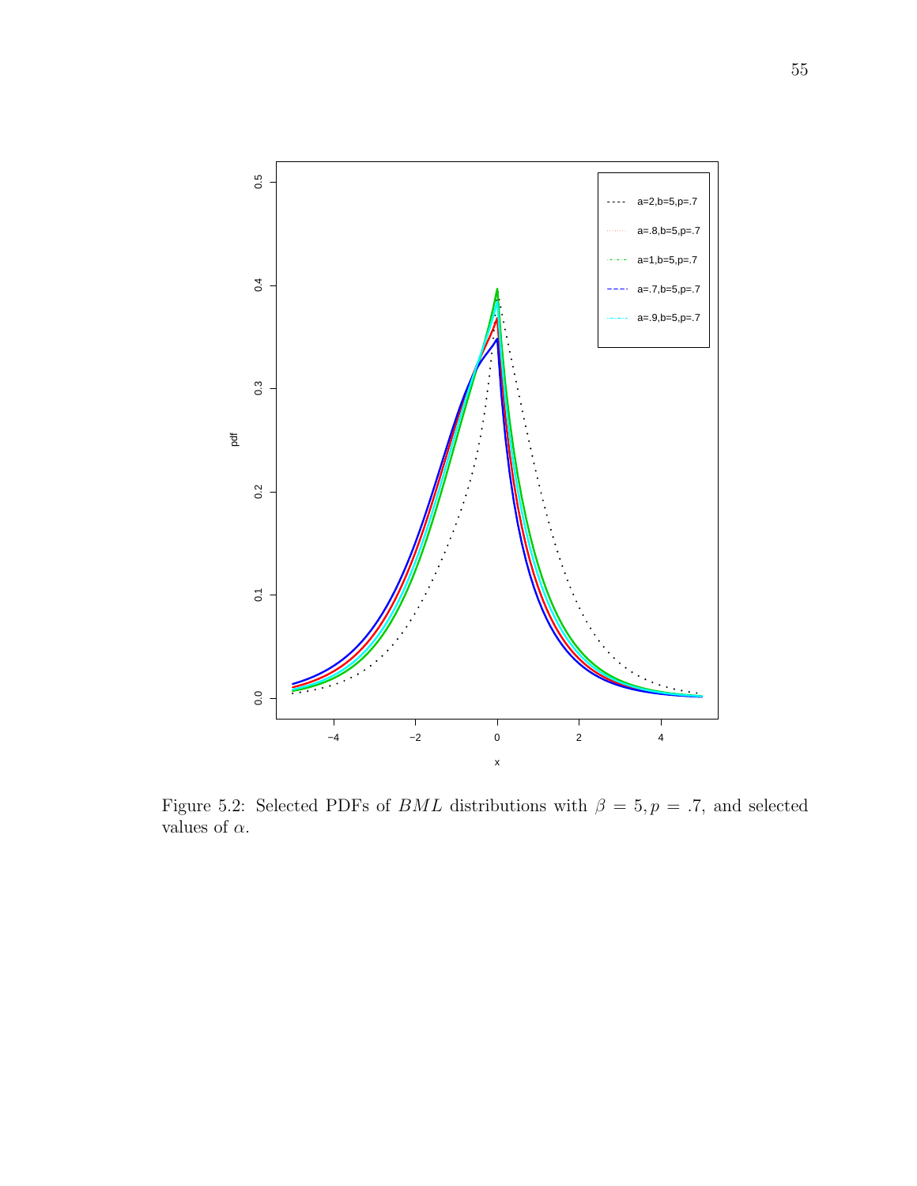Figure 5.2: Selected PDFs of $BML$ distributions with $\beta = 5, p = .7$, and selected values of $\alpha$.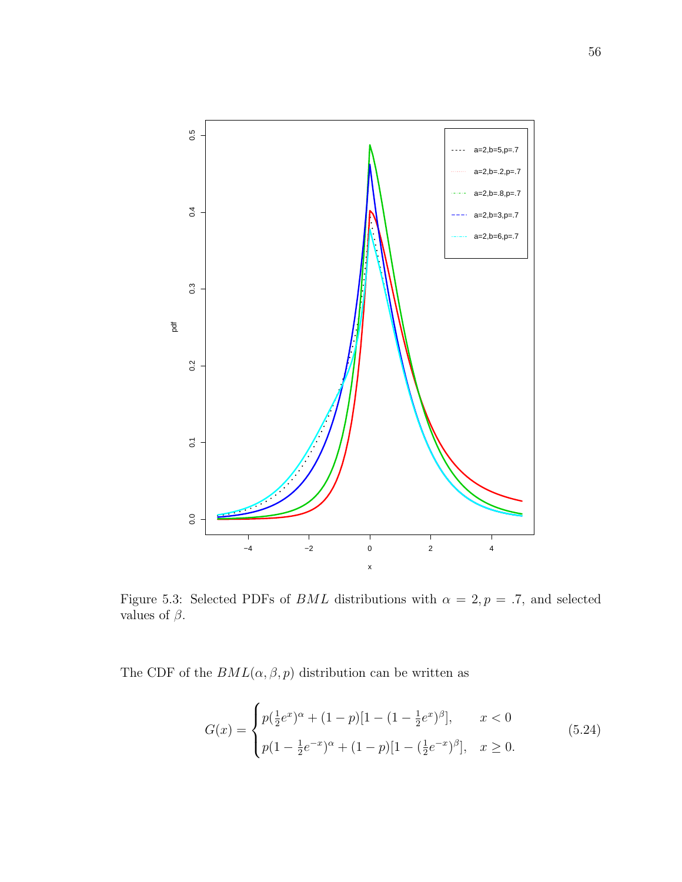Figure 5.3: Selected PDFs of $BML$ distributions with $\alpha = 2, p = .7$, and selected values of $\beta$.

The CDF of the $BML(\alpha, \beta, p)$ distribution can be written as

$$G(x) = \begin{cases} p(\frac{1}{2}e^{x})^{\alpha} + (1-p)[1 - (1 - \frac{1}{2}e^{x})^{\beta}], & x < 0 \\ p(1 - \frac{1}{2}e^{-x})^{\alpha} + (1-p)[1 - (\frac{1}{2}e^{-x})^{\beta}], & x \geq 0. \end{cases} \tag{5.24}$$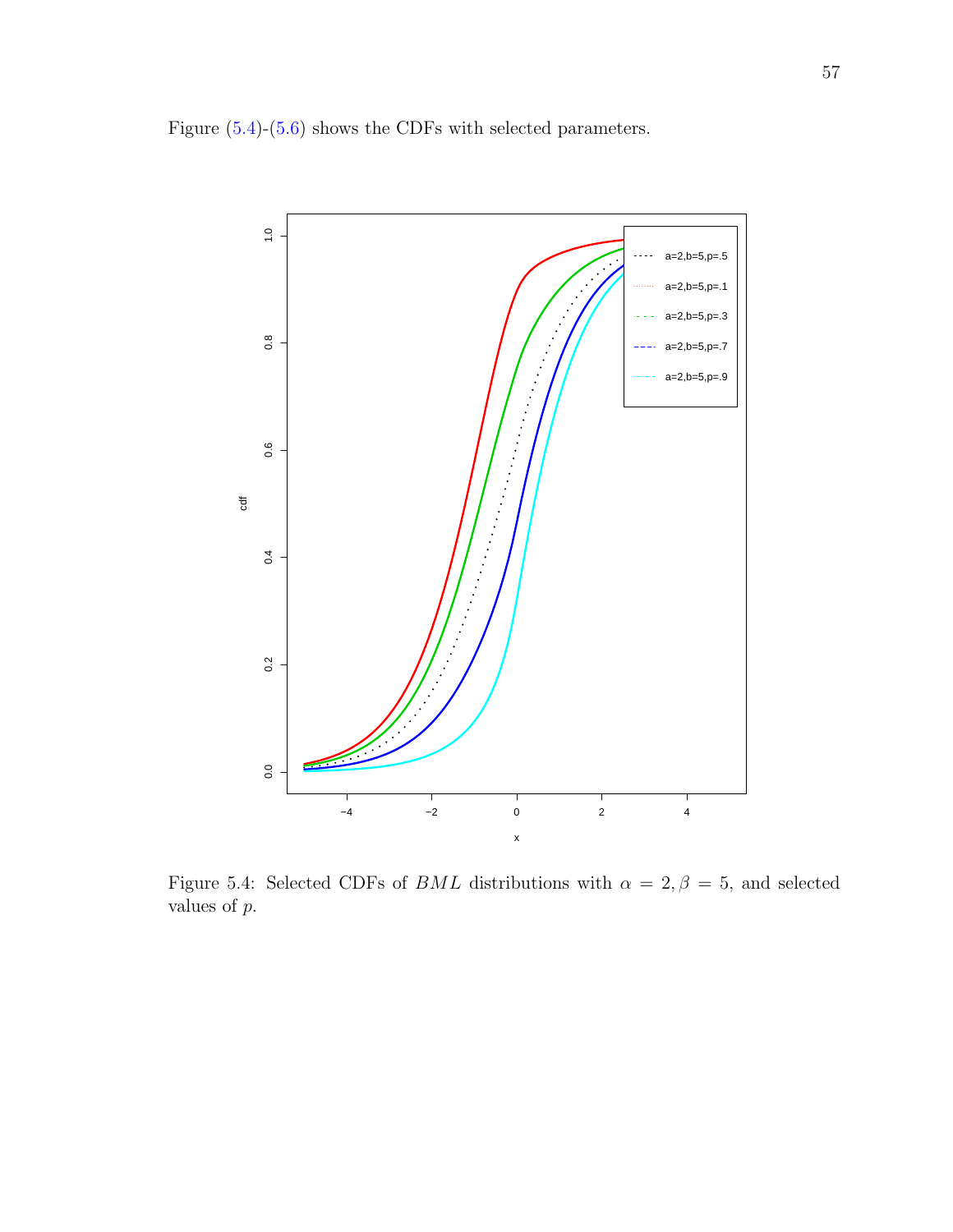Figure (5.4)-(5.6) shows the CDFs with selected parameters.

Figure 5.4: Selected CDFs of $BML$ distributions with $\alpha = 2, \beta = 5$, and selected values of $p$.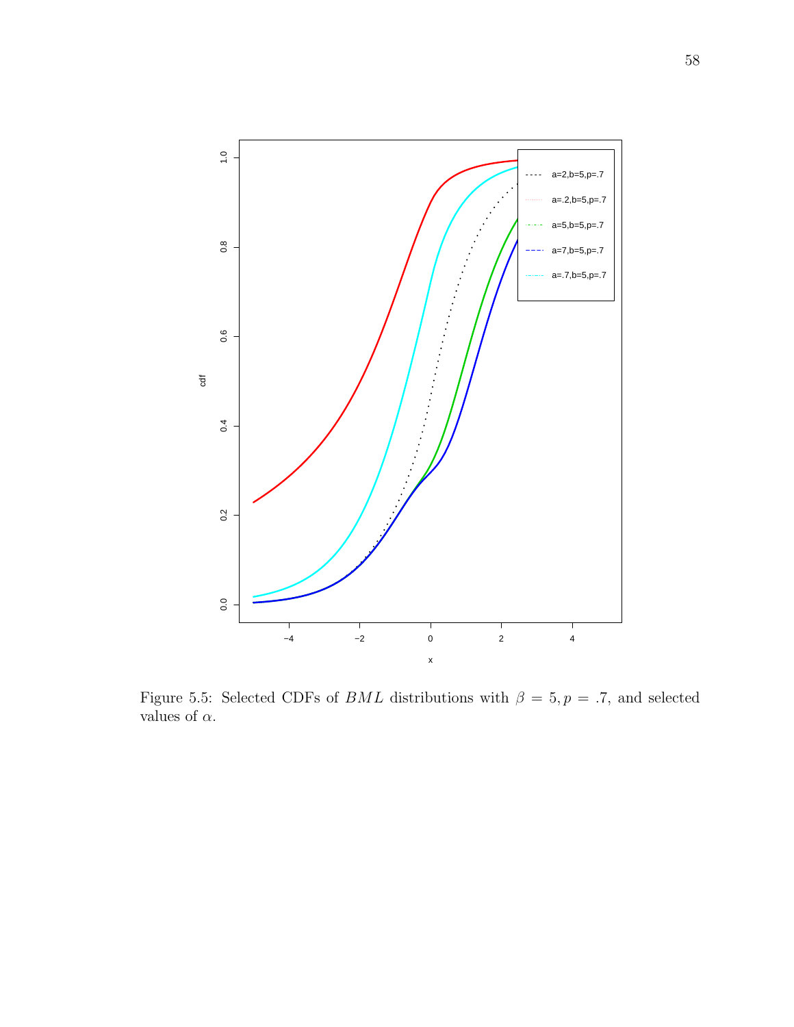Figure 5.5: Selected CDFs of $BML$ distributions with $\beta = 5, p = .7$, and selected values of $\alpha$.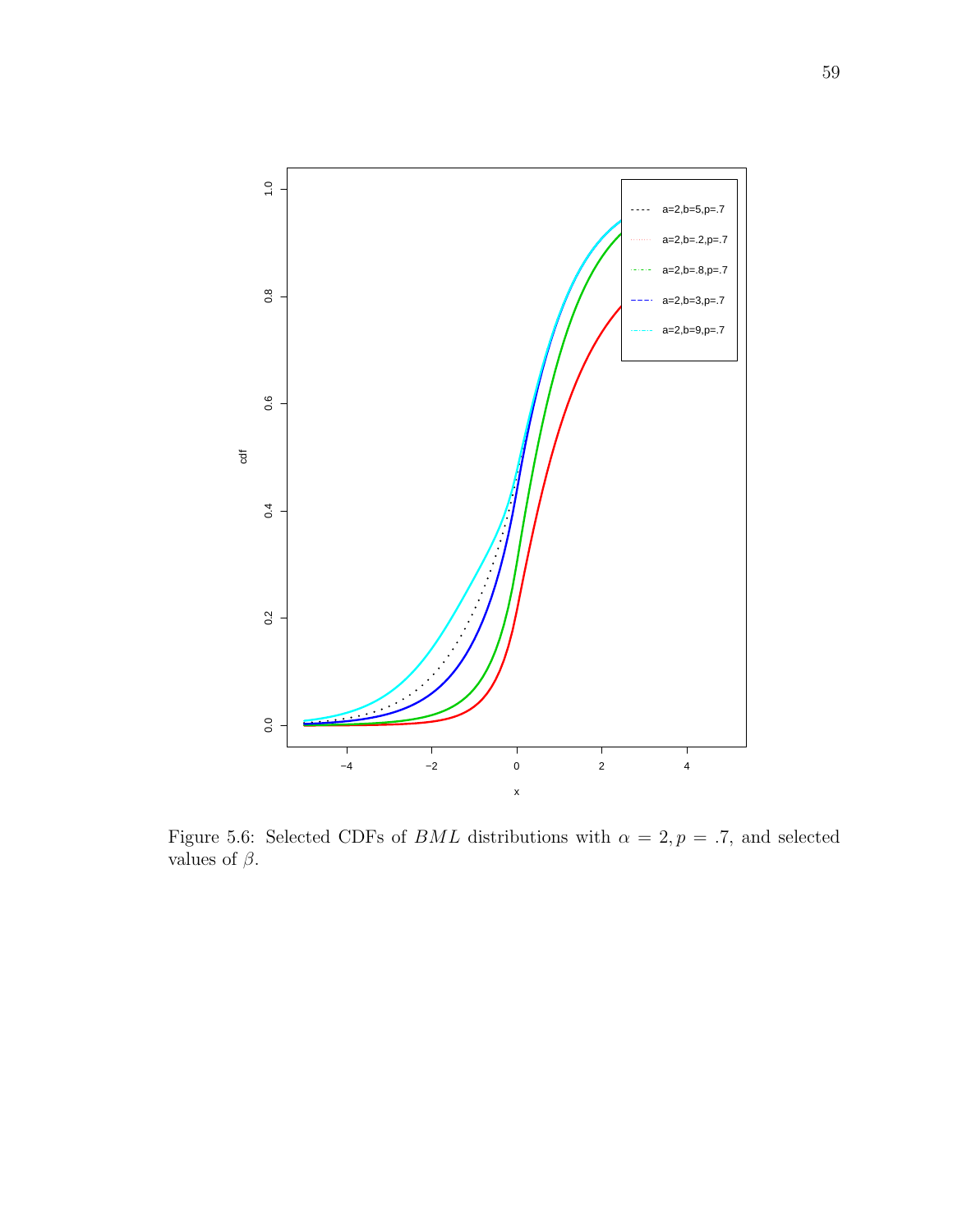Figure 5.6: Selected CDFs of $BML$ distributions with $\alpha = 2, p = .7$, and selected values of $\beta$.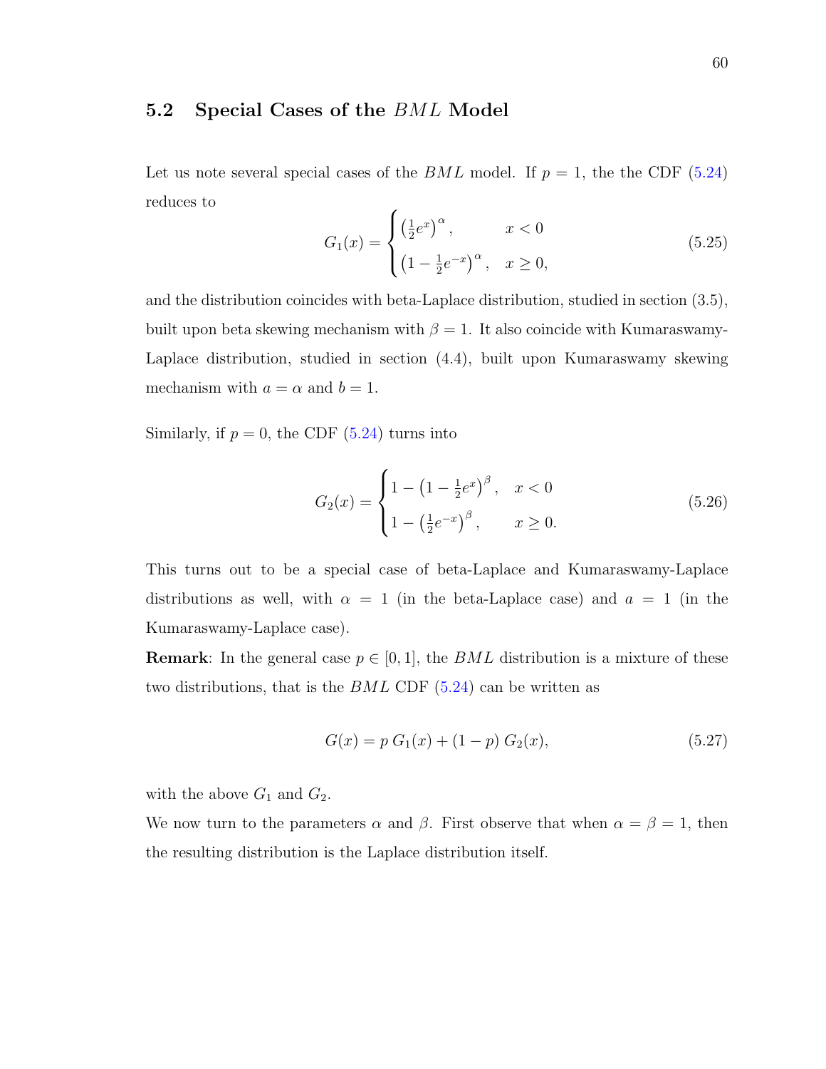## 5.2 Special Cases of the $BML$ Model

Let us note several special cases of the $BML$ model. If $p = 1$, the the CDF (5.24) reduces to

$$G_1(x) = \begin{cases} \left(\frac{1}{2}e^x\right)^\alpha, & x < 0 \\ \left(1 - \frac{1}{2}e^{-x}\right)^\alpha, & x \geq 0, \end{cases} \tag{5.25}$$

and the distribution coincides with beta-Laplace distribution, studied in section (3.5), built upon beta skewing mechanism with $\beta = 1$. It also coincide with Kumaraswamy-Laplace distribution, studied in section (4.4), built upon Kumaraswamy skewing mechanism with $a = \alpha$ and $b = 1$.

Similarly, if $p = 0$, the CDF (5.24) turns into

$$G_2(x) = \begin{cases} 1 - \left(1 - \frac{1}{2}e^x\right)^\beta, & x < 0 \\ 1 - \left(\frac{1}{2}e^{-x}\right)^\beta, & x \geq 0. \end{cases} \tag{5.26}$$

This turns out to be a special case of beta-Laplace and Kumaraswamy-Laplace distributions as well, with $\alpha = 1$ (in the beta-Laplace case) and $a = 1$ (in the Kumaraswamy-Laplace case).

**Remark**: In the general case $p \in [0, 1]$, the $BML$ distribution is a mixture of these two distributions, that is the $BML$ CDF (5.24) can be written as

$$G(x) = p\, G_1(x) + (1 - p)\, G_2(x), \tag{5.27}$$

with the above $G_1$ and $G_2$.

We now turn to the parameters $\alpha$ and $\beta$. First observe that when $\alpha = \beta = 1$, then the resulting distribution is the Laplace distribution itself.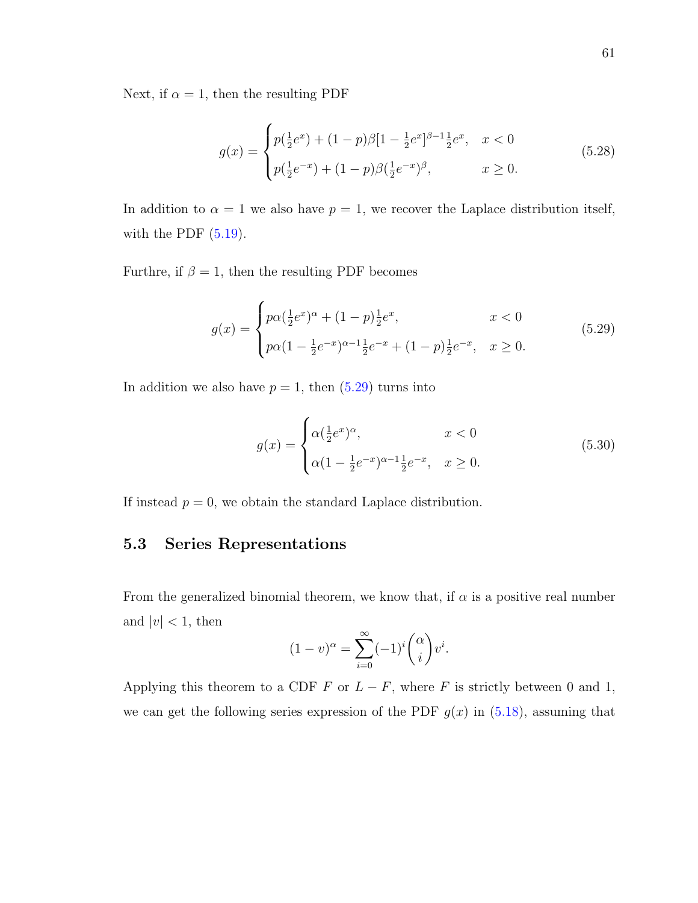Next, if $\alpha = 1$, then the resulting PDF

$$g(x) = \begin{cases} p(\frac{1}{2}e^{x}) + (1-p)\beta[1-\frac{1}{2}e^{x}]^{\beta-1}\frac{1}{2}e^{x}, & x < 0 \\ p(\frac{1}{2}e^{-x}) + (1-p)\beta(\frac{1}{2}e^{-x})^{\beta}, & x \geq 0. \end{cases} \tag{5.28}$$

In addition to $\alpha = 1$ we also have $p = 1$, we recover the Laplace distribution itself, with the PDF (5.19).

Furthre, if $\beta = 1$, then the resulting PDF becomes

$$g(x) = \begin{cases} p\alpha(\frac{1}{2}e^{x})^{\alpha} + (1-p)\frac{1}{2}e^{x}, & x < 0 \\ p\alpha(1-\frac{1}{2}e^{-x})^{\alpha-1}\frac{1}{2}e^{-x} + (1-p)\frac{1}{2}e^{-x}, & x \geq 0. \end{cases} \tag{5.29}$$

In addition we also have $p = 1$, then (5.29) turns into

$$g(x) = \begin{cases} \alpha(\frac{1}{2}e^{x})^{\alpha}, & x < 0 \\ \alpha(1-\frac{1}{2}e^{-x})^{\alpha-1}\frac{1}{2}e^{-x}, & x \geq 0. \end{cases} \tag{5.30}$$

If instead $p = 0$, we obtain the standard Laplace distribution.

## 5.3 Series Representations

From the generalized binomial theorem, we know that, if $\alpha$ is a positive real number and $|v| < 1$, then

$$(1-v)^{\alpha} = \sum_{i=0}^{\infty}(-1)^{i}\binom{\alpha}{i}v^{i}.$$

Applying this theorem to a CDF $F$ or $L - F$, where $F$ is strictly between 0 and 1, we can get the following series expression of the PDF $g(x)$ in (5.18), assuming that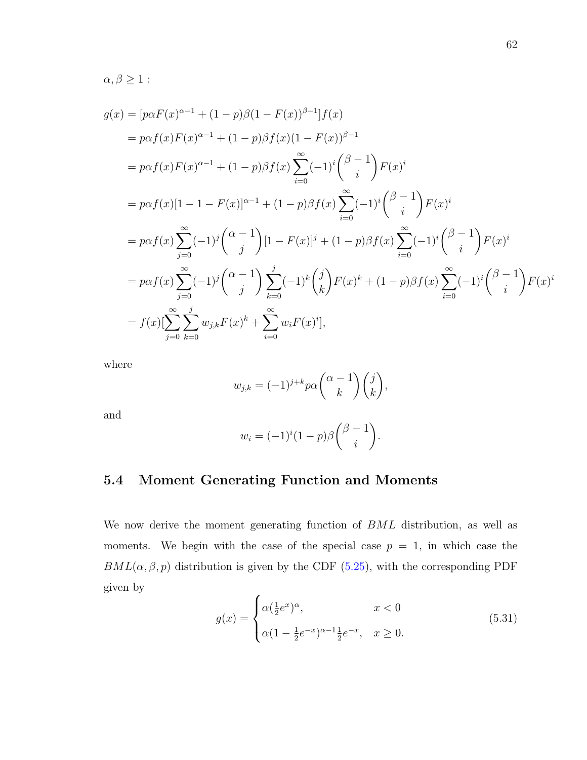$\alpha, \beta \geq 1$ :

$$
\begin{aligned}
g(x) &= [p\alpha F(x)^{\alpha-1} + (1-p)\beta(1-F(x))^{\beta-1}]f(x) \\
&= p\alpha f(x)F(x)^{\alpha-1} + (1-p)\beta f(x)(1-F(x))^{\beta-1} \\
&= p\alpha f(x)F(x)^{\alpha-1} + (1-p)\beta f(x)\sum_{i=0}^{\infty}(-1)^i\binom{\beta-1}{i}F(x)^i \\
&= p\alpha f(x)[1-1-F(x)]^{\alpha-1} + (1-p)\beta f(x)\sum_{i=0}^{\infty}(-1)^i\binom{\beta-1}{i}F(x)^i \\
&= p\alpha f(x)\sum_{j=0}^{\infty}(-1)^j\binom{\alpha-1}{j}[1-F(x)]^j + (1-p)\beta f(x)\sum_{i=0}^{\infty}(-1)^i\binom{\beta-1}{i}F(x)^i \\
&= p\alpha f(x)\sum_{j=0}^{\infty}(-1)^j\binom{\alpha-1}{j}\sum_{k=0}^{j}(-1)^k\binom{j}{k}F(x)^k + (1-p)\beta f(x)\sum_{i=0}^{\infty}(-1)^i\binom{\beta-1}{i}F(x)^i \\
&= f(x)[\sum_{j=0}^{\infty}\sum_{k=0}^{j}w_{j,k}F(x)^k + \sum_{i=0}^{\infty}w_iF(x)^i],
\end{aligned}
$$

where

$$
w_{j,k} = (-1)^{j+k}p\alpha\binom{\alpha-1}{k}\binom{j}{k},
$$

and

$$
w_i = (-1)^i(1-p)\beta\binom{\beta-1}{i}.
$$

## 5.4 Moment Generating Function and Moments

We now derive the moment generating function of $BML$ distribution, as well as moments. We begin with the case of the special case $p = 1$, in which case the $BML(\alpha, \beta, p)$ distribution is given by the CDF (5.25), with the corresponding PDF given by

$$
g(x) = \begin{cases} \alpha(\frac{1}{2}e^x)^{\alpha}, & x < 0 \\ \alpha(1-\frac{1}{2}e^{-x})^{\alpha-1}\frac{1}{2}e^{-x}, & x \geq 0. \end{cases} \tag{5.31}
$$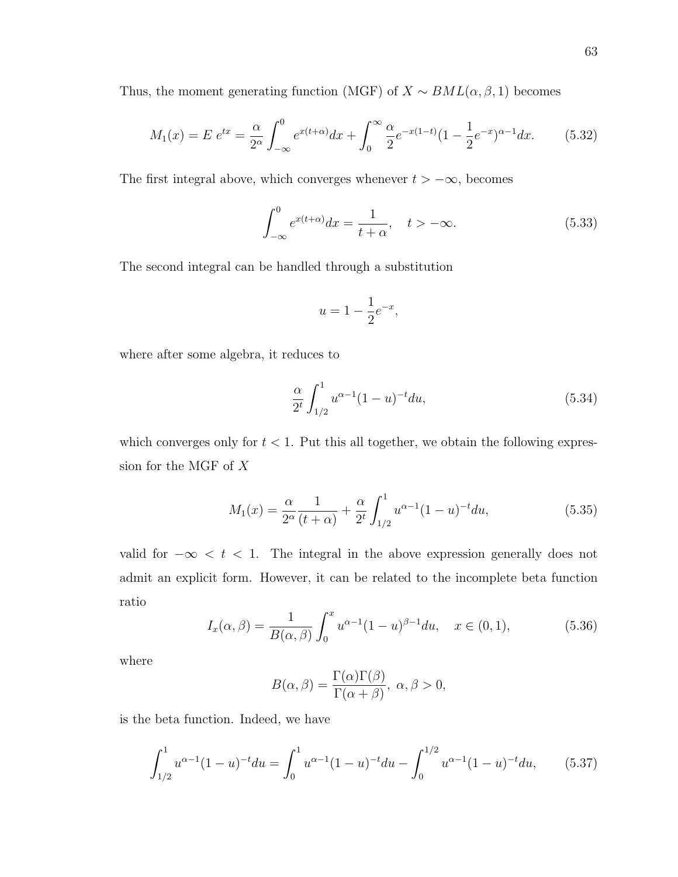Thus, the moment generating function (MGF) of $X \sim BML(\alpha, \beta, 1)$ becomes

$$M_1(x) = E\ e^{tx} = \frac{\alpha}{2^\alpha} \int_{-\infty}^{0} e^{x(t+\alpha)} dx + \int_{0}^{\infty} \frac{\alpha}{2} e^{-x(1-t)} (1 - \frac{1}{2} e^{-x})^{\alpha - 1} dx. \tag{5.32}$$

The first integral above, which converges whenever $t > -\infty$, becomes

$$\int_{-\infty}^{0} e^{x(t+\alpha)} dx = \frac{1}{t+\alpha}, \quad t > -\infty. \tag{5.33}$$

The second integral can be handled through a substitution

$$u = 1 - \frac{1}{2} e^{-x},$$

where after some algebra, it reduces to

$$\frac{\alpha}{2^t} \int_{1/2}^{1} u^{\alpha - 1} (1-u)^{-t} du, \tag{5.34}$$

which converges only for $t < 1$. Put this all together, we obtain the following expression for the MGF of $X$

$$M_1(x) = \frac{\alpha}{2^\alpha} \frac{1}{(t+\alpha)} + \frac{\alpha}{2^t} \int_{1/2}^{1} u^{\alpha-1} (1-u)^{-t} du, \tag{5.35}$$

valid for $-\infty < t < 1$. The integral in the above expression generally does not admit an explicit form. However, it can be related to the incomplete beta function ratio

$$I_x(\alpha, \beta) = \frac{1}{B(\alpha, \beta)} \int_{0}^{x} u^{\alpha-1} (1-u)^{\beta-1} du, \quad x \in (0,1), \tag{5.36}$$

where

$$B(\alpha, \beta) = \frac{\Gamma(\alpha)\Gamma(\beta)}{\Gamma(\alpha+\beta)},\ \alpha, \beta > 0,$$

is the beta function. Indeed, we have

$$\int_{1/2}^{1} u^{\alpha-1} (1-u)^{-t} du = \int_{0}^{1} u^{\alpha-1} (1-u)^{-t} du - \int_{0}^{1/2} u^{\alpha-1} (1-u)^{-t} du, \tag{5.37}$$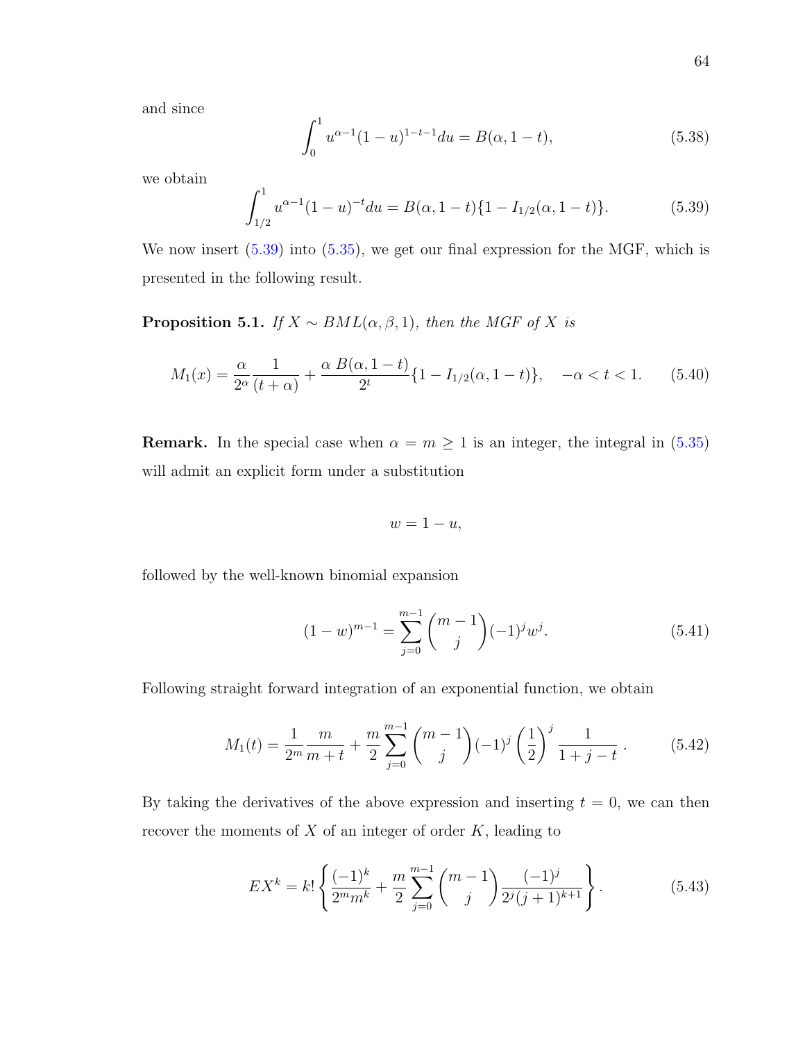and since

$$\int_0^1 u^{\alpha-1}(1-u)^{1-t-1}du = B(\alpha, 1-t), \tag{5.38}$$

we obtain

$$\int_{1/2}^1 u^{\alpha-1}(1-u)^{-t}du = B(\alpha, 1-t)\{1 - I_{1/2}(\alpha, 1-t)\}. \tag{5.39}$$

We now insert (5.39) into (5.35), we get our final expression for the MGF, which is presented in the following result.

**Proposition 5.1.** *If $X \sim BML(\alpha, \beta, 1)$, then the MGF of $X$ is*

$$M_1(x) = \frac{\alpha}{2^\alpha}\frac{1}{(t+\alpha)} + \frac{\alpha\, B(\alpha, 1-t)}{2^t}\{1 - I_{1/2}(\alpha, 1-t)\}, \quad -\alpha < t < 1. \tag{5.40}$$

**Remark.** In the special case when $\alpha = m \geq 1$ is an integer, the integral in (5.35) will admit an explicit form under a substitution

$$w = 1 - u,$$

followed by the well-known binomial expansion

$$(1-w)^{m-1} = \sum_{j=0}^{m-1}\binom{m-1}{j}(-1)^j w^j. \tag{5.41}$$

Following straight forward integration of an exponential function, we obtain

$$M_1(t) = \frac{1}{2^m}\frac{m}{m+t} + \frac{m}{2}\sum_{j=0}^{m-1}\binom{m-1}{j}(-1)^j\left(\frac{1}{2}\right)^j\frac{1}{1+j-t}\,. \tag{5.42}$$

By taking the derivatives of the above expression and inserting $t = 0$, we can then recover the moments of $X$ of an integer of order $K$, leading to

$$EX^k = k!\left\{\frac{(-1)^k}{2^m m^k} + \frac{m}{2}\sum_{j=0}^{m-1}\binom{m-1}{j}\frac{(-1)^j}{2^j(j+1)^{k+1}}\right\}. \tag{5.43}$$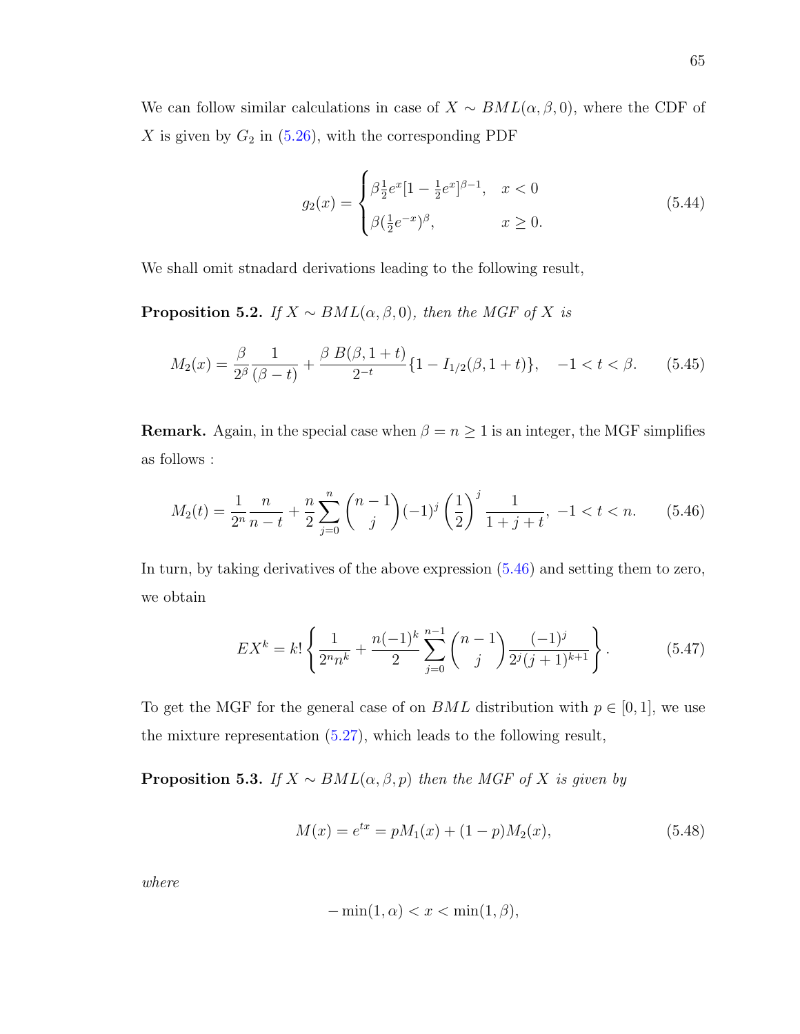We can follow similar calculations in case of $X \sim BML(\alpha, \beta, 0)$, where the CDF of $X$ is given by $G_2$ in (5.26), with the corresponding PDF

$$g_2(x) = \begin{cases} \beta \frac{1}{2} e^x [1 - \frac{1}{2} e^x]^{\beta - 1}, & x < 0 \\ \beta (\frac{1}{2} e^{-x})^{\beta}, & x \geq 0. \end{cases} \tag{5.44}$$

We shall omit stnadard derivations leading to the following result,

**Proposition 5.2.** *If $X \sim BML(\alpha, \beta, 0)$, then the MGF of $X$ is*

$$M_2(x) = \frac{\beta}{2^{\beta}} \frac{1}{(\beta - t)} + \frac{\beta \, B(\beta, 1+t)}{2^{-t}} \{1 - I_{1/2}(\beta, 1+t)\}, \quad -1 < t < \beta. \tag{5.45}$$

**Remark.** Again, in the special case when $\beta = n \geq 1$ is an integer, the MGF simplifies as follows :

$$M_2(t) = \frac{1}{2^n} \frac{n}{n-t} + \frac{n}{2} \sum_{j=0}^{n} \binom{n-1}{j} (-1)^j \left(\frac{1}{2}\right)^j \frac{1}{1+j+t}, \; -1 < t < n. \tag{5.46}$$

In turn, by taking derivatives of the above expression (5.46) and setting them to zero, we obtain

$$EX^k = k! \left\{ \frac{1}{2^n n^k} + \frac{n(-1)^k}{2} \sum_{j=0}^{n-1} \binom{n-1}{j} \frac{(-1)^j}{2^j (j+1)^{k+1}} \right\}. \tag{5.47}$$

To get the MGF for the general case of on $BML$ distribution with $p \in [0, 1]$, we use the mixture representation (5.27), which leads to the following result,

**Proposition 5.3.** *If $X \sim BML(\alpha, \beta, p)$ then the MGF of $X$ is given by*

$$M(x) = e^{tx} = pM_1(x) + (1-p)M_2(x), \tag{5.48}$$

*where*

$$-\min(1, \alpha) < x < \min(1, \beta),$$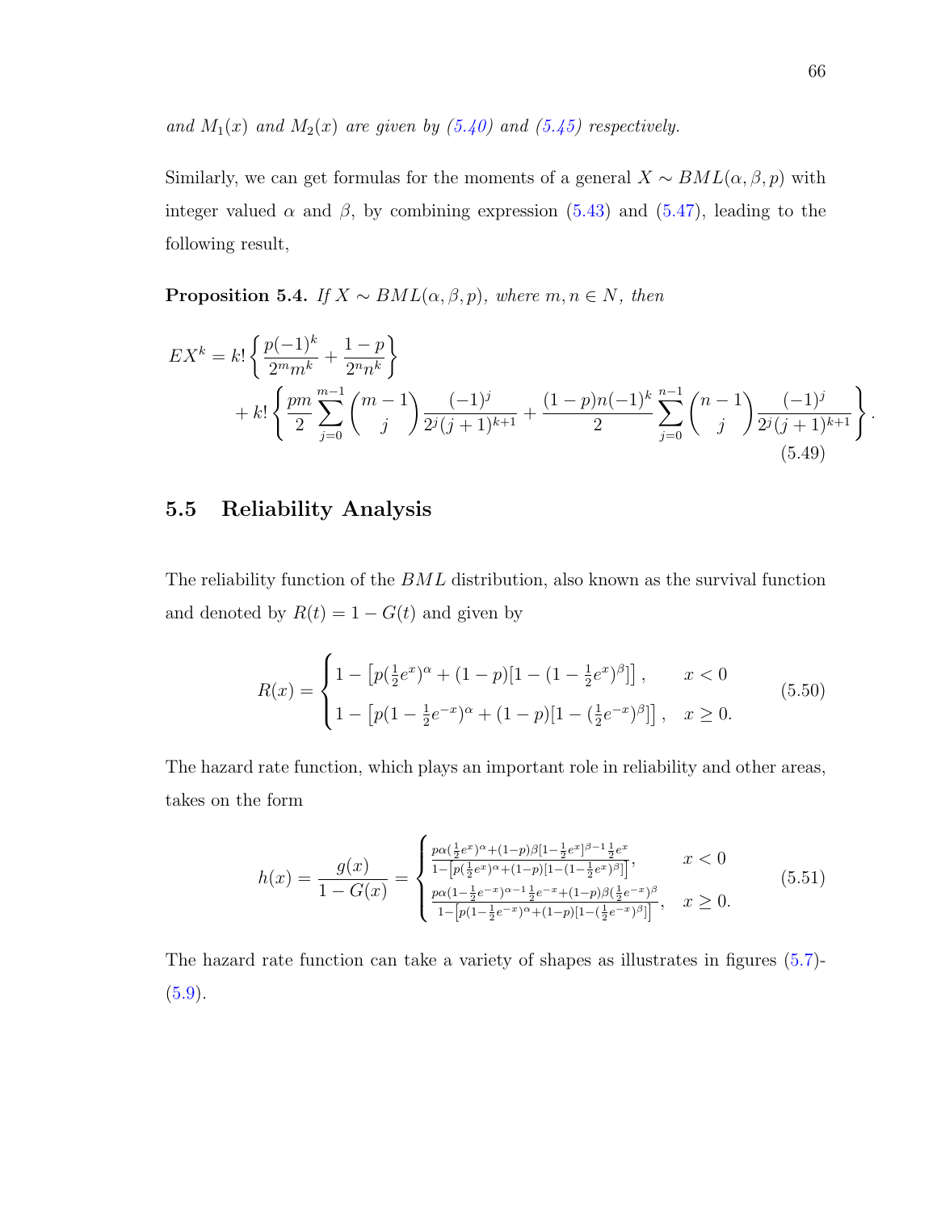*and $M_1(x)$ and $M_2(x)$ are given by (5.40) and (5.45) respectively.*

Similarly, we can get formulas for the moments of a general $X \sim BML(\alpha, \beta, p)$ with integer valued $\alpha$ and $\beta$, by combining expression (5.43) and (5.47), leading to the following result,

**Proposition 5.4.** *If $X \sim BML(\alpha, \beta, p)$, where $m, n \in N$, then*

$$
\begin{aligned}
EX^k = k! &\left\{ \frac{p(-1)^k}{2^m m^k} + \frac{1-p}{2^n n^k} \right\} \\
&+ k! \left\{ \frac{pm}{2} \sum_{j=0}^{m-1} \binom{m-1}{j} \frac{(-1)^j}{2^j (j+1)^{k+1}} + \frac{(1-p)n(-1)^k}{2} \sum_{j=0}^{n-1} \binom{n-1}{j} \frac{(-1)^j}{2^j (j+1)^{k+1}} \right\}.
\end{aligned}
\tag{5.49}
$$

## 5.5 Reliability Analysis

The reliability function of the $BML$ distribution, also known as the survival function and denoted by $R(t) = 1 - G(t)$ and given by

$$
R(x) = \begin{cases} 1 - \left[ p(\frac{1}{2}e^x)^\alpha + (1-p)[1 - (1 - \frac{1}{2}e^x)^\beta] \right], & x < 0 \\ 1 - \left[ p(1 - \frac{1}{2}e^{-x})^\alpha + (1-p)[1 - (\frac{1}{2}e^{-x})^\beta] \right], & x \geq 0. \end{cases}
\tag{5.50}
$$

The hazard rate function, which plays an important role in reliability and other areas, takes on the form

$$
h(x) = \frac{g(x)}{1 - G(x)} = \begin{cases} \frac{p\alpha(\frac{1}{2}e^x)^\alpha + (1-p)\beta[1 - \frac{1}{2}e^x]^{\beta - 1}\frac{1}{2}e^x}{1 - \left[ p(\frac{1}{2}e^x)^\alpha + (1-p)[1 - (1 - \frac{1}{2}e^x)^\beta] \right]}, & x < 0 \\ \frac{p\alpha(1 - \frac{1}{2}e^{-x})^{\alpha - 1}\frac{1}{2}e^{-x} + (1-p)\beta(\frac{1}{2}e^{-x})^\beta}{1 - \left[ p(1 - \frac{1}{2}e^{-x})^\alpha + (1-p)[1 - (\frac{1}{2}e^{-x})^\beta] \right]}, & x \geq 0. \end{cases}
\tag{5.51}
$$

The hazard rate function can take a variety of shapes as illustrates in figures (5.7)-(5.9).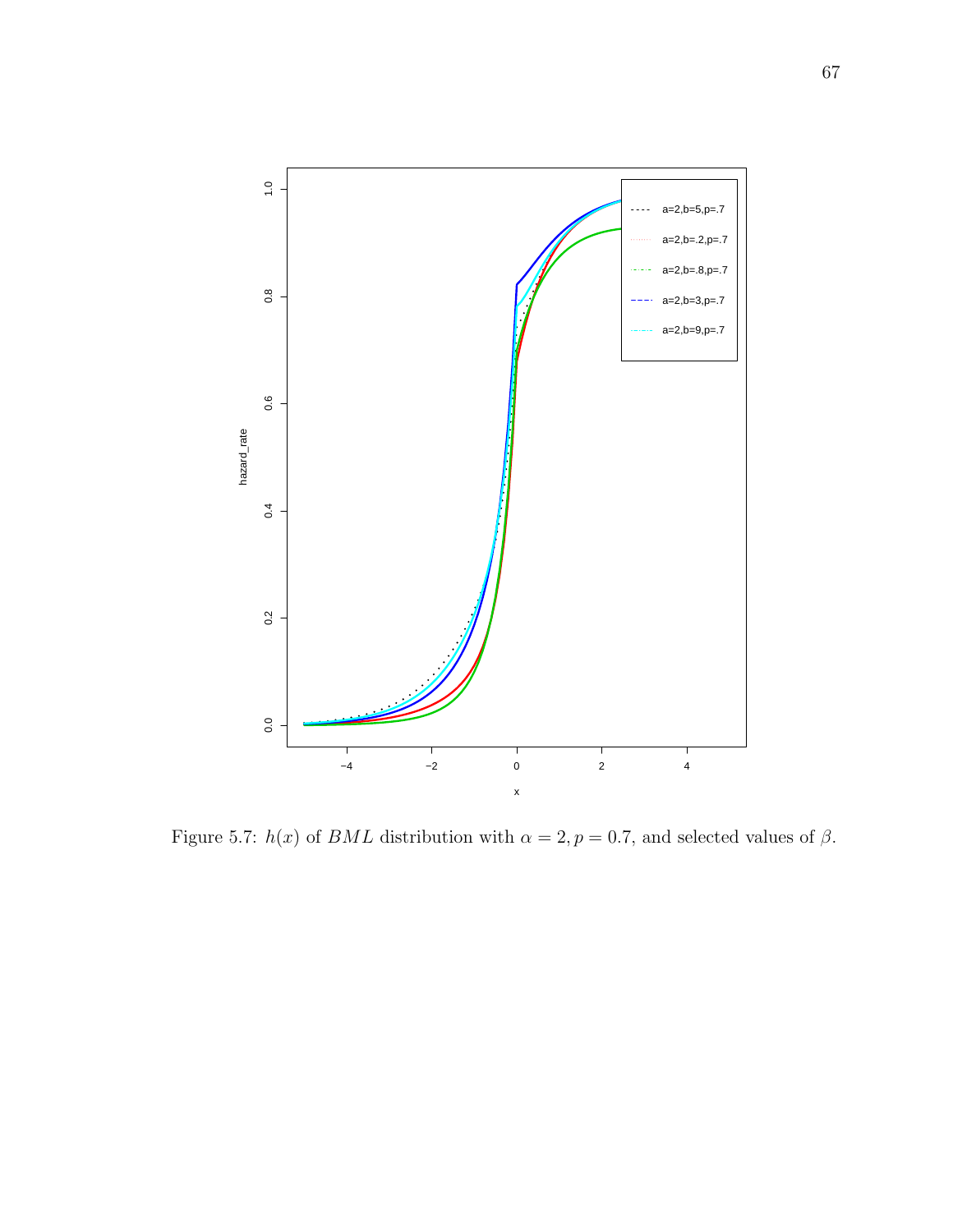Figure 5.7: $h(x)$ of $BML$ distribution with $\alpha = 2, p = 0.7$, and selected values of $\beta$.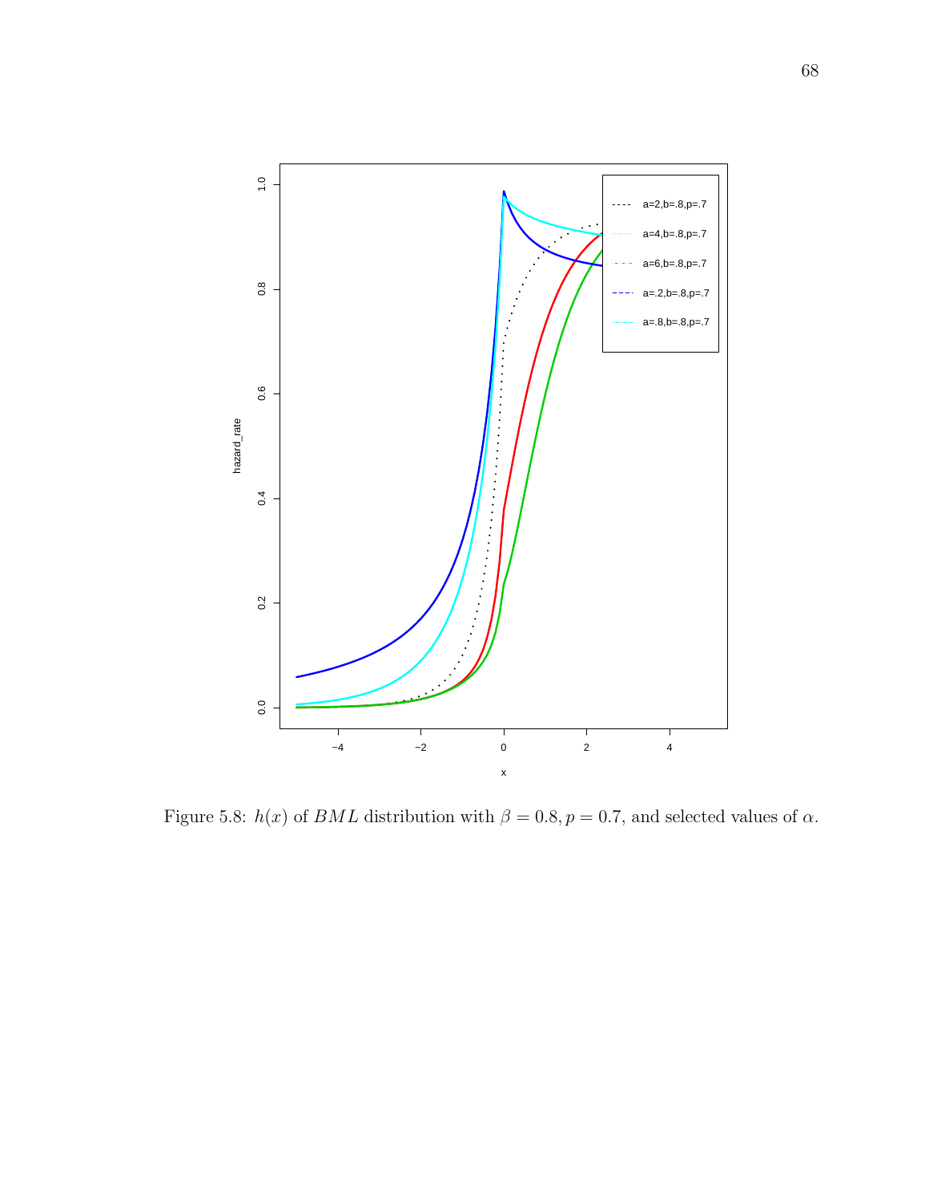Figure 5.8: $h(x)$ of $BML$ distribution with $\beta = 0.8, p = 0.7$, and selected values of $\alpha$.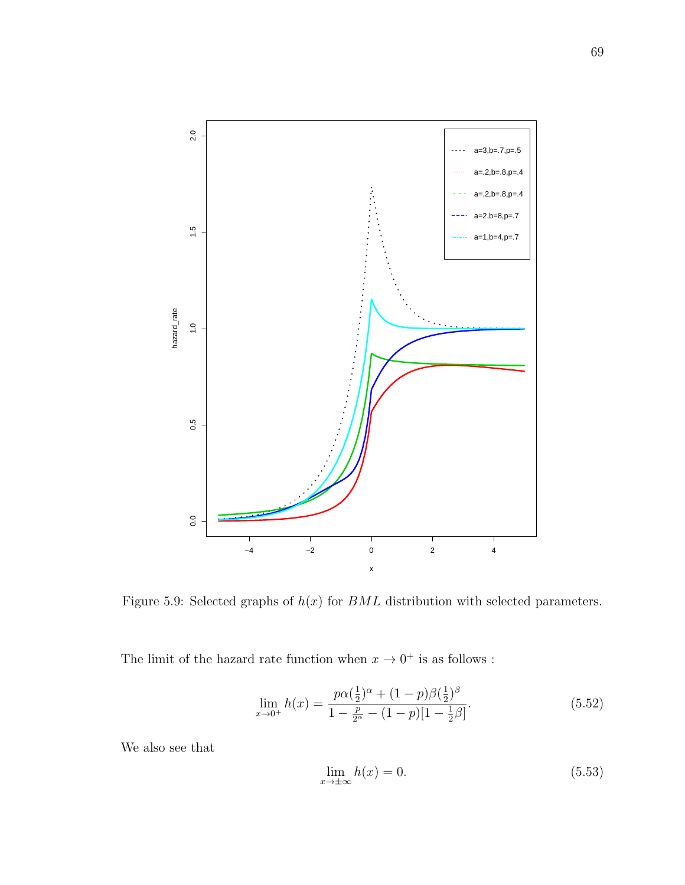Figure 5.9: Selected graphs of $h(x)$ for $BML$ distribution with selected parameters.

The limit of the hazard rate function when $x \to 0^+$ is as follows :

$$\lim_{x \to 0^+} h(x) = \frac{p\alpha(\frac{1}{2})^{\alpha} + (1-p)\beta(\frac{1}{2})^{\beta}}{1 - \frac{p}{2^{\alpha}} - (1-p)[1 - \frac{1}{2}\beta]}. \tag{5.52}$$

We also see that

$$\lim_{x \to \pm\infty} h(x) = 0. \tag{5.53}$$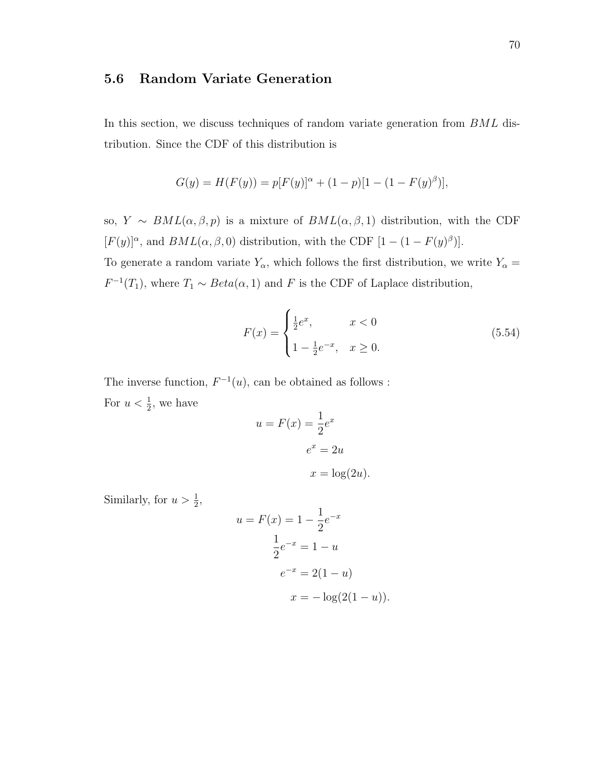## 5.6 Random Variate Generation

In this section, we discuss techniques of random variate generation from $BML$ distribution. Since the CDF of this distribution is

$$G(y) = H(F(y)) = p[F(y)]^{\alpha} + (1-p)[1 - (1 - F(y)^{\beta})],$$

so, $Y \sim BML(\alpha, \beta, p)$ is a mixture of $BML(\alpha, \beta, 1)$ distribution, with the CDF $[F(y)]^{\alpha}$, and $BML(\alpha, \beta, 0)$ distribution, with the CDF $[1 - (1 - F(y)^{\beta})]$.

To generate a random variate $Y_{\alpha}$, which follows the first distribution, we write $Y_{\alpha} = F^{-1}(T_1)$, where $T_1 \sim Beta(\alpha, 1)$ and $F$ is the CDF of Laplace distribution,

$$F(x) = \begin{cases} \frac{1}{2}e^{x}, & x < 0 \\ 1 - \frac{1}{2}e^{-x}, & x \geq 0. \end{cases} \tag{5.54}$$

The inverse function, $F^{-1}(u)$, can be obtained as follows :

For $u < \frac{1}{2}$, we have

$$\begin{aligned} u = F(x) &= \frac{1}{2}e^{x} \\ e^{x} &= 2u \\ x &= \log(2u). \end{aligned}$$

Similarly, for $u > \frac{1}{2}$,

$$\begin{aligned} u = F(x) &= 1 - \frac{1}{2}e^{-x} \\ \frac{1}{2}e^{-x} &= 1 - u \\ e^{-x} &= 2(1-u) \\ x &= -\log(2(1-u)). \end{aligned}$$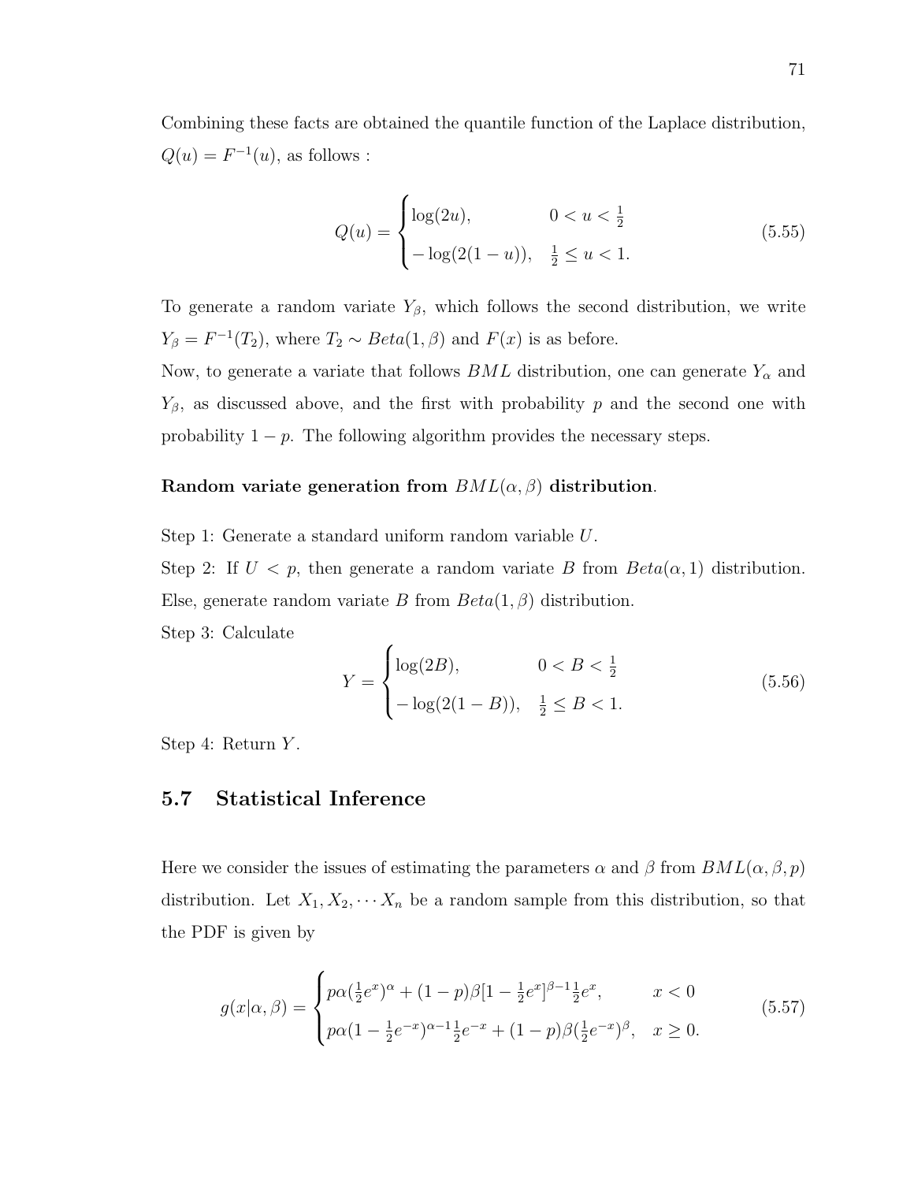Combining these facts are obtained the quantile function of the Laplace distribution, $Q(u) = F^{-1}(u)$, as follows :

$$Q(u) = \begin{cases} \log(2u), & 0 < u < \frac{1}{2} \\ -\log(2(1-u)), & \frac{1}{2} \leq u < 1. \end{cases} \tag{5.55}$$

To generate a random variate $Y_\beta$, which follows the second distribution, we write $Y_\beta = F^{-1}(T_2)$, where $T_2 \sim Beta(1, \beta)$ and $F(x)$ is as before.

Now, to generate a variate that follows $BML$ distribution, one can generate $Y_\alpha$ and $Y_\beta$, as discussed above, and the first with probability $p$ and the second one with probability $1 - p$. The following algorithm provides the necessary steps.

**Random variate generation from $BML(\alpha, \beta)$ distribution**.

Step 1: Generate a standard uniform random variable $U$.

Step 2: If $U < p$, then generate a random variate $B$ from $Beta(\alpha, 1)$ distribution. Else, generate random variate $B$ from $Beta(1, \beta)$ distribution.

Step 3: Calculate

$$Y = \begin{cases} \log(2B), & 0 < B < \frac{1}{2} \\ -\log(2(1-B)), & \frac{1}{2} \leq B < 1. \end{cases} \tag{5.56}$$

Step 4: Return $Y$.

## 5.7 Statistical Inference

Here we consider the issues of estimating the parameters $\alpha$ and $\beta$ from $BML(\alpha, \beta, p)$ distribution. Let $X_1, X_2, \cdots X_n$ be a random sample from this distribution, so that the PDF is given by

$$g(x|\alpha, \beta) = \begin{cases} p\alpha(\frac{1}{2}e^x)^\alpha + (1-p)\beta[1 - \frac{1}{2}e^x]^{\beta-1}\frac{1}{2}e^x, & x < 0 \\ p\alpha(1 - \frac{1}{2}e^{-x})^{\alpha-1}\frac{1}{2}e^{-x} + (1-p)\beta(\frac{1}{2}e^{-x})^\beta, & x \geq 0. \end{cases} \tag{5.57}$$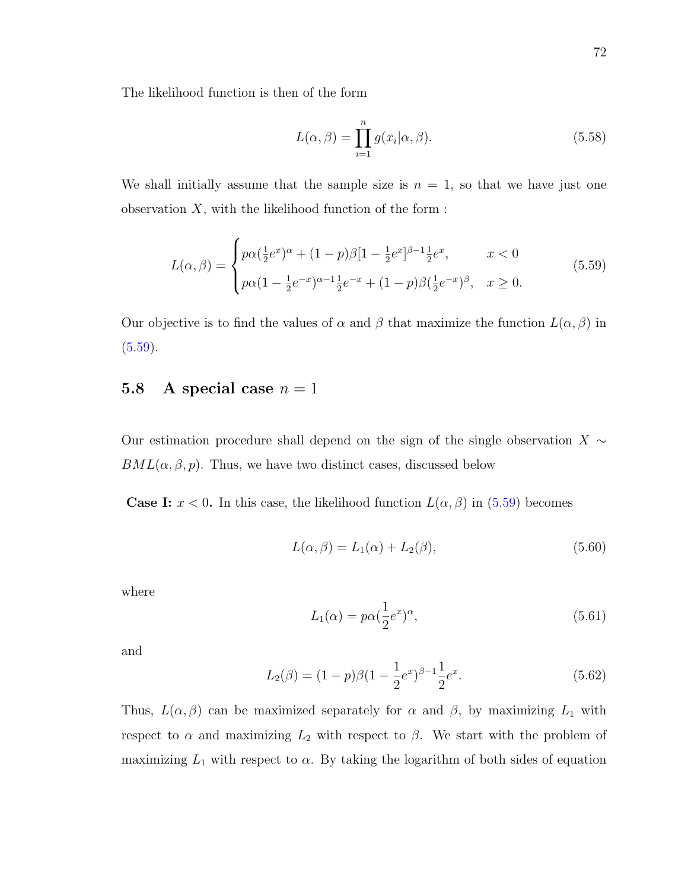The likelihood function is then of the form

$$L(\alpha, \beta) = \prod_{i=1}^{n} g(x_i|\alpha, \beta). \tag{5.58}$$

We shall initially assume that the sample size is $n = 1$, so that we have just one observation $X$, with the likelihood function of the form :

$$L(\alpha, \beta) = \begin{cases} p\alpha(\frac{1}{2}e^x)^\alpha + (1-p)\beta[1 - \frac{1}{2}e^x]^{\beta-1}\frac{1}{2}e^x, & x < 0 \\ p\alpha(1 - \frac{1}{2}e^{-x})^{\alpha-1}\frac{1}{2}e^{-x} + (1-p)\beta(\frac{1}{2}e^{-x})^\beta, & x \geq 0. \end{cases} \tag{5.59}$$

Our objective is to find the values of $\alpha$ and $\beta$ that maximize the function $L(\alpha, \beta)$ in (5.59).

## 5.8 A special case $n = 1$

Our estimation procedure shall depend on the sign of the single observation $X \sim BML(\alpha, \beta, p)$. Thus, we have two distinct cases, discussed below

**Case I:** $x < 0$**.** In this case, the likelihood function $L(\alpha, \beta)$ in (5.59) becomes

$$L(\alpha, \beta) = L_1(\alpha) + L_2(\beta), \tag{5.60}$$

where

$$L_1(\alpha) = p\alpha(\frac{1}{2}e^x)^\alpha, \tag{5.61}$$

and

$$L_2(\beta) = (1-p)\beta(1 - \frac{1}{2}e^x)^{\beta-1}\frac{1}{2}e^x. \tag{5.62}$$

Thus, $L(\alpha, \beta)$ can be maximized separately for $\alpha$ and $\beta$, by maximizing $L_1$ with respect to $\alpha$ and maximizing $L_2$ with respect to $\beta$. We start with the problem of maximizing $L_1$ with respect to $\alpha$. By taking the logarithm of both sides of equation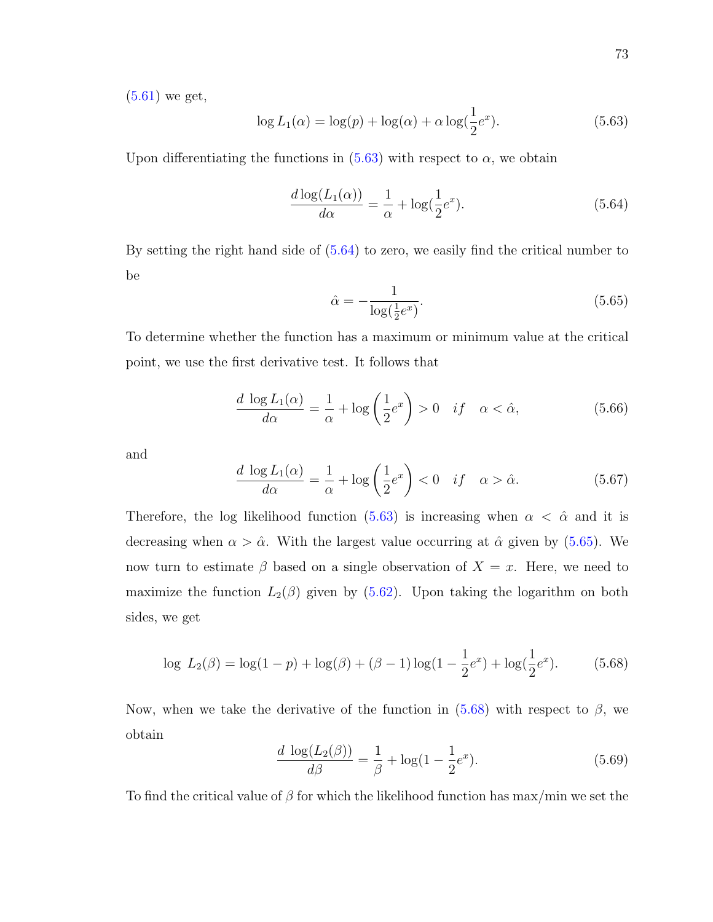(5.61) we get,

$$\log L_1(\alpha) = \log(p) + \log(\alpha) + \alpha \log(\frac{1}{2}e^x). \tag{5.63}$$

Upon differentiating the functions in (5.63) with respect to $\alpha$, we obtain

$$\frac{d \log(L_1(\alpha))}{d\alpha} = \frac{1}{\alpha} + \log(\frac{1}{2}e^x). \tag{5.64}$$

By setting the right hand side of (5.64) to zero, we easily find the critical number to be

$$\hat{\alpha} = -\frac{1}{\log(\frac{1}{2}e^x)}. \tag{5.65}$$

To determine whether the function has a maximum or minimum value at the critical point, we use the first derivative test. It follows that

$$\frac{d \ \log L_1(\alpha)}{d\alpha} = \frac{1}{\alpha} + \log\left(\frac{1}{2}e^x\right) > 0 \quad if \quad \alpha < \hat{\alpha}, \tag{5.66}$$

and

$$\frac{d \ \log L_1(\alpha)}{d\alpha} = \frac{1}{\alpha} + \log\left(\frac{1}{2}e^x\right) < 0 \quad if \quad \alpha > \hat{\alpha}. \tag{5.67}$$

Therefore, the log likelihood function (5.63) is increasing when $\alpha < \hat{\alpha}$ and it is decreasing when $\alpha > \hat{\alpha}$. With the largest value occurring at $\hat{\alpha}$ given by (5.65). We now turn to estimate $\beta$ based on a single observation of $X = x$. Here, we need to maximize the function $L_2(\beta)$ given by (5.62). Upon taking the logarithm on both sides, we get

$$\log \ L_2(\beta) = \log(1-p) + \log(\beta) + (\beta - 1)\log(1 - \frac{1}{2}e^x) + \log(\frac{1}{2}e^x). \tag{5.68}$$

Now, when we take the derivative of the function in (5.68) with respect to $\beta$, we obtain

$$\frac{d \ \log(L_2(\beta))}{d\beta} = \frac{1}{\beta} + \log(1 - \frac{1}{2}e^x). \tag{5.69}$$

To find the critical value of $\beta$ for which the likelihood function has max/min we set the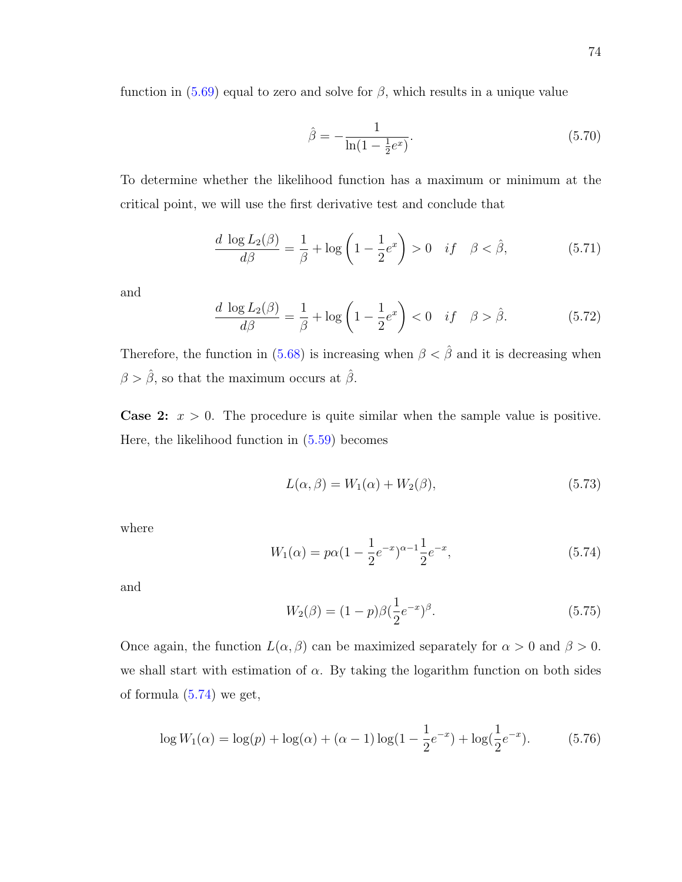function in (5.69) equal to zero and solve for $\beta$, which results in a unique value

$$\hat{\beta} = -\frac{1}{\ln(1 - \frac{1}{2}e^{x})}. \tag{5.70}$$

To determine whether the likelihood function has a maximum or minimum at the critical point, we will use the first derivative test and conclude that

$$\frac{d\ \log L_2(\beta)}{d\beta} = \frac{1}{\beta} + \log\left(1 - \frac{1}{2}e^{x}\right) > 0 \quad if \quad \beta < \hat{\beta}, \tag{5.71}$$

and

$$\frac{d\ \log L_2(\beta)}{d\beta} = \frac{1}{\beta} + \log\left(1 - \frac{1}{2}e^{x}\right) < 0 \quad if \quad \beta > \hat{\beta}. \tag{5.72}$$

Therefore, the function in (5.68) is increasing when $\beta < \hat{\beta}$ and it is decreasing when $\beta > \hat{\beta}$, so that the maximum occurs at $\hat{\beta}$.

**Case 2:** $x > 0$. The procedure is quite similar when the sample value is positive. Here, the likelihood function in (5.59) becomes

$$L(\alpha, \beta) = W_1(\alpha) + W_2(\beta), \tag{5.73}$$

where

$$W_1(\alpha) = p\alpha(1 - \frac{1}{2}e^{-x})^{\alpha-1}\frac{1}{2}e^{-x}, \tag{5.74}$$

and

$$W_2(\beta) = (1-p)\beta(\frac{1}{2}e^{-x})^{\beta}. \tag{5.75}$$

Once again, the function $L(\alpha, \beta)$ can be maximized separately for $\alpha > 0$ and $\beta > 0$. we shall start with estimation of $\alpha$. By taking the logarithm function on both sides of formula (5.74) we get,

$$\log W_1(\alpha) = \log(p) + \log(\alpha) + (\alpha - 1)\log(1 - \frac{1}{2}e^{-x}) + \log(\frac{1}{2}e^{-x}). \tag{5.76}$$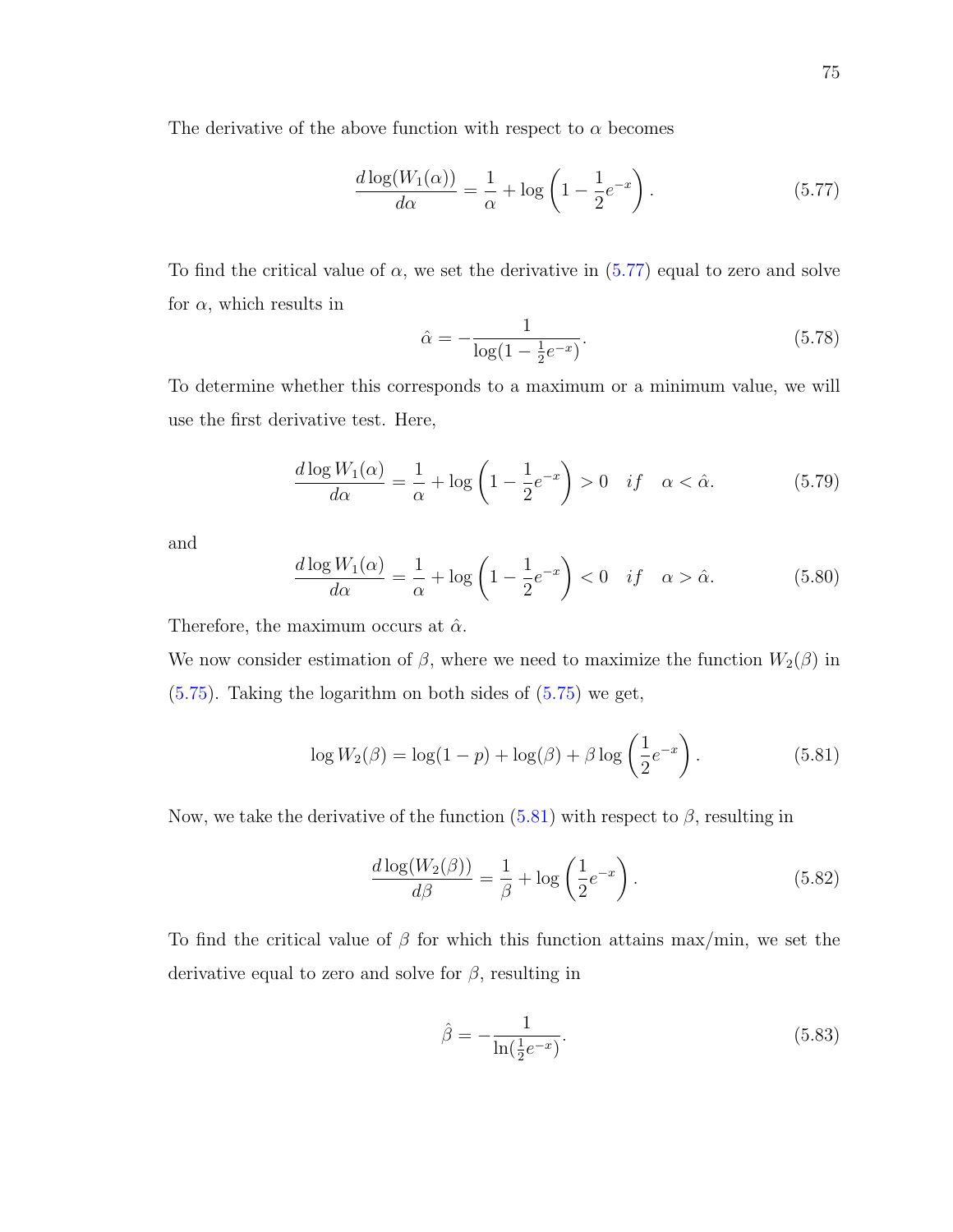The derivative of the above function with respect to $\alpha$ becomes

$$\frac{d\log(W_1(\alpha))}{d\alpha} = \frac{1}{\alpha} + \log\left(1 - \frac{1}{2}e^{-x}\right). \tag{5.77}$$

To find the critical value of $\alpha$, we set the derivative in (5.77) equal to zero and solve for $\alpha$, which results in

$$\hat{\alpha} = -\frac{1}{\log(1 - \frac{1}{2}e^{-x})}. \tag{5.78}$$

To determine whether this corresponds to a maximum or a minimum value, we will use the first derivative test. Here,

$$\frac{d\log W_1(\alpha)}{d\alpha} = \frac{1}{\alpha} + \log\left(1 - \frac{1}{2}e^{-x}\right) > 0 \quad if \quad \alpha < \hat{\alpha}. \tag{5.79}$$

and

$$\frac{d\log W_1(\alpha)}{d\alpha} = \frac{1}{\alpha} + \log\left(1 - \frac{1}{2}e^{-x}\right) < 0 \quad if \quad \alpha > \hat{\alpha}. \tag{5.80}$$

Therefore, the maximum occurs at $\hat{\alpha}$.

We now consider estimation of $\beta$, where we need to maximize the function $W_2(\beta)$ in (5.75). Taking the logarithm on both sides of (5.75) we get,

$$\log W_2(\beta) = \log(1-p) + \log(\beta) + \beta\log\left(\frac{1}{2}e^{-x}\right). \tag{5.81}$$

Now, we take the derivative of the function (5.81) with respect to $\beta$, resulting in

$$\frac{d\log(W_2(\beta))}{d\beta} = \frac{1}{\beta} + \log\left(\frac{1}{2}e^{-x}\right). \tag{5.82}$$

To find the critical value of $\beta$ for which this function attains max/min, we set the derivative equal to zero and solve for $\beta$, resulting in

$$\hat{\beta} = -\frac{1}{\ln(\frac{1}{2}e^{-x})}. \tag{5.83}$$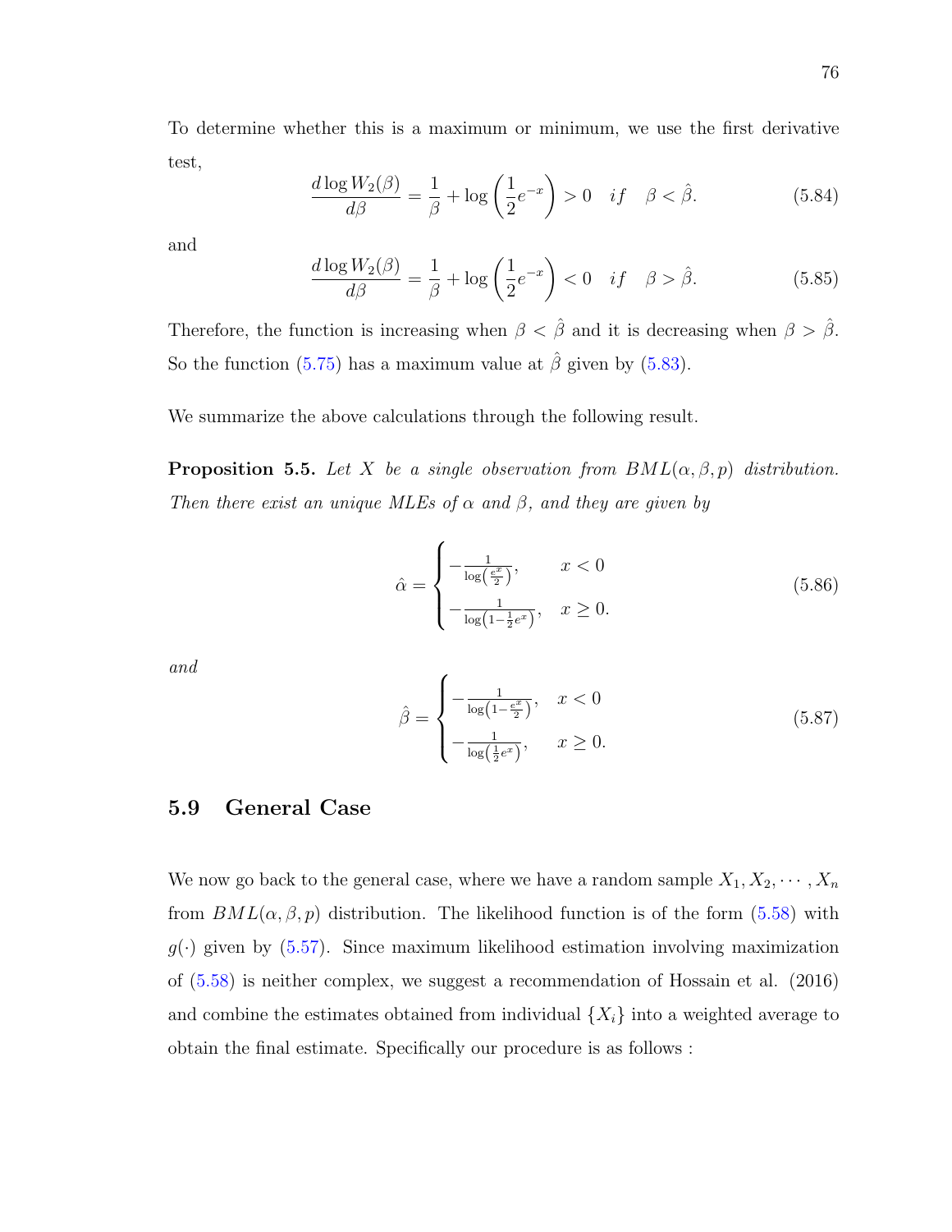To determine whether this is a maximum or minimum, we use the first derivative test,

$$\frac{d \log W_2(\beta)}{d\beta} = \frac{1}{\beta} + \log\left(\frac{1}{2}e^{-x}\right) > 0 \quad if \quad \beta < \hat{\beta}. \tag{5.84}$$

and

$$\frac{d \log W_2(\beta)}{d\beta} = \frac{1}{\beta} + \log\left(\frac{1}{2}e^{-x}\right) < 0 \quad if \quad \beta > \hat{\beta}. \tag{5.85}$$

Therefore, the function is increasing when $\beta < \hat{\beta}$ and it is decreasing when $\beta > \hat{\beta}$. So the function (5.75) has a maximum value at $\hat{\beta}$ given by (5.83).

We summarize the above calculations through the following result.

**Proposition 5.5.** *Let $X$ be a single observation from $BML(\alpha, \beta, p)$ distribution. Then there exist an unique MLEs of $\alpha$ and $\beta$, and they are given by*

$$\hat{\alpha} = \begin{cases} -\frac{1}{\log\left(\frac{e^x}{2}\right)}, & x < 0 \\ -\frac{1}{\log\left(1 - \frac{1}{2}e^x\right)}, & x \geq 0. \end{cases} \tag{5.86}$$

*and*

$$\hat{\beta} = \begin{cases} -\frac{1}{\log\left(1 - \frac{e^x}{2}\right)}, & x < 0 \\ -\frac{1}{\log\left(\frac{1}{2}e^x\right)}, & x \geq 0. \end{cases} \tag{5.87}$$

## 5.9 General Case

We now go back to the general case, where we have a random sample $X_1, X_2, \cdots, X_n$ from $BML(\alpha, \beta, p)$ distribution. The likelihood function is of the form (5.58) with $g(\cdot)$ given by (5.57). Since maximum likelihood estimation involving maximization of (5.58) is neither complex, we suggest a recommendation of Hossain et al. (2016) and combine the estimates obtained from individual $\{X_i\}$ into a weighted average to obtain the final estimate. Specifically our procedure is as follows :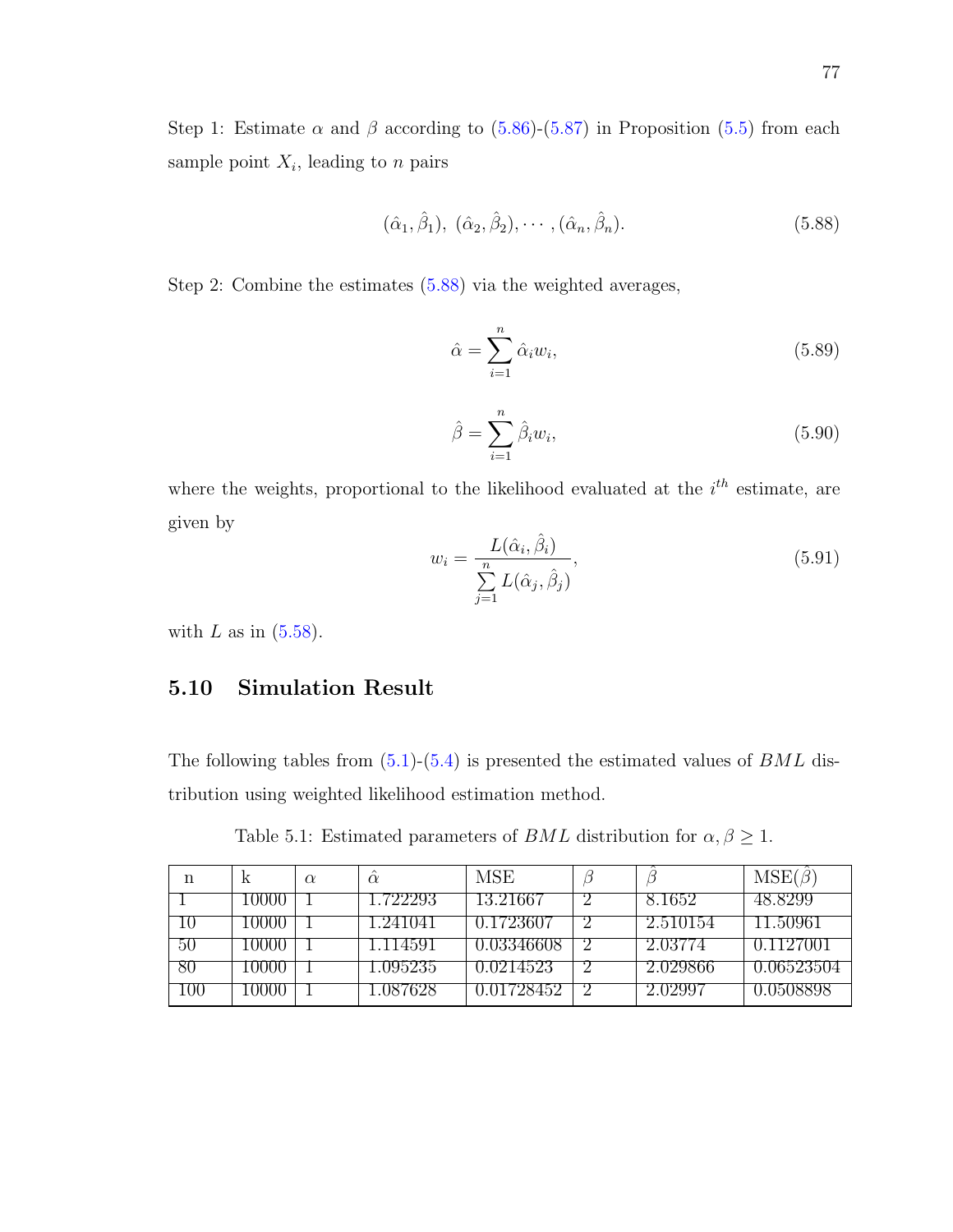Step 1: Estimate $\alpha$ and $\beta$ according to (5.86)-(5.87) in Proposition (5.5) from each sample point $X_i$, leading to $n$ pairs

$$(\hat{\alpha}_1, \hat{\beta}_1),\ (\hat{\alpha}_2, \hat{\beta}_2), \cdots, (\hat{\alpha}_n, \hat{\beta}_n). \tag{5.88}$$

Step 2: Combine the estimates (5.88) via the weighted averages,

$$\hat{\alpha} = \sum_{i=1}^{n} \hat{\alpha}_i w_i, \tag{5.89}$$

$$\hat{\beta} = \sum_{i=1}^{n} \hat{\beta}_i w_i, \tag{5.90}$$

where the weights, proportional to the likelihood evaluated at the $i^{th}$ estimate, are given by

$$w_i = \frac{L(\hat{\alpha}_i, \hat{\beta}_i)}{\sum_{j=1}^{n} L(\hat{\alpha}_j, \hat{\beta}_j)}, \tag{5.91}$$

with $L$ as in (5.58).

## 5.10 Simulation Result

The following tables from (5.1)-(5.4) is presented the estimated values of $BML$ distribution using weighted likelihood estimation method.

Table 5.1: Estimated parameters of $BML$ distribution for $\alpha, \beta \geq 1$.

| n | k | $\alpha$ | $\hat{\alpha}$ | MSE | $\beta$ | $\hat{\beta}$ | MSE($\hat{\beta}$) |
|---|---|---|---|---|---|---|---|
| 1 | 10000 | 1 | 1.722293 | 13.21667 | 2 | 8.1652 | 48.8299 |
| 10 | 10000 | 1 | 1.241041 | 0.1723607 | 2 | 2.510154 | 11.50961 |
| 50 | 10000 | 1 | 1.114591 | 0.03346608 | 2 | 2.03774 | 0.1127001 |
| 80 | 10000 | 1 | 1.095235 | 0.0214523 | 2 | 2.029866 | 0.06523504 |
| 100 | 10000 | 1 | 1.087628 | 0.01728452 | 2 | 2.02997 | 0.0508898 |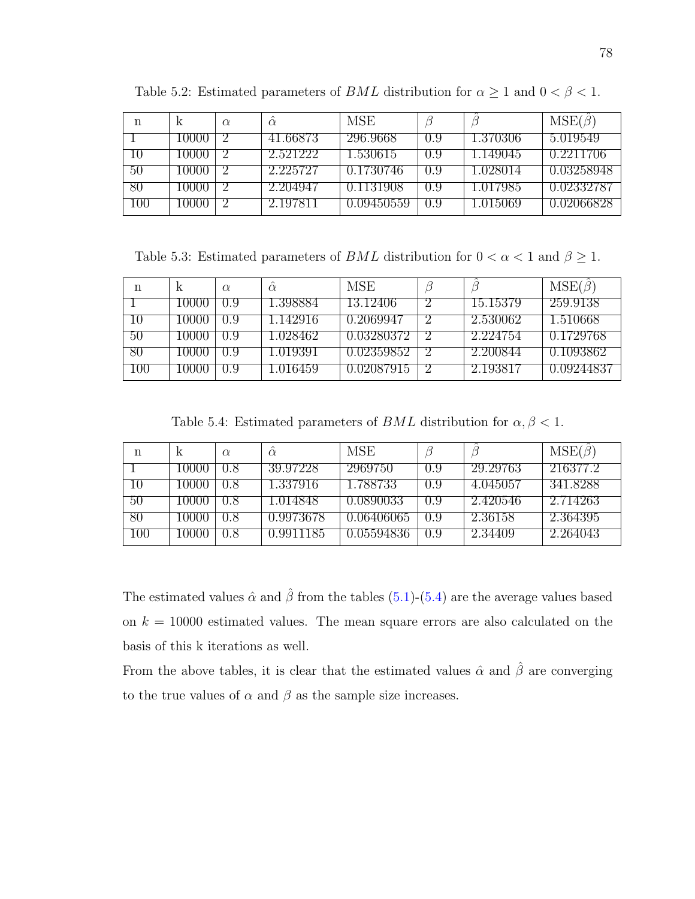Table 5.2: Estimated parameters of $BML$ distribution for $\alpha \geq 1$ and $0 < \beta < 1$.

| n | k | $\alpha$ | $\hat{\alpha}$ | MSE | $\beta$ | $\hat{\beta}$ | MSE($\hat{\beta}$) |
|---|---|---|---|---|---|---|---|
| 1 | 10000 | 2 | 41.66873 | 296.9668 | 0.9 | 1.370306 | 5.019549 |
| 10 | 10000 | 2 | 2.521222 | 1.530615 | 0.9 | 1.149045 | 0.2211706 |
| 50 | 10000 | 2 | 2.225727 | 0.1730746 | 0.9 | 1.028014 | 0.03258948 |
| 80 | 10000 | 2 | 2.204947 | 0.1131908 | 0.9 | 1.017985 | 0.02332787 |
| 100 | 10000 | 2 | 2.197811 | 0.09450559 | 0.9 | 1.015069 | 0.02066828 |

Table 5.3: Estimated parameters of $BML$ distribution for $0 < \alpha < 1$ and $\beta \geq 1$.

| n | k | $\alpha$ | $\hat{\alpha}$ | MSE | $\beta$ | $\hat{\beta}$ | MSE($\hat{\beta}$) |
|---|---|---|---|---|---|---|---|
| 1 | 10000 | 0.9 | 1.398884 | 13.12406 | 2 | 15.15379 | 259.9138 |
| 10 | 10000 | 0.9 | 1.142916 | 0.2069947 | 2 | 2.530062 | 1.510668 |
| 50 | 10000 | 0.9 | 1.028462 | 0.03280372 | 2 | 2.224754 | 0.1729768 |
| 80 | 10000 | 0.9 | 1.019391 | 0.02359852 | 2 | 2.200844 | 0.1093862 |
| 100 | 10000 | 0.9 | 1.016459 | 0.02087915 | 2 | 2.193817 | 0.09244837 |

Table 5.4: Estimated parameters of $BML$ distribution for $\alpha, \beta < 1$.

| n | k | $\alpha$ | $\hat{\alpha}$ | MSE | $\beta$ | $\hat{\beta}$ | MSE($\hat{\beta}$) |
|---|---|---|---|---|---|---|---|
| 1 | 10000 | 0.8 | 39.97228 | 2969750 | 0.9 | 29.29763 | 216377.2 |
| 10 | 10000 | 0.8 | 1.337916 | 1.788733 | 0.9 | 4.045057 | 341.8288 |
| 50 | 10000 | 0.8 | 1.014848 | 0.0890033 | 0.9 | 2.420546 | 2.714263 |
| 80 | 10000 | 0.8 | 0.9973678 | 0.06406065 | 0.9 | 2.36158 | 2.364395 |
| 100 | 10000 | 0.8 | 0.9911185 | 0.05594836 | 0.9 | 2.34409 | 2.264043 |

The estimated values $\hat{\alpha}$ and $\hat{\beta}$ from the tables (5.1)-(5.4) are the average values based on $k = 10000$ estimated values. The mean square errors are also calculated on the basis of this k iterations as well.

From the above tables, it is clear that the estimated values $\hat{\alpha}$ and $\hat{\beta}$ are converging to the true values of $\alpha$ and $\beta$ as the sample size increases.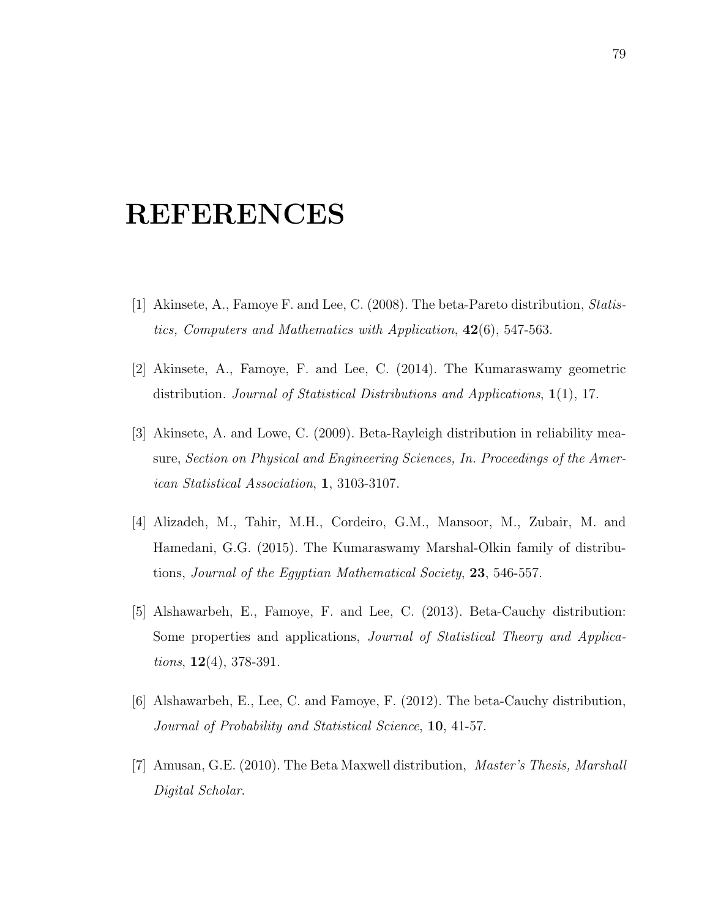# REFERENCES

[1] Akinsete, A., Famoye F. and Lee, C. (2008). The beta-Pareto distribution, *Statistics, Computers and Mathematics with Application*, **42**(6), 547-563.

[2] Akinsete, A., Famoye, F. and Lee, C. (2014). The Kumaraswamy geometric distribution. *Journal of Statistical Distributions and Applications*, **1**(1), 17.

[3] Akinsete, A. and Lowe, C. (2009). Beta-Rayleigh distribution in reliability measure, *Section on Physical and Engineering Sciences, In. Proceedings of the American Statistical Association*, **1**, 3103-3107.

[4] Alizadeh, M., Tahir, M.H., Cordeiro, G.M., Mansoor, M., Zubair, M. and Hamedani, G.G. (2015). The Kumaraswamy Marshal-Olkin family of distributions, *Journal of the Egyptian Mathematical Society*, **23**, 546-557.

[5] Alshawarbeh, E., Famoye, F. and Lee, C. (2013). Beta-Cauchy distribution: Some properties and applications, *Journal of Statistical Theory and Applications*, **12**(4), 378-391.

[6] Alshawarbeh, E., Lee, C. and Famoye, F. (2012). The beta-Cauchy distribution, *Journal of Probability and Statistical Science*, **10**, 41-57.

[7] Amusan, G.E. (2010). The Beta Maxwell distribution, *Master's Thesis, Marshall Digital Scholar*.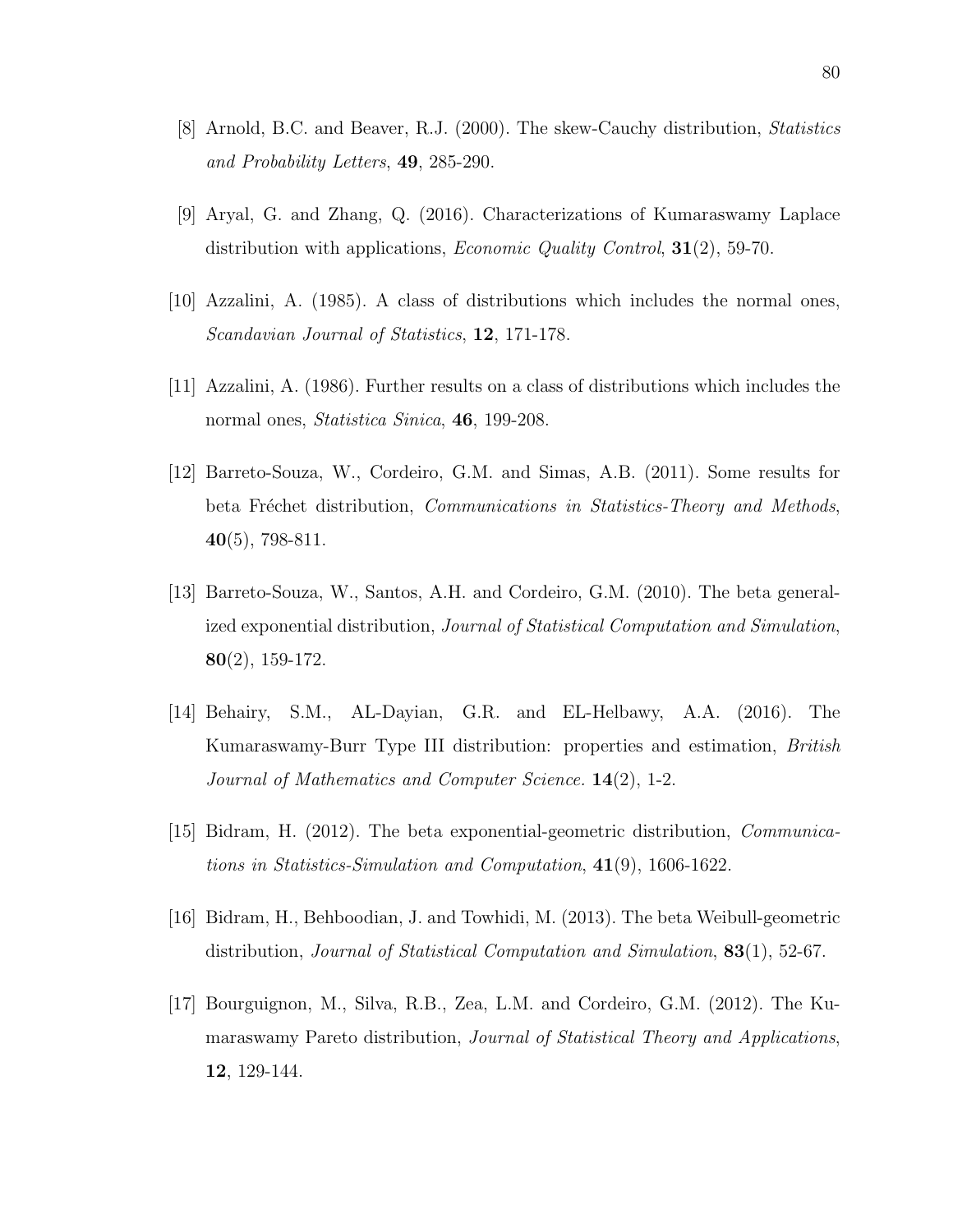[8] Arnold, B.C. and Beaver, R.J. (2000). The skew-Cauchy distribution, *Statistics and Probability Letters*, **49**, 285-290.

[9] Aryal, G. and Zhang, Q. (2016). Characterizations of Kumaraswamy Laplace distribution with applications, *Economic Quality Control*, **31**(2), 59-70.

[10] Azzalini, A. (1985). A class of distributions which includes the normal ones, *Scandavian Journal of Statistics*, **12**, 171-178.

[11] Azzalini, A. (1986). Further results on a class of distributions which includes the normal ones, *Statistica Sinica*, **46**, 199-208.

[12] Barreto-Souza, W., Cordeiro, G.M. and Simas, A.B. (2011). Some results for beta Fréchet distribution, *Communications in Statistics-Theory and Methods*, **40**(5), 798-811.

[13] Barreto-Souza, W., Santos, A.H. and Cordeiro, G.M. (2010). The beta generalized exponential distribution, *Journal of Statistical Computation and Simulation*, **80**(2), 159-172.

[14] Behairy, S.M., AL-Dayian, G.R. and EL-Helbawy, A.A. (2016). The Kumaraswamy-Burr Type III distribution: properties and estimation, *British Journal of Mathematics and Computer Science.* **14**(2), 1-2.

[15] Bidram, H. (2012). The beta exponential-geometric distribution, *Communications in Statistics-Simulation and Computation*, **41**(9), 1606-1622.

[16] Bidram, H., Behboodian, J. and Towhidi, M. (2013). The beta Weibull-geometric distribution, *Journal of Statistical Computation and Simulation*, **83**(1), 52-67.

[17] Bourguignon, M., Silva, R.B., Zea, L.M. and Cordeiro, G.M. (2012). The Kumaraswamy Pareto distribution, *Journal of Statistical Theory and Applications*, **12**, 129-144.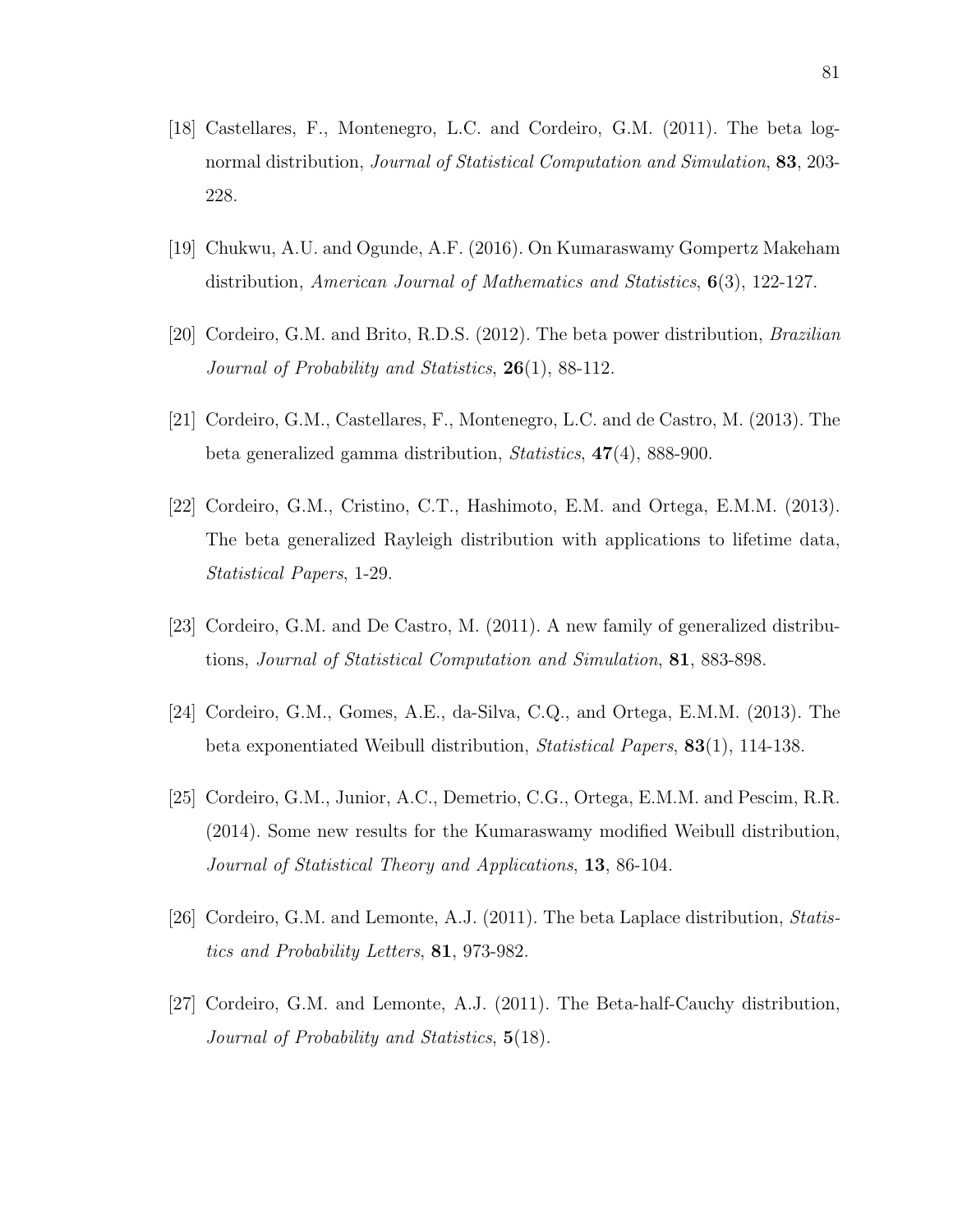[18] Castellares, F., Montenegro, L.C. and Cordeiro, G.M. (2011). The beta log-normal distribution, *Journal of Statistical Computation and Simulation*, **83**, 203-228.

[19] Chukwu, A.U. and Ogunde, A.F. (2016). On Kumaraswamy Gompertz Makeham distribution, *American Journal of Mathematics and Statistics*, **6**(3), 122-127.

[20] Cordeiro, G.M. and Brito, R.D.S. (2012). The beta power distribution, *Brazilian Journal of Probability and Statistics*, **26**(1), 88-112.

[21] Cordeiro, G.M., Castellares, F., Montenegro, L.C. and de Castro, M. (2013). The beta generalized gamma distribution, *Statistics*, **47**(4), 888-900.

[22] Cordeiro, G.M., Cristino, C.T., Hashimoto, E.M. and Ortega, E.M.M. (2013). The beta generalized Rayleigh distribution with applications to lifetime data, *Statistical Papers*, 1-29.

[23] Cordeiro, G.M. and De Castro, M. (2011). A new family of generalized distributions, *Journal of Statistical Computation and Simulation*, **81**, 883-898.

[24] Cordeiro, G.M., Gomes, A.E., da-Silva, C.Q., and Ortega, E.M.M. (2013). The beta exponentiated Weibull distribution, *Statistical Papers*, **83**(1), 114-138.

[25] Cordeiro, G.M., Junior, A.C., Demetrio, C.G., Ortega, E.M.M. and Pescim, R.R. (2014). Some new results for the Kumaraswamy modified Weibull distribution, *Journal of Statistical Theory and Applications*, **13**, 86-104.

[26] Cordeiro, G.M. and Lemonte, A.J. (2011). The beta Laplace distribution, *Statistics and Probability Letters*, **81**, 973-982.

[27] Cordeiro, G.M. and Lemonte, A.J. (2011). The Beta-half-Cauchy distribution, *Journal of Probability and Statistics*, **5**(18).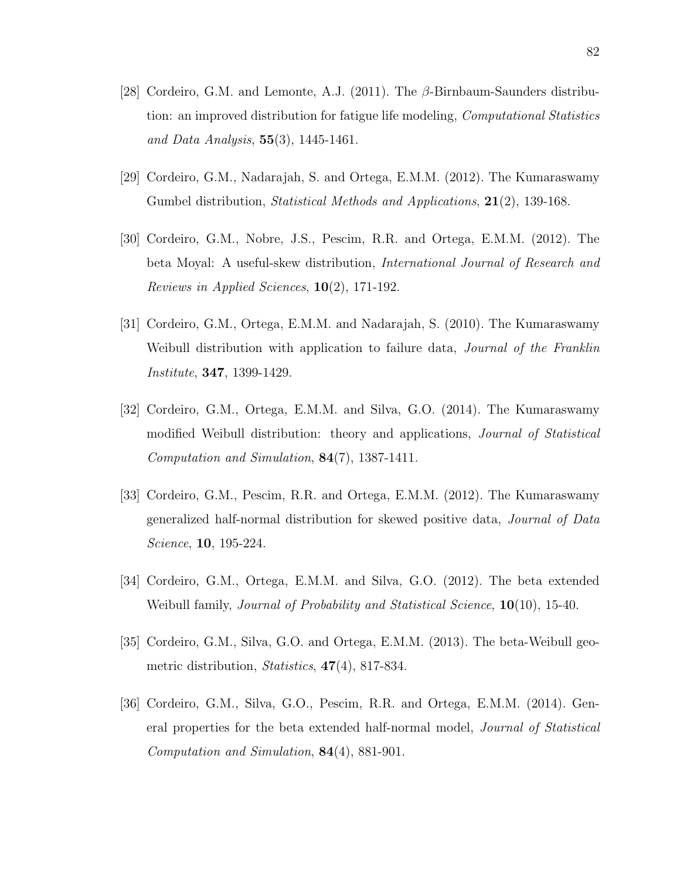[28] Cordeiro, G.M. and Lemonte, A.J. (2011). The $\beta$-Birnbaum-Saunders distribution: an improved distribution for fatigue life modeling, *Computational Statistics and Data Analysis*, **55**(3), 1445-1461.

[29] Cordeiro, G.M., Nadarajah, S. and Ortega, E.M.M. (2012). The Kumaraswamy Gumbel distribution, *Statistical Methods and Applications*, **21**(2), 139-168.

[30] Cordeiro, G.M., Nobre, J.S., Pescim, R.R. and Ortega, E.M.M. (2012). The beta Moyal: A useful-skew distribution, *International Journal of Research and Reviews in Applied Sciences*, **10**(2), 171-192.

[31] Cordeiro, G.M., Ortega, E.M.M. and Nadarajah, S. (2010). The Kumaraswamy Weibull distribution with application to failure data, *Journal of the Franklin Institute*, **347**, 1399-1429.

[32] Cordeiro, G.M., Ortega, E.M.M. and Silva, G.O. (2014). The Kumaraswamy modified Weibull distribution: theory and applications, *Journal of Statistical Computation and Simulation*, **84**(7), 1387-1411.

[33] Cordeiro, G.M., Pescim, R.R. and Ortega, E.M.M. (2012). The Kumaraswamy generalized half-normal distribution for skewed positive data, *Journal of Data Science*, **10**, 195-224.

[34] Cordeiro, G.M., Ortega, E.M.M. and Silva, G.O. (2012). The beta extended Weibull family, *Journal of Probability and Statistical Science*, **10**(10), 15-40.

[35] Cordeiro, G.M., Silva, G.O. and Ortega, E.M.M. (2013). The beta-Weibull geometric distribution, *Statistics*, **47**(4), 817-834.

[36] Cordeiro, G.M., Silva, G.O., Pescim, R.R. and Ortega, E.M.M. (2014). General properties for the beta extended half-normal model, *Journal of Statistical Computation and Simulation*, **84**(4), 881-901.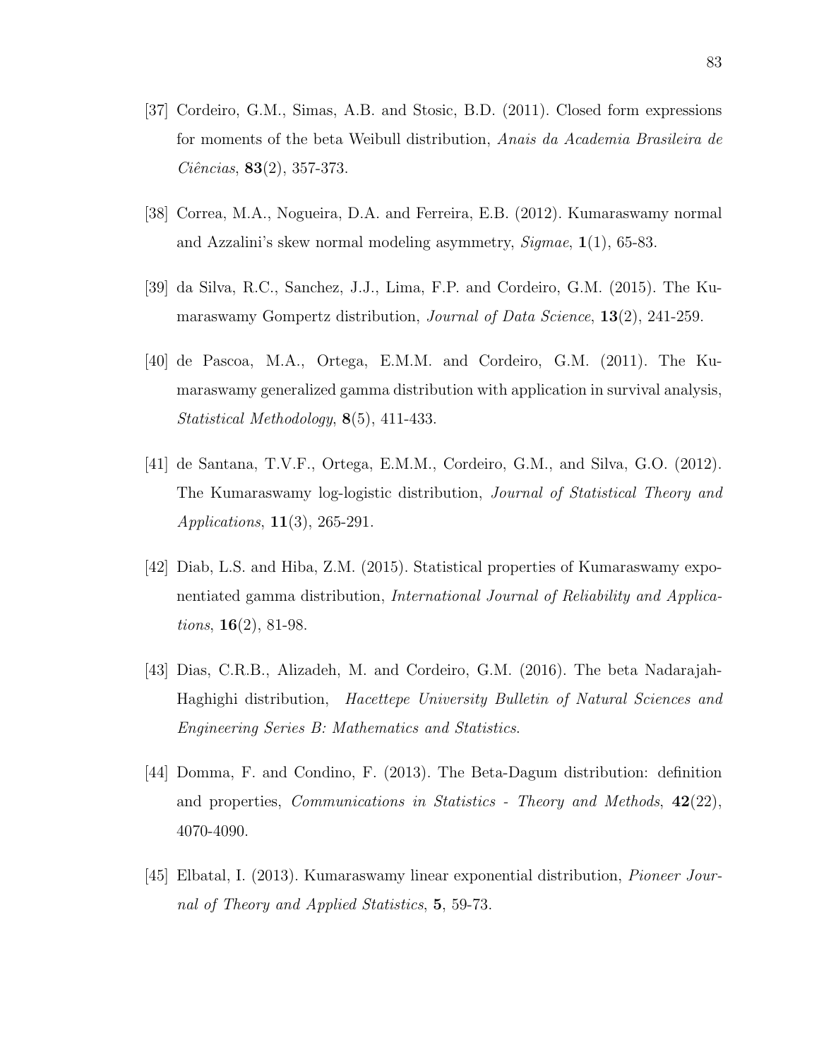[37] Cordeiro, G.M., Simas, A.B. and Stosic, B.D. (2011). Closed form expressions for moments of the beta Weibull distribution, *Anais da Academia Brasileira de Ciências*, **83**(2), 357-373.

[38] Correa, M.A., Nogueira, D.A. and Ferreira, E.B. (2012). Kumaraswamy normal and Azzalini's skew normal modeling asymmetry, *Sigmae*, **1**(1), 65-83.

[39] da Silva, R.C., Sanchez, J.J., Lima, F.P. and Cordeiro, G.M. (2015). The Kumaraswamy Gompertz distribution, *Journal of Data Science*, **13**(2), 241-259.

[40] de Pascoa, M.A., Ortega, E.M.M. and Cordeiro, G.M. (2011). The Kumaraswamy generalized gamma distribution with application in survival analysis, *Statistical Methodology*, **8**(5), 411-433.

[41] de Santana, T.V.F., Ortega, E.M.M., Cordeiro, G.M., and Silva, G.O. (2012). The Kumaraswamy log-logistic distribution, *Journal of Statistical Theory and Applications*, **11**(3), 265-291.

[42] Diab, L.S. and Hiba, Z.M. (2015). Statistical properties of Kumaraswamy exponentiated gamma distribution, *International Journal of Reliability and Applications*, **16**(2), 81-98.

[43] Dias, C.R.B., Alizadeh, M. and Cordeiro, G.M. (2016). The beta Nadarajah-Haghighi distribution, *Hacettepe University Bulletin of Natural Sciences and Engineering Series B: Mathematics and Statistics*.

[44] Domma, F. and Condino, F. (2013). The Beta-Dagum distribution: definition and properties, *Communications in Statistics - Theory and Methods*, **42**(22), 4070-4090.

[45] Elbatal, I. (2013). Kumaraswamy linear exponential distribution, *Pioneer Journal of Theory and Applied Statistics*, **5**, 59-73.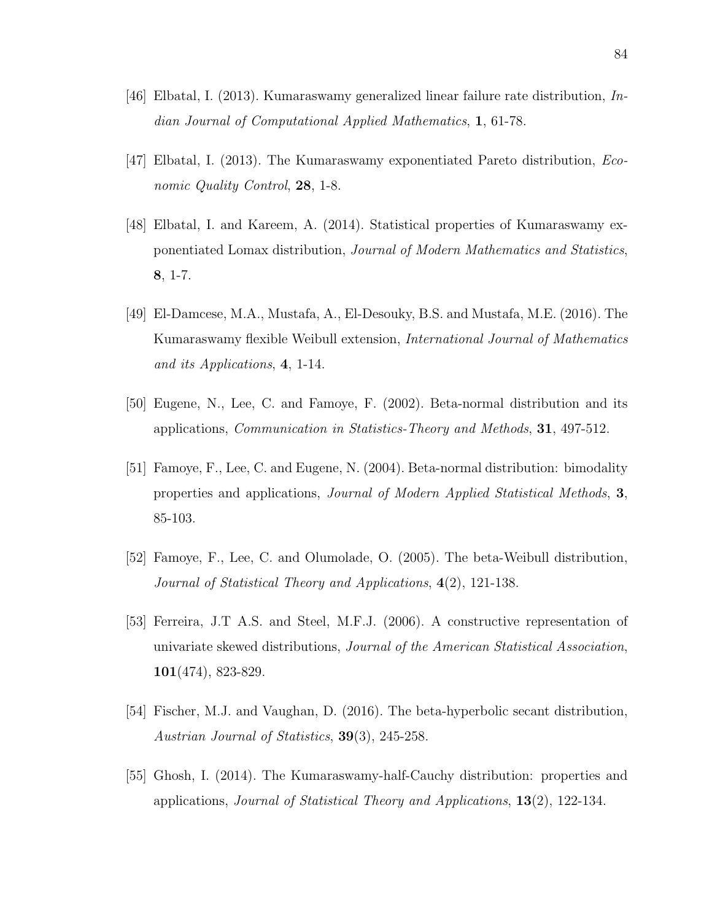[46] Elbatal, I. (2013). Kumaraswamy generalized linear failure rate distribution, *Indian Journal of Computational Applied Mathematics*, **1**, 61-78.

[47] Elbatal, I. (2013). The Kumaraswamy exponentiated Pareto distribution, *Economic Quality Control*, **28**, 1-8.

[48] Elbatal, I. and Kareem, A. (2014). Statistical properties of Kumaraswamy exponentiated Lomax distribution, *Journal of Modern Mathematics and Statistics*, **8**, 1-7.

[49] El-Damcese, M.A., Mustafa, A., El-Desouky, B.S. and Mustafa, M.E. (2016). The Kumaraswamy flexible Weibull extension, *International Journal of Mathematics and its Applications*, **4**, 1-14.

[50] Eugene, N., Lee, C. and Famoye, F. (2002). Beta-normal distribution and its applications, *Communication in Statistics-Theory and Methods*, **31**, 497-512.

[51] Famoye, F., Lee, C. and Eugene, N. (2004). Beta-normal distribution: bimodality properties and applications, *Journal of Modern Applied Statistical Methods*, **3**, 85-103.

[52] Famoye, F., Lee, C. and Olumolade, O. (2005). The beta-Weibull distribution, *Journal of Statistical Theory and Applications*, **4**(2), 121-138.

[53] Ferreira, J.T A.S. and Steel, M.F.J. (2006). A constructive representation of univariate skewed distributions, *Journal of the American Statistical Association*, **101**(474), 823-829.

[54] Fischer, M.J. and Vaughan, D. (2016). The beta-hyperbolic secant distribution, *Austrian Journal of Statistics*, **39**(3), 245-258.

[55] Ghosh, I. (2014). The Kumaraswamy-half-Cauchy distribution: properties and applications, *Journal of Statistical Theory and Applications*, **13**(2), 122-134.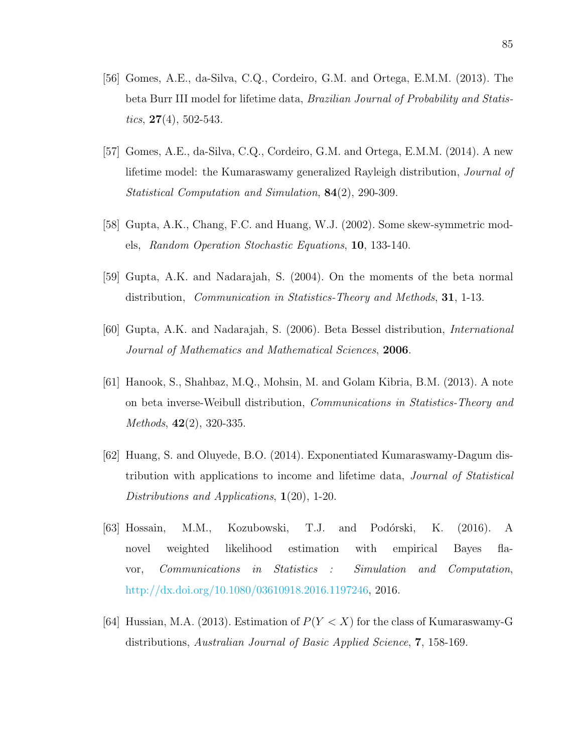[56] Gomes, A.E., da-Silva, C.Q., Cordeiro, G.M. and Ortega, E.M.M. (2013). The beta Burr III model for lifetime data, *Brazilian Journal of Probability and Statistics*, **27**(4), 502-543.

[57] Gomes, A.E., da-Silva, C.Q., Cordeiro, G.M. and Ortega, E.M.M. (2014). A new lifetime model: the Kumaraswamy generalized Rayleigh distribution, *Journal of Statistical Computation and Simulation*, **84**(2), 290-309.

[58] Gupta, A.K., Chang, F.C. and Huang, W.J. (2002). Some skew-symmetric models, *Random Operation Stochastic Equations*, **10**, 133-140.

[59] Gupta, A.K. and Nadarajah, S. (2004). On the moments of the beta normal distribution, *Communication in Statistics-Theory and Methods*, **31**, 1-13.

[60] Gupta, A.K. and Nadarajah, S. (2006). Beta Bessel distribution, *International Journal of Mathematics and Mathematical Sciences*, **2006**.

[61] Hanook, S., Shahbaz, M.Q., Mohsin, M. and Golam Kibria, B.M. (2013). A note on beta inverse-Weibull distribution, *Communications in Statistics-Theory and Methods*, **42**(2), 320-335.

[62] Huang, S. and Oluyede, B.O. (2014). Exponentiated Kumaraswamy-Dagum distribution with applications to income and lifetime data, *Journal of Statistical Distributions and Applications*, **1**(20), 1-20.

[63] Hossain, M.M., Kozubowski, T.J. and Podórski, K. (2016). A novel weighted likelihood estimation with empirical Bayes flavor, *Communications in Statistics : Simulation and Computation*, http://dx.doi.org/10.1080/03610918.2016.1197246, 2016.

[64] Hussian, M.A. (2013). Estimation of $P(Y < X)$ for the class of Kumaraswamy-G distributions, *Australian Journal of Basic Applied Science*, **7**, 158-169.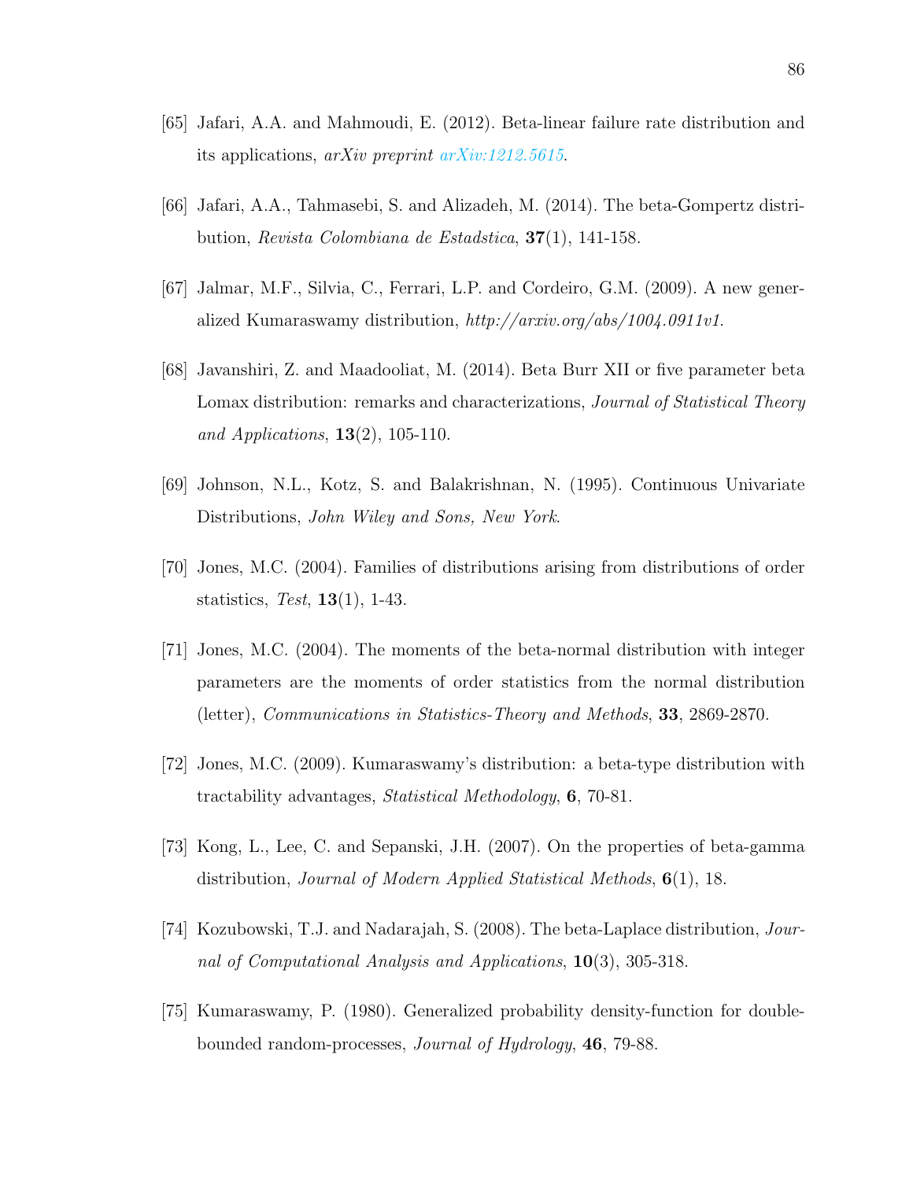[65] Jafari, A.A. and Mahmoudi, E. (2012). Beta-linear failure rate distribution and its applications, *arXiv preprint arXiv:1212.5615*.

[66] Jafari, A.A., Tahmasebi, S. and Alizadeh, M. (2014). The beta-Gompertz distribution, *Revista Colombiana de Estadstica*, **37**(1), 141-158.

[67] Jalmar, M.F., Silvia, C., Ferrari, L.P. and Cordeiro, G.M. (2009). A new generalized Kumaraswamy distribution, *http://arxiv.org/abs/1004.0911v1*.

[68] Javanshiri, Z. and Maadooliat, M. (2014). Beta Burr XII or five parameter beta Lomax distribution: remarks and characterizations, *Journal of Statistical Theory and Applications*, **13**(2), 105-110.

[69] Johnson, N.L., Kotz, S. and Balakrishnan, N. (1995). Continuous Univariate Distributions, *John Wiley and Sons, New York*.

[70] Jones, M.C. (2004). Families of distributions arising from distributions of order statistics, *Test*, **13**(1), 1-43.

[71] Jones, M.C. (2004). The moments of the beta-normal distribution with integer parameters are the moments of order statistics from the normal distribution (letter), *Communications in Statistics-Theory and Methods*, **33**, 2869-2870.

[72] Jones, M.C. (2009). Kumaraswamy's distribution: a beta-type distribution with tractability advantages, *Statistical Methodology*, **6**, 70-81.

[73] Kong, L., Lee, C. and Sepanski, J.H. (2007). On the properties of beta-gamma distribution, *Journal of Modern Applied Statistical Methods*, **6**(1), 18.

[74] Kozubowski, T.J. and Nadarajah, S. (2008). The beta-Laplace distribution, *Journal of Computational Analysis and Applications*, **10**(3), 305-318.

[75] Kumaraswamy, P. (1980). Generalized probability density-function for double-bounded random-processes, *Journal of Hydrology*, **46**, 79-88.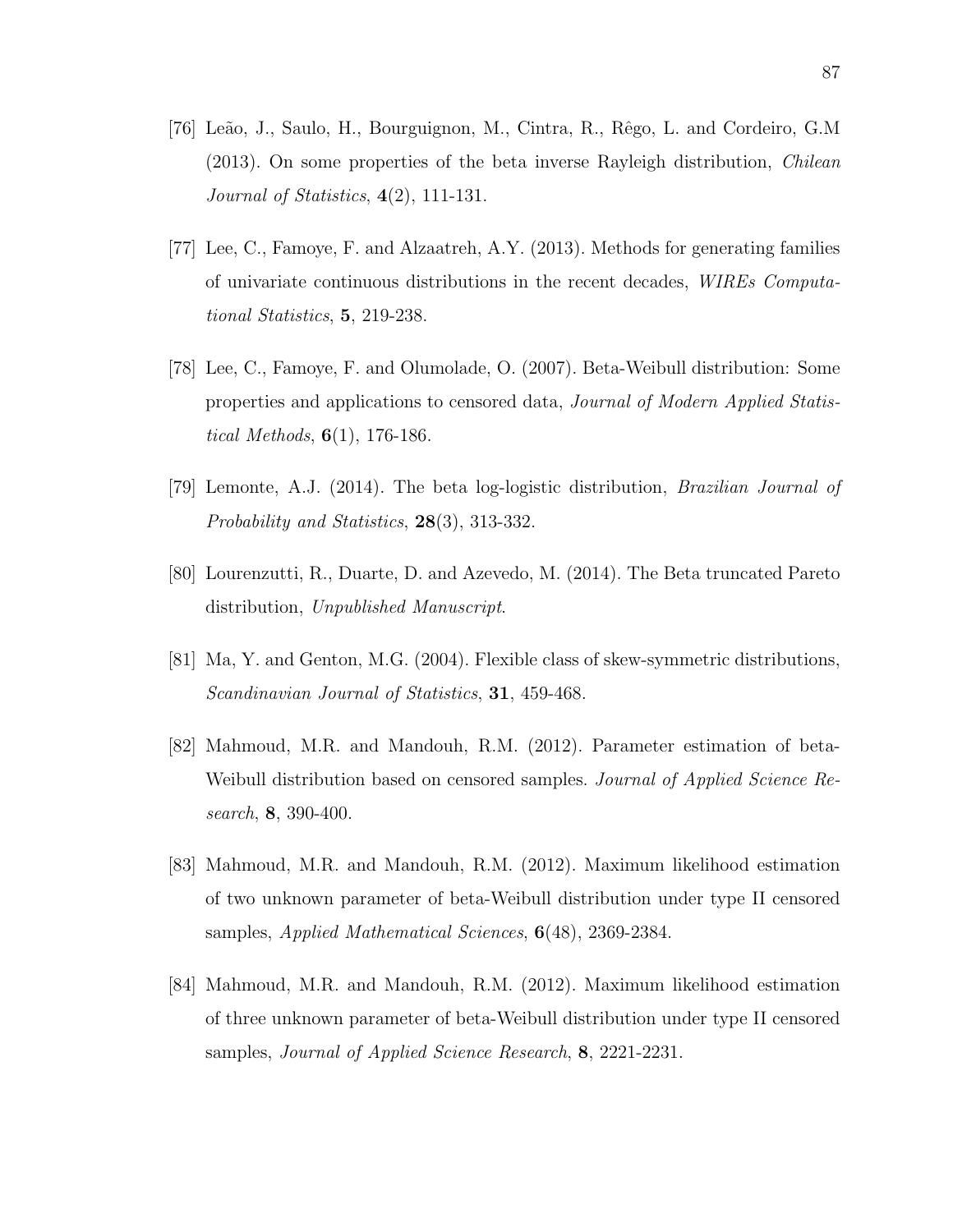[76] Leão, J., Saulo, H., Bourguignon, M., Cintra, R., Rêgo, L. and Cordeiro, G.M (2013). On some properties of the beta inverse Rayleigh distribution, *Chilean Journal of Statistics*, **4**(2), 111-131.

[77] Lee, C., Famoye, F. and Alzaatreh, A.Y. (2013). Methods for generating families of univariate continuous distributions in the recent decades, *WIREs Computational Statistics*, **5**, 219-238.

[78] Lee, C., Famoye, F. and Olumolade, O. (2007). Beta-Weibull distribution: Some properties and applications to censored data, *Journal of Modern Applied Statistical Methods*, **6**(1), 176-186.

[79] Lemonte, A.J. (2014). The beta log-logistic distribution, *Brazilian Journal of Probability and Statistics*, **28**(3), 313-332.

[80] Lourenzutti, R., Duarte, D. and Azevedo, M. (2014). The Beta truncated Pareto distribution, *Unpublished Manuscript*.

[81] Ma, Y. and Genton, M.G. (2004). Flexible class of skew-symmetric distributions, *Scandinavian Journal of Statistics*, **31**, 459-468.

[82] Mahmoud, M.R. and Mandouh, R.M. (2012). Parameter estimation of beta-Weibull distribution based on censored samples. *Journal of Applied Science Research*, **8**, 390-400.

[83] Mahmoud, M.R. and Mandouh, R.M. (2012). Maximum likelihood estimation of two unknown parameter of beta-Weibull distribution under type II censored samples, *Applied Mathematical Sciences*, **6**(48), 2369-2384.

[84] Mahmoud, M.R. and Mandouh, R.M. (2012). Maximum likelihood estimation of three unknown parameter of beta-Weibull distribution under type II censored samples, *Journal of Applied Science Research*, **8**, 2221-2231.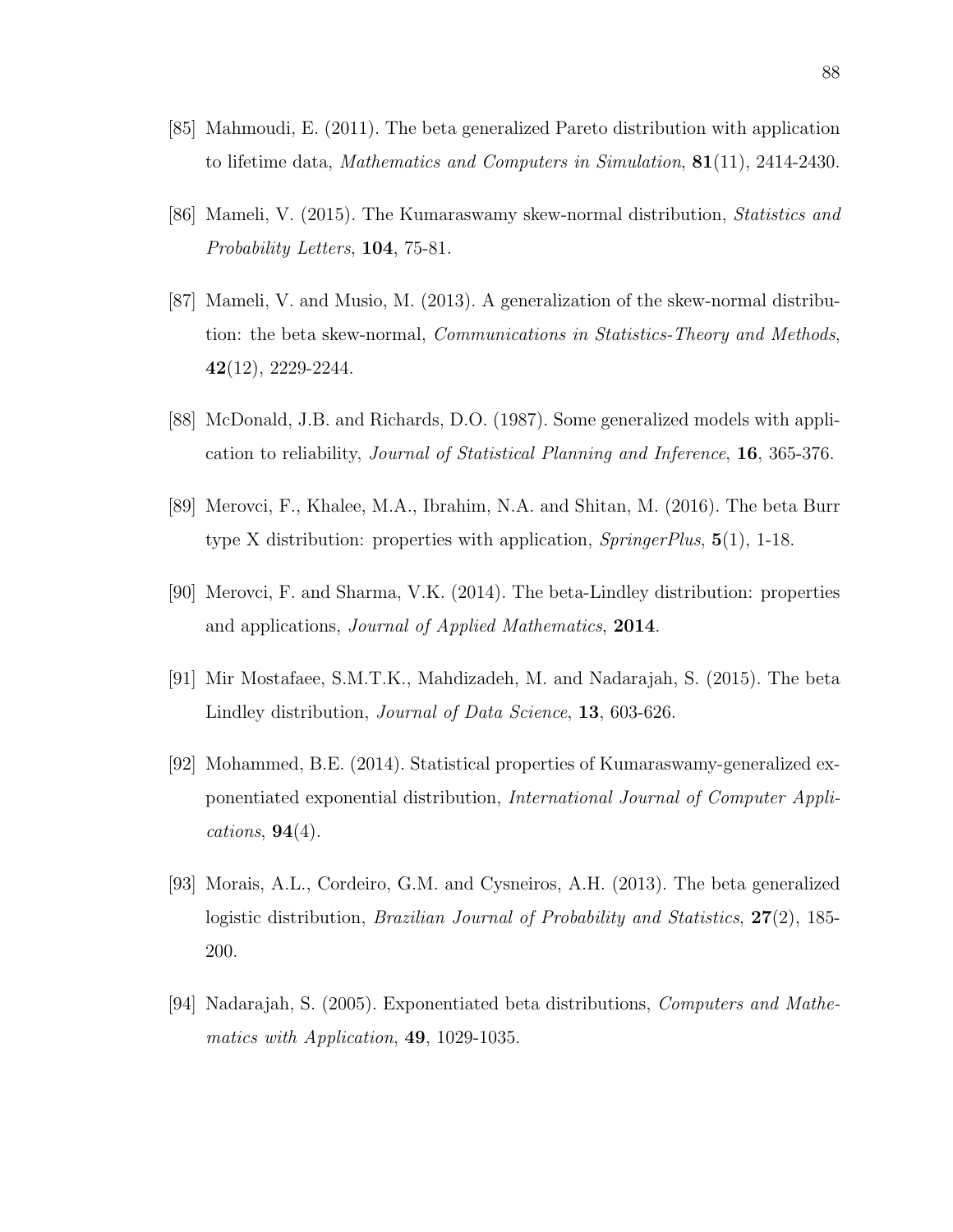[85] Mahmoudi, E. (2011). The beta generalized Pareto distribution with application to lifetime data, *Mathematics and Computers in Simulation*, **81**(11), 2414-2430.

[86] Mameli, V. (2015). The Kumaraswamy skew-normal distribution, *Statistics and Probability Letters*, **104**, 75-81.

[87] Mameli, V. and Musio, M. (2013). A generalization of the skew-normal distribution: the beta skew-normal, *Communications in Statistics-Theory and Methods*, **42**(12), 2229-2244.

[88] McDonald, J.B. and Richards, D.O. (1987). Some generalized models with application to reliability, *Journal of Statistical Planning and Inference*, **16**, 365-376.

[89] Merovci, F., Khalee, M.A., Ibrahim, N.A. and Shitan, M. (2016). The beta Burr type X distribution: properties with application, *SpringerPlus*, **5**(1), 1-18.

[90] Merovci, F. and Sharma, V.K. (2014). The beta-Lindley distribution: properties and applications, *Journal of Applied Mathematics*, **2014**.

[91] Mir Mostafaee, S.M.T.K., Mahdizadeh, M. and Nadarajah, S. (2015). The beta Lindley distribution, *Journal of Data Science*, **13**, 603-626.

[92] Mohammed, B.E. (2014). Statistical properties of Kumaraswamy-generalized exponentiated exponential distribution, *International Journal of Computer Applications*, **94**(4).

[93] Morais, A.L., Cordeiro, G.M. and Cysneiros, A.H. (2013). The beta generalized logistic distribution, *Brazilian Journal of Probability and Statistics*, **27**(2), 185-200.

[94] Nadarajah, S. (2005). Exponentiated beta distributions, *Computers and Mathematics with Application*, **49**, 1029-1035.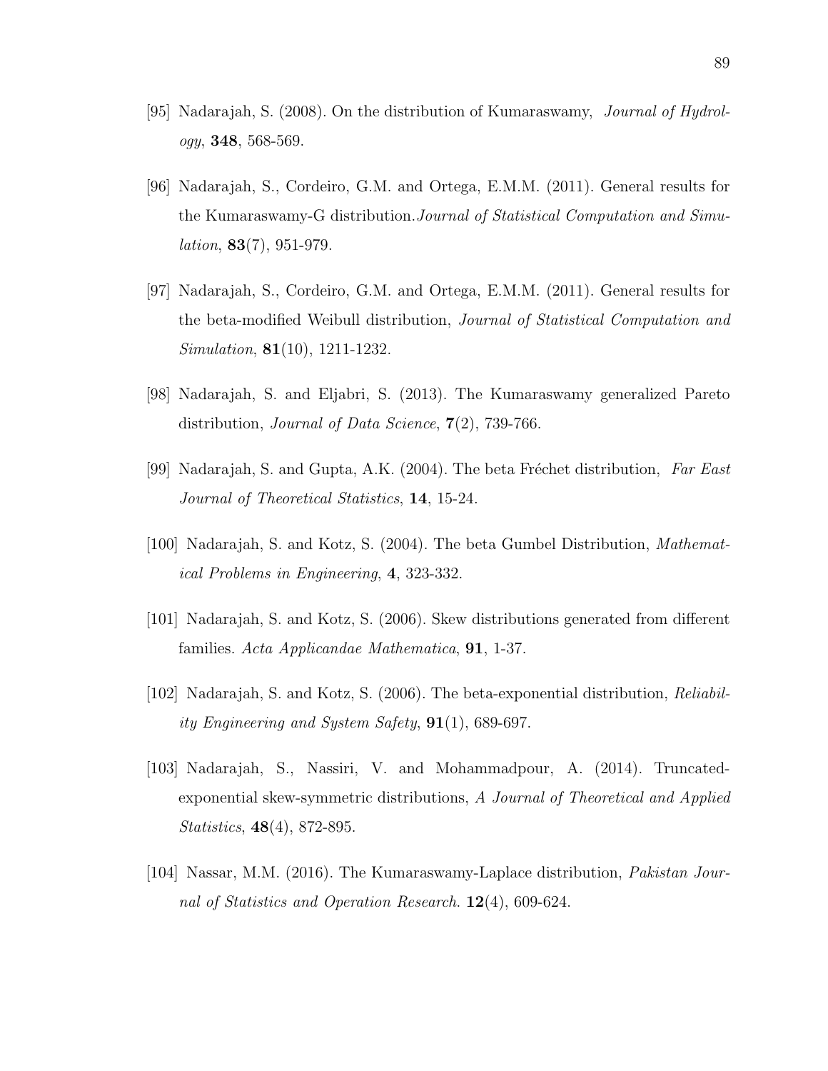[95] Nadarajah, S. (2008). On the distribution of Kumaraswamy, *Journal of Hydrology*, **348**, 568-569.

[96] Nadarajah, S., Cordeiro, G.M. and Ortega, E.M.M. (2011). General results for the Kumaraswamy-G distribution.*Journal of Statistical Computation and Simulation*, **83**(7), 951-979.

[97] Nadarajah, S., Cordeiro, G.M. and Ortega, E.M.M. (2011). General results for the beta-modified Weibull distribution, *Journal of Statistical Computation and Simulation*, **81**(10), 1211-1232.

[98] Nadarajah, S. and Eljabri, S. (2013). The Kumaraswamy generalized Pareto distribution, *Journal of Data Science*, **7**(2), 739-766.

[99] Nadarajah, S. and Gupta, A.K. (2004). The beta Fréchet distribution, *Far East Journal of Theoretical Statistics*, **14**, 15-24.

[100] Nadarajah, S. and Kotz, S. (2004). The beta Gumbel Distribution, *Mathematical Problems in Engineering*, **4**, 323-332.

[101] Nadarajah, S. and Kotz, S. (2006). Skew distributions generated from different families. *Acta Applicandae Mathematica*, **91**, 1-37.

[102] Nadarajah, S. and Kotz, S. (2006). The beta-exponential distribution, *Reliability Engineering and System Safety*, **91**(1), 689-697.

[103] Nadarajah, S., Nassiri, V. and Mohammadpour, A. (2014). Truncated-exponential skew-symmetric distributions, *A Journal of Theoretical and Applied Statistics*, **48**(4), 872-895.

[104] Nassar, M.M. (2016). The Kumaraswamy-Laplace distribution, *Pakistan Journal of Statistics and Operation Research*. **12**(4), 609-624.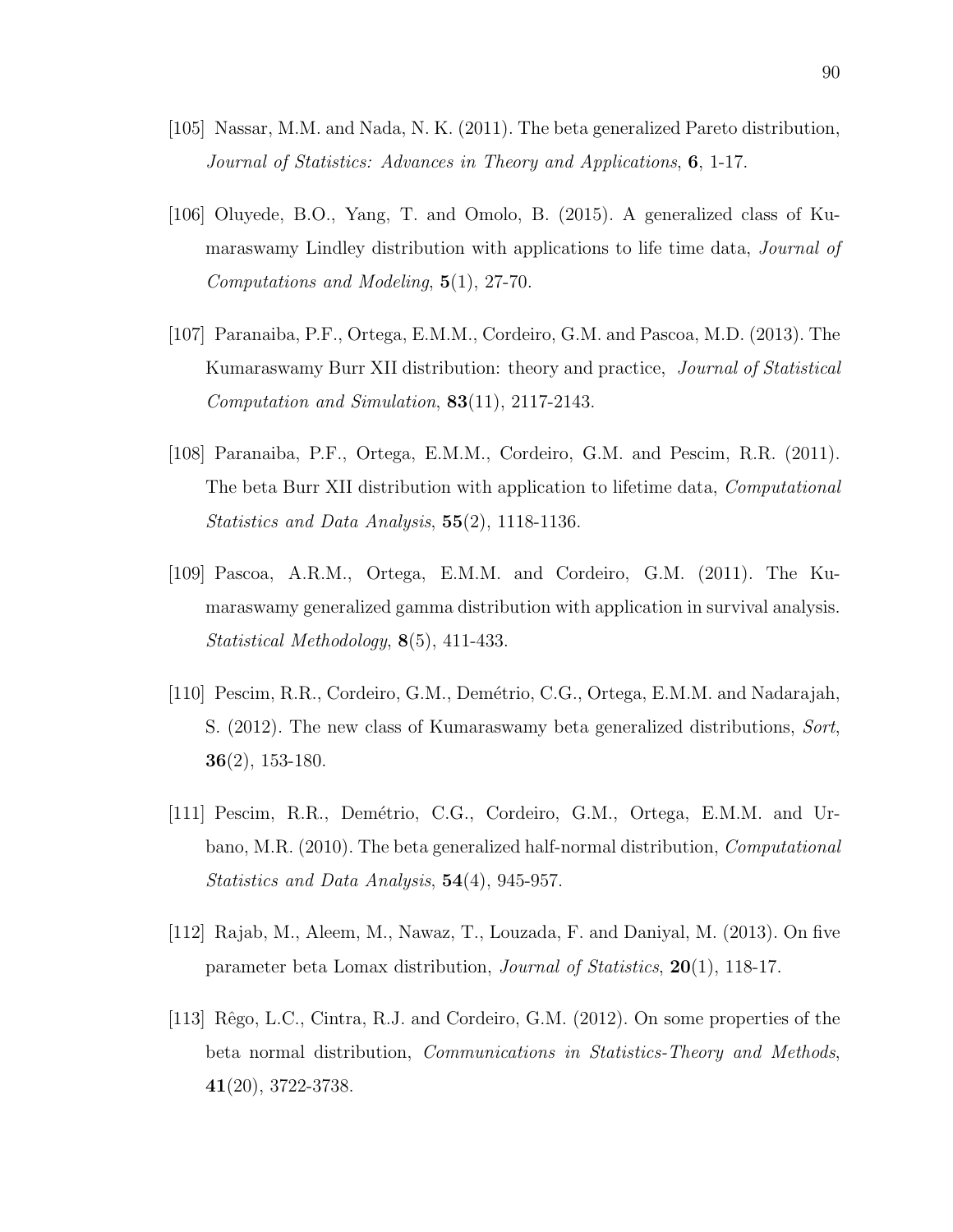[105] Nassar, M.M. and Nada, N. K. (2011). The beta generalized Pareto distribution, *Journal of Statistics: Advances in Theory and Applications*, **6**, 1-17.

[106] Oluyede, B.O., Yang, T. and Omolo, B. (2015). A generalized class of Kumaraswamy Lindley distribution with applications to life time data, *Journal of Computations and Modeling*, **5**(1), 27-70.

[107] Paranaiba, P.F., Ortega, E.M.M., Cordeiro, G.M. and Pascoa, M.D. (2013). The Kumaraswamy Burr XII distribution: theory and practice, *Journal of Statistical Computation and Simulation*, **83**(11), 2117-2143.

[108] Paranaiba, P.F., Ortega, E.M.M., Cordeiro, G.M. and Pescim, R.R. (2011). The beta Burr XII distribution with application to lifetime data, *Computational Statistics and Data Analysis*, **55**(2), 1118-1136.

[109] Pascoa, A.R.M., Ortega, E.M.M. and Cordeiro, G.M. (2011). The Kumaraswamy generalized gamma distribution with application in survival analysis. *Statistical Methodology*, **8**(5), 411-433.

[110] Pescim, R.R., Cordeiro, G.M., Demétrio, C.G., Ortega, E.M.M. and Nadarajah, S. (2012). The new class of Kumaraswamy beta generalized distributions, *Sort*, **36**(2), 153-180.

[111] Pescim, R.R., Demétrio, C.G., Cordeiro, G.M., Ortega, E.M.M. and Urbano, M.R. (2010). The beta generalized half-normal distribution, *Computational Statistics and Data Analysis*, **54**(4), 945-957.

[112] Rajab, M., Aleem, M., Nawaz, T., Louzada, F. and Daniyal, M. (2013). On five parameter beta Lomax distribution, *Journal of Statistics*, **20**(1), 118-17.

[113] Rêgo, L.C., Cintra, R.J. and Cordeiro, G.M. (2012). On some properties of the beta normal distribution, *Communications in Statistics-Theory and Methods*, **41**(20), 3722-3738.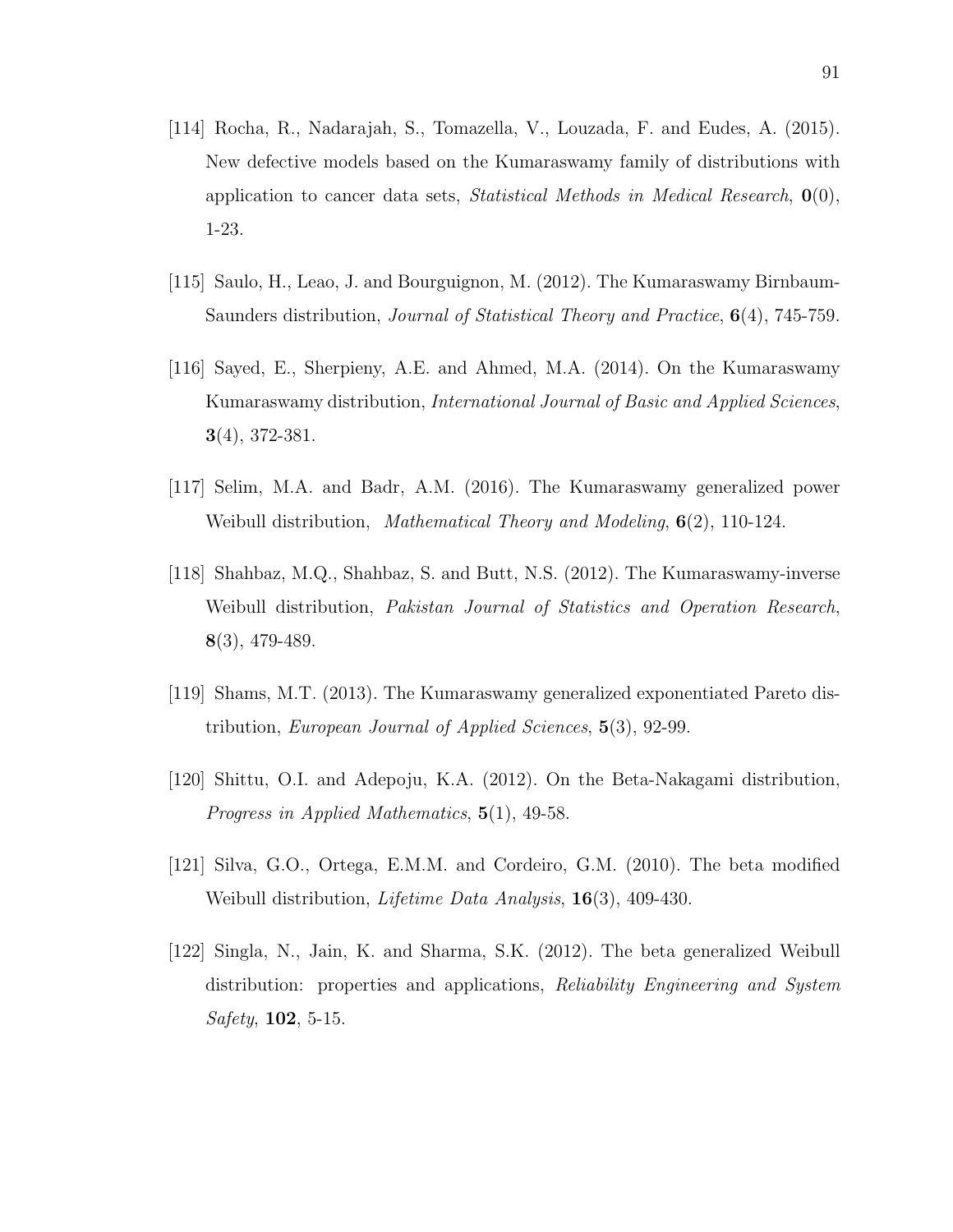[114] Rocha, R., Nadarajah, S., Tomazella, V., Louzada, F. and Eudes, A. (2015). New defective models based on the Kumaraswamy family of distributions with application to cancer data sets, *Statistical Methods in Medical Research*, **0**(0), 1-23.

[115] Saulo, H., Leao, J. and Bourguignon, M. (2012). The Kumaraswamy Birnbaum-Saunders distribution, *Journal of Statistical Theory and Practice*, **6**(4), 745-759.

[116] Sayed, E., Sherpieny, A.E. and Ahmed, M.A. (2014). On the Kumaraswamy Kumaraswamy distribution, *International Journal of Basic and Applied Sciences*, **3**(4), 372-381.

[117] Selim, M.A. and Badr, A.M. (2016). The Kumaraswamy generalized power Weibull distribution, *Mathematical Theory and Modeling*, **6**(2), 110-124.

[118] Shahbaz, M.Q., Shahbaz, S. and Butt, N.S. (2012). The Kumaraswamy-inverse Weibull distribution, *Pakistan Journal of Statistics and Operation Research*, **8**(3), 479-489.

[119] Shams, M.T. (2013). The Kumaraswamy generalized exponentiated Pareto distribution, *European Journal of Applied Sciences*, **5**(3), 92-99.

[120] Shittu, O.I. and Adepoju, K.A. (2012). On the Beta-Nakagami distribution, *Progress in Applied Mathematics*, **5**(1), 49-58.

[121] Silva, G.O., Ortega, E.M.M. and Cordeiro, G.M. (2010). The beta modified Weibull distribution, *Lifetime Data Analysis*, **16**(3), 409-430.

[122] Singla, N., Jain, K. and Sharma, S.K. (2012). The beta generalized Weibull distribution: properties and applications, *Reliability Engineering and System Safety*, **102**, 5-15.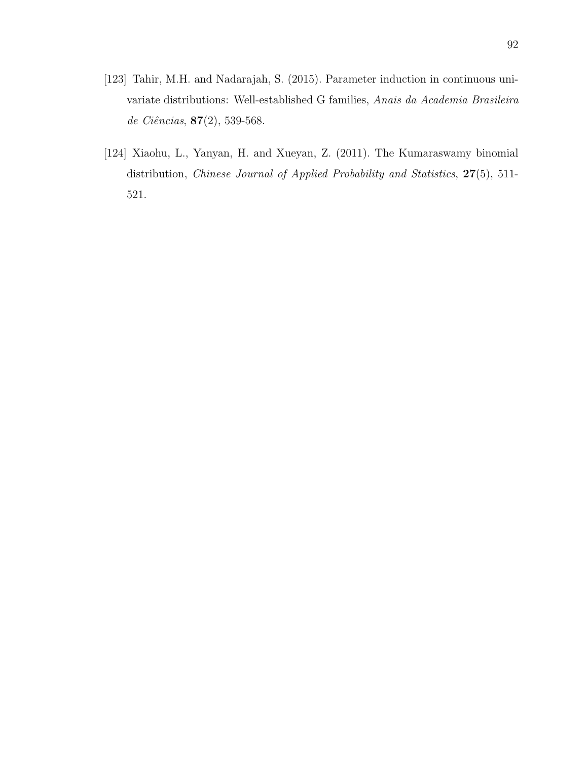[123] Tahir, M.H. and Nadarajah, S. (2015). Parameter induction in continuous univariate distributions: Well-established G families, *Anais da Academia Brasileira de Ciências*, **87**(2), 539-568.

[124] Xiaohu, L., Yanyan, H. and Xueyan, Z. (2011). The Kumaraswamy binomial distribution, *Chinese Journal of Applied Probability and Statistics*, **27**(5), 511-521.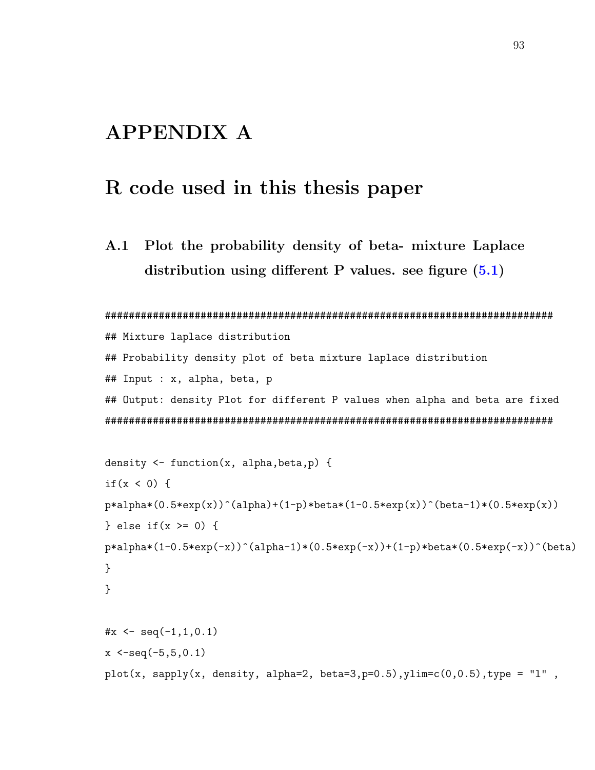# APPENDIX A

# R code used in this thesis paper

## A.1 Plot the probability density of beta- mixture Laplace distribution using different P values. see figure (5.1)

```
##########################################################################
## Mixture laplace distribution
## Probability density plot of beta mixture laplace distribution
## Input : x, alpha, beta, p
## Output: density Plot for different P values when alpha and beta are fixed
##########################################################################

density <- function(x, alpha,beta,p) {
if(x < 0) {
p*alpha*(0.5*exp(x))^(alpha)+(1-p)*beta*(1-0.5*exp(x))^(beta-1)*(0.5*exp(x))
} else if(x >= 0) {
p*alpha*(1-0.5*exp(-x))^(alpha-1)*(0.5*exp(-x))+(1-p)*beta*(0.5*exp(-x))^(beta)
}
}

#x <- seq(-1,1,0.1)
x <-seq(-5,5,0.1)
plot(x, sapply(x, density, alpha=2, beta=3,p=0.5),ylim=c(0,0.5),type = "l" ,
```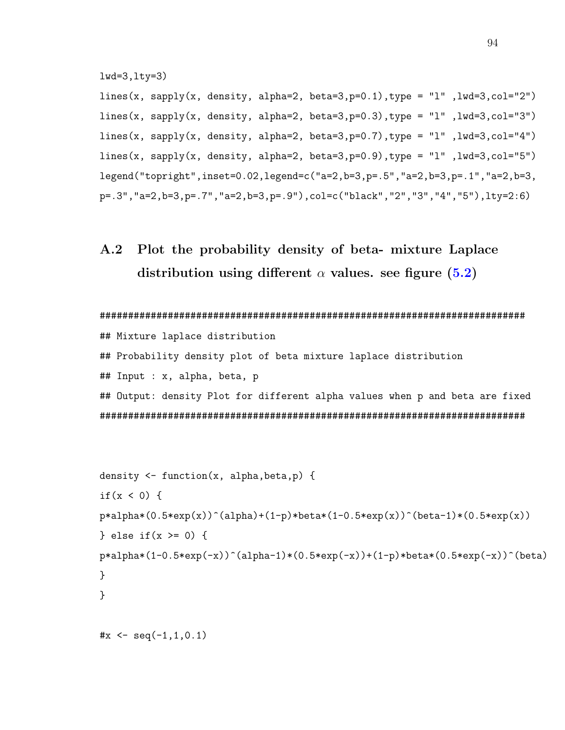```
lwd=3,lty=3)
lines(x, sapply(x, density, alpha=2, beta=3,p=0.1),type = "l" ,lwd=3,col="2")
lines(x, sapply(x, density, alpha=2, beta=3,p=0.3),type = "l" ,lwd=3,col="3")
lines(x, sapply(x, density, alpha=2, beta=3,p=0.7),type = "l" ,lwd=3,col="4")
lines(x, sapply(x, density, alpha=2, beta=3,p=0.9),type = "l" ,lwd=3,col="5")
legend("topright",inset=0.02,legend=c("a=2,b=3,p=.5","a=2,b=3,p=.1","a=2,b=3,
p=.3","a=2,b=3,p=.7","a=2,b=3,p=.9"),col=c("black","2","3","4","5"),lty=2:6)
```

## A.2 Plot the probability density of beta- mixture Laplace distribution using different $\alpha$ values. see figure (5.2)

```
############################################################################
## Mixture laplace distribution
## Probability density plot of beta mixture laplace distribution
## Input : x, alpha, beta, p
## Output: density Plot for different alpha values when p and beta are fixed
############################################################################


density <- function(x, alpha,beta,p) {
if(x < 0) {
p*alpha*(0.5*exp(x))^(alpha)+(1-p)*beta*(1-0.5*exp(x))^(beta-1)*(0.5*exp(x))
} else if(x >= 0) {
p*alpha*(1-0.5*exp(-x))^(alpha-1)*(0.5*exp(-x))+(1-p)*beta*(0.5*exp(-x))^(beta)
}
}

#x <- seq(-1,1,0.1)
```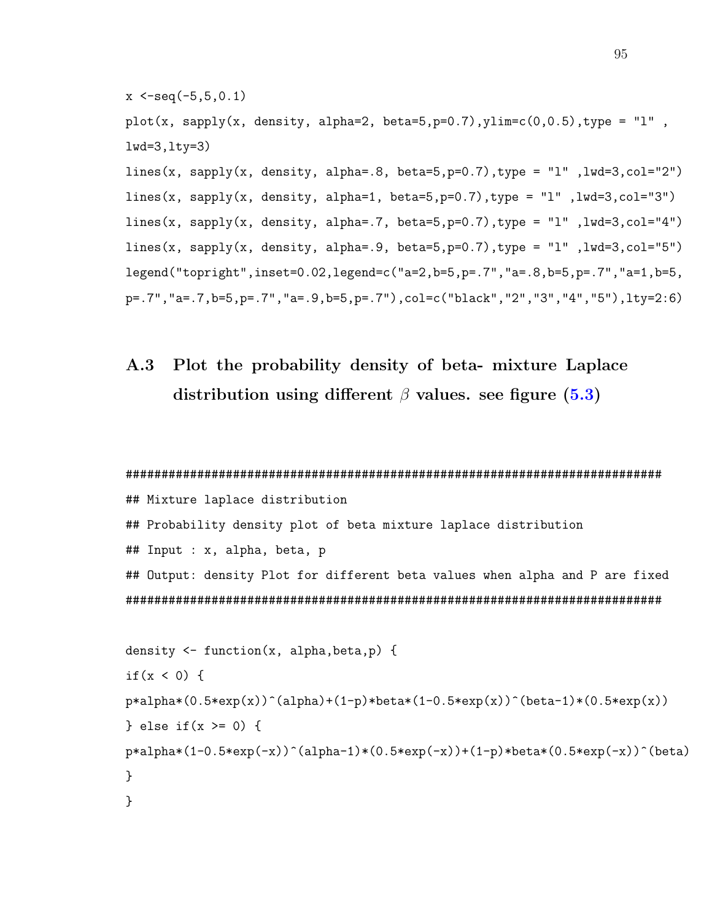```
x <-seq(-5,5,0.1)
plot(x, sapply(x, density, alpha=2, beta=5,p=0.7),ylim=c(0,0.5),type = "l" ,
lwd=3,lty=3)
lines(x, sapply(x, density, alpha=.8, beta=5,p=0.7),type = "l" ,lwd=3,col="2")
lines(x, sapply(x, density, alpha=1, beta=5,p=0.7),type = "l" ,lwd=3,col="3")
lines(x, sapply(x, density, alpha=.7, beta=5,p=0.7),type = "l" ,lwd=3,col="4")
lines(x, sapply(x, density, alpha=.9, beta=5,p=0.7),type = "l" ,lwd=3,col="5")
legend("topright",inset=0.02,legend=c("a=2,b=5,p=.7","a=.8,b=5,p=.7","a=1,b=5,
p=.7","a=.7,b=5,p=.7","a=.9,b=5,p=.7"),col=c("black","2","3","4","5"),lty=2:6)
```

## A.3 Plot the probability density of beta- mixture Laplace distribution using different $\beta$ values. see figure (5.3)

```
###########################################################################
## Mixture laplace distribution
## Probability density plot of beta mixture laplace distribution
## Input : x, alpha, beta, p
## Output: density Plot for different beta values when alpha and P are fixed
###########################################################################

density <- function(x, alpha,beta,p) {
if(x < 0) {
p*alpha*(0.5*exp(x))^(alpha)+(1-p)*beta*(1-0.5*exp(x))^(beta-1)*(0.5*exp(x))
} else if(x >= 0) {
p*alpha*(1-0.5*exp(-x))^(alpha-1)*(0.5*exp(-x))+(1-p)*beta*(0.5*exp(-x))^(beta)
}
}
```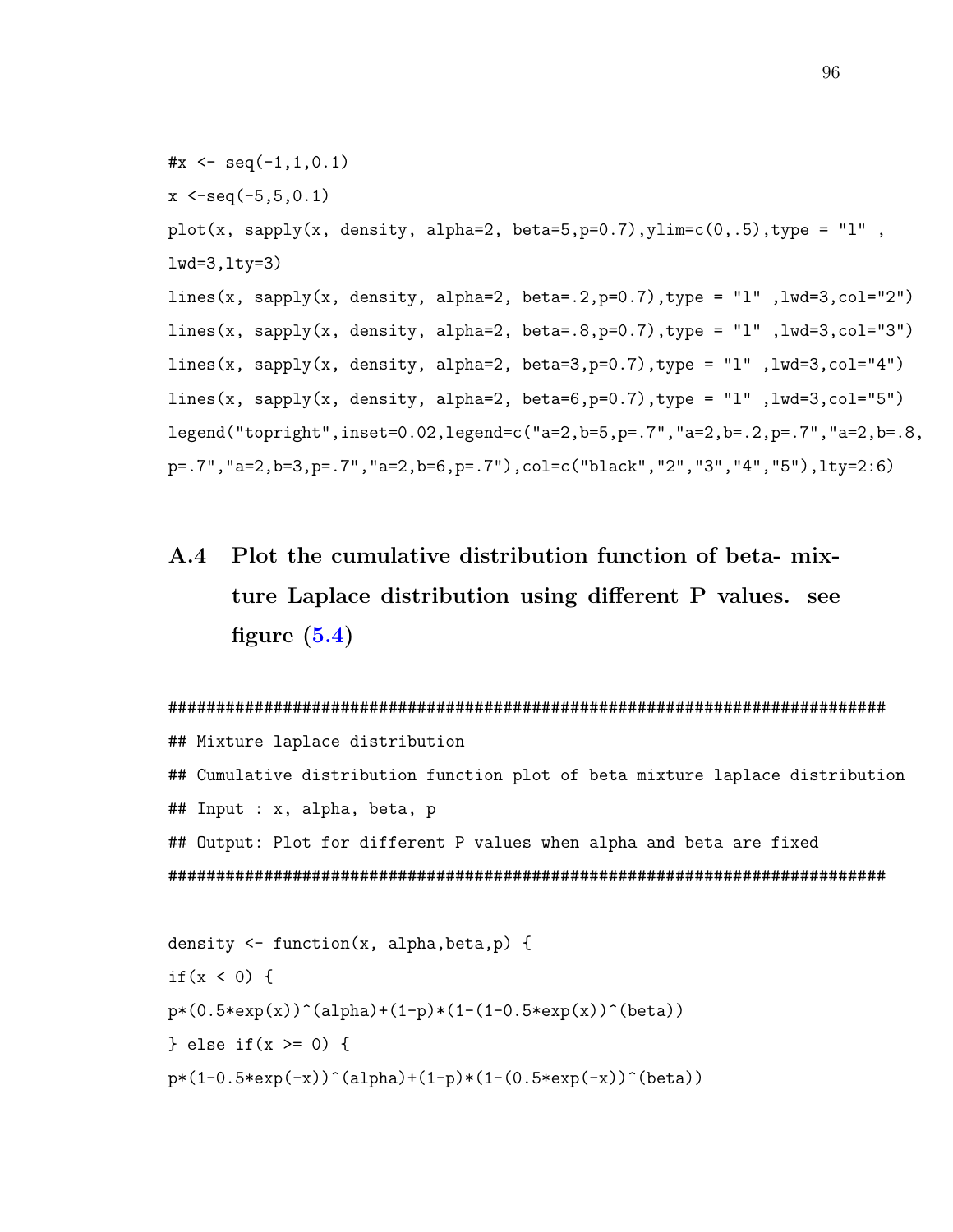```
#x <- seq(-1,1,0.1)
x <-seq(-5,5,0.1)
plot(x, sapply(x, density, alpha=2, beta=5,p=0.7),ylim=c(0,.5),type = "l" ,
lwd=3,lty=3)
lines(x, sapply(x, density, alpha=2, beta=.2,p=0.7),type = "l" ,lwd=3,col="2")
lines(x, sapply(x, density, alpha=2, beta=.8,p=0.7),type = "l" ,lwd=3,col="3")
lines(x, sapply(x, density, alpha=2, beta=3,p=0.7),type = "l" ,lwd=3,col="4")
lines(x, sapply(x, density, alpha=2, beta=6,p=0.7),type = "l" ,lwd=3,col="5")
legend("topright",inset=0.02,legend=c("a=2,b=5,p=.7","a=2,b=.2,p=.7","a=2,b=.8,
p=.7","a=2,b=3,p=.7","a=2,b=6,p=.7"),col=c("black","2","3","4","5"),lty=2:6)
```

## A.4 Plot the cumulative distribution function of beta- mixture Laplace distribution using different P values. see figure (5.4)

```
###########################################################################
## Mixture laplace distribution
## Cumulative distribution function plot of beta mixture laplace distribution
## Input : x, alpha, beta, p
## Output: Plot for different P values when alpha and beta are fixed
###########################################################################

density <- function(x, alpha,beta,p) {
if(x < 0) {
p*(0.5*exp(x))^(alpha)+(1-p)*(1-(1-0.5*exp(x))^(beta))
} else if(x >= 0) {
p*(1-0.5*exp(-x))^(alpha)+(1-p)*(1-(0.5*exp(-x))^(beta))
```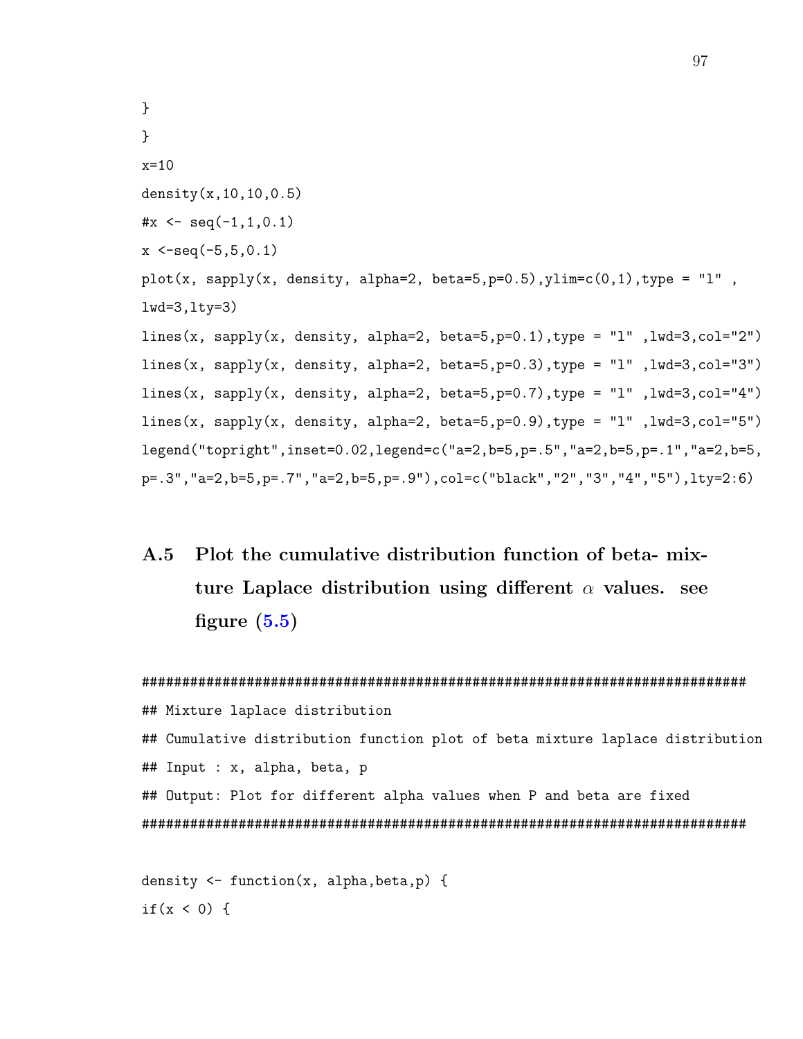```
}
}
x=10
density(x,10,10,0.5)
#x <- seq(-1,1,0.1)
x <-seq(-5,5,0.1)
plot(x, sapply(x, density, alpha=2, beta=5,p=0.5),ylim=c(0,1),type = "l" ,
lwd=3,lty=3)
lines(x, sapply(x, density, alpha=2, beta=5,p=0.1),type = "l" ,lwd=3,col="2")
lines(x, sapply(x, density, alpha=2, beta=5,p=0.3),type = "l" ,lwd=3,col="3")
lines(x, sapply(x, density, alpha=2, beta=5,p=0.7),type = "l" ,lwd=3,col="4")
lines(x, sapply(x, density, alpha=2, beta=5,p=0.9),type = "l" ,lwd=3,col="5")
legend("topright",inset=0.02,legend=c("a=2,b=5,p=.5","a=2,b=5,p=.1","a=2,b=5,
p=.3","a=2,b=5,p=.7","a=2,b=5,p=.9"),col=c("black","2","3","4","5"),lty=2:6)
```

## A.5 Plot the cumulative distribution function of beta- mixture Laplace distribution using different $\alpha$ values. see figure (5.5)

```
############################################################################
## Mixture laplace distribution
## Cumulative distribution function plot of beta mixture laplace distribution
## Input : x, alpha, beta, p
## Output: Plot for different alpha values when P and beta are fixed
############################################################################

density <- function(x, alpha,beta,p) {
if(x < 0) {
```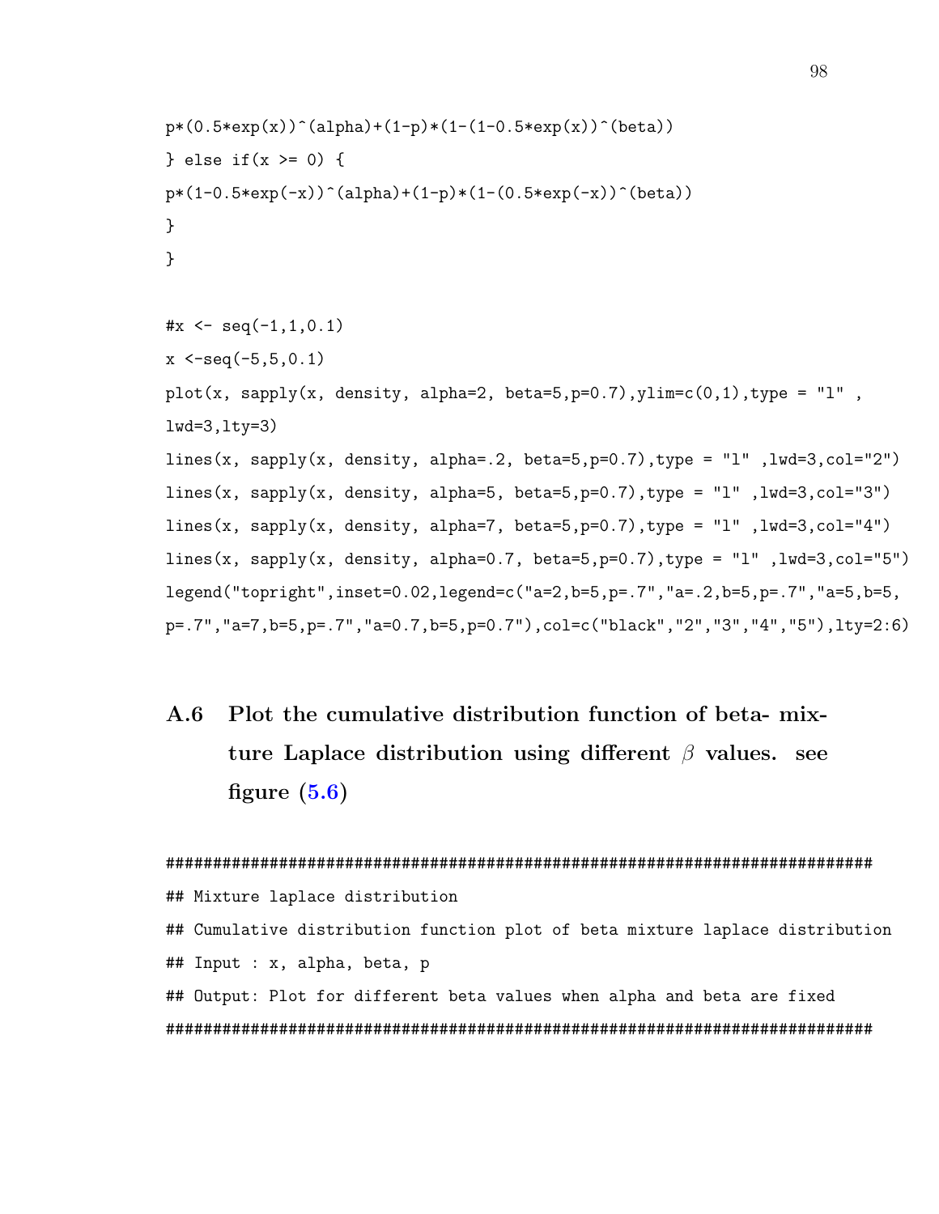```
p*(0.5*exp(x))^(alpha)+(1-p)*(1-(1-0.5*exp(x))^(beta))
} else if(x >= 0) {
p*(1-0.5*exp(-x))^(alpha)+(1-p)*(1-(0.5*exp(-x))^(beta))
}
}

#x <- seq(-1,1,0.1)
x <-seq(-5,5,0.1)
plot(x, sapply(x, density, alpha=2, beta=5,p=0.7),ylim=c(0,1),type = "l" ,
lwd=3,lty=3)
lines(x, sapply(x, density, alpha=.2, beta=5,p=0.7),type = "l" ,lwd=3,col="2")
lines(x, sapply(x, density, alpha=5, beta=5,p=0.7),type = "l" ,lwd=3,col="3")
lines(x, sapply(x, density, alpha=7, beta=5,p=0.7),type = "l" ,lwd=3,col="4")
lines(x, sapply(x, density, alpha=0.7, beta=5,p=0.7),type = "l" ,lwd=3,col="5")
legend("topright",inset=0.02,legend=c("a=2,b=5,p=.7","a=.2,b=5,p=.7","a=5,b=5,
p=.7","a=7,b=5,p=.7","a=0.7,b=5,p=0.7"),col=c("black","2","3","4","5"),lty=2:6)
```

## A.6 Plot the cumulative distribution function of beta- mixture Laplace distribution using different $\beta$ values. see figure (5.6)

```
############################################################################
## Mixture laplace distribution
## Cumulative distribution function plot of beta mixture laplace distribution
## Input : x, alpha, beta, p
## Output: Plot for different beta values when alpha and beta are fixed
############################################################################
```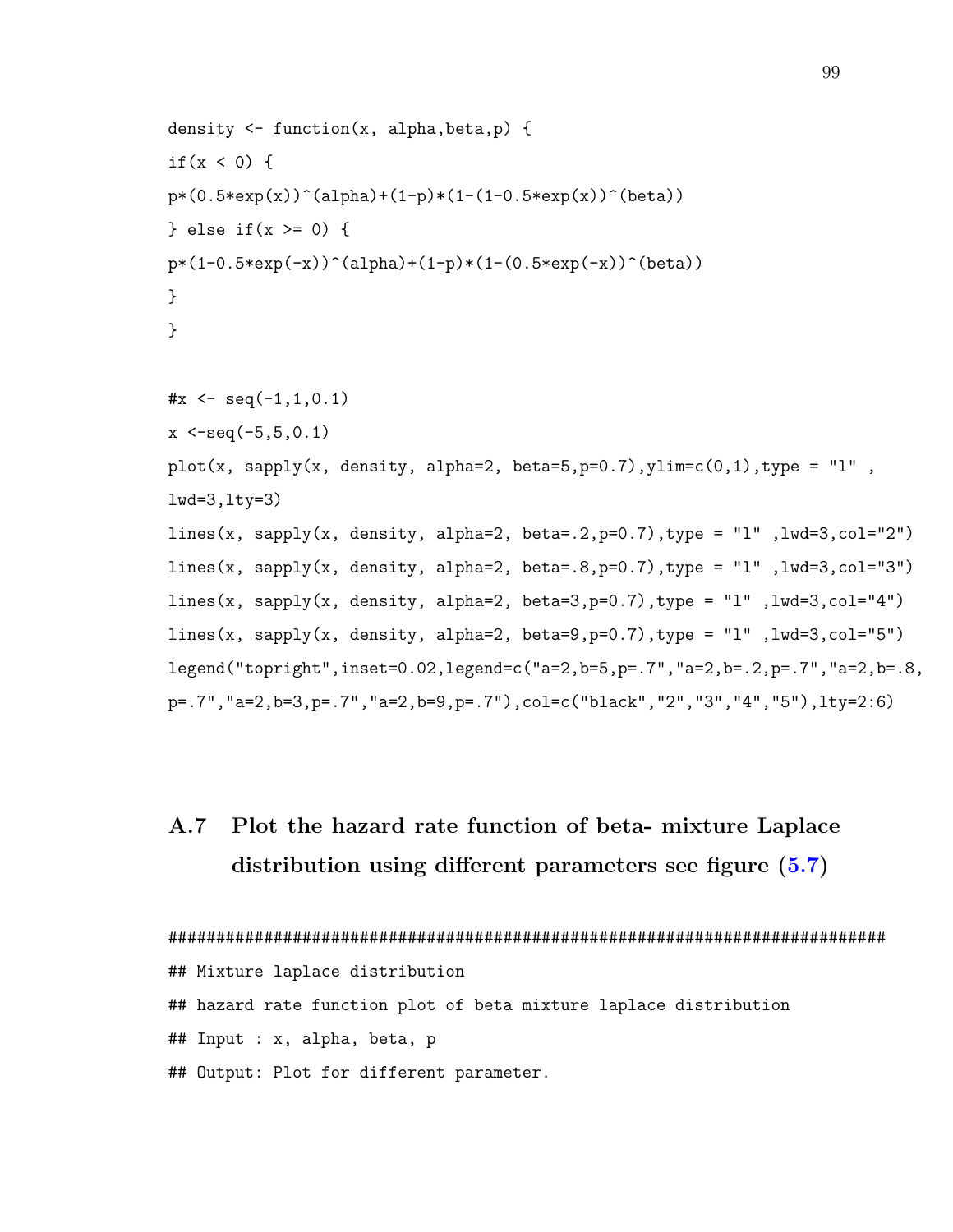```
density <- function(x, alpha,beta,p) {
if(x < 0) {
p*(0.5*exp(x))^(alpha)+(1-p)*(1-(1-0.5*exp(x))^(beta))
} else if(x >= 0) {
p*(1-0.5*exp(-x))^(alpha)+(1-p)*(1-(0.5*exp(-x))^(beta))
}
}

#x <- seq(-1,1,0.1)
x <-seq(-5,5,0.1)
plot(x, sapply(x, density, alpha=2, beta=5,p=0.7),ylim=c(0,1),type = "l" ,
lwd=3,lty=3)
lines(x, sapply(x, density, alpha=2, beta=.2,p=0.7),type = "l" ,lwd=3,col="2")
lines(x, sapply(x, density, alpha=2, beta=.8,p=0.7),type = "l" ,lwd=3,col="3")
lines(x, sapply(x, density, alpha=2, beta=3,p=0.7),type = "l" ,lwd=3,col="4")
lines(x, sapply(x, density, alpha=2, beta=9,p=0.7),type = "l" ,lwd=3,col="5")
legend("topright",inset=0.02,legend=c("a=2,b=5,p=.7","a=2,b=.2,p=.7","a=2,b=.8,
p=.7","a=2,b=3,p=.7","a=2,b=9,p=.7"),col=c("black","2","3","4","5"),lty=2:6)
```

## A.7 Plot the hazard rate function of beta- mixture Laplace distribution using different parameters see figure (5.7)

```
###########################################################################
## Mixture laplace distribution
## hazard rate function plot of beta mixture laplace distribution
## Input : x, alpha, beta, p
## Output: Plot for different parameter.
```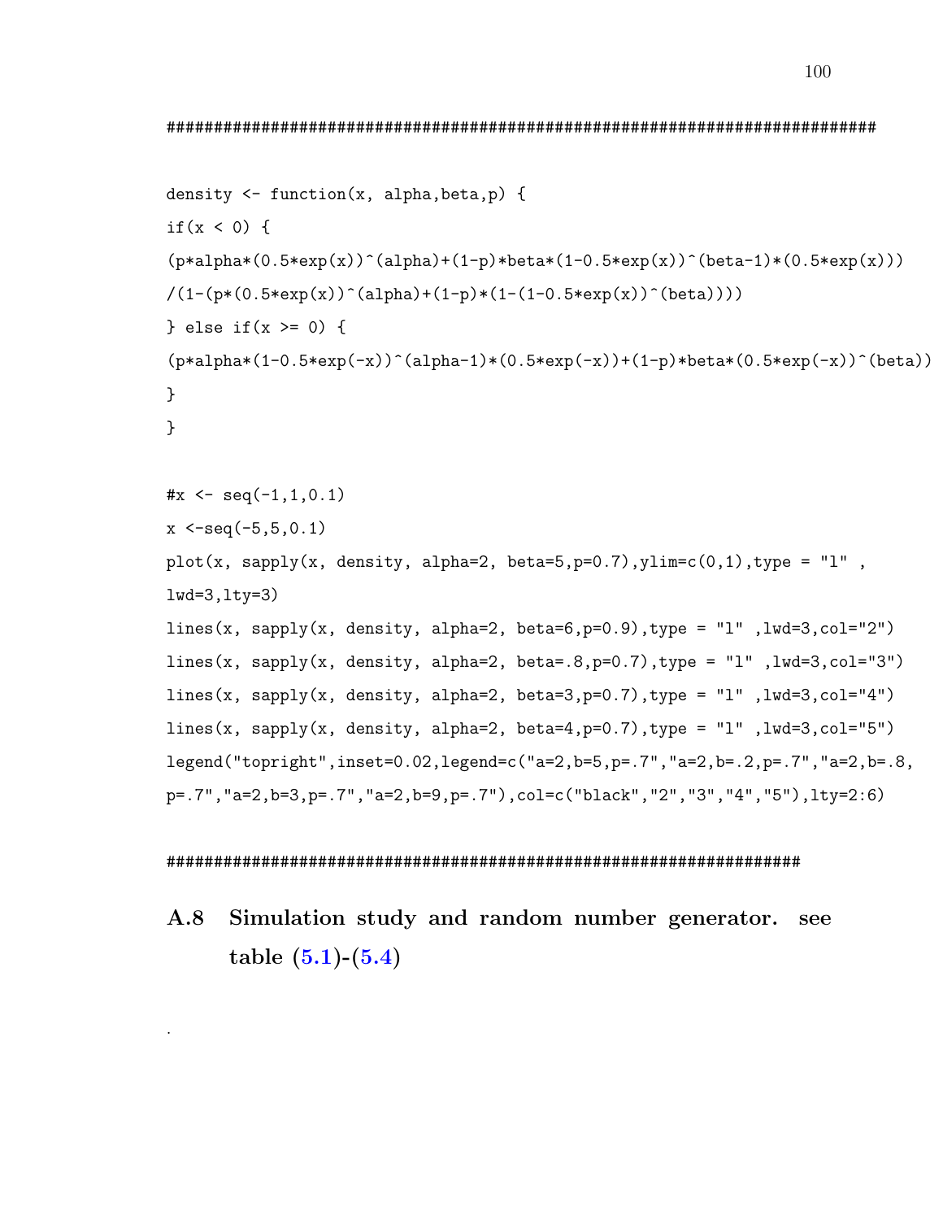```
###########################################################################

density <- function(x, alpha,beta,p) {
if(x < 0) {
(p*alpha*(0.5*exp(x))^(alpha)+(1-p)*beta*(1-0.5*exp(x))^(beta-1)*(0.5*exp(x)))
/(1-(p*(0.5*exp(x))^(alpha)+(1-p)*(1-(1-0.5*exp(x))^(beta))))
} else if(x >= 0) {
(p*alpha*(1-0.5*exp(-x))^(alpha-1)*(0.5*exp(-x))+(1-p)*beta*(0.5*exp(-x))^(beta))
}
}

#x <- seq(-1,1,0.1)
x <-seq(-5,5,0.1)
plot(x, sapply(x, density, alpha=2, beta=5,p=0.7),ylim=c(0,1),type = "l" ,
lwd=3,lty=3)
lines(x, sapply(x, density, alpha=2, beta=6,p=0.9),type = "l" ,lwd=3,col="2")
lines(x, sapply(x, density, alpha=2, beta=.8,p=0.7),type = "l" ,lwd=3,col="3")
lines(x, sapply(x, density, alpha=2, beta=3,p=0.7),type = "l" ,lwd=3,col="4")
lines(x, sapply(x, density, alpha=2, beta=4,p=0.7),type = "l" ,lwd=3,col="5")
legend("topright",inset=0.02,legend=c("a=2,b=5,p=.7","a=2,b=.2,p=.7","a=2,b=.8,
p=.7","a=2,b=3,p=.7","a=2,b=9,p=.7"),col=c("black","2","3","4","5"),lty=2:6)

#################################################################
```

## A.8 Simulation study and random number generator. see table (5.1)-(5.4)

.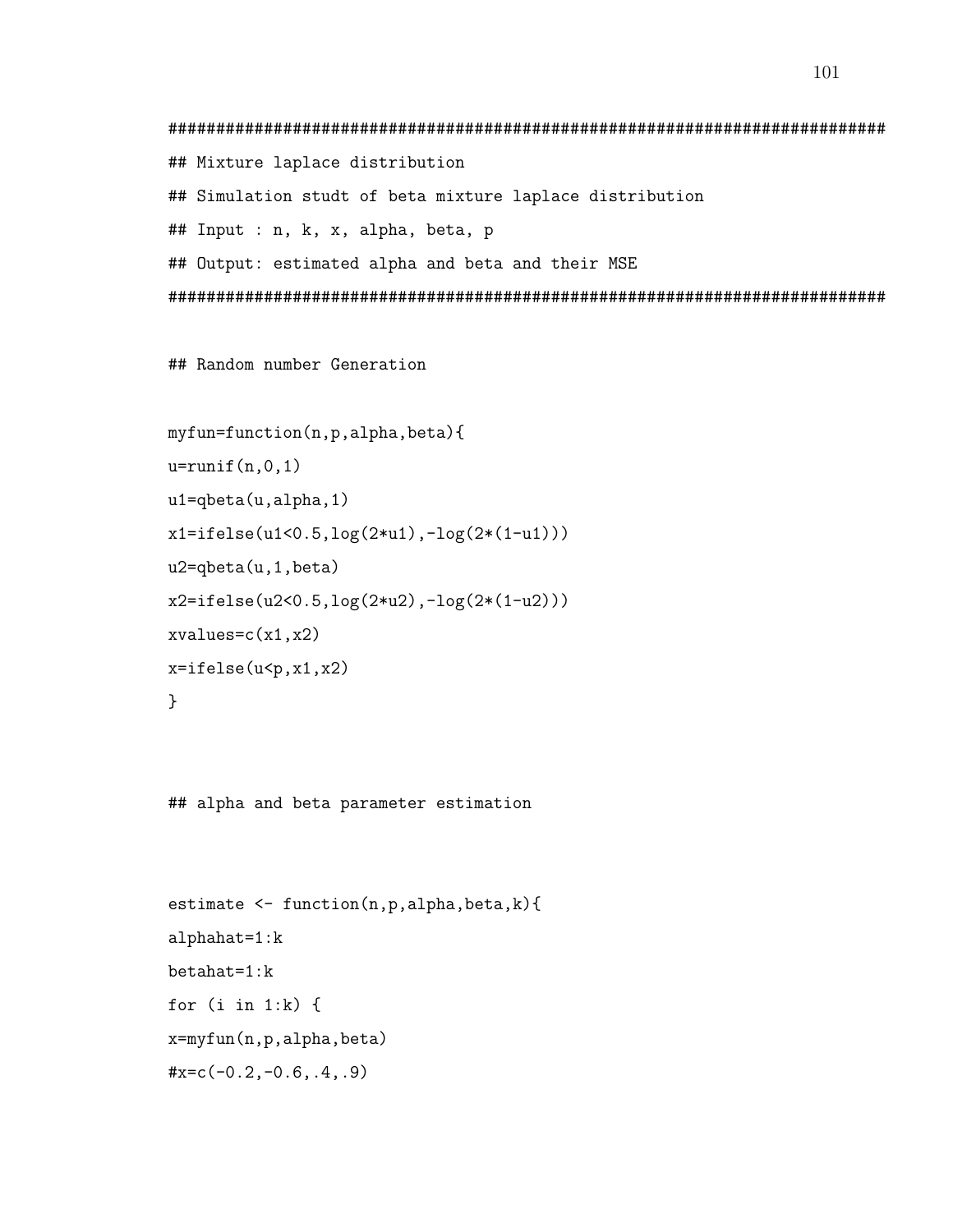```
##########################################################################
## Mixture laplace distribution
## Simulation studt of beta mixture laplace distribution
## Input : n, k, x, alpha, beta, p
## Output: estimated alpha and beta and their MSE
##########################################################################

## Random number Generation

myfun=function(n,p,alpha,beta){
u=runif(n,0,1)
u1=qbeta(u,alpha,1)
x1=ifelse(u1<0.5,log(2*u1),-log(2*(1-u1)))
u2=qbeta(u,1,beta)
x2=ifelse(u2<0.5,log(2*u2),-log(2*(1-u2)))
xvalues=c(x1,x2)
x=ifelse(u<p,x1,x2)
}


## alpha and beta parameter estimation


estimate <- function(n,p,alpha,beta,k){
alphahat=1:k
betahat=1:k
for (i in 1:k) {
x=myfun(n,p,alpha,beta)
#x=c(-0.2,-0.6,.4,.9)
```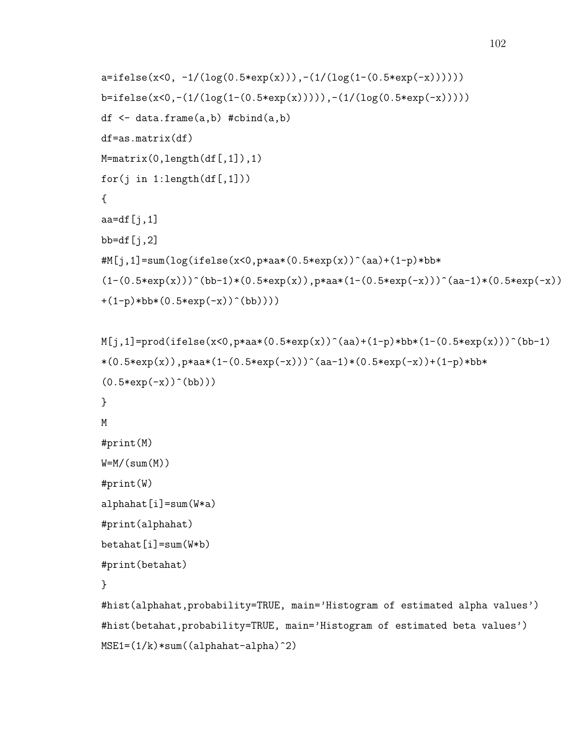```
a=ifelse(x<0, -1/(log(0.5*exp(x))),-(1/(log(1-(0.5*exp(-x))))))
b=ifelse(x<0,-(1/(log(1-(0.5*exp(x))))),-(1/(log(0.5*exp(-x)))))
df <- data.frame(a,b) #cbind(a,b)
df=as.matrix(df)
M=matrix(0,length(df[,1]),1)
for(j in 1:length(df[,1]))
{
aa=df[j,1]
bb=df[j,2]
#M[j,1]=sum(log(ifelse(x<0,p*aa*(0.5*exp(x))^(aa)+(1-p)*bb*
(1-(0.5*exp(x)))^(bb-1)*(0.5*exp(x)),p*aa*(1-(0.5*exp(-x)))^(aa-1)*(0.5*exp(-x))
+(1-p)*bb*(0.5*exp(-x))^(bb))))

M[j,1]=prod(ifelse(x<0,p*aa*(0.5*exp(x))^(aa)+(1-p)*bb*(1-(0.5*exp(x)))^(bb-1)
*(0.5*exp(x)),p*aa*(1-(0.5*exp(-x)))^(aa-1)*(0.5*exp(-x))+(1-p)*bb*
(0.5*exp(-x))^(bb)))
}
M
#print(M)
W=M/(sum(M))
#print(W)
alphahat[i]=sum(W*a)
#print(alphahat)
betahat[i]=sum(W*b)
#print(betahat)
}
#hist(alphahat,probability=TRUE, main='Histogram of estimated alpha values')
#hist(betahat,probability=TRUE, main='Histogram of estimated beta values')
MSE1=(1/k)*sum((alphahat-alpha)^2)
```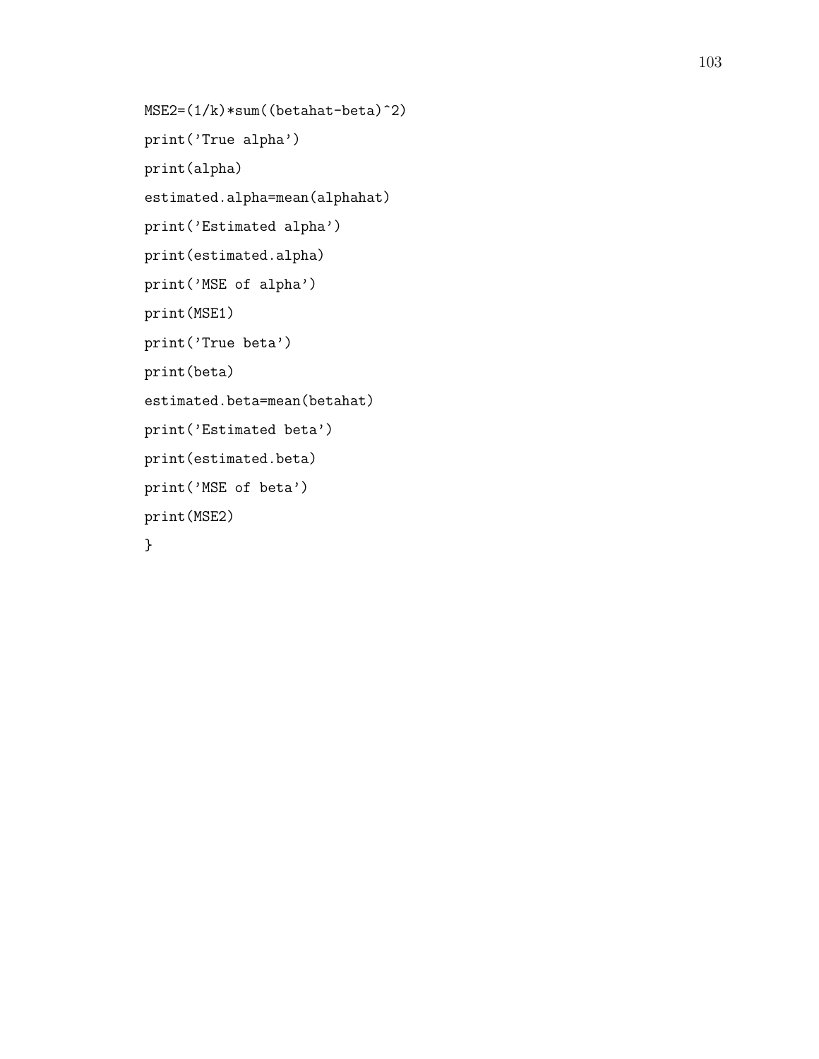```
MSE2=(1/k)*sum((betahat-beta)^2)
print('True alpha')
print(alpha)
estimated.alpha=mean(alphahat)
print('Estimated alpha')
print(estimated.alpha)
print('MSE of alpha')
print(MSE1)
print('True beta')
print(beta)
estimated.beta=mean(betahat)
print('Estimated beta')
print(estimated.beta)
print('MSE of beta')
print(MSE2)
}
```